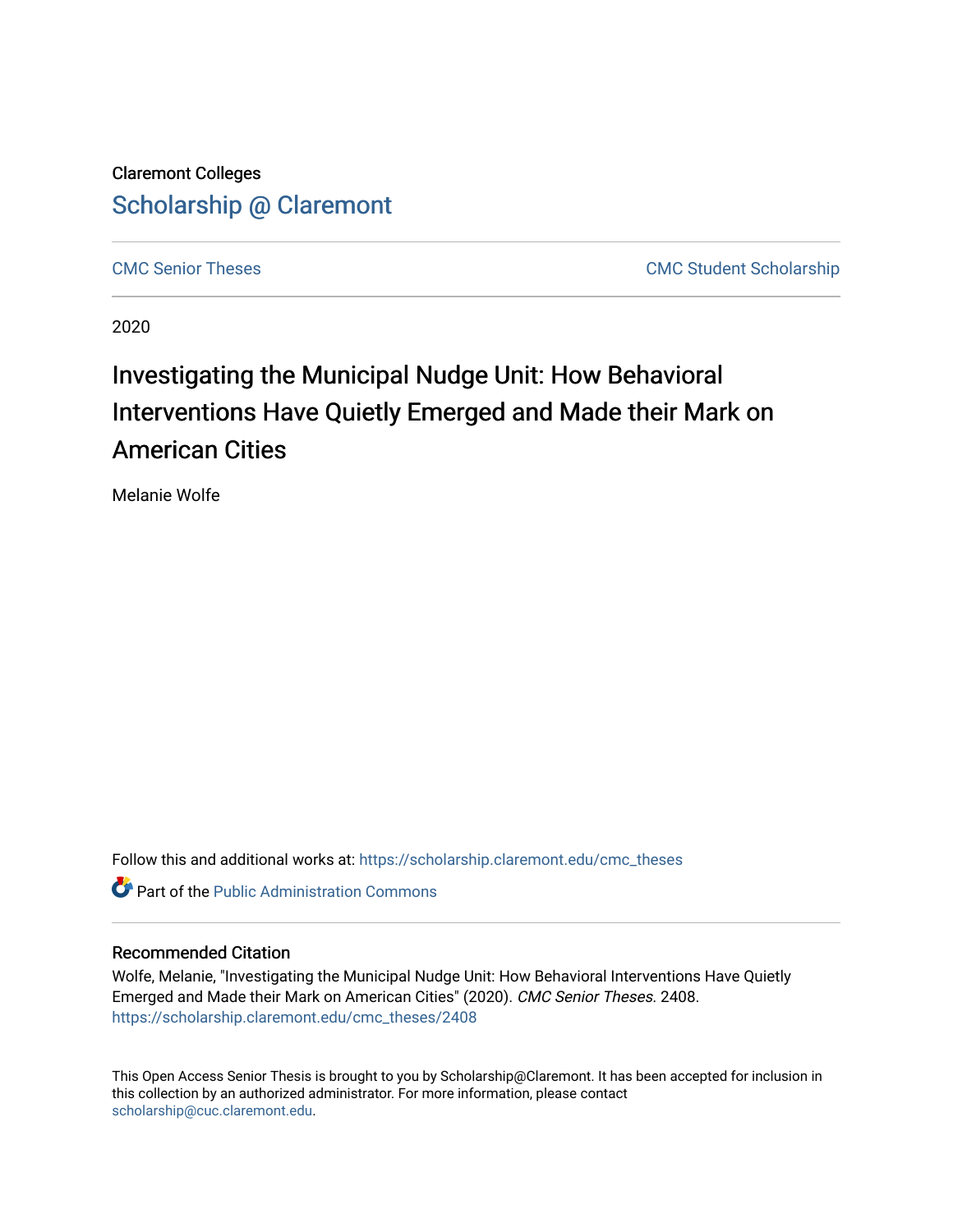Claremont Colleges

[Scholarship @ Claremont](https://scholarship.claremont.edu/)

---

CMC Senior Theses | CMC Student Scholarship

---

2020

# Investigating the Municipal Nudge Unit: How Behavioral Interventions Have Quietly Emerged and Made their Mark on American Cities

Melanie Wolfe

Follow this and additional works at: https://scholarship.claremont.edu/cmc_theses

Part of the Public Administration Commons

---

## Recommended Citation

Wolfe, Melanie, "Investigating the Municipal Nudge Unit: How Behavioral Interventions Have Quietly Emerged and Made their Mark on American Cities" (2020). *CMC Senior Theses*. 2408.
https://scholarship.claremont.edu/cmc_theses/2408

This Open Access Senior Thesis is brought to you by Scholarship@Claremont. It has been accepted for inclusion in this collection by an authorized administrator. For more information, please contact scholarship@cuc.claremont.edu.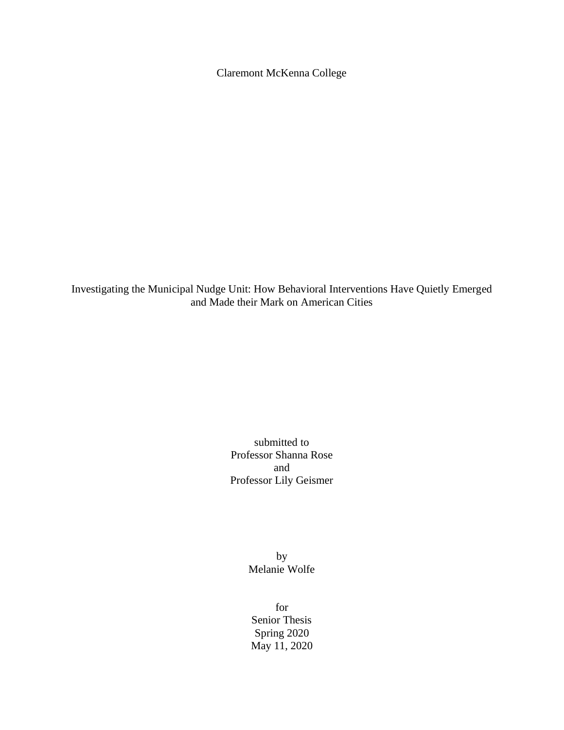Claremont McKenna College

Investigating the Municipal Nudge Unit: How Behavioral Interventions Have Quietly Emerged and Made their Mark on American Cities

submitted to
Professor Shanna Rose
and
Professor Lily Geismer

by
Melanie Wolfe

for
Senior Thesis
Spring 2020
May 11, 2020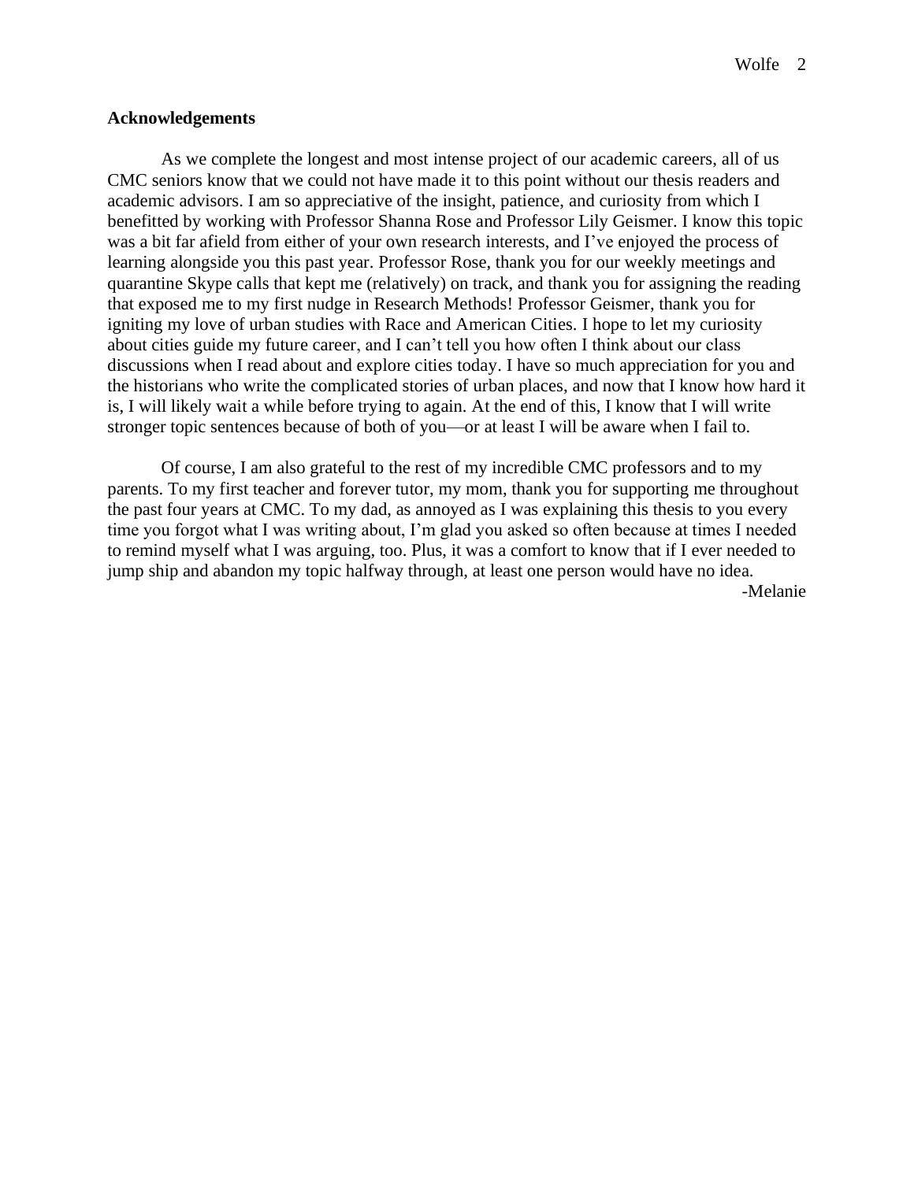## Acknowledgements

As we complete the longest and most intense project of our academic careers, all of us CMC seniors know that we could not have made it to this point without our thesis readers and academic advisors. I am so appreciative of the insight, patience, and curiosity from which I benefitted by working with Professor Shanna Rose and Professor Lily Geismer. I know this topic was a bit far afield from either of your own research interests, and I've enjoyed the process of learning alongside you this past year. Professor Rose, thank you for our weekly meetings and quarantine Skype calls that kept me (relatively) on track, and thank you for assigning the reading that exposed me to my first nudge in Research Methods! Professor Geismer, thank you for igniting my love of urban studies with Race and American Cities. I hope to let my curiosity about cities guide my future career, and I can't tell you how often I think about our class discussions when I read about and explore cities today. I have so much appreciation for you and the historians who write the complicated stories of urban places, and now that I know how hard it is, I will likely wait a while before trying to again. At the end of this, I know that I will write stronger topic sentences because of both of you—or at least I will be aware when I fail to.

Of course, I am also grateful to the rest of my incredible CMC professors and to my parents. To my first teacher and forever tutor, my mom, thank you for supporting me throughout the past four years at CMC. To my dad, as annoyed as I was explaining this thesis to you every time you forgot what I was writing about, I'm glad you asked so often because at times I needed to remind myself what I was arguing, too. Plus, it was a comfort to know that if I ever needed to jump ship and abandon my topic halfway through, at least one person would have no idea.

-Melanie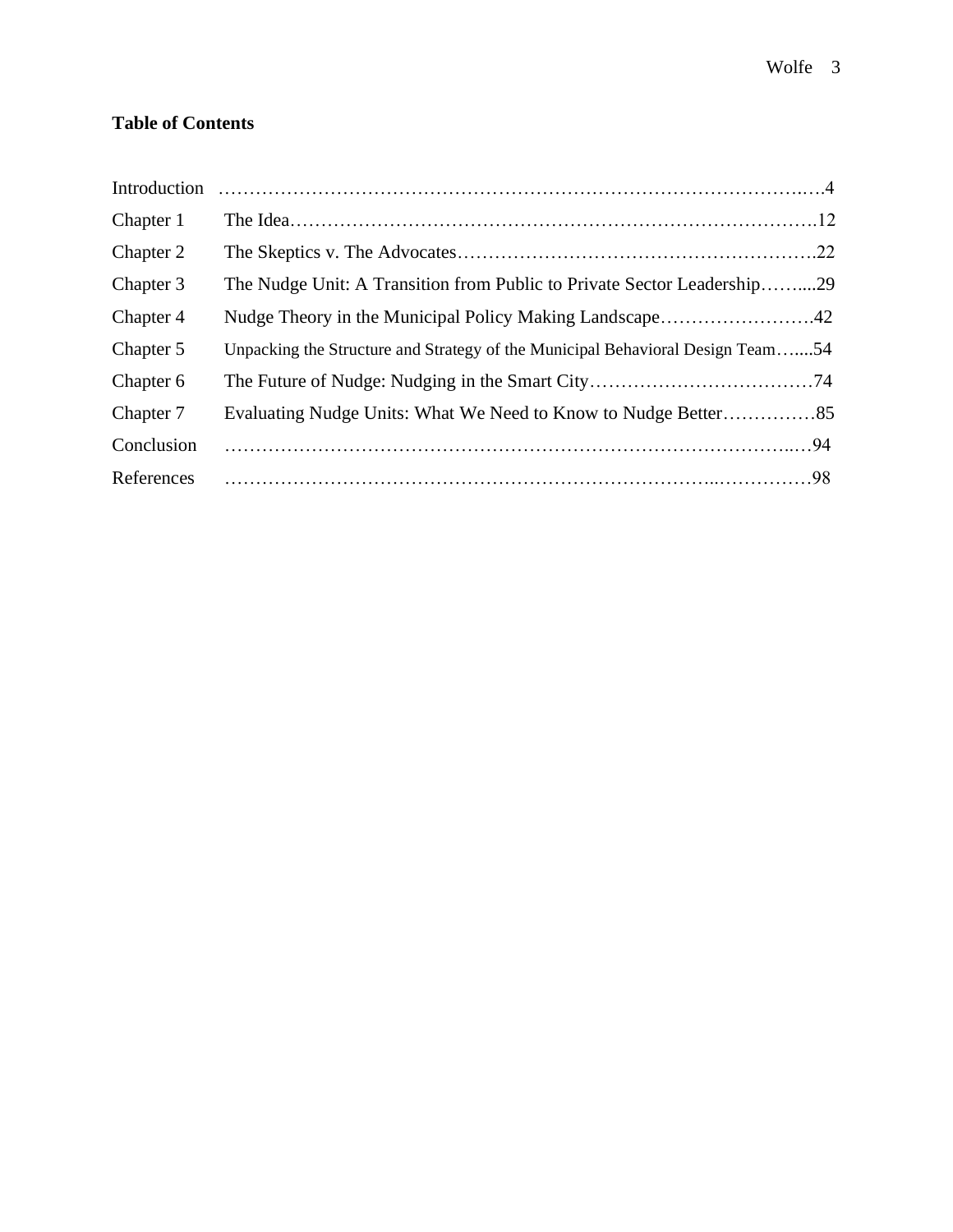**Table of Contents**

| | | |
|---|---|---|
| Introduction | | 4 |
| Chapter 1 | The Idea | 12 |
| Chapter 2 | The Skeptics v. The Advocates | 22 |
| Chapter 3 | The Nudge Unit: A Transition from Public to Private Sector Leadership | 29 |
| Chapter 4 | Nudge Theory in the Municipal Policy Making Landscape | 42 |
| Chapter 5 | Unpacking the Structure and Strategy of the Municipal Behavioral Design Team | 54 |
| Chapter 6 | The Future of Nudge: Nudging in the Smart City | 74 |
| Chapter 7 | Evaluating Nudge Units: What We Need to Know to Nudge Better | 85 |
| Conclusion | | 94 |
| References | | 98 |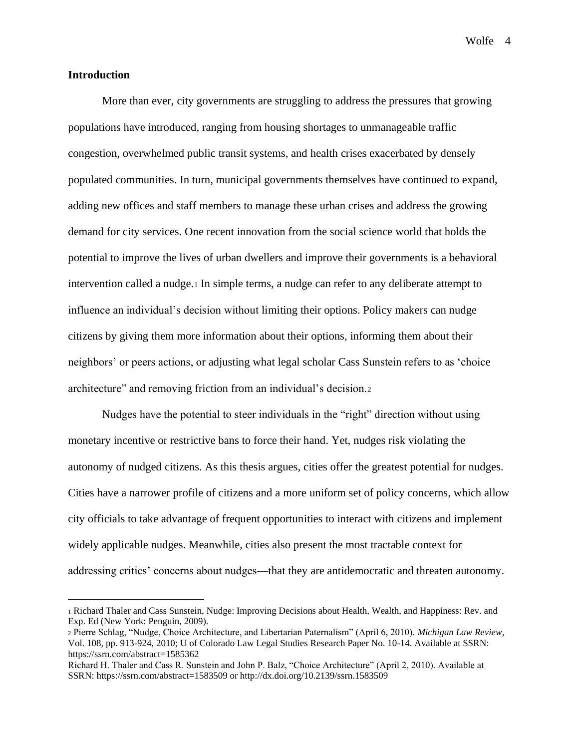## Introduction

More than ever, city governments are struggling to address the pressures that growing populations have introduced, ranging from housing shortages to unmanageable traffic congestion, overwhelmed public transit systems, and health crises exacerbated by densely populated communities. In turn, municipal governments themselves have continued to expand, adding new offices and staff members to manage these urban crises and address the growing demand for city services. One recent innovation from the social science world that holds the potential to improve the lives of urban dwellers and improve their governments is a behavioral intervention called a nudge.[1] In simple terms, a nudge can refer to any deliberate attempt to influence an individual's decision without limiting their options. Policy makers can nudge citizens by giving them more information about their options, informing them about their neighbors' or peers actions, or adjusting what legal scholar Cass Sunstein refers to as 'choice architecture" and removing friction from an individual's decision.[2]

Nudges have the potential to steer individuals in the "right" direction without using monetary incentive or restrictive bans to force their hand. Yet, nudges risk violating the autonomy of nudged citizens. As this thesis argues, cities offer the greatest potential for nudges. Cities have a narrower profile of citizens and a more uniform set of policy concerns, which allow city officials to take advantage of frequent opportunities to interact with citizens and implement widely applicable nudges. Meanwhile, cities also present the most tractable context for addressing critics' concerns about nudges—that they are antidemocratic and threaten autonomy.

---

[1] Richard Thaler and Cass Sunstein, Nudge: Improving Decisions about Health, Wealth, and Happiness: Rev. and Exp. Ed (New York: Penguin, 2009).

[2] Pierre Schlag, "Nudge, Choice Architecture, and Libertarian Paternalism" (April 6, 2010). *Michigan Law Review*, Vol. 108, pp. 913-924, 2010; U of Colorado Law Legal Studies Research Paper No. 10-14. Available at SSRN: https://ssrn.com/abstract=1585362

Richard H. Thaler and Cass R. Sunstein and John P. Balz, "Choice Architecture" (April 2, 2010). Available at SSRN: https://ssrn.com/abstract=1583509 or http://dx.doi.org/10.2139/ssrn.1583509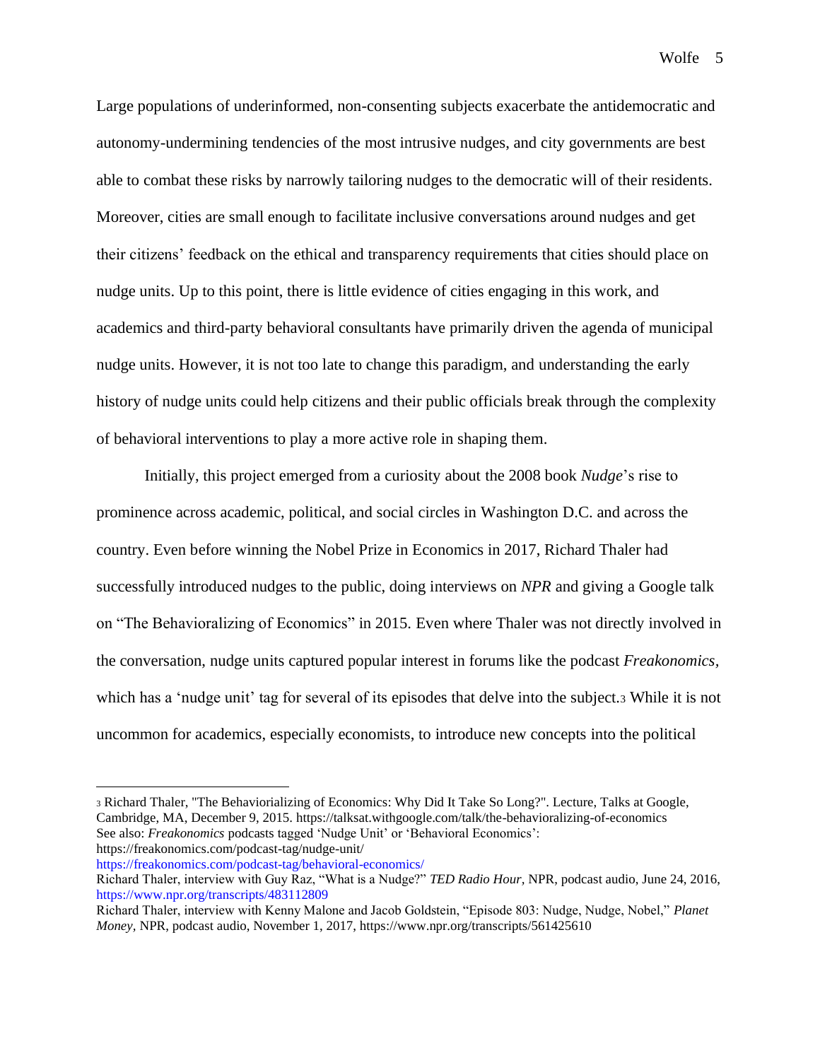Large populations of underinformed, non-consenting subjects exacerbate the antidemocratic and autonomy-undermining tendencies of the most intrusive nudges, and city governments are best able to combat these risks by narrowly tailoring nudges to the democratic will of their residents. Moreover, cities are small enough to facilitate inclusive conversations around nudges and get their citizens' feedback on the ethical and transparency requirements that cities should place on nudge units. Up to this point, there is little evidence of cities engaging in this work, and academics and third-party behavioral consultants have primarily driven the agenda of municipal nudge units. However, it is not too late to change this paradigm, and understanding the early history of nudge units could help citizens and their public officials break through the complexity of behavioral interventions to play a more active role in shaping them.

Initially, this project emerged from a curiosity about the 2008 book *Nudge*'s rise to prominence across academic, political, and social circles in Washington D.C. and across the country. Even before winning the Nobel Prize in Economics in 2017, Richard Thaler had successfully introduced nudges to the public, doing interviews on *NPR* and giving a Google talk on "The Behavioralizing of Economics" in 2015. Even where Thaler was not directly involved in the conversation, nudge units captured popular interest in forums like the podcast *Freakonomics*, which has a 'nudge unit' tag for several of its episodes that delve into the subject.[3] While it is not uncommon for academics, especially economists, to introduce new concepts into the political

---

[3] Richard Thaler, "The Behaviorializing of Economics: Why Did It Take So Long?". Lecture, Talks at Google, Cambridge, MA, December 9, 2015. https://talksat.withgoogle.com/talk/the-behavioralizing-of-economics
See also: *Freakonomics* podcasts tagged 'Nudge Unit' or 'Behavioral Economics':
https://freakonomics.com/podcast-tag/nudge-unit/
https://freakonomics.com/podcast-tag/behavioral-economics/
Richard Thaler, interview with Guy Raz, "What is a Nudge?" *TED Radio Hour*, NPR, podcast audio, June 24, 2016, https://www.npr.org/transcripts/483112809
Richard Thaler, interview with Kenny Malone and Jacob Goldstein, "Episode 803: Nudge, Nudge, Nobel," *Planet Money*, NPR, podcast audio, November 1, 2017, https://www.npr.org/transcripts/561425610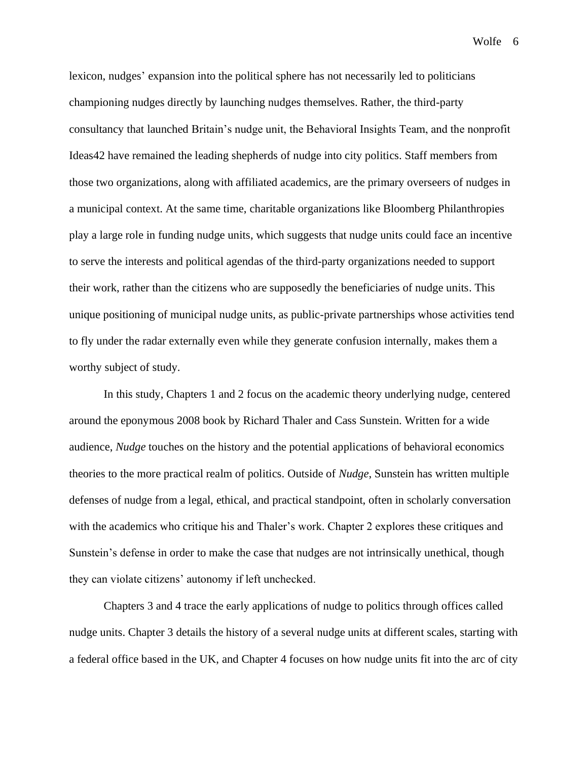lexicon, nudges' expansion into the political sphere has not necessarily led to politicians championing nudges directly by launching nudges themselves. Rather, the third-party consultancy that launched Britain's nudge unit, the Behavioral Insights Team, and the nonprofit Ideas42 have remained the leading shepherds of nudge into city politics. Staff members from those two organizations, along with affiliated academics, are the primary overseers of nudges in a municipal context. At the same time, charitable organizations like Bloomberg Philanthropies play a large role in funding nudge units, which suggests that nudge units could face an incentive to serve the interests and political agendas of the third-party organizations needed to support their work, rather than the citizens who are supposedly the beneficiaries of nudge units. This unique positioning of municipal nudge units, as public-private partnerships whose activities tend to fly under the radar externally even while they generate confusion internally, makes them a worthy subject of study.

In this study, Chapters 1 and 2 focus on the academic theory underlying nudge, centered around the eponymous 2008 book by Richard Thaler and Cass Sunstein. Written for a wide audience, *Nudge* touches on the history and the potential applications of behavioral economics theories to the more practical realm of politics. Outside of *Nudge*, Sunstein has written multiple defenses of nudge from a legal, ethical, and practical standpoint, often in scholarly conversation with the academics who critique his and Thaler's work. Chapter 2 explores these critiques and Sunstein's defense in order to make the case that nudges are not intrinsically unethical, though they can violate citizens' autonomy if left unchecked.

Chapters 3 and 4 trace the early applications of nudge to politics through offices called nudge units. Chapter 3 details the history of a several nudge units at different scales, starting with a federal office based in the UK, and Chapter 4 focuses on how nudge units fit into the arc of city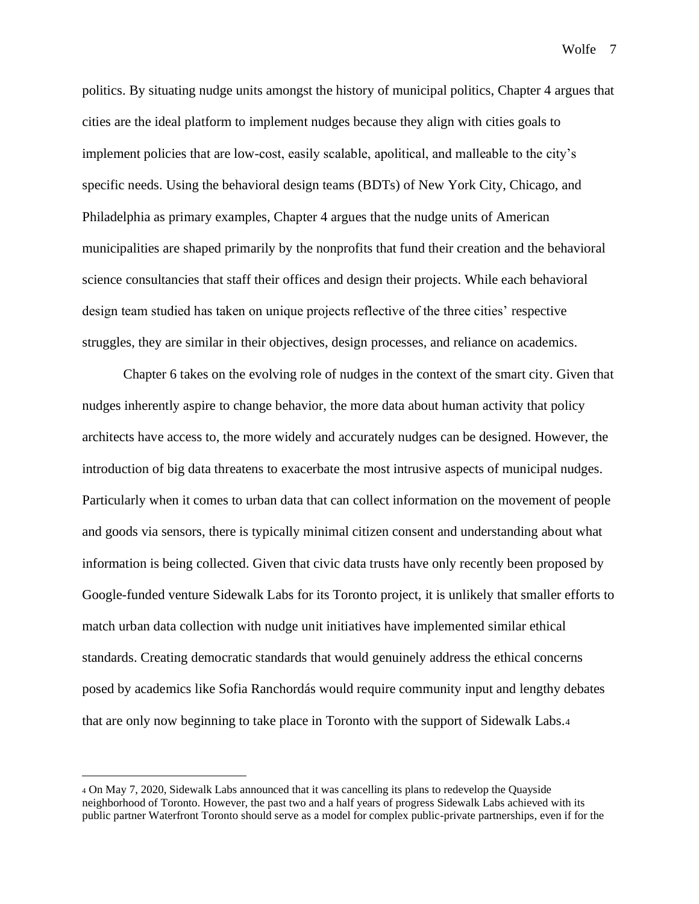politics. By situating nudge units amongst the history of municipal politics, Chapter 4 argues that cities are the ideal platform to implement nudges because they align with cities goals to implement policies that are low-cost, easily scalable, apolitical, and malleable to the city's specific needs. Using the behavioral design teams (BDTs) of New York City, Chicago, and Philadelphia as primary examples, Chapter 4 argues that the nudge units of American municipalities are shaped primarily by the nonprofits that fund their creation and the behavioral science consultancies that staff their offices and design their projects. While each behavioral design team studied has taken on unique projects reflective of the three cities' respective struggles, they are similar in their objectives, design processes, and reliance on academics.

Chapter 6 takes on the evolving role of nudges in the context of the smart city. Given that nudges inherently aspire to change behavior, the more data about human activity that policy architects have access to, the more widely and accurately nudges can be designed. However, the introduction of big data threatens to exacerbate the most intrusive aspects of municipal nudges. Particularly when it comes to urban data that can collect information on the movement of people and goods via sensors, there is typically minimal citizen consent and understanding about what information is being collected. Given that civic data trusts have only recently been proposed by Google-funded venture Sidewalk Labs for its Toronto project, it is unlikely that smaller efforts to match urban data collection with nudge unit initiatives have implemented similar ethical standards. Creating democratic standards that would genuinely address the ethical concerns posed by academics like Sofia Ranchordás would require community input and lengthy debates that are only now beginning to take place in Toronto with the support of Sidewalk Labs.[4]

---

[4] On May 7, 2020, Sidewalk Labs announced that it was cancelling its plans to redevelop the Quayside neighborhood of Toronto. However, the past two and a half years of progress Sidewalk Labs achieved with its public partner Waterfront Toronto should serve as a model for complex public-private partnerships, even if for the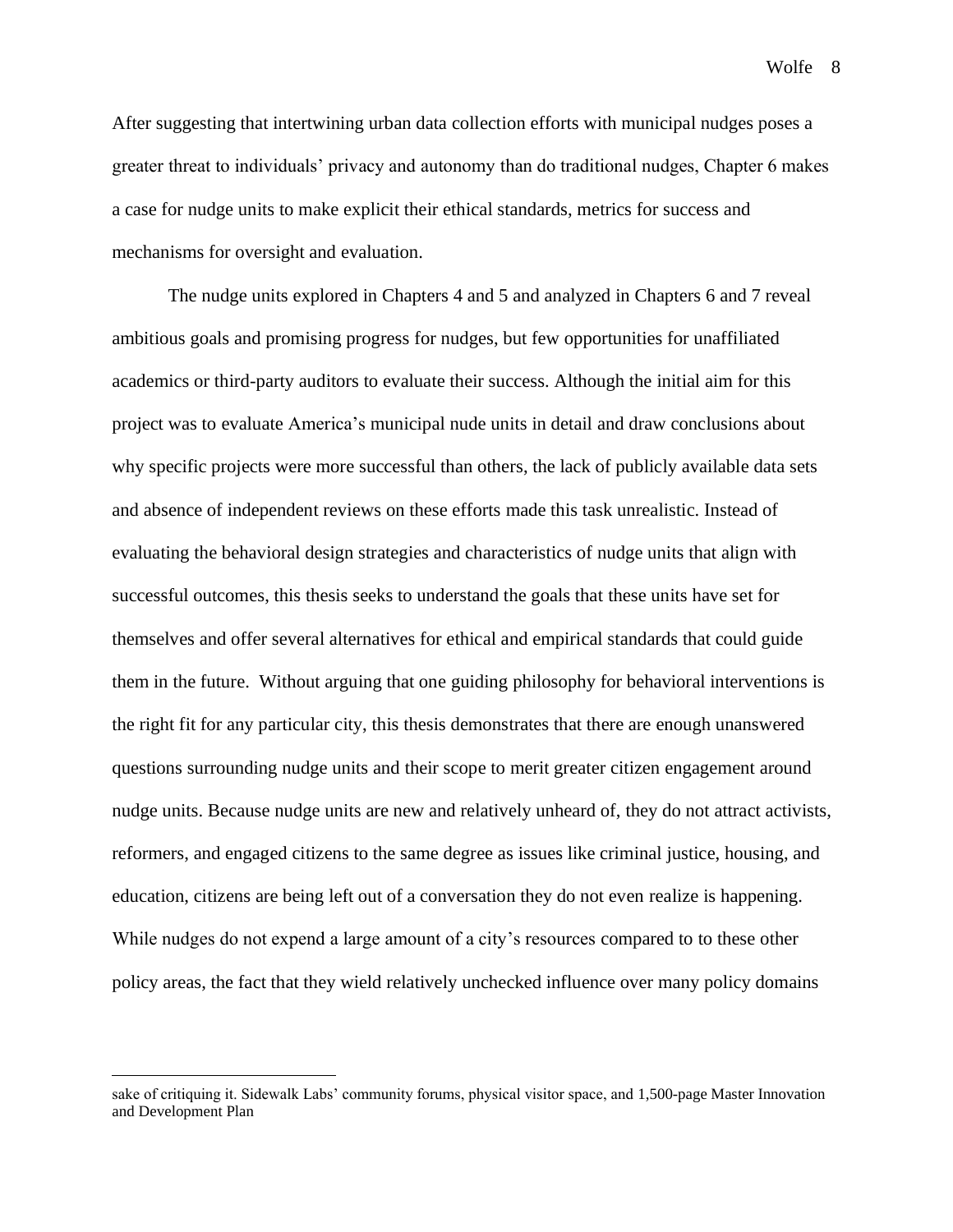After suggesting that intertwining urban data collection efforts with municipal nudges poses a greater threat to individuals' privacy and autonomy than do traditional nudges, Chapter 6 makes a case for nudge units to make explicit their ethical standards, metrics for success and mechanisms for oversight and evaluation.

The nudge units explored in Chapters 4 and 5 and analyzed in Chapters 6 and 7 reveal ambitious goals and promising progress for nudges, but few opportunities for unaffiliated academics or third-party auditors to evaluate their success. Although the initial aim for this project was to evaluate America's municipal nude units in detail and draw conclusions about why specific projects were more successful than others, the lack of publicly available data sets and absence of independent reviews on these efforts made this task unrealistic. Instead of evaluating the behavioral design strategies and characteristics of nudge units that align with successful outcomes, this thesis seeks to understand the goals that these units have set for themselves and offer several alternatives for ethical and empirical standards that could guide them in the future. Without arguing that one guiding philosophy for behavioral interventions is the right fit for any particular city, this thesis demonstrates that there are enough unanswered questions surrounding nudge units and their scope to merit greater citizen engagement around nudge units. Because nudge units are new and relatively unheard of, they do not attract activists, reformers, and engaged citizens to the same degree as issues like criminal justice, housing, and education, citizens are being left out of a conversation they do not even realize is happening. While nudges do not expend a large amount of a city's resources compared to to these other policy areas, the fact that they wield relatively unchecked influence over many policy domains

---

sake of critiquing it. Sidewalk Labs' community forums, physical visitor space, and 1,500-page Master Innovation and Development Plan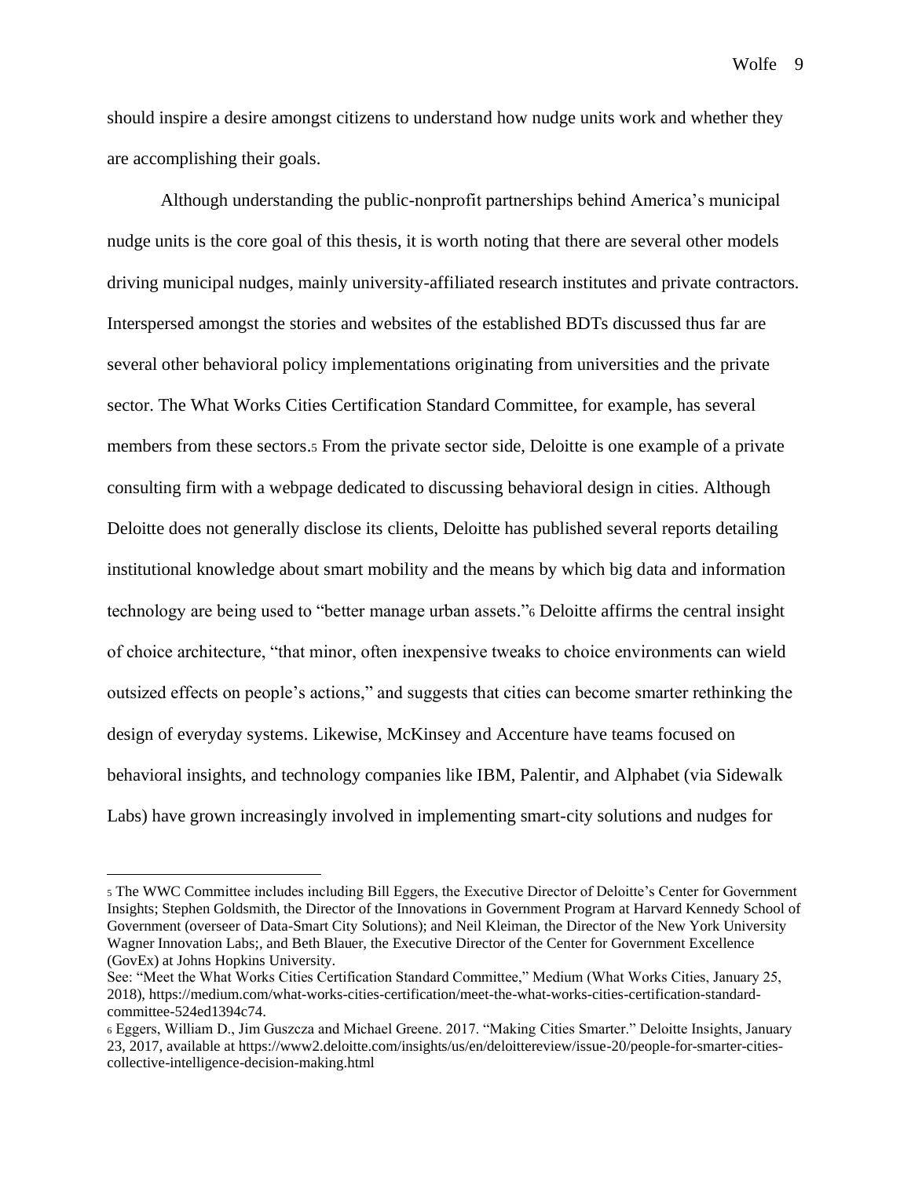should inspire a desire amongst citizens to understand how nudge units work and whether they are accomplishing their goals.

Although understanding the public-nonprofit partnerships behind America's municipal nudge units is the core goal of this thesis, it is worth noting that there are several other models driving municipal nudges, mainly university-affiliated research institutes and private contractors. Interspersed amongst the stories and websites of the established BDTs discussed thus far are several other behavioral policy implementations originating from universities and the private sector. The What Works Cities Certification Standard Committee, for example, has several members from these sectors.[5] From the private sector side, Deloitte is one example of a private consulting firm with a webpage dedicated to discussing behavioral design in cities. Although Deloitte does not generally disclose its clients, Deloitte has published several reports detailing institutional knowledge about smart mobility and the means by which big data and information technology are being used to "better manage urban assets."[6] Deloitte affirms the central insight of choice architecture, "that minor, often inexpensive tweaks to choice environments can wield outsized effects on people's actions," and suggests that cities can become smarter rethinking the design of everyday systems. Likewise, McKinsey and Accenture have teams focused on behavioral insights, and technology companies like IBM, Palentir, and Alphabet (via Sidewalk Labs) have grown increasingly involved in implementing smart-city solutions and nudges for

---

[5] The WWC Committee includes including Bill Eggers, the Executive Director of Deloitte's Center for Government Insights; Stephen Goldsmith, the Director of the Innovations in Government Program at Harvard Kennedy School of Government (overseer of Data-Smart City Solutions); and Neil Kleiman, the Director of the New York University Wagner Innovation Labs;, and Beth Blauer, the Executive Director of the Center for Government Excellence (GovEx) at Johns Hopkins University.

See: "Meet the What Works Cities Certification Standard Committee," Medium (What Works Cities, January 25, 2018), https://medium.com/what-works-cities-certification/meet-the-what-works-cities-certification-standard-committee-524ed1394c74.

[6] Eggers, William D., Jim Guszcza and Michael Greene. 2017. "Making Cities Smarter." Deloitte Insights, January 23, 2017, available at https://www2.deloitte.com/insights/us/en/deloittereview/issue-20/people-for-smarter-cities-collective-intelligence-decision-making.html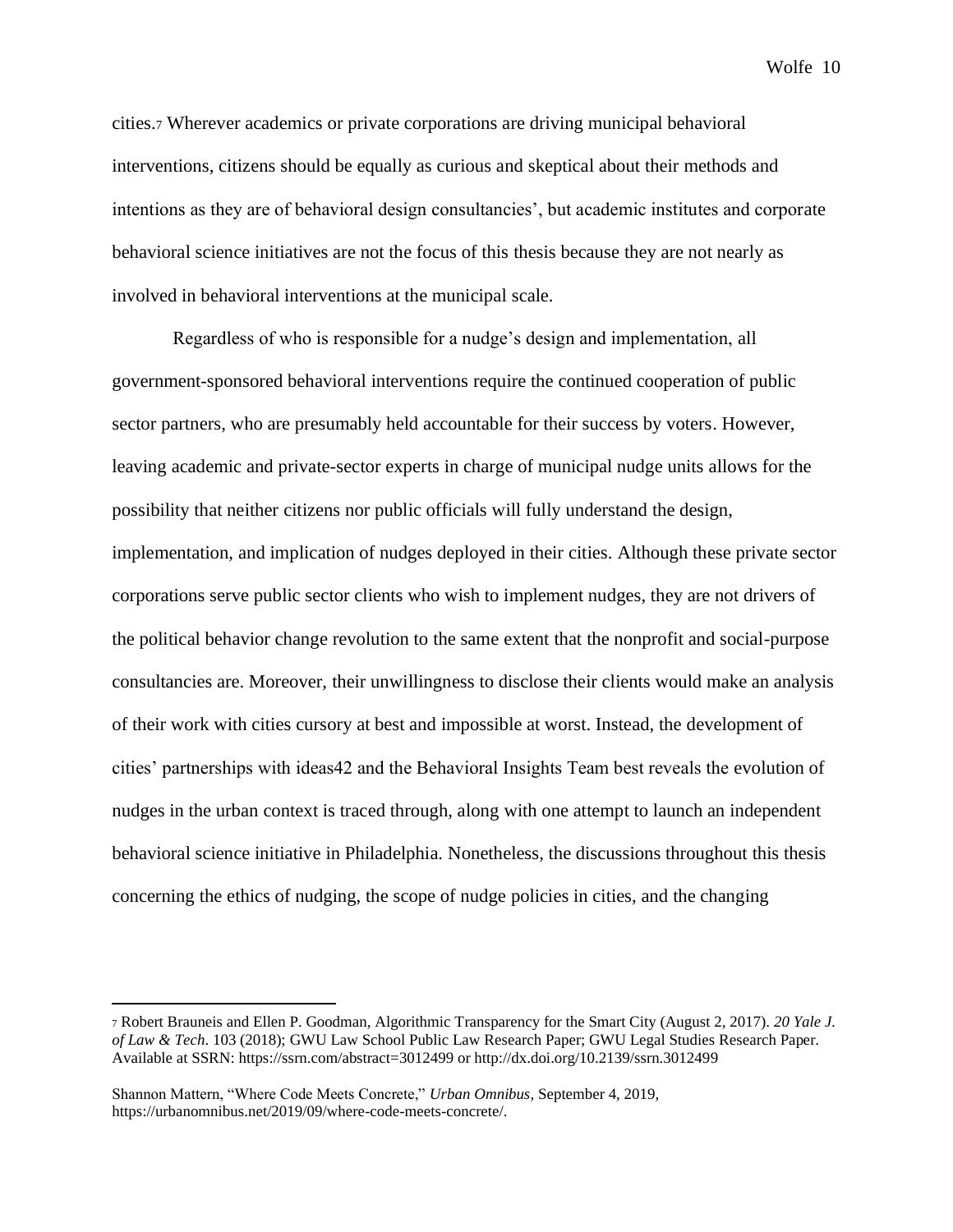cities.[7] Wherever academics or private corporations are driving municipal behavioral interventions, citizens should be equally as curious and skeptical about their methods and intentions as they are of behavioral design consultancies', but academic institutes and corporate behavioral science initiatives are not the focus of this thesis because they are not nearly as involved in behavioral interventions at the municipal scale.

Regardless of who is responsible for a nudge's design and implementation, all government-sponsored behavioral interventions require the continued cooperation of public sector partners, who are presumably held accountable for their success by voters. However, leaving academic and private-sector experts in charge of municipal nudge units allows for the possibility that neither citizens nor public officials will fully understand the design, implementation, and implication of nudges deployed in their cities. Although these private sector corporations serve public sector clients who wish to implement nudges, they are not drivers of the political behavior change revolution to the same extent that the nonprofit and social-purpose consultancies are. Moreover, their unwillingness to disclose their clients would make an analysis of their work with cities cursory at best and impossible at worst. Instead, the development of cities' partnerships with ideas42 and the Behavioral Insights Team best reveals the evolution of nudges in the urban context is traced through, along with one attempt to launch an independent behavioral science initiative in Philadelphia. Nonetheless, the discussions throughout this thesis concerning the ethics of nudging, the scope of nudge policies in cities, and the changing

---

[7] Robert Brauneis and Ellen P. Goodman, Algorithmic Transparency for the Smart City (August 2, 2017). *20 Yale J. of Law & Tech*. 103 (2018); GWU Law School Public Law Research Paper; GWU Legal Studies Research Paper. Available at SSRN: https://ssrn.com/abstract=3012499 or http://dx.doi.org/10.2139/ssrn.3012499

Shannon Mattern, "Where Code Meets Concrete," *Urban Omnibus*, September 4, 2019, https://urbanomnibus.net/2019/09/where-code-meets-concrete/.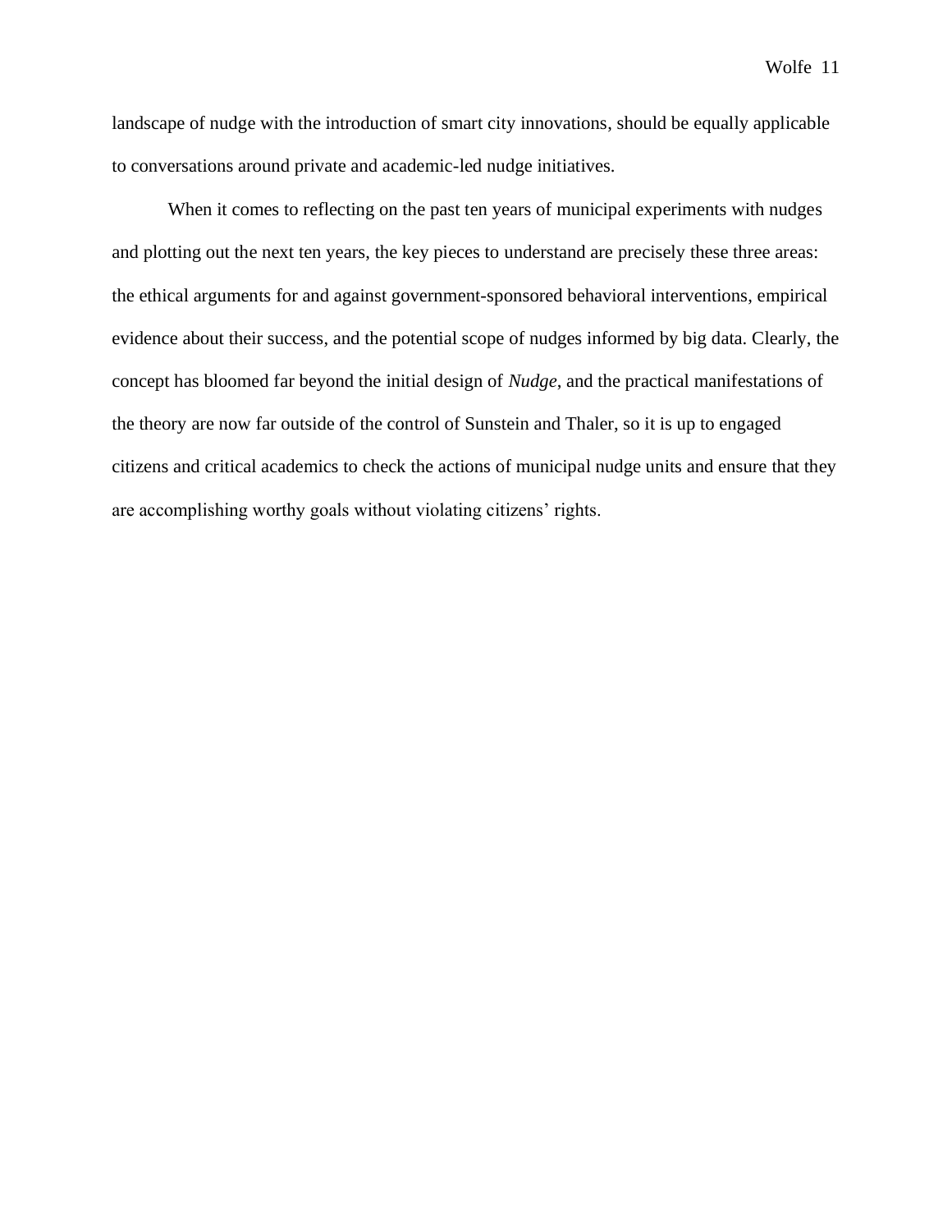landscape of nudge with the introduction of smart city innovations, should be equally applicable to conversations around private and academic-led nudge initiatives.

When it comes to reflecting on the past ten years of municipal experiments with nudges and plotting out the next ten years, the key pieces to understand are precisely these three areas: the ethical arguments for and against government-sponsored behavioral interventions, empirical evidence about their success, and the potential scope of nudges informed by big data. Clearly, the concept has bloomed far beyond the initial design of *Nudge*, and the practical manifestations of the theory are now far outside of the control of Sunstein and Thaler, so it is up to engaged citizens and critical academics to check the actions of municipal nudge units and ensure that they are accomplishing worthy goals without violating citizens' rights.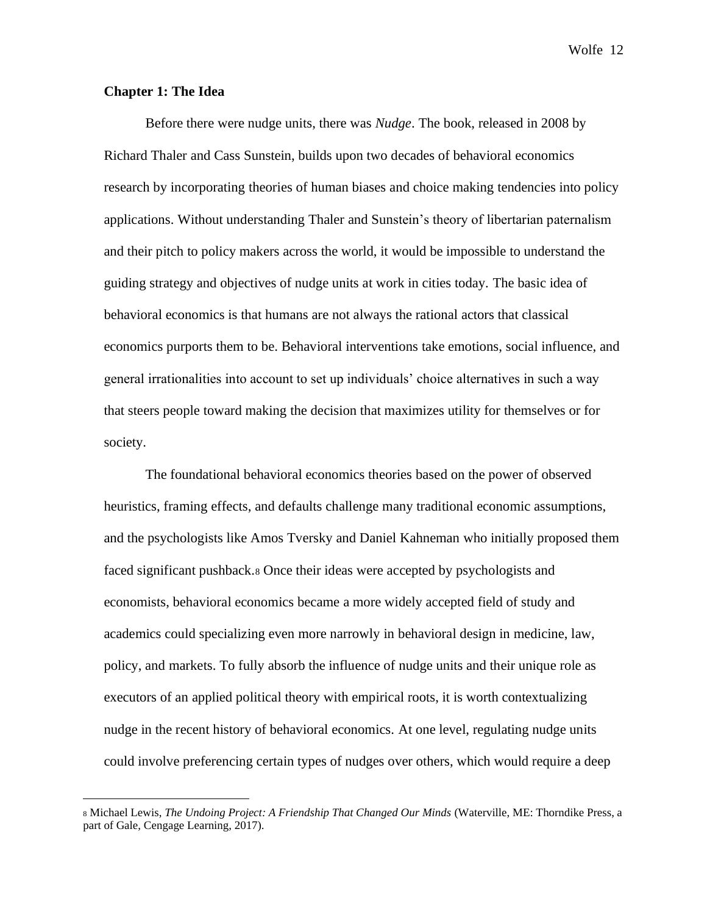## Chapter 1: The Idea

Before there were nudge units, there was *Nudge*. The book, released in 2008 by Richard Thaler and Cass Sunstein, builds upon two decades of behavioral economics research by incorporating theories of human biases and choice making tendencies into policy applications. Without understanding Thaler and Sunstein's theory of libertarian paternalism and their pitch to policy makers across the world, it would be impossible to understand the guiding strategy and objectives of nudge units at work in cities today. The basic idea of behavioral economics is that humans are not always the rational actors that classical economics purports them to be. Behavioral interventions take emotions, social influence, and general irrationalities into account to set up individuals' choice alternatives in such a way that steers people toward making the decision that maximizes utility for themselves or for society.

The foundational behavioral economics theories based on the power of observed heuristics, framing effects, and defaults challenge many traditional economic assumptions, and the psychologists like Amos Tversky and Daniel Kahneman who initially proposed them faced significant pushback.[8] Once their ideas were accepted by psychologists and economists, behavioral economics became a more widely accepted field of study and academics could specializing even more narrowly in behavioral design in medicine, law, policy, and markets. To fully absorb the influence of nudge units and their unique role as executors of an applied political theory with empirical roots, it is worth contextualizing nudge in the recent history of behavioral economics. At one level, regulating nudge units could involve preferencing certain types of nudges over others, which would require a deep

[8] Michael Lewis, *The Undoing Project: A Friendship That Changed Our Minds* (Waterville, ME: Thorndike Press, a part of Gale, Cengage Learning, 2017).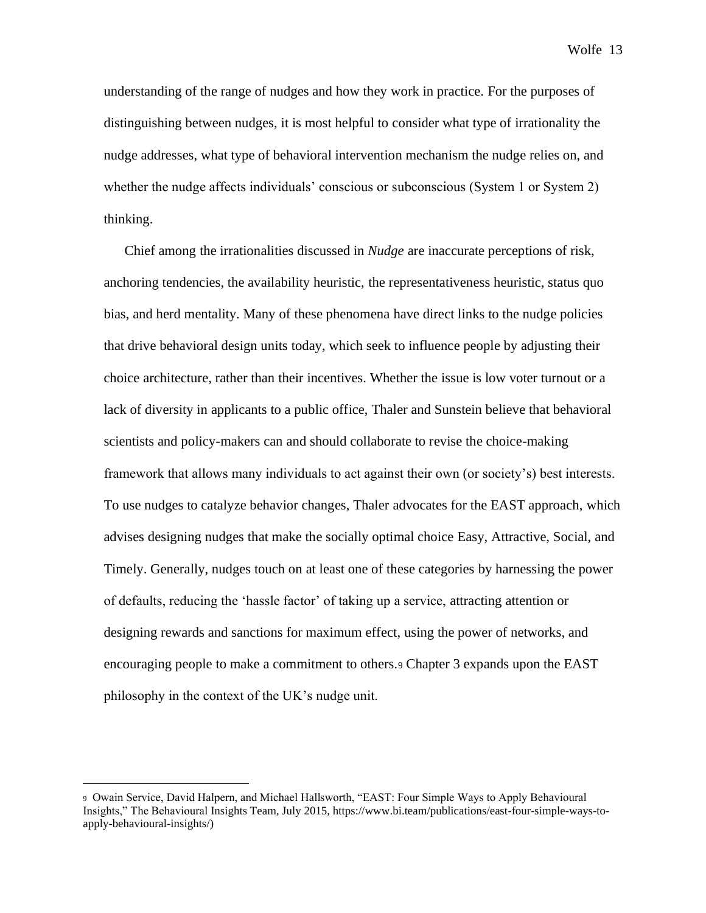understanding of the range of nudges and how they work in practice. For the purposes of distinguishing between nudges, it is most helpful to consider what type of irrationality the nudge addresses, what type of behavioral intervention mechanism the nudge relies on, and whether the nudge affects individuals' conscious or subconscious (System 1 or System 2) thinking.

Chief among the irrationalities discussed in *Nudge* are inaccurate perceptions of risk, anchoring tendencies, the availability heuristic, the representativeness heuristic, status quo bias, and herd mentality. Many of these phenomena have direct links to the nudge policies that drive behavioral design units today, which seek to influence people by adjusting their choice architecture, rather than their incentives. Whether the issue is low voter turnout or a lack of diversity in applicants to a public office, Thaler and Sunstein believe that behavioral scientists and policy-makers can and should collaborate to revise the choice-making framework that allows many individuals to act against their own (or society's) best interests. To use nudges to catalyze behavior changes, Thaler advocates for the EAST approach, which advises designing nudges that make the socially optimal choice Easy, Attractive, Social, and Timely. Generally, nudges touch on at least one of these categories by harnessing the power of defaults, reducing the 'hassle factor' of taking up a service, attracting attention or designing rewards and sanctions for maximum effect, using the power of networks, and encouraging people to make a commitment to others.[9] Chapter 3 expands upon the EAST philosophy in the context of the UK's nudge unit.

---

[9] Owain Service, David Halpern, and Michael Hallsworth, "EAST: Four Simple Ways to Apply Behavioural Insights," The Behavioural Insights Team, July 2015, https://www.bi.team/publications/east-four-simple-ways-to-apply-behavioural-insights/)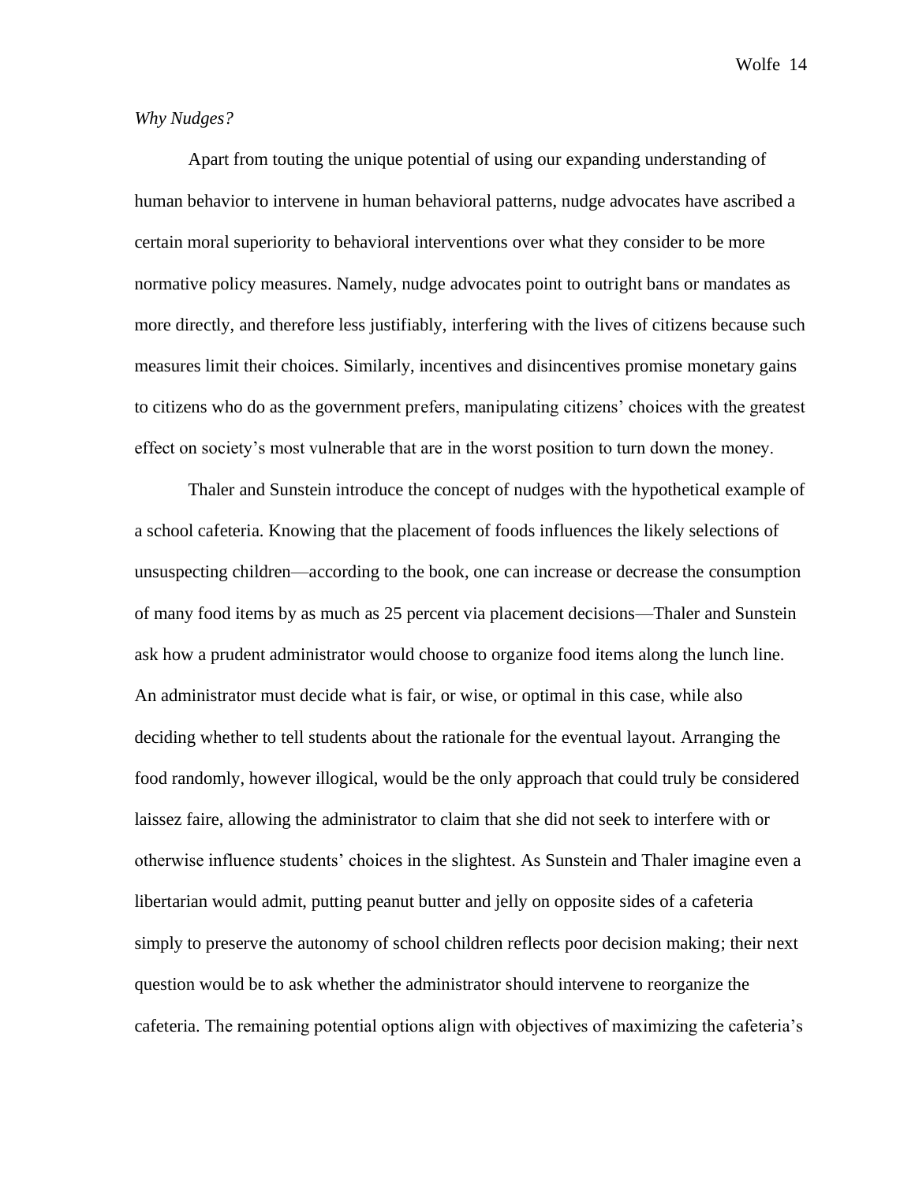*Why Nudges?*

Apart from touting the unique potential of using our expanding understanding of human behavior to intervene in human behavioral patterns, nudge advocates have ascribed a certain moral superiority to behavioral interventions over what they consider to be more normative policy measures. Namely, nudge advocates point to outright bans or mandates as more directly, and therefore less justifiably, interfering with the lives of citizens because such measures limit their choices. Similarly, incentives and disincentives promise monetary gains to citizens who do as the government prefers, manipulating citizens' choices with the greatest effect on society's most vulnerable that are in the worst position to turn down the money.

Thaler and Sunstein introduce the concept of nudges with the hypothetical example of a school cafeteria. Knowing that the placement of foods influences the likely selections of unsuspecting children—according to the book, one can increase or decrease the consumption of many food items by as much as 25 percent via placement decisions—Thaler and Sunstein ask how a prudent administrator would choose to organize food items along the lunch line. An administrator must decide what is fair, or wise, or optimal in this case, while also deciding whether to tell students about the rationale for the eventual layout. Arranging the food randomly, however illogical, would be the only approach that could truly be considered laissez faire, allowing the administrator to claim that she did not seek to interfere with or otherwise influence students' choices in the slightest. As Sunstein and Thaler imagine even a libertarian would admit, putting peanut butter and jelly on opposite sides of a cafeteria simply to preserve the autonomy of school children reflects poor decision making; their next question would be to ask whether the administrator should intervene to reorganize the cafeteria. The remaining potential options align with objectives of maximizing the cafeteria's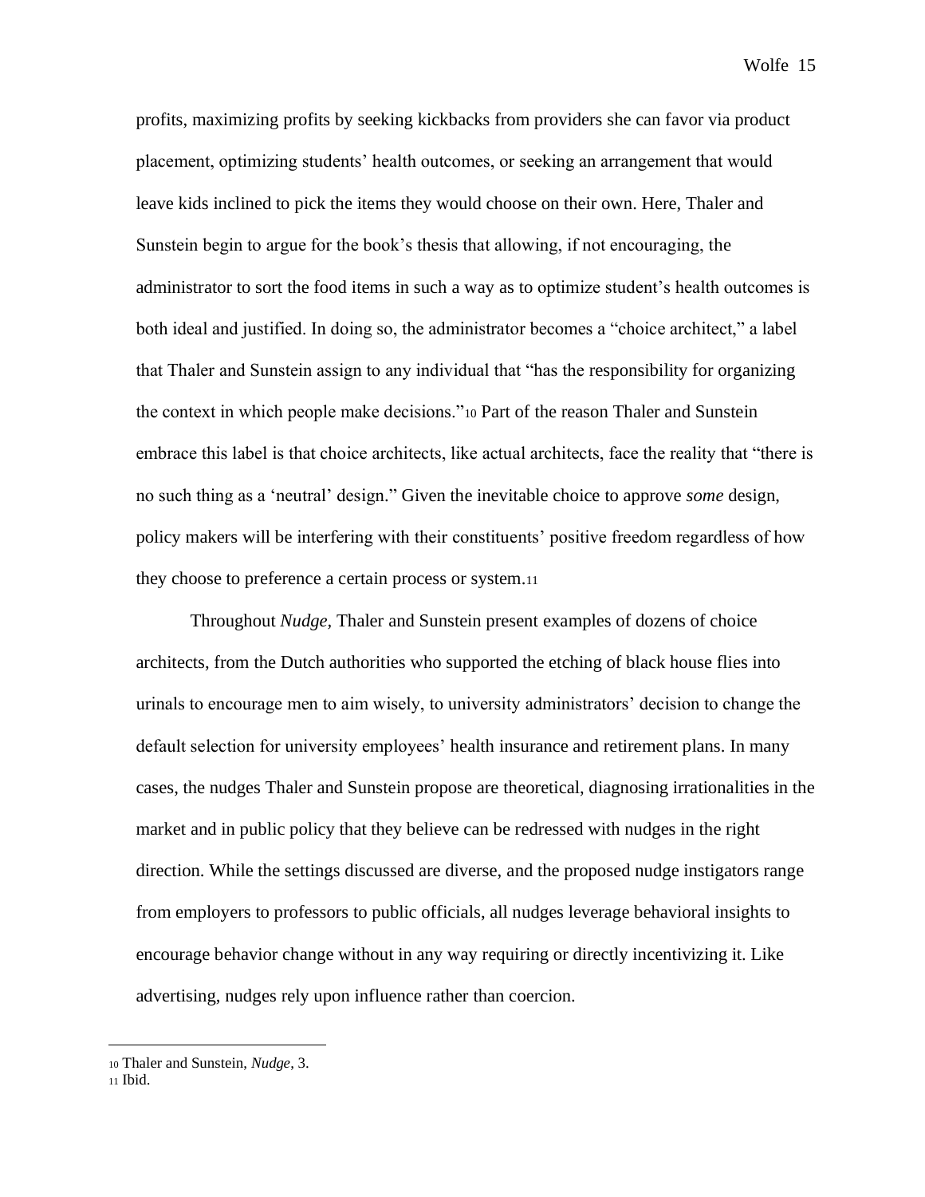profits, maximizing profits by seeking kickbacks from providers she can favor via product placement, optimizing students' health outcomes, or seeking an arrangement that would leave kids inclined to pick the items they would choose on their own. Here, Thaler and Sunstein begin to argue for the book's thesis that allowing, if not encouraging, the administrator to sort the food items in such a way as to optimize student's health outcomes is both ideal and justified. In doing so, the administrator becomes a "choice architect," a label that Thaler and Sunstein assign to any individual that "has the responsibility for organizing the context in which people make decisions."[10] Part of the reason Thaler and Sunstein embrace this label is that choice architects, like actual architects, face the reality that "there is no such thing as a 'neutral' design." Given the inevitable choice to approve *some* design, policy makers will be interfering with their constituents' positive freedom regardless of how they choose to preference a certain process or system.[11]

Throughout *Nudge,* Thaler and Sunstein present examples of dozens of choice architects, from the Dutch authorities who supported the etching of black house flies into urinals to encourage men to aim wisely, to university administrators' decision to change the default selection for university employees' health insurance and retirement plans. In many cases, the nudges Thaler and Sunstein propose are theoretical, diagnosing irrationalities in the market and in public policy that they believe can be redressed with nudges in the right direction. While the settings discussed are diverse, and the proposed nudge instigators range from employers to professors to public officials, all nudges leverage behavioral insights to encourage behavior change without in any way requiring or directly incentivizing it. Like advertising, nudges rely upon influence rather than coercion.

---

[10] Thaler and Sunstein, *Nudge*, 3.

[11] Ibid.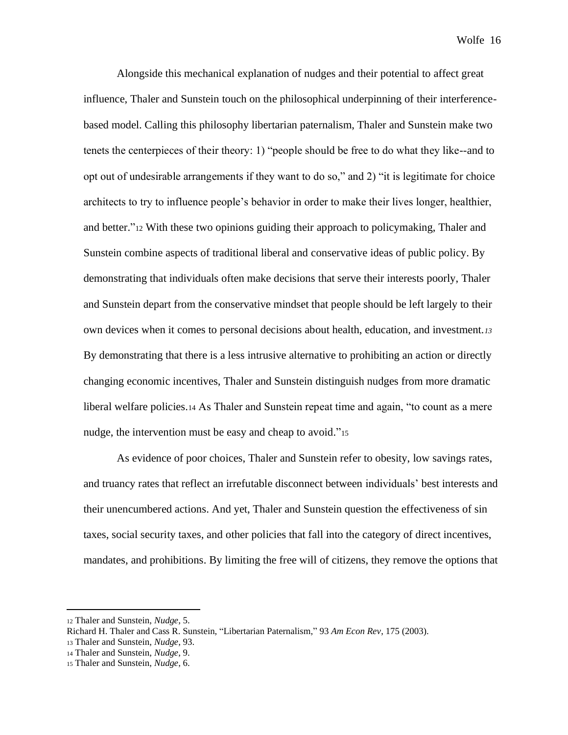Alongside this mechanical explanation of nudges and their potential to affect great influence, Thaler and Sunstein touch on the philosophical underpinning of their interference-based model. Calling this philosophy libertarian paternalism, Thaler and Sunstein make two tenets the centerpieces of their theory: 1) "people should be free to do what they like--and to opt out of undesirable arrangements if they want to do so," and 2) "it is legitimate for choice architects to try to influence people's behavior in order to make their lives longer, healthier, and better."[12] With these two opinions guiding their approach to policymaking, Thaler and Sunstein combine aspects of traditional liberal and conservative ideas of public policy. By demonstrating that individuals often make decisions that serve their interests poorly, Thaler and Sunstein depart from the conservative mindset that people should be left largely to their own devices when it comes to personal decisions about health, education, and investment.[13] By demonstrating that there is a less intrusive alternative to prohibiting an action or directly changing economic incentives, Thaler and Sunstein distinguish nudges from more dramatic liberal welfare policies.[14] As Thaler and Sunstein repeat time and again, "to count as a mere nudge, the intervention must be easy and cheap to avoid."[15]

As evidence of poor choices, Thaler and Sunstein refer to obesity, low savings rates, and truancy rates that reflect an irrefutable disconnect between individuals' best interests and their unencumbered actions. And yet, Thaler and Sunstein question the effectiveness of sin taxes, social security taxes, and other policies that fall into the category of direct incentives, mandates, and prohibitions. By limiting the free will of citizens, they remove the options that

---

[12] Thaler and Sunstein, *Nudge*, 5.
Richard H. Thaler and Cass R. Sunstein, "Libertarian Paternalism," 93 *Am Econ Rev*, 175 (2003).
[13] Thaler and Sunstein, *Nudge*, 93.
[14] Thaler and Sunstein, *Nudge*, 9.
[15] Thaler and Sunstein, *Nudge*, 6.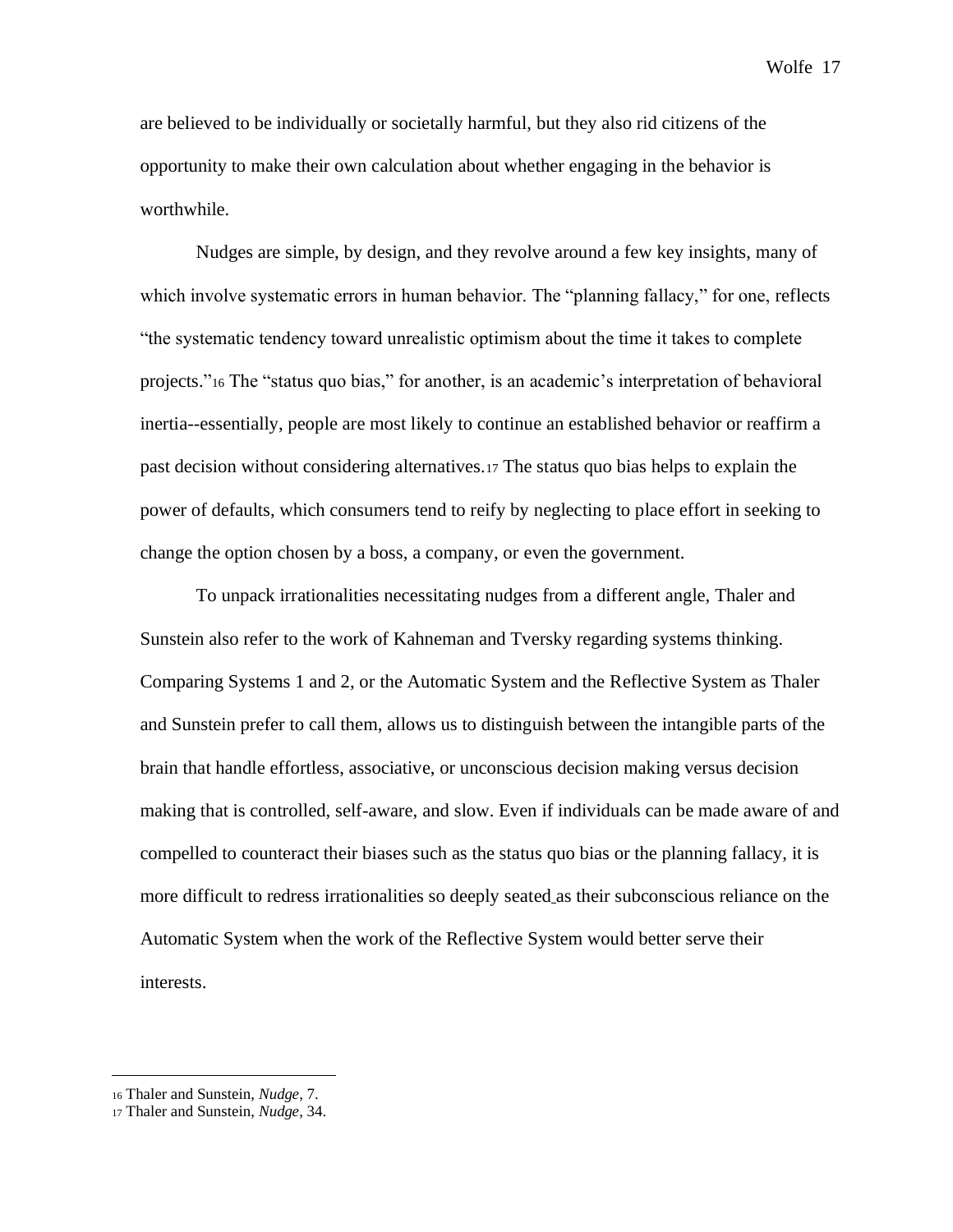are believed to be individually or societally harmful, but they also rid citizens of the opportunity to make their own calculation about whether engaging in the behavior is worthwhile.

Nudges are simple, by design, and they revolve around a few key insights, many of which involve systematic errors in human behavior. The "planning fallacy," for one, reflects "the systematic tendency toward unrealistic optimism about the time it takes to complete projects."[16] The "status quo bias," for another, is an academic's interpretation of behavioral inertia--essentially, people are most likely to continue an established behavior or reaffirm a past decision without considering alternatives.[17] The status quo bias helps to explain the power of defaults, which consumers tend to reify by neglecting to place effort in seeking to change the option chosen by a boss, a company, or even the government.

To unpack irrationalities necessitating nudges from a different angle, Thaler and Sunstein also refer to the work of Kahneman and Tversky regarding systems thinking. Comparing Systems 1 and 2, or the Automatic System and the Reflective System as Thaler and Sunstein prefer to call them, allows us to distinguish between the intangible parts of the brain that handle effortless, associative, or unconscious decision making versus decision making that is controlled, self-aware, and slow. Even if individuals can be made aware of and compelled to counteract their biases such as the status quo bias or the planning fallacy, it is more difficult to redress irrationalities so deeply seated as their subconscious reliance on the Automatic System when the work of the Reflective System would better serve their interests.

---

[16] Thaler and Sunstein, *Nudge*, 7.

[17] Thaler and Sunstein, *Nudge*, 34.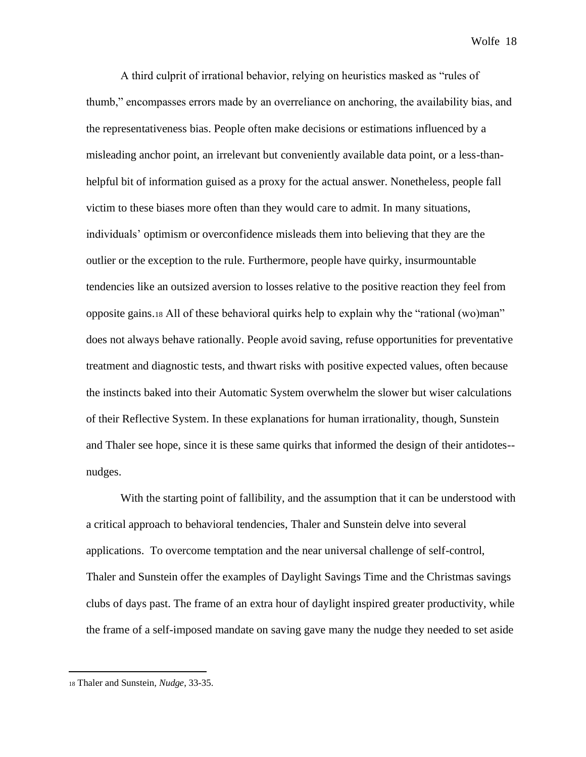A third culprit of irrational behavior, relying on heuristics masked as "rules of thumb," encompasses errors made by an overreliance on anchoring, the availability bias, and the representativeness bias. People often make decisions or estimations influenced by a misleading anchor point, an irrelevant but conveniently available data point, or a less-than-helpful bit of information guised as a proxy for the actual answer. Nonetheless, people fall victim to these biases more often than they would care to admit. In many situations, individuals' optimism or overconfidence misleads them into believing that they are the outlier or the exception to the rule. Furthermore, people have quirky, insurmountable tendencies like an outsized aversion to losses relative to the positive reaction they feel from opposite gains.[18] All of these behavioral quirks help to explain why the "rational (wo)man" does not always behave rationally. People avoid saving, refuse opportunities for preventative treatment and diagnostic tests, and thwart risks with positive expected values, often because the instincts baked into their Automatic System overwhelm the slower but wiser calculations of their Reflective System. In these explanations for human irrationality, though, Sunstein and Thaler see hope, since it is these same quirks that informed the design of their antidotes--nudges.

With the starting point of fallibility, and the assumption that it can be understood with a critical approach to behavioral tendencies, Thaler and Sunstein delve into several applications. To overcome temptation and the near universal challenge of self-control, Thaler and Sunstein offer the examples of Daylight Savings Time and the Christmas savings clubs of days past. The frame of an extra hour of daylight inspired greater productivity, while the frame of a self-imposed mandate on saving gave many the nudge they needed to set aside

---

[18] Thaler and Sunstein, *Nudge*, 33-35.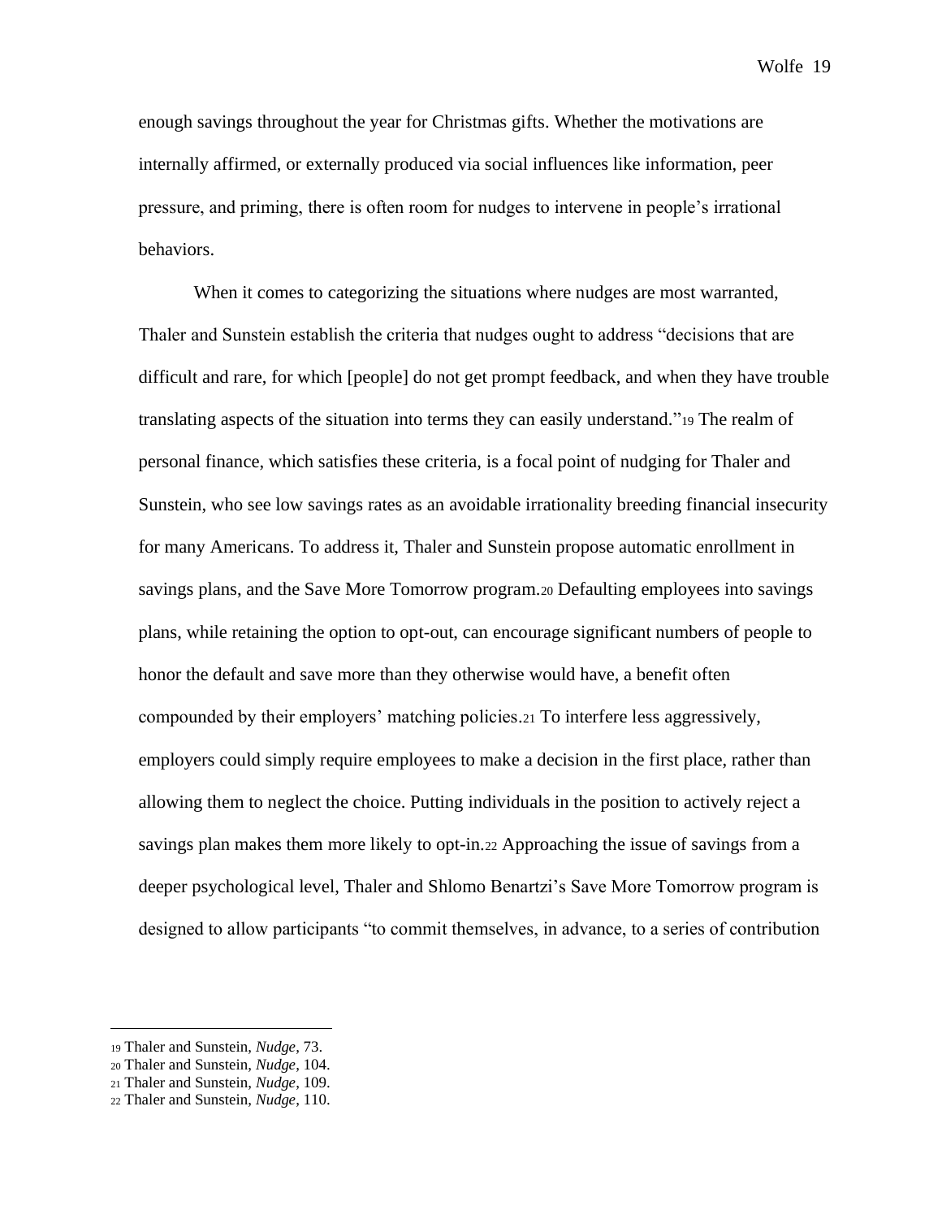enough savings throughout the year for Christmas gifts. Whether the motivations are internally affirmed, or externally produced via social influences like information, peer pressure, and priming, there is often room for nudges to intervene in people's irrational behaviors.

When it comes to categorizing the situations where nudges are most warranted, Thaler and Sunstein establish the criteria that nudges ought to address "decisions that are difficult and rare, for which [people] do not get prompt feedback, and when they have trouble translating aspects of the situation into terms they can easily understand."[19] The realm of personal finance, which satisfies these criteria, is a focal point of nudging for Thaler and Sunstein, who see low savings rates as an avoidable irrationality breeding financial insecurity for many Americans. To address it, Thaler and Sunstein propose automatic enrollment in savings plans, and the Save More Tomorrow program.[20] Defaulting employees into savings plans, while retaining the option to opt-out, can encourage significant numbers of people to honor the default and save more than they otherwise would have, a benefit often compounded by their employers' matching policies.[21] To interfere less aggressively, employers could simply require employees to make a decision in the first place, rather than allowing them to neglect the choice. Putting individuals in the position to actively reject a savings plan makes them more likely to opt-in.[22] Approaching the issue of savings from a deeper psychological level, Thaler and Shlomo Benartzi's Save More Tomorrow program is designed to allow participants "to commit themselves, in advance, to a series of contribution

---

[19] Thaler and Sunstein, *Nudge*, 73.

[20] Thaler and Sunstein, *Nudge*, 104.

[21] Thaler and Sunstein, *Nudge*, 109.

[22] Thaler and Sunstein, *Nudge*, 110.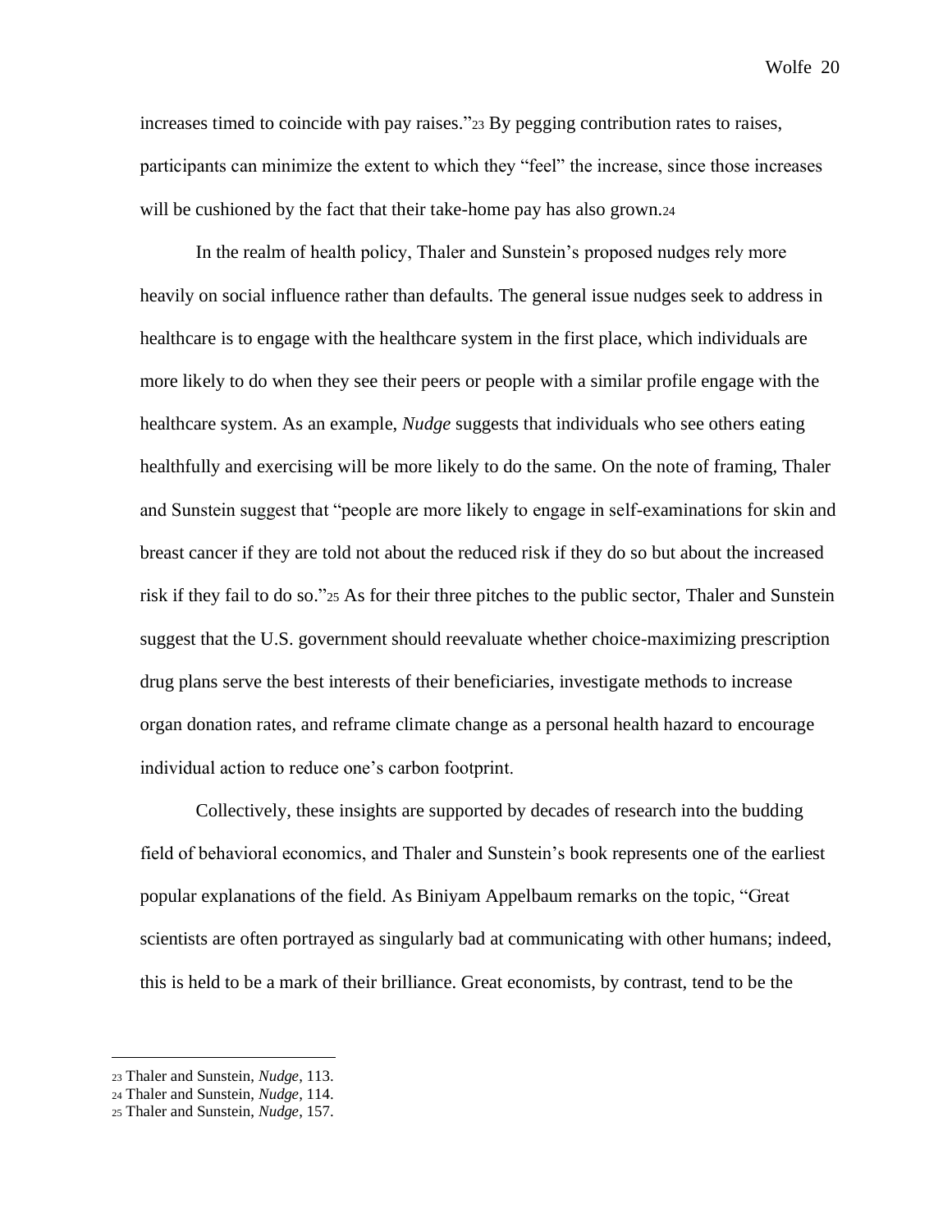increases timed to coincide with pay raises."[23] By pegging contribution rates to raises, participants can minimize the extent to which they "feel" the increase, since those increases will be cushioned by the fact that their take-home pay has also grown.[24]

In the realm of health policy, Thaler and Sunstein's proposed nudges rely more heavily on social influence rather than defaults. The general issue nudges seek to address in healthcare is to engage with the healthcare system in the first place, which individuals are more likely to do when they see their peers or people with a similar profile engage with the healthcare system. As an example, *Nudge* suggests that individuals who see others eating healthfully and exercising will be more likely to do the same. On the note of framing, Thaler and Sunstein suggest that "people are more likely to engage in self-examinations for skin and breast cancer if they are told not about the reduced risk if they do so but about the increased risk if they fail to do so."[25] As for their three pitches to the public sector, Thaler and Sunstein suggest that the U.S. government should reevaluate whether choice-maximizing prescription drug plans serve the best interests of their beneficiaries, investigate methods to increase organ donation rates, and reframe climate change as a personal health hazard to encourage individual action to reduce one's carbon footprint.

Collectively, these insights are supported by decades of research into the budding field of behavioral economics, and Thaler and Sunstein's book represents one of the earliest popular explanations of the field. As Biniyam Appelbaum remarks on the topic, "Great scientists are often portrayed as singularly bad at communicating with other humans; indeed, this is held to be a mark of their brilliance. Great economists, by contrast, tend to be the

---

[23] Thaler and Sunstein, *Nudge*, 113.

[24] Thaler and Sunstein, *Nudge*, 114.

[25] Thaler and Sunstein, *Nudge*, 157.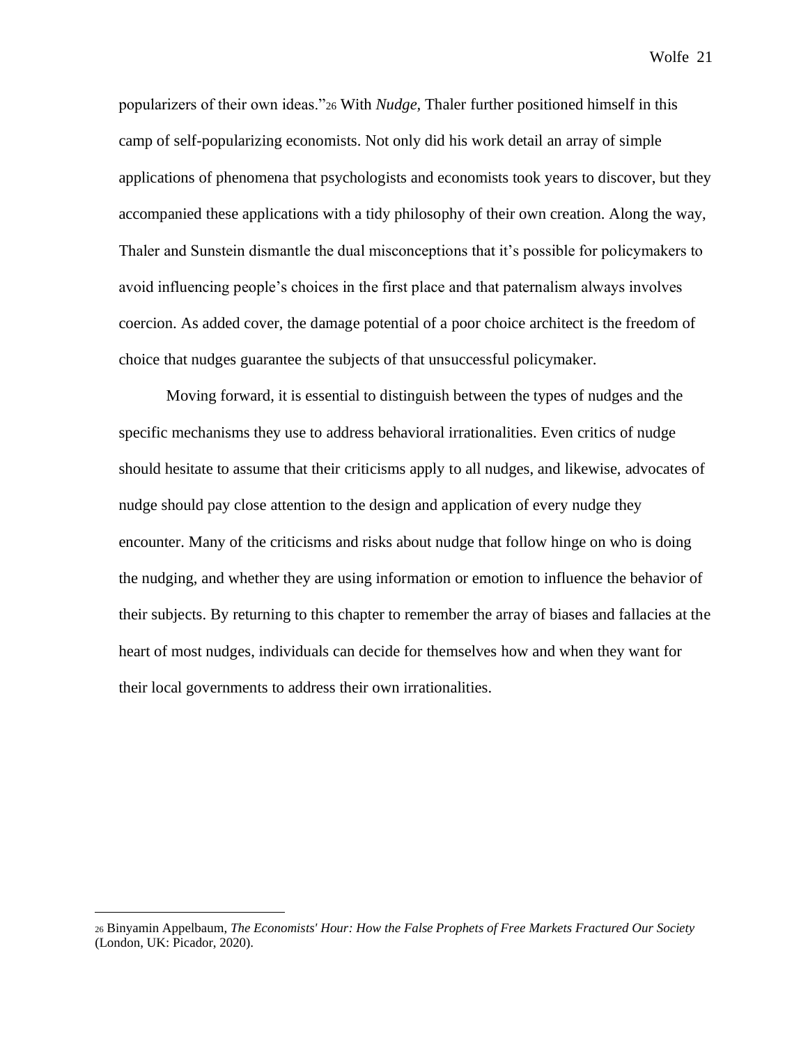popularizers of their own ideas."[26] With *Nudge,* Thaler further positioned himself in this camp of self-popularizing economists. Not only did his work detail an array of simple applications of phenomena that psychologists and economists took years to discover, but they accompanied these applications with a tidy philosophy of their own creation. Along the way, Thaler and Sunstein dismantle the dual misconceptions that it's possible for policymakers to avoid influencing people's choices in the first place and that paternalism always involves coercion. As added cover, the damage potential of a poor choice architect is the freedom of choice that nudges guarantee the subjects of that unsuccessful policymaker.

Moving forward, it is essential to distinguish between the types of nudges and the specific mechanisms they use to address behavioral irrationalities. Even critics of nudge should hesitate to assume that their criticisms apply to all nudges, and likewise, advocates of nudge should pay close attention to the design and application of every nudge they encounter. Many of the criticisms and risks about nudge that follow hinge on who is doing the nudging, and whether they are using information or emotion to influence the behavior of their subjects. By returning to this chapter to remember the array of biases and fallacies at the heart of most nudges, individuals can decide for themselves how and when they want for their local governments to address their own irrationalities.

---

[26] Binyamin Appelbaum, *The Economists' Hour: How the False Prophets of Free Markets Fractured Our Society* (London, UK: Picador, 2020).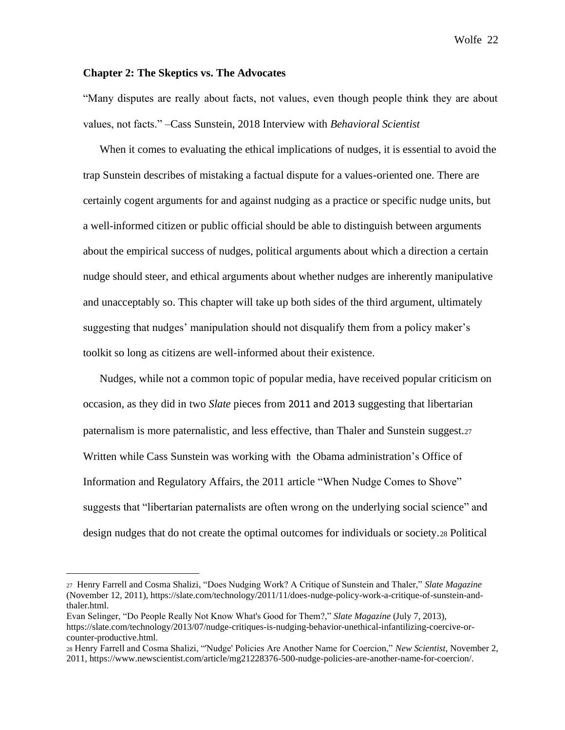## Chapter 2: The Skeptics vs. The Advocates

"Many disputes are really about facts, not values, even though people think they are about values, not facts." –Cass Sunstein, 2018 Interview with *Behavioral Scientist*

When it comes to evaluating the ethical implications of nudges, it is essential to avoid the trap Sunstein describes of mistaking a factual dispute for a values-oriented one. There are certainly cogent arguments for and against nudging as a practice or specific nudge units, but a well-informed citizen or public official should be able to distinguish between arguments about the empirical success of nudges, political arguments about which a direction a certain nudge should steer, and ethical arguments about whether nudges are inherently manipulative and unacceptably so. This chapter will take up both sides of the third argument, ultimately suggesting that nudges' manipulation should not disqualify them from a policy maker's toolkit so long as citizens are well-informed about their existence.

Nudges, while not a common topic of popular media, have received popular criticism on occasion, as they did in two *Slate* pieces from 2011 and 2013 suggesting that libertarian paternalism is more paternalistic, and less effective, than Thaler and Sunstein suggest.[27] Written while Cass Sunstein was working with the Obama administration's Office of Information and Regulatory Affairs, the 2011 article "When Nudge Comes to Shove" suggests that "libertarian paternalists are often wrong on the underlying social science" and design nudges that do not create the optimal outcomes for individuals or society.[28] Political

---

[27] Henry Farrell and Cosma Shalizi, "Does Nudging Work? A Critique of Sunstein and Thaler," *Slate Magazine* (November 12, 2011), https://slate.com/technology/2011/11/does-nudge-policy-work-a-critique-of-sunstein-and-thaler.html.
Evan Selinger, "Do People Really Not Know What's Good for Them?," *Slate Magazine* (July 7, 2013), https://slate.com/technology/2013/07/nudge-critiques-is-nudging-behavior-unethical-infantilizing-coercive-or-counter-productive.html.

[28] Henry Farrell and Cosma Shalizi, "'Nudge' Policies Are Another Name for Coercion," *New Scientist*, November 2, 2011, https://www.newscientist.com/article/mg21228376-500-nudge-policies-are-another-name-for-coercion/.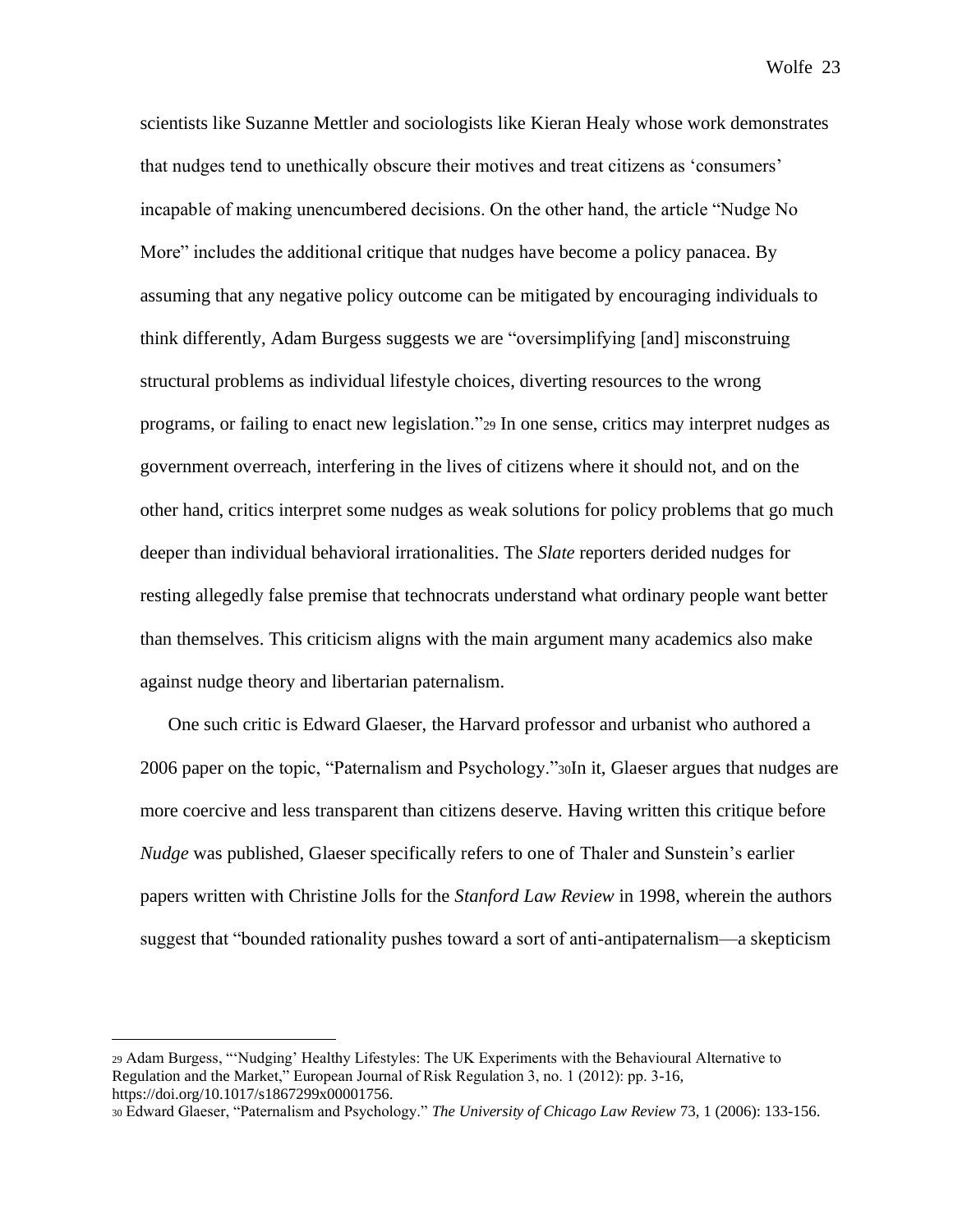scientists like Suzanne Mettler and sociologists like Kieran Healy whose work demonstrates that nudges tend to unethically obscure their motives and treat citizens as 'consumers' incapable of making unencumbered decisions. On the other hand, the article "Nudge No More" includes the additional critique that nudges have become a policy panacea. By assuming that any negative policy outcome can be mitigated by encouraging individuals to think differently, Adam Burgess suggests we are "oversimplifying [and] misconstruing structural problems as individual lifestyle choices, diverting resources to the wrong programs, or failing to enact new legislation."[29] In one sense, critics may interpret nudges as government overreach, interfering in the lives of citizens where it should not, and on the other hand, critics interpret some nudges as weak solutions for policy problems that go much deeper than individual behavioral irrationalities. The *Slate* reporters derided nudges for resting allegedly false premise that technocrats understand what ordinary people want better than themselves. This criticism aligns with the main argument many academics also make against nudge theory and libertarian paternalism.

One such critic is Edward Glaeser, the Harvard professor and urbanist who authored a 2006 paper on the topic, "Paternalism and Psychology."[30]In it, Glaeser argues that nudges are more coercive and less transparent than citizens deserve. Having written this critique before *Nudge* was published, Glaeser specifically refers to one of Thaler and Sunstein's earlier papers written with Christine Jolls for the *Stanford Law Review* in 1998, wherein the authors suggest that "bounded rationality pushes toward a sort of anti-antipaternalism—a skepticism

---

[29] Adam Burgess, "'Nudging' Healthy Lifestyles: The UK Experiments with the Behavioural Alternative to Regulation and the Market," European Journal of Risk Regulation 3, no. 1 (2012): pp. 3-16, https://doi.org/10.1017/s1867299x00001756.

[30] Edward Glaeser, "Paternalism and Psychology." *The University of Chicago Law Review* 73, 1 (2006): 133-156.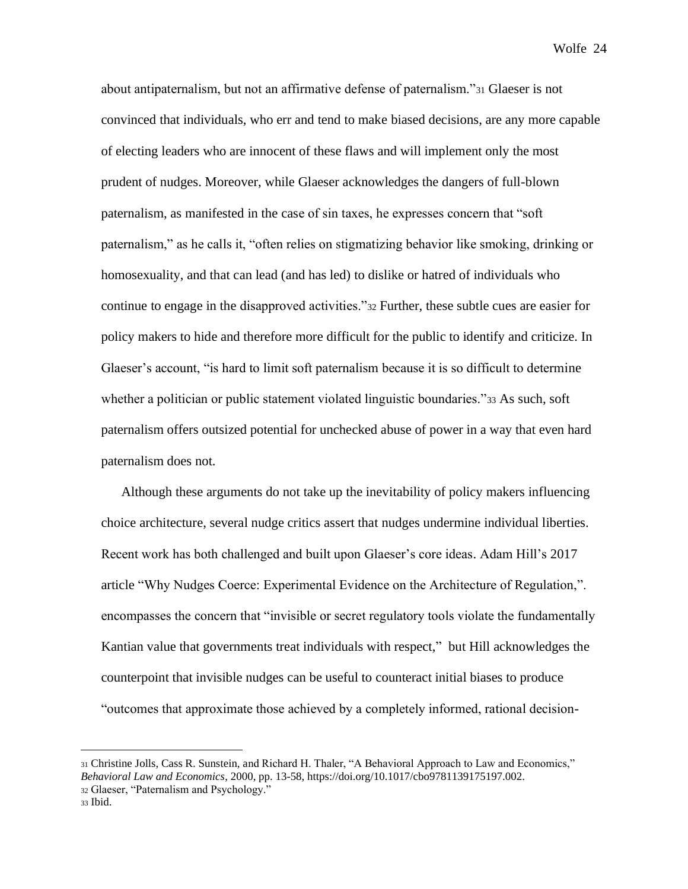about antipaternalism, but not an affirmative defense of paternalism."[31] Glaeser is not convinced that individuals, who err and tend to make biased decisions, are any more capable of electing leaders who are innocent of these flaws and will implement only the most prudent of nudges. Moreover, while Glaeser acknowledges the dangers of full-blown paternalism, as manifested in the case of sin taxes, he expresses concern that "soft paternalism," as he calls it, "often relies on stigmatizing behavior like smoking, drinking or homosexuality, and that can lead (and has led) to dislike or hatred of individuals who continue to engage in the disapproved activities."[32] Further, these subtle cues are easier for policy makers to hide and therefore more difficult for the public to identify and criticize. In Glaeser's account, "is hard to limit soft paternalism because it is so difficult to determine whether a politician or public statement violated linguistic boundaries."[33] As such, soft paternalism offers outsized potential for unchecked abuse of power in a way that even hard paternalism does not.

Although these arguments do not take up the inevitability of policy makers influencing choice architecture, several nudge critics assert that nudges undermine individual liberties. Recent work has both challenged and built upon Glaeser's core ideas. Adam Hill's 2017 article "Why Nudges Coerce: Experimental Evidence on the Architecture of Regulation,". encompasses the concern that "invisible or secret regulatory tools violate the fundamentally Kantian value that governments treat individuals with respect," but Hill acknowledges the counterpoint that invisible nudges can be useful to counteract initial biases to produce "outcomes that approximate those achieved by a completely informed, rational decision-

---

[31] Christine Jolls, Cass R. Sunstein, and Richard H. Thaler, "A Behavioral Approach to Law and Economics," *Behavioral Law and Economics*, 2000, pp. 13-58, https://doi.org/10.1017/cbo9781139175197.002.

[32] Glaeser, "Paternalism and Psychology."

[33] Ibid.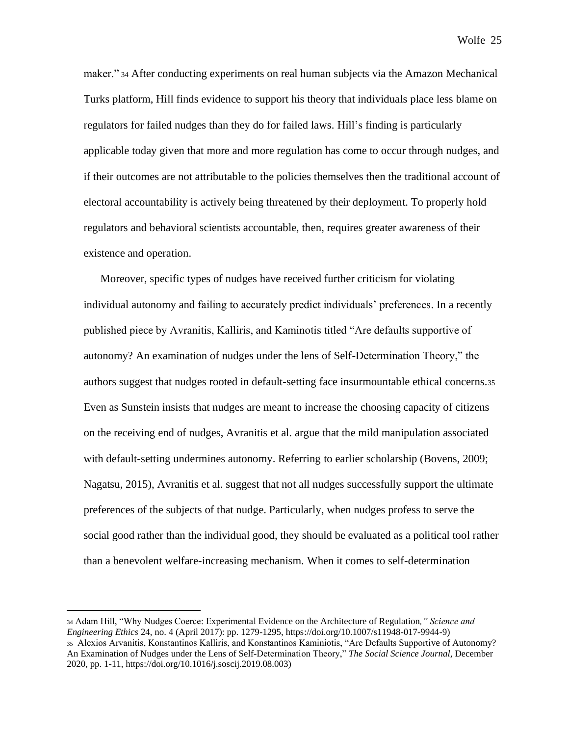maker."[34] After conducting experiments on real human subjects via the Amazon Mechanical Turks platform, Hill finds evidence to support his theory that individuals place less blame on regulators for failed nudges than they do for failed laws. Hill's finding is particularly applicable today given that more and more regulation has come to occur through nudges, and if their outcomes are not attributable to the policies themselves then the traditional account of electoral accountability is actively being threatened by their deployment. To properly hold regulators and behavioral scientists accountable, then, requires greater awareness of their existence and operation.

Moreover, specific types of nudges have received further criticism for violating individual autonomy and failing to accurately predict individuals' preferences. In a recently published piece by Avranitis, Kalliris, and Kaminotis titled "Are defaults supportive of autonomy? An examination of nudges under the lens of Self-Determination Theory," the authors suggest that nudges rooted in default-setting face insurmountable ethical concerns.[35] Even as Sunstein insists that nudges are meant to increase the choosing capacity of citizens on the receiving end of nudges, Avranitis et al. argue that the mild manipulation associated with default-setting undermines autonomy. Referring to earlier scholarship (Bovens, 2009; Nagatsu, 2015), Avranitis et al. suggest that not all nudges successfully support the ultimate preferences of the subjects of that nudge. Particularly, when nudges profess to serve the social good rather than the individual good, they should be evaluated as a political tool rather than a benevolent welfare-increasing mechanism. When it comes to self-determination

---

[34] Adam Hill, "Why Nudges Coerce: Experimental Evidence on the Architecture of Regulation*," Science and Engineering Ethics* 24, no. 4 (April 2017): pp. 1279-1295, https://doi.org/10.1007/s11948-017-9944-9)

[35] Alexios Arvanitis, Konstantinos Kalliris, and Konstantinos Kaminiotis, "Are Defaults Supportive of Autonomy? An Examination of Nudges under the Lens of Self-Determination Theory," *The Social Science Journal*, December 2020, pp. 1-11, https://doi.org/10.1016/j.soscij.2019.08.003)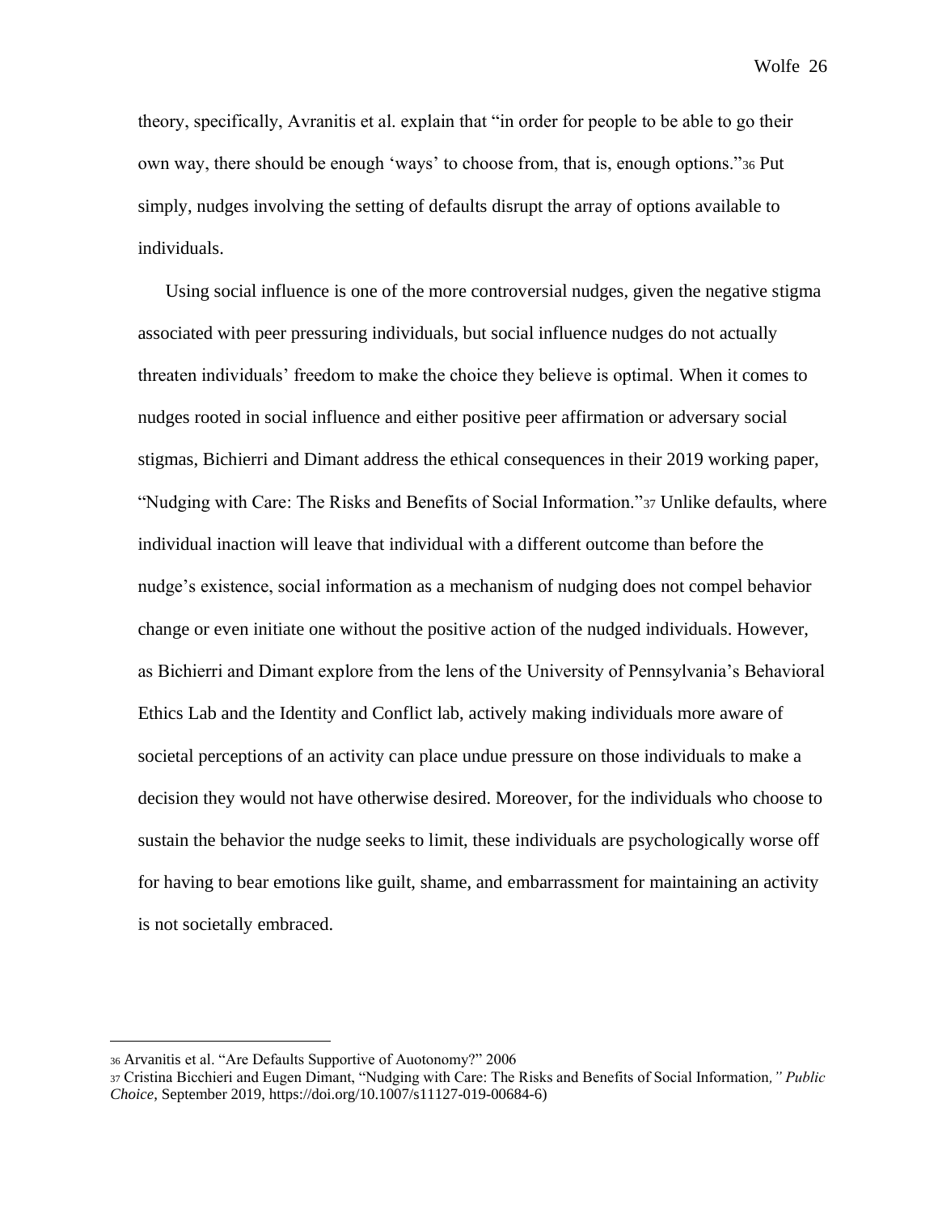theory, specifically, Avranitis et al. explain that "in order for people to be able to go their own way, there should be enough 'ways' to choose from, that is, enough options."[36] Put simply, nudges involving the setting of defaults disrupt the array of options available to individuals.

Using social influence is one of the more controversial nudges, given the negative stigma associated with peer pressuring individuals, but social influence nudges do not actually threaten individuals' freedom to make the choice they believe is optimal. When it comes to nudges rooted in social influence and either positive peer affirmation or adversary social stigmas, Bichierri and Dimant address the ethical consequences in their 2019 working paper, "Nudging with Care: The Risks and Benefits of Social Information."[37] Unlike defaults, where individual inaction will leave that individual with a different outcome than before the nudge's existence, social information as a mechanism of nudging does not compel behavior change or even initiate one without the positive action of the nudged individuals. However, as Bichierri and Dimant explore from the lens of the University of Pennsylvania's Behavioral Ethics Lab and the Identity and Conflict lab, actively making individuals more aware of societal perceptions of an activity can place undue pressure on those individuals to make a decision they would not have otherwise desired. Moreover, for the individuals who choose to sustain the behavior the nudge seeks to limit, these individuals are psychologically worse off for having to bear emotions like guilt, shame, and embarrassment for maintaining an activity is not societally embraced.

---

[36] Arvanitis et al. "Are Defaults Supportive of Auotonomy?" 2006

[37] Cristina Bicchieri and Eugen Dimant, "Nudging with Care: The Risks and Benefits of Social Information*," Public Choice*, September 2019, https://doi.org/10.1007/s11127-019-00684-6)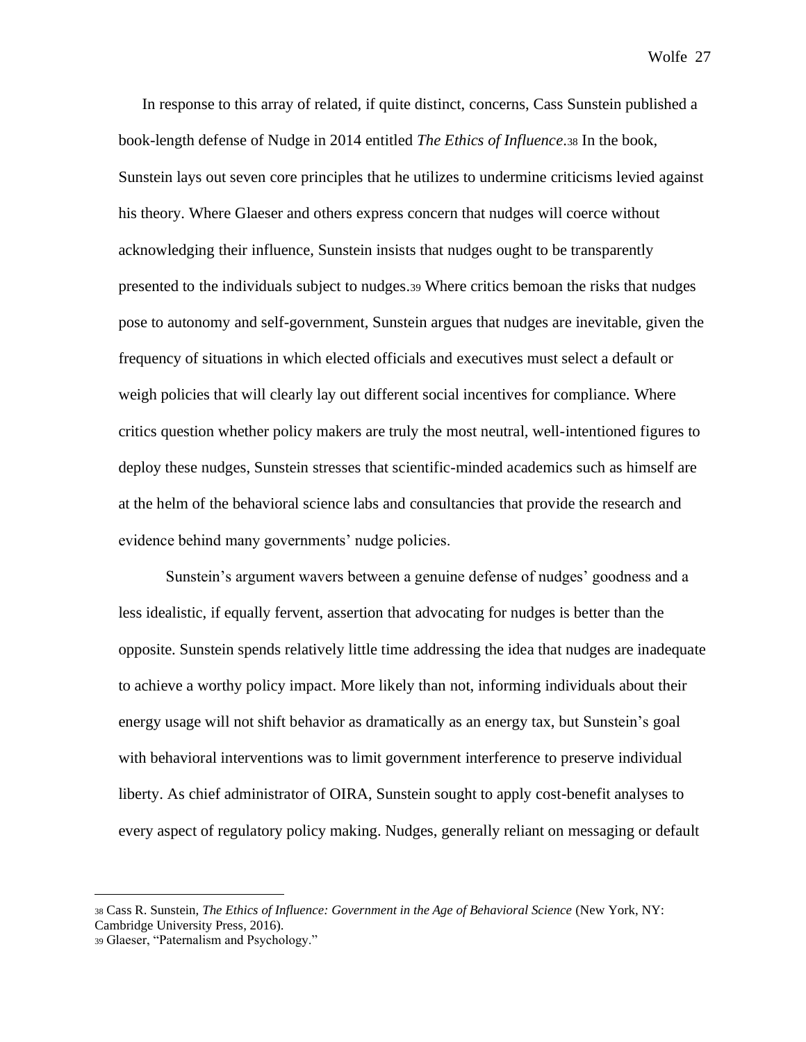In response to this array of related, if quite distinct, concerns, Cass Sunstein published a book-length defense of Nudge in 2014 entitled *The Ethics of Influence*.[38] In the book, Sunstein lays out seven core principles that he utilizes to undermine criticisms levied against his theory. Where Glaeser and others express concern that nudges will coerce without acknowledging their influence, Sunstein insists that nudges ought to be transparently presented to the individuals subject to nudges.[39] Where critics bemoan the risks that nudges pose to autonomy and self-government, Sunstein argues that nudges are inevitable, given the frequency of situations in which elected officials and executives must select a default or weigh policies that will clearly lay out different social incentives for compliance. Where critics question whether policy makers are truly the most neutral, well-intentioned figures to deploy these nudges, Sunstein stresses that scientific-minded academics such as himself are at the helm of the behavioral science labs and consultancies that provide the research and evidence behind many governments' nudge policies.

Sunstein's argument wavers between a genuine defense of nudges' goodness and a less idealistic, if equally fervent, assertion that advocating for nudges is better than the opposite. Sunstein spends relatively little time addressing the idea that nudges are inadequate to achieve a worthy policy impact. More likely than not, informing individuals about their energy usage will not shift behavior as dramatically as an energy tax, but Sunstein's goal with behavioral interventions was to limit government interference to preserve individual liberty. As chief administrator of OIRA, Sunstein sought to apply cost-benefit analyses to every aspect of regulatory policy making. Nudges, generally reliant on messaging or default

---

[38] Cass R. Sunstein, *The Ethics of Influence: Government in the Age of Behavioral Science* (New York, NY: Cambridge University Press, 2016).

[39] Glaeser, "Paternalism and Psychology."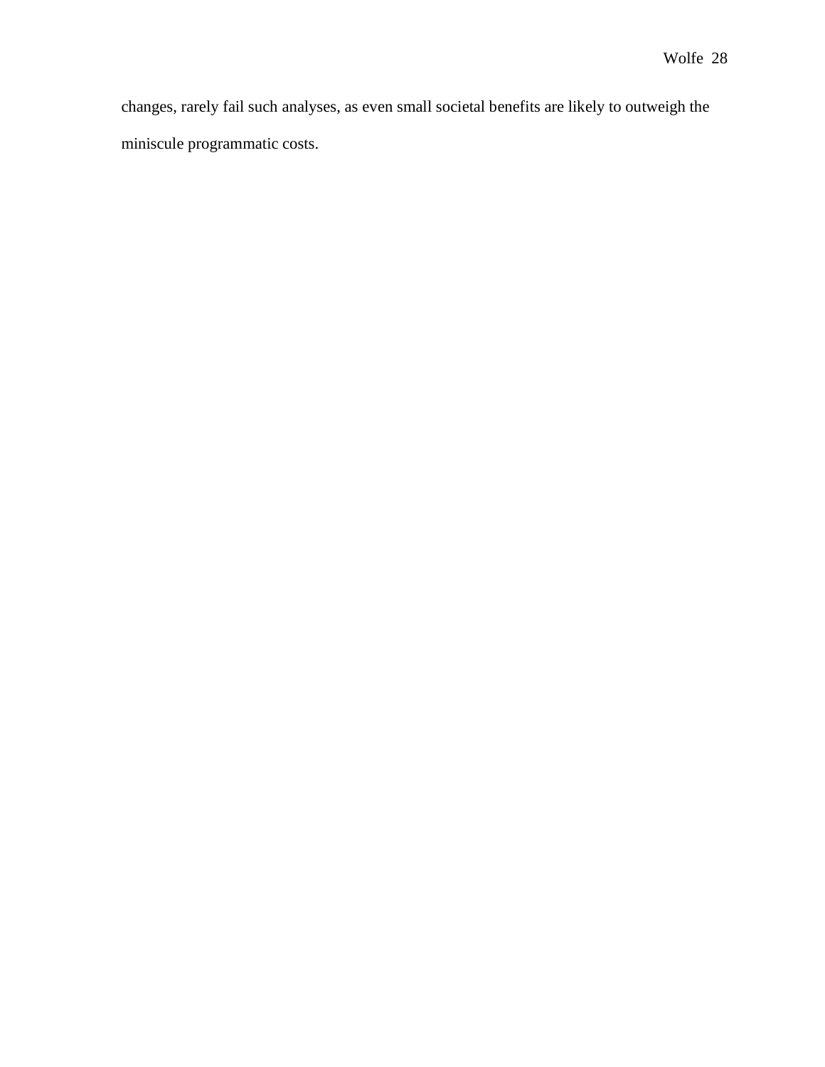changes, rarely fail such analyses, as even small societal benefits are likely to outweigh the miniscule programmatic costs.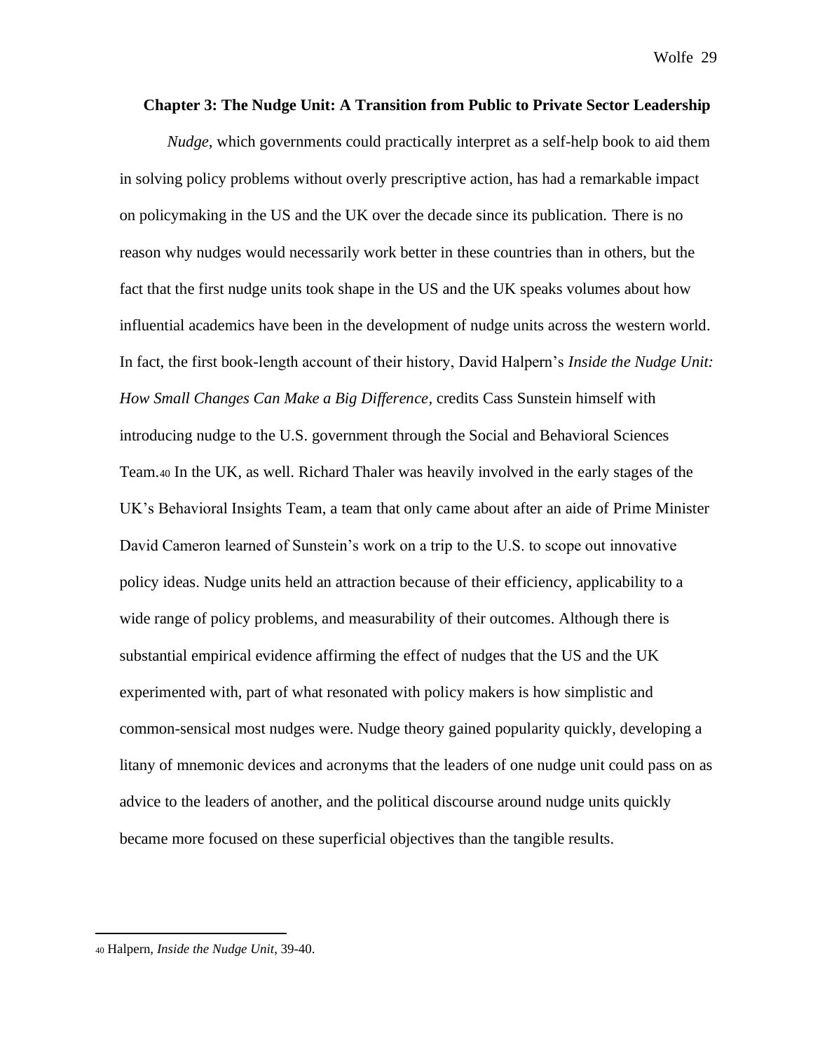## Chapter 3: The Nudge Unit: A Transition from Public to Private Sector Leadership

*Nudge*, which governments could practically interpret as a self-help book to aid them in solving policy problems without overly prescriptive action, has had a remarkable impact on policymaking in the US and the UK over the decade since its publication. There is no reason why nudges would necessarily work better in these countries than in others, but the fact that the first nudge units took shape in the US and the UK speaks volumes about how influential academics have been in the development of nudge units across the western world. In fact, the first book-length account of their history, David Halpern's *Inside the Nudge Unit: How Small Changes Can Make a Big Difference*, credits Cass Sunstein himself with introducing nudge to the U.S. government through the Social and Behavioral Sciences Team.[40] In the UK, as well. Richard Thaler was heavily involved in the early stages of the UK's Behavioral Insights Team, a team that only came about after an aide of Prime Minister David Cameron learned of Sunstein's work on a trip to the U.S. to scope out innovative policy ideas. Nudge units held an attraction because of their efficiency, applicability to a wide range of policy problems, and measurability of their outcomes. Although there is substantial empirical evidence affirming the effect of nudges that the US and the UK experimented with, part of what resonated with policy makers is how simplistic and common-sensical most nudges were. Nudge theory gained popularity quickly, developing a litany of mnemonic devices and acronyms that the leaders of one nudge unit could pass on as advice to the leaders of another, and the political discourse around nudge units quickly became more focused on these superficial objectives than the tangible results.

[40] Halpern, *Inside the Nudge Unit*, 39-40.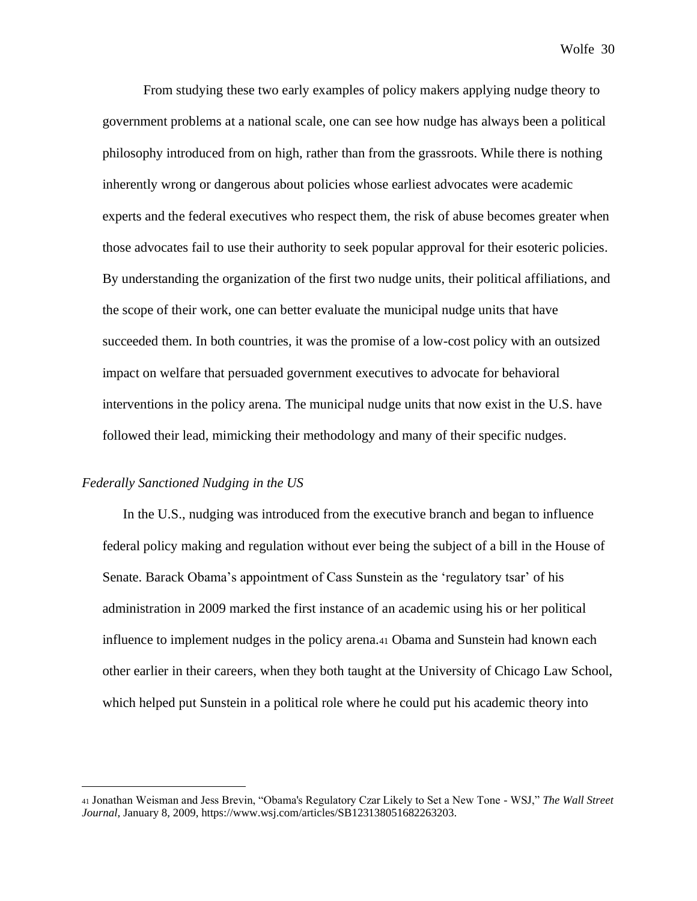From studying these two early examples of policy makers applying nudge theory to government problems at a national scale, one can see how nudge has always been a political philosophy introduced from on high, rather than from the grassroots. While there is nothing inherently wrong or dangerous about policies whose earliest advocates were academic experts and the federal executives who respect them, the risk of abuse becomes greater when those advocates fail to use their authority to seek popular approval for their esoteric policies. By understanding the organization of the first two nudge units, their political affiliations, and the scope of their work, one can better evaluate the municipal nudge units that have succeeded them. In both countries, it was the promise of a low-cost policy with an outsized impact on welfare that persuaded government executives to advocate for behavioral interventions in the policy arena. The municipal nudge units that now exist in the U.S. have followed their lead, mimicking their methodology and many of their specific nudges.

*Federally Sanctioned Nudging in the US*

In the U.S., nudging was introduced from the executive branch and began to influence federal policy making and regulation without ever being the subject of a bill in the House of Senate. Barack Obama's appointment of Cass Sunstein as the 'regulatory tsar' of his administration in 2009 marked the first instance of an academic using his or her political influence to implement nudges in the policy arena.[41] Obama and Sunstein had known each other earlier in their careers, when they both taught at the University of Chicago Law School, which helped put Sunstein in a political role where he could put his academic theory into

---

[41] Jonathan Weisman and Jess Brevin, "Obama's Regulatory Czar Likely to Set a New Tone - WSJ," *The Wall Street Journal*, January 8, 2009, https://www.wsj.com/articles/SB123138051682263203.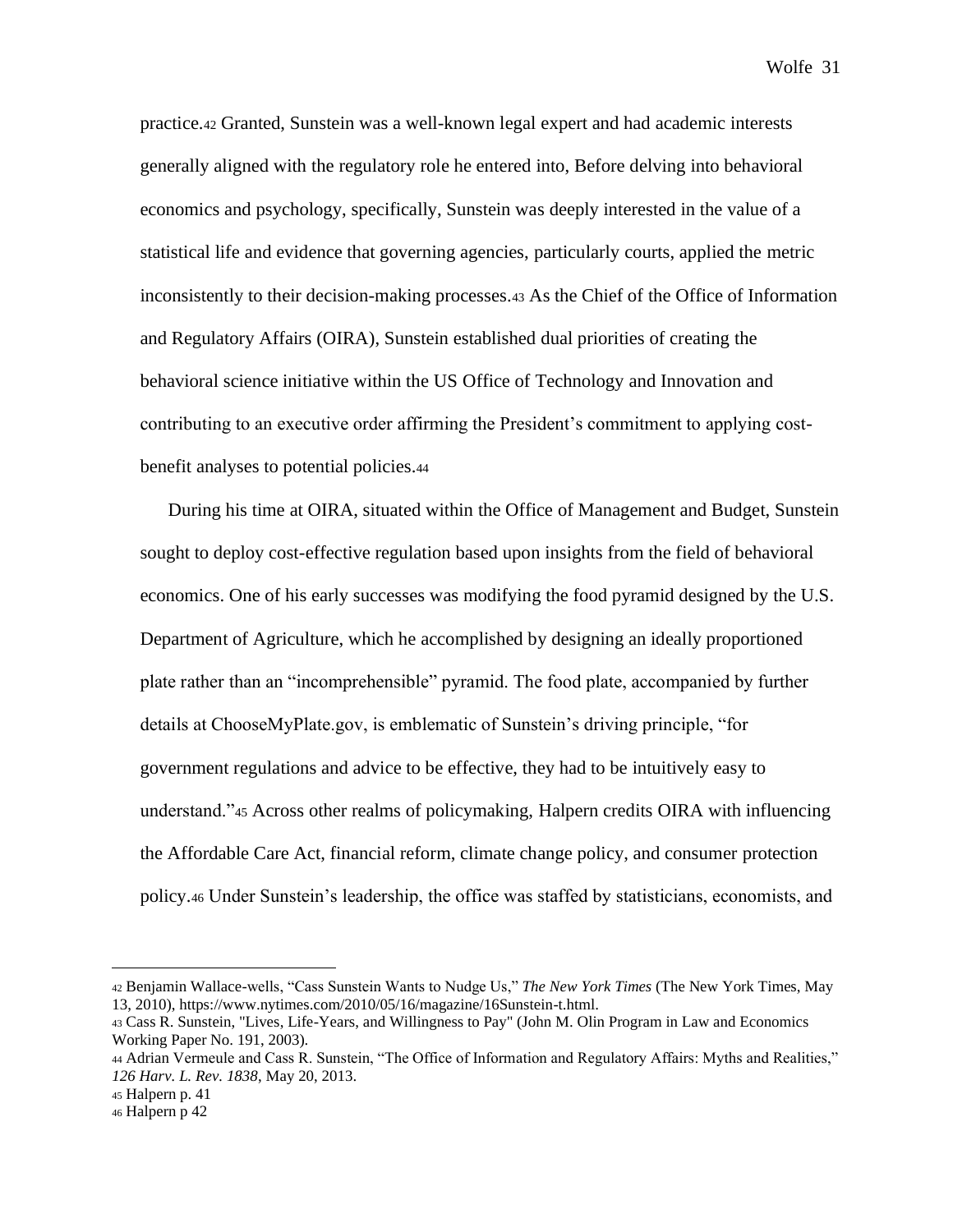practice.[42] Granted, Sunstein was a well-known legal expert and had academic interests generally aligned with the regulatory role he entered into, Before delving into behavioral economics and psychology, specifically, Sunstein was deeply interested in the value of a statistical life and evidence that governing agencies, particularly courts, applied the metric inconsistently to their decision-making processes.[43] As the Chief of the Office of Information and Regulatory Affairs (OIRA), Sunstein established dual priorities of creating the behavioral science initiative within the US Office of Technology and Innovation and contributing to an executive order affirming the President's commitment to applying cost-benefit analyses to potential policies.[44]

During his time at OIRA, situated within the Office of Management and Budget, Sunstein sought to deploy cost-effective regulation based upon insights from the field of behavioral economics. One of his early successes was modifying the food pyramid designed by the U.S. Department of Agriculture, which he accomplished by designing an ideally proportioned plate rather than an "incomprehensible" pyramid. The food plate, accompanied by further details at ChooseMyPlate.gov, is emblematic of Sunstein's driving principle, "for government regulations and advice to be effective, they had to be intuitively easy to understand."[45] Across other realms of policymaking, Halpern credits OIRA with influencing the Affordable Care Act, financial reform, climate change policy, and consumer protection policy.[46] Under Sunstein's leadership, the office was staffed by statisticians, economists, and

---

[42] Benjamin Wallace-wells, "Cass Sunstein Wants to Nudge Us," *The New York Times* (The New York Times, May 13, 2010), https://www.nytimes.com/2010/05/16/magazine/16Sunstein-t.html.

[43] Cass R. Sunstein, "Lives, Life-Years, and Willingness to Pay" (John M. Olin Program in Law and Economics Working Paper No. 191, 2003).

[44] Adrian Vermeule and Cass R. Sunstein, "The Office of Information and Regulatory Affairs: Myths and Realities," *126 Harv. L. Rev. 1838*, May 20, 2013.

[45] Halpern p. 41

[46] Halpern p 42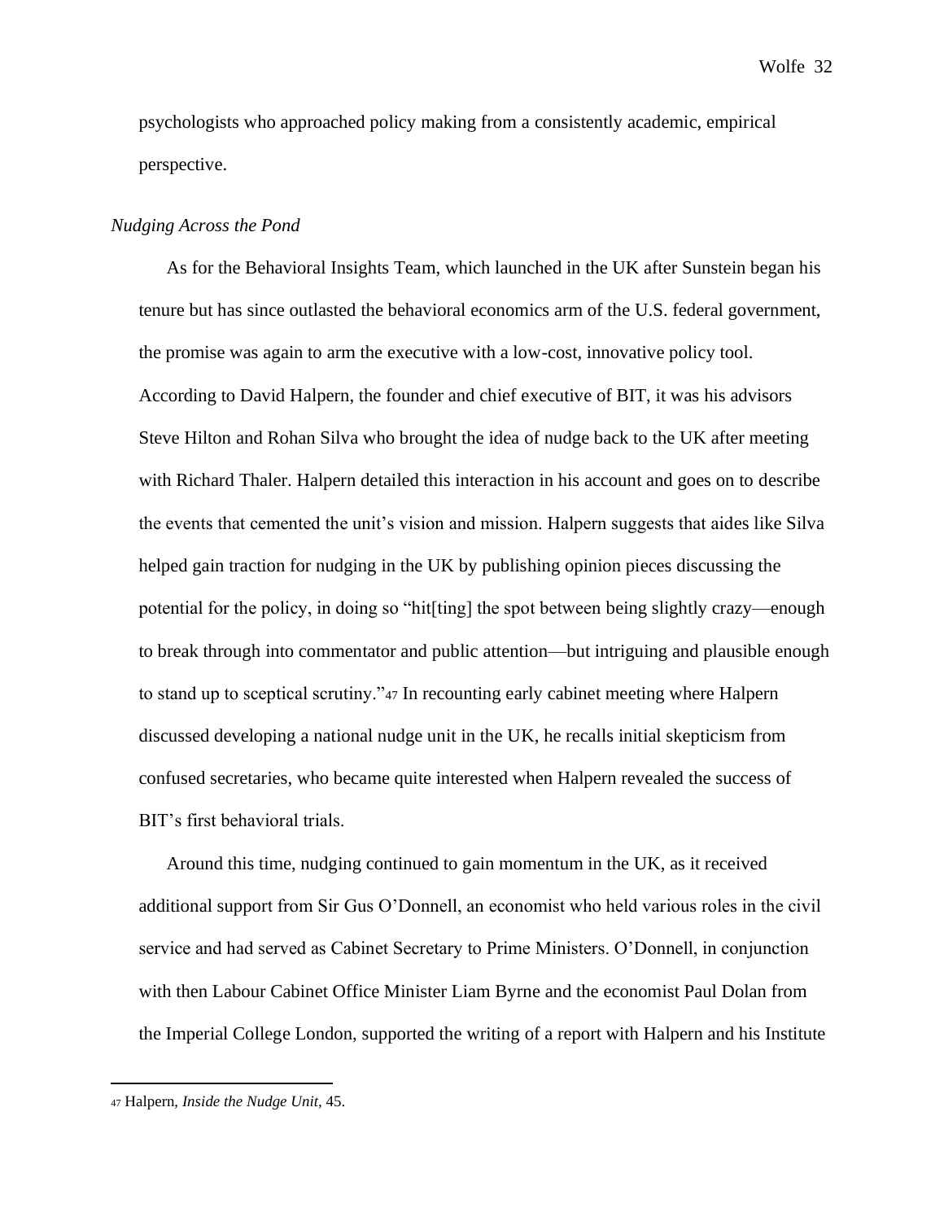psychologists who approached policy making from a consistently academic, empirical perspective.

*Nudging Across the Pond*

As for the Behavioral Insights Team, which launched in the UK after Sunstein began his tenure but has since outlasted the behavioral economics arm of the U.S. federal government, the promise was again to arm the executive with a low-cost, innovative policy tool. According to David Halpern, the founder and chief executive of BIT, it was his advisors Steve Hilton and Rohan Silva who brought the idea of nudge back to the UK after meeting with Richard Thaler. Halpern detailed this interaction in his account and goes on to describe the events that cemented the unit's vision and mission. Halpern suggests that aides like Silva helped gain traction for nudging in the UK by publishing opinion pieces discussing the potential for the policy, in doing so "hit[ting] the spot between being slightly crazy—enough to break through into commentator and public attention—but intriguing and plausible enough to stand up to sceptical scrutiny."[47] In recounting early cabinet meeting where Halpern discussed developing a national nudge unit in the UK, he recalls initial skepticism from confused secretaries, who became quite interested when Halpern revealed the success of BIT's first behavioral trials.

Around this time, nudging continued to gain momentum in the UK, as it received additional support from Sir Gus O'Donnell, an economist who held various roles in the civil service and had served as Cabinet Secretary to Prime Ministers. O'Donnell, in conjunction with then Labour Cabinet Office Minister Liam Byrne and the economist Paul Dolan from the Imperial College London, supported the writing of a report with Halpern and his Institute

---

[47] Halpern, *Inside the Nudge Unit*, 45.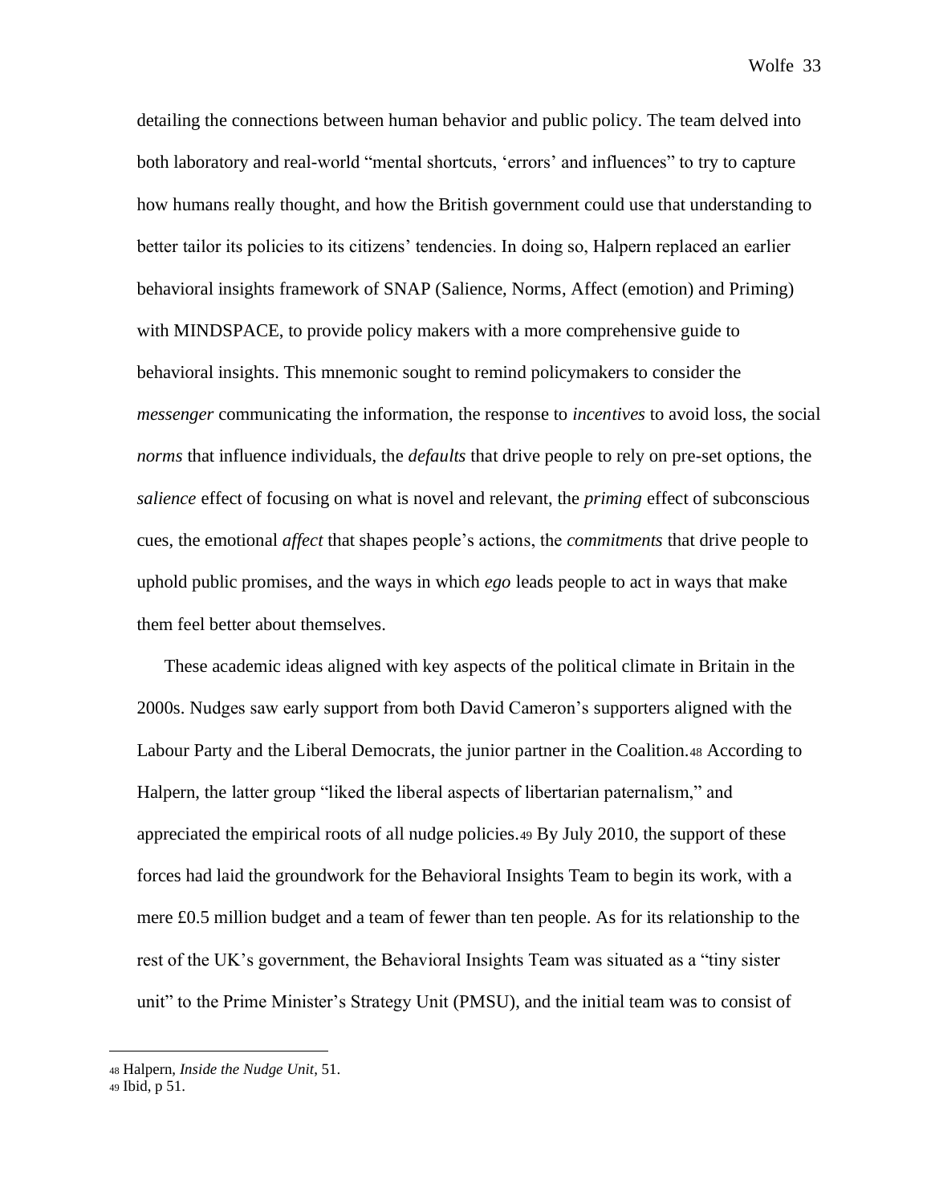detailing the connections between human behavior and public policy. The team delved into both laboratory and real-world "mental shortcuts, 'errors' and influences" to try to capture how humans really thought, and how the British government could use that understanding to better tailor its policies to its citizens' tendencies. In doing so, Halpern replaced an earlier behavioral insights framework of SNAP (Salience, Norms, Affect (emotion) and Priming) with MINDSPACE, to provide policy makers with a more comprehensive guide to behavioral insights. This mnemonic sought to remind policymakers to consider the *messenger* communicating the information, the response to *incentives* to avoid loss, the social *norms* that influence individuals, the *defaults* that drive people to rely on pre-set options, the *salience* effect of focusing on what is novel and relevant, the *priming* effect of subconscious cues, the emotional *affect* that shapes people's actions, the *commitments* that drive people to uphold public promises, and the ways in which *ego* leads people to act in ways that make them feel better about themselves.

These academic ideas aligned with key aspects of the political climate in Britain in the 2000s. Nudges saw early support from both David Cameron's supporters aligned with the Labour Party and the Liberal Democrats, the junior partner in the Coalition.[48] According to Halpern, the latter group "liked the liberal aspects of libertarian paternalism," and appreciated the empirical roots of all nudge policies.[49] By July 2010, the support of these forces had laid the groundwork for the Behavioral Insights Team to begin its work, with a mere £0.5 million budget and a team of fewer than ten people. As for its relationship to the rest of the UK's government, the Behavioral Insights Team was situated as a "tiny sister unit" to the Prime Minister's Strategy Unit (PMSU), and the initial team was to consist of

[48] Halpern, *Inside the Nudge Unit*, 51.
[49] Ibid, p 51.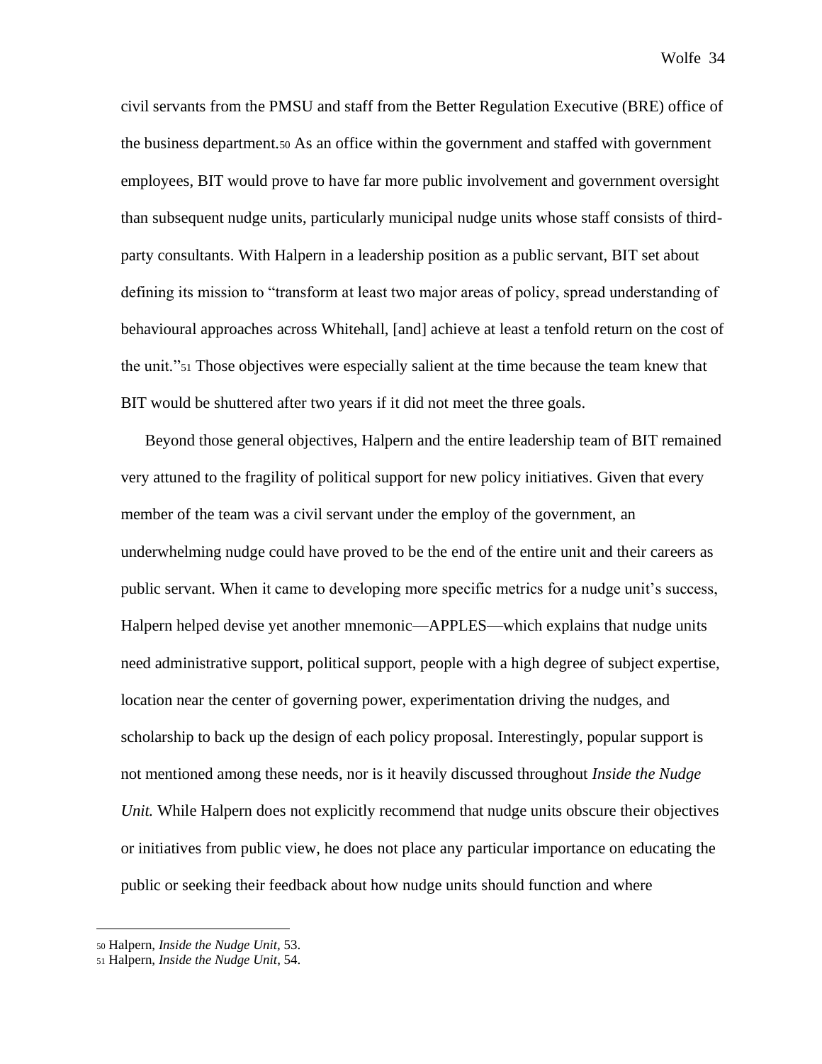civil servants from the PMSU and staff from the Better Regulation Executive (BRE) office of the business department.[50] As an office within the government and staffed with government employees, BIT would prove to have far more public involvement and government oversight than subsequent nudge units, particularly municipal nudge units whose staff consists of third-party consultants. With Halpern in a leadership position as a public servant, BIT set about defining its mission to "transform at least two major areas of policy, spread understanding of behavioural approaches across Whitehall, [and] achieve at least a tenfold return on the cost of the unit."[51] Those objectives were especially salient at the time because the team knew that BIT would be shuttered after two years if it did not meet the three goals.

Beyond those general objectives, Halpern and the entire leadership team of BIT remained very attuned to the fragility of political support for new policy initiatives. Given that every member of the team was a civil servant under the employ of the government, an underwhelming nudge could have proved to be the end of the entire unit and their careers as public servant. When it came to developing more specific metrics for a nudge unit's success, Halpern helped devise yet another mnemonic—APPLES—which explains that nudge units need administrative support, political support, people with a high degree of subject expertise, location near the center of governing power, experimentation driving the nudges, and scholarship to back up the design of each policy proposal. Interestingly, popular support is not mentioned among these needs, nor is it heavily discussed throughout *Inside the Nudge Unit.* While Halpern does not explicitly recommend that nudge units obscure their objectives or initiatives from public view, he does not place any particular importance on educating the public or seeking their feedback about how nudge units should function and where

---

[50] Halpern, *Inside the Nudge Unit*, 53.

[51] Halpern, *Inside the Nudge Unit*, 54.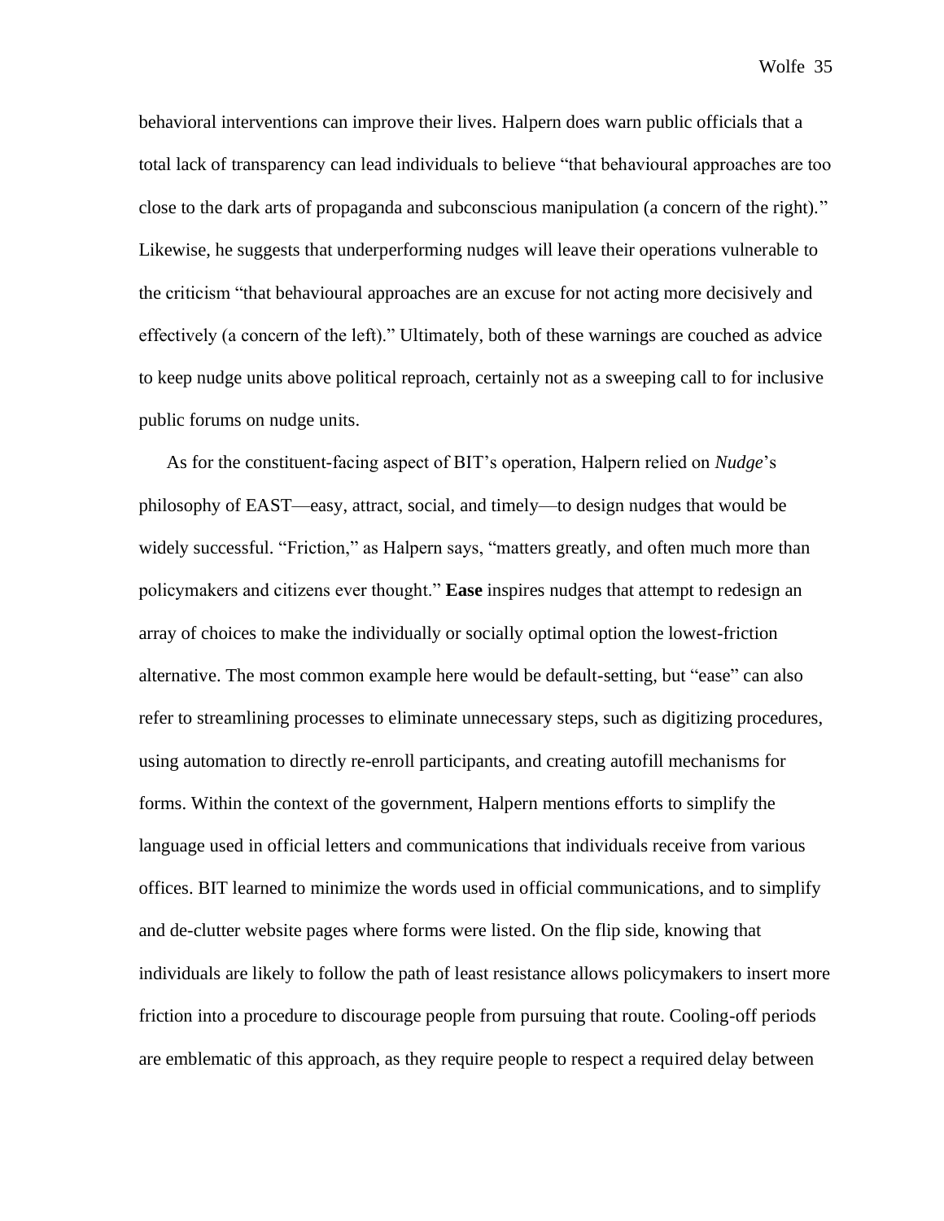behavioral interventions can improve their lives. Halpern does warn public officials that a total lack of transparency can lead individuals to believe "that behavioural approaches are too close to the dark arts of propaganda and subconscious manipulation (a concern of the right)." Likewise, he suggests that underperforming nudges will leave their operations vulnerable to the criticism "that behavioural approaches are an excuse for not acting more decisively and effectively (a concern of the left)." Ultimately, both of these warnings are couched as advice to keep nudge units above political reproach, certainly not as a sweeping call to for inclusive public forums on nudge units.

As for the constituent-facing aspect of BIT's operation, Halpern relied on *Nudge*'s philosophy of EAST—easy, attract, social, and timely—to design nudges that would be widely successful. "Friction," as Halpern says, "matters greatly, and often much more than policymakers and citizens ever thought." **Ease** inspires nudges that attempt to redesign an array of choices to make the individually or socially optimal option the lowest-friction alternative. The most common example here would be default-setting, but "ease" can also refer to streamlining processes to eliminate unnecessary steps, such as digitizing procedures, using automation to directly re-enroll participants, and creating autofill mechanisms for forms. Within the context of the government, Halpern mentions efforts to simplify the language used in official letters and communications that individuals receive from various offices. BIT learned to minimize the words used in official communications, and to simplify and de-clutter website pages where forms were listed. On the flip side, knowing that individuals are likely to follow the path of least resistance allows policymakers to insert more friction into a procedure to discourage people from pursuing that route. Cooling-off periods are emblematic of this approach, as they require people to respect a required delay between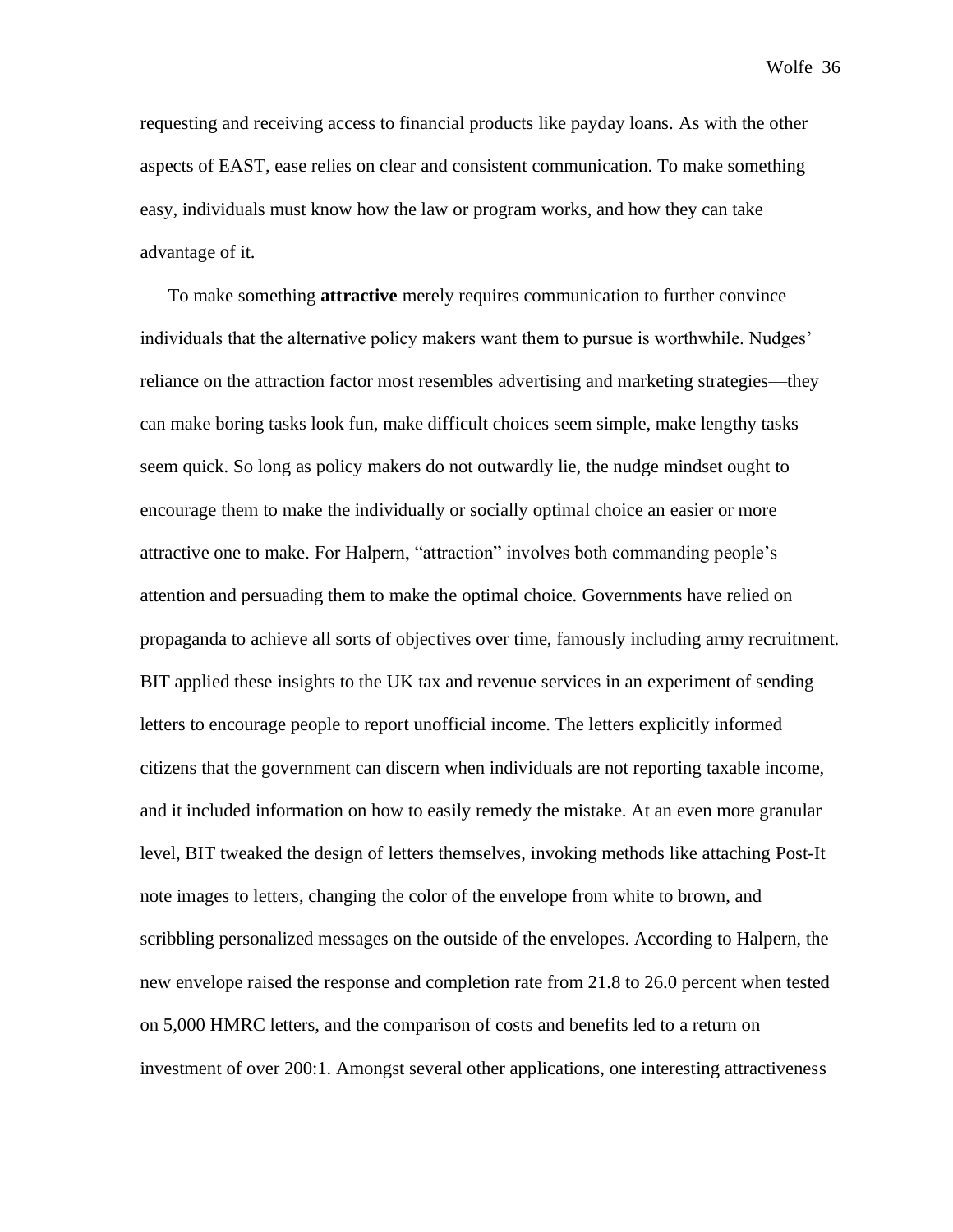requesting and receiving access to financial products like payday loans. As with the other aspects of EAST, ease relies on clear and consistent communication. To make something easy, individuals must know how the law or program works, and how they can take advantage of it.

To make something **attractive** merely requires communication to further convince individuals that the alternative policy makers want them to pursue is worthwhile. Nudges' reliance on the attraction factor most resembles advertising and marketing strategies—they can make boring tasks look fun, make difficult choices seem simple, make lengthy tasks seem quick. So long as policy makers do not outwardly lie, the nudge mindset ought to encourage them to make the individually or socially optimal choice an easier or more attractive one to make. For Halpern, "attraction" involves both commanding people's attention and persuading them to make the optimal choice. Governments have relied on propaganda to achieve all sorts of objectives over time, famously including army recruitment. BIT applied these insights to the UK tax and revenue services in an experiment of sending letters to encourage people to report unofficial income. The letters explicitly informed citizens that the government can discern when individuals are not reporting taxable income, and it included information on how to easily remedy the mistake. At an even more granular level, BIT tweaked the design of letters themselves, invoking methods like attaching Post-It note images to letters, changing the color of the envelope from white to brown, and scribbling personalized messages on the outside of the envelopes. According to Halpern, the new envelope raised the response and completion rate from 21.8 to 26.0 percent when tested on 5,000 HMRC letters, and the comparison of costs and benefits led to a return on investment of over 200:1. Amongst several other applications, one interesting attractiveness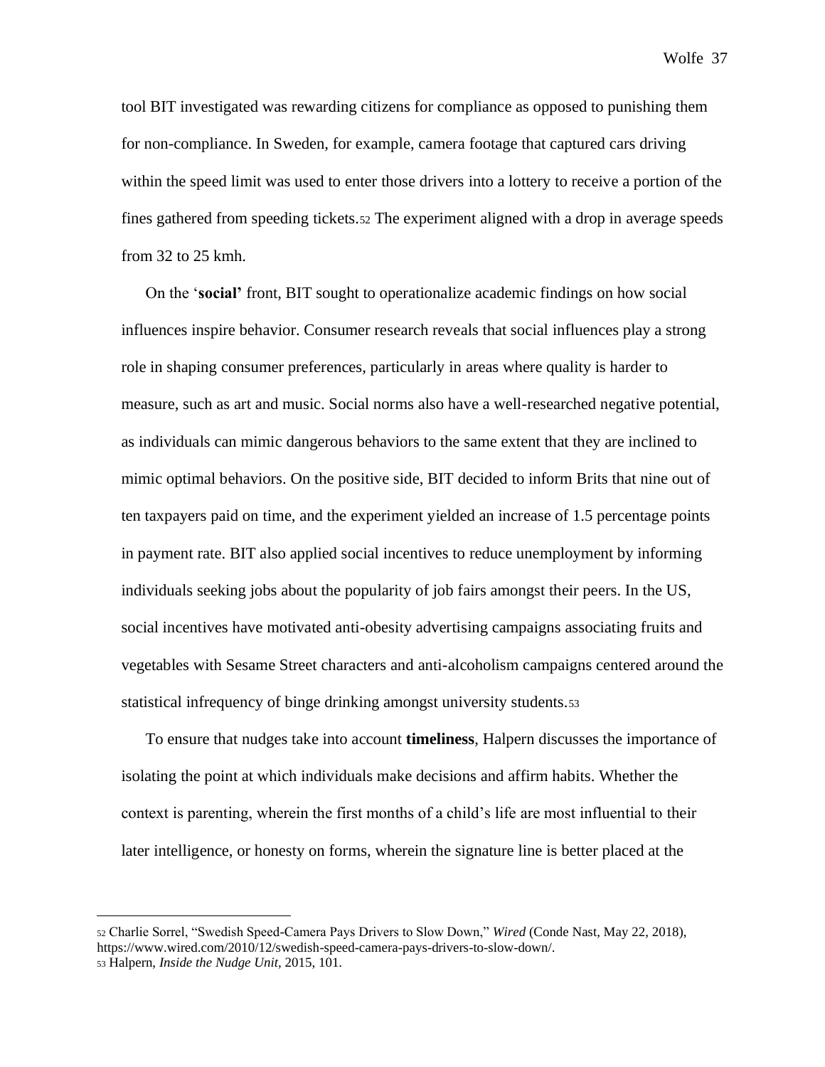tool BIT investigated was rewarding citizens for compliance as opposed to punishing them for non-compliance. In Sweden, for example, camera footage that captured cars driving within the speed limit was used to enter those drivers into a lottery to receive a portion of the fines gathered from speeding tickets.[52] The experiment aligned with a drop in average speeds from 32 to 25 kmh.

On the '**social'** front, BIT sought to operationalize academic findings on how social influences inspire behavior. Consumer research reveals that social influences play a strong role in shaping consumer preferences, particularly in areas where quality is harder to measure, such as art and music. Social norms also have a well-researched negative potential, as individuals can mimic dangerous behaviors to the same extent that they are inclined to mimic optimal behaviors. On the positive side, BIT decided to inform Brits that nine out of ten taxpayers paid on time, and the experiment yielded an increase of 1.5 percentage points in payment rate. BIT also applied social incentives to reduce unemployment by informing individuals seeking jobs about the popularity of job fairs amongst their peers. In the US, social incentives have motivated anti-obesity advertising campaigns associating fruits and vegetables with Sesame Street characters and anti-alcoholism campaigns centered around the statistical infrequency of binge drinking amongst university students.[53]

To ensure that nudges take into account **timeliness**, Halpern discusses the importance of isolating the point at which individuals make decisions and affirm habits. Whether the context is parenting, wherein the first months of a child's life are most influential to their later intelligence, or honesty on forms, wherein the signature line is better placed at the

---

[52] Charlie Sorrel, "Swedish Speed-Camera Pays Drivers to Slow Down," *Wired* (Conde Nast, May 22, 2018), https://www.wired.com/2010/12/swedish-speed-camera-pays-drivers-to-slow-down/.

[53] Halpern, *Inside the Nudge Unit*, 2015, 101.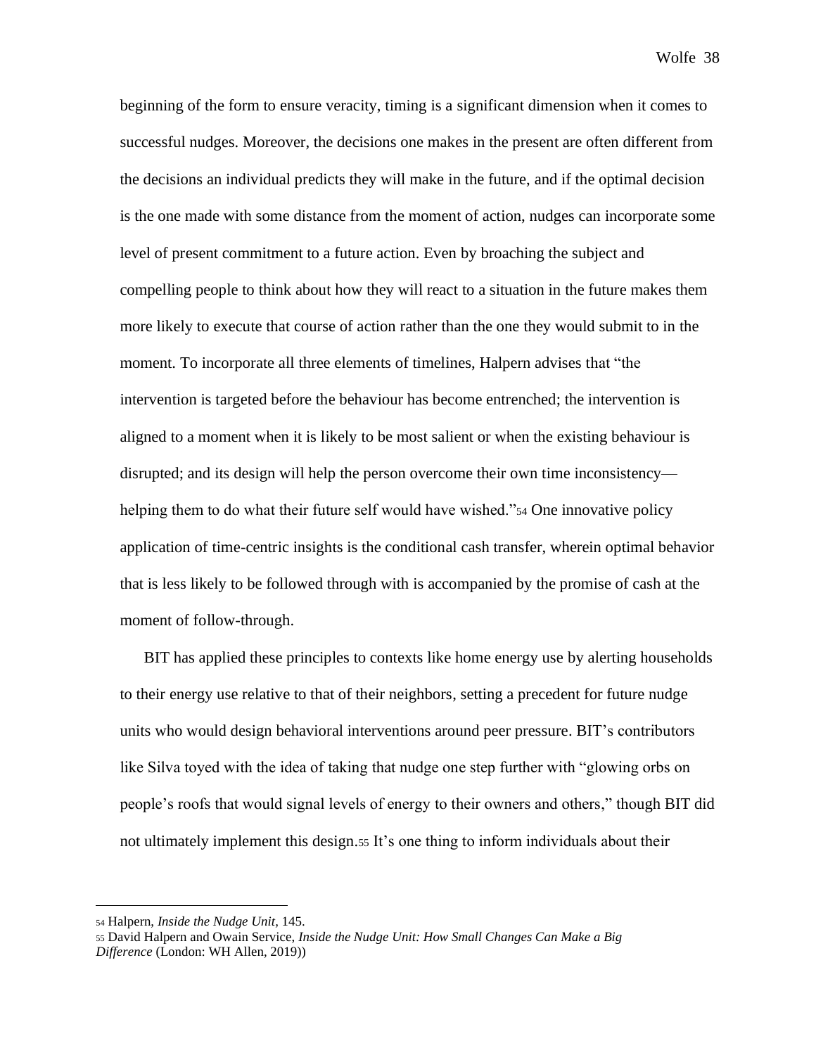beginning of the form to ensure veracity, timing is a significant dimension when it comes to successful nudges. Moreover, the decisions one makes in the present are often different from the decisions an individual predicts they will make in the future, and if the optimal decision is the one made with some distance from the moment of action, nudges can incorporate some level of present commitment to a future action. Even by broaching the subject and compelling people to think about how they will react to a situation in the future makes them more likely to execute that course of action rather than the one they would submit to in the moment. To incorporate all three elements of timelines, Halpern advises that "the intervention is targeted before the behaviour has become entrenched; the intervention is aligned to a moment when it is likely to be most salient or when the existing behaviour is disrupted; and its design will help the person overcome their own time inconsistency—helping them to do what their future self would have wished."[54] One innovative policy application of time-centric insights is the conditional cash transfer, wherein optimal behavior that is less likely to be followed through with is accompanied by the promise of cash at the moment of follow-through.

BIT has applied these principles to contexts like home energy use by alerting households to their energy use relative to that of their neighbors, setting a precedent for future nudge units who would design behavioral interventions around peer pressure. BIT's contributors like Silva toyed with the idea of taking that nudge one step further with "glowing orbs on people's roofs that would signal levels of energy to their owners and others," though BIT did not ultimately implement this design.[55] It's one thing to inform individuals about their

---

[54] Halpern, *Inside the Nudge Unit*, 145.

[55] David Halpern and Owain Service, *Inside the Nudge Unit: How Small Changes Can Make a Big Difference* (London: WH Allen, 2019))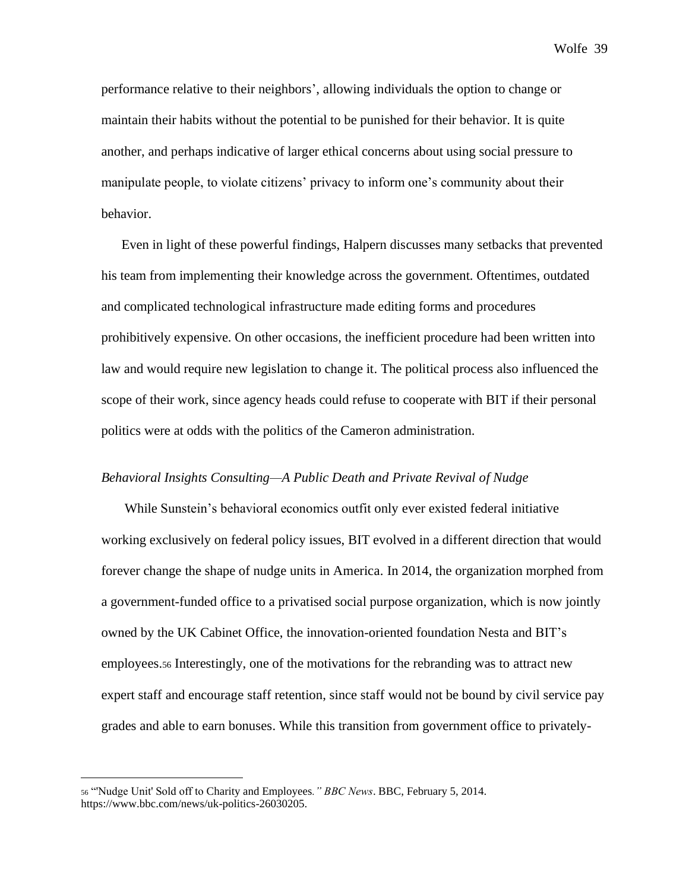performance relative to their neighbors', allowing individuals the option to change or maintain their habits without the potential to be punished for their behavior. It is quite another, and perhaps indicative of larger ethical concerns about using social pressure to manipulate people, to violate citizens' privacy to inform one's community about their behavior.

Even in light of these powerful findings, Halpern discusses many setbacks that prevented his team from implementing their knowledge across the government. Oftentimes, outdated and complicated technological infrastructure made editing forms and procedures prohibitively expensive. On other occasions, the inefficient procedure had been written into law and would require new legislation to change it. The political process also influenced the scope of their work, since agency heads could refuse to cooperate with BIT if their personal politics were at odds with the politics of the Cameron administration.

*Behavioral Insights Consulting—A Public Death and Private Revival of Nudge*

While Sunstein's behavioral economics outfit only ever existed federal initiative working exclusively on federal policy issues, BIT evolved in a different direction that would forever change the shape of nudge units in America. In 2014, the organization morphed from a government-funded office to a privatised social purpose organization, which is now jointly owned by the UK Cabinet Office, the innovation-oriented foundation Nesta and BIT's employees.[56] Interestingly, one of the motivations for the rebranding was to attract new expert staff and encourage staff retention, since staff would not be bound by civil service pay grades and able to earn bonuses. While this transition from government office to privately-

---

[56] "'Nudge Unit' Sold off to Charity and Employees*." BBC News*. BBC, February 5, 2014. https://www.bbc.com/news/uk-politics-26030205.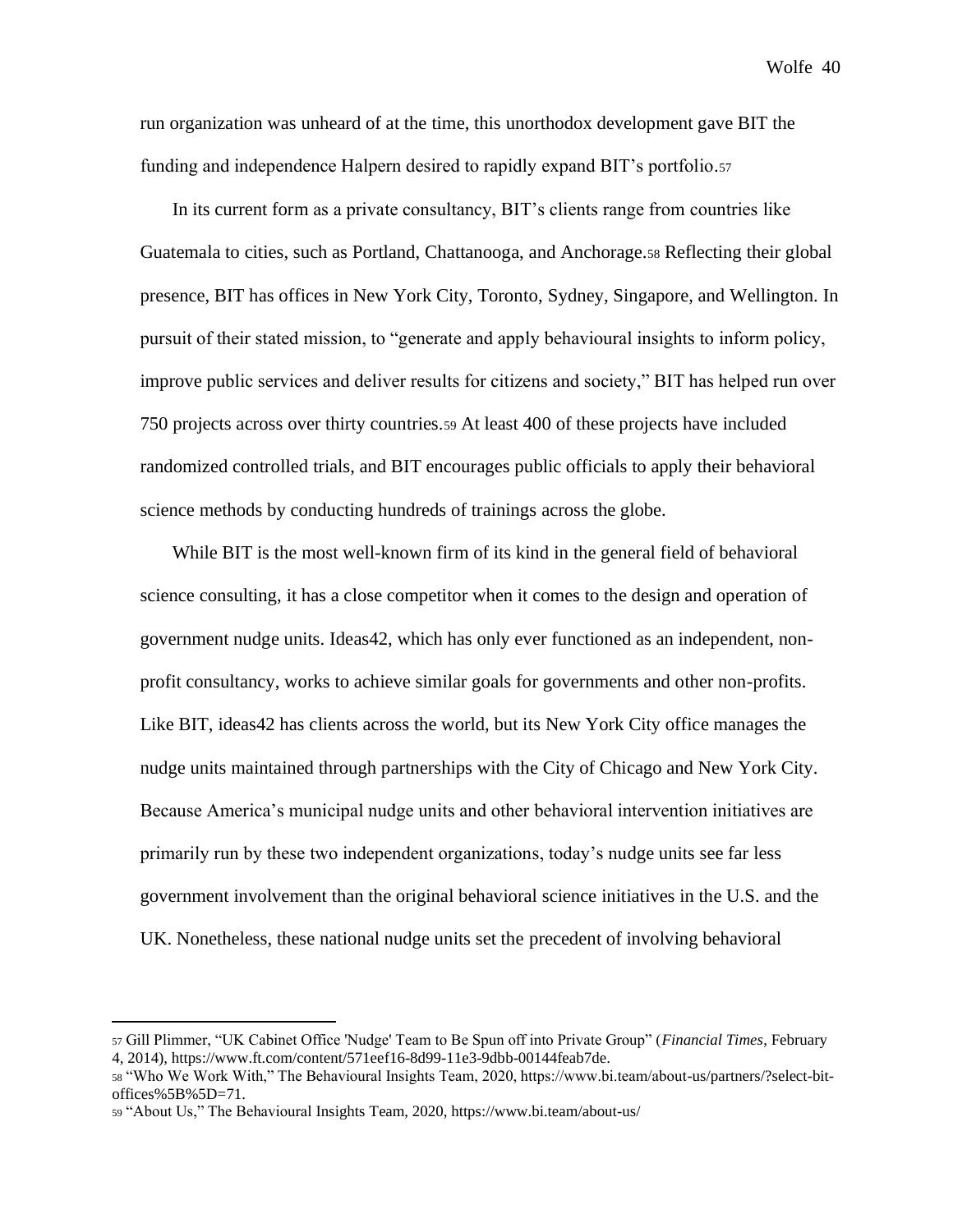run organization was unheard of at the time, this unorthodox development gave BIT the funding and independence Halpern desired to rapidly expand BIT's portfolio.[57]

In its current form as a private consultancy, BIT's clients range from countries like Guatemala to cities, such as Portland, Chattanooga, and Anchorage.[58] Reflecting their global presence, BIT has offices in New York City, Toronto, Sydney, Singapore, and Wellington. In pursuit of their stated mission, to "generate and apply behavioural insights to inform policy, improve public services and deliver results for citizens and society," BIT has helped run over 750 projects across over thirty countries.[59] At least 400 of these projects have included randomized controlled trials, and BIT encourages public officials to apply their behavioral science methods by conducting hundreds of trainings across the globe.

While BIT is the most well-known firm of its kind in the general field of behavioral science consulting, it has a close competitor when it comes to the design and operation of government nudge units. Ideas42, which has only ever functioned as an independent, non-profit consultancy, works to achieve similar goals for governments and other non-profits. Like BIT, ideas42 has clients across the world, but its New York City office manages the nudge units maintained through partnerships with the City of Chicago and New York City. Because America's municipal nudge units and other behavioral intervention initiatives are primarily run by these two independent organizations, today's nudge units see far less government involvement than the original behavioral science initiatives in the U.S. and the UK. Nonetheless, these national nudge units set the precedent of involving behavioral

---

[57] Gill Plimmer, "UK Cabinet Office 'Nudge' Team to Be Spun off into Private Group" (*Financial Times*, February 4, 2014), https://www.ft.com/content/571eef16-8d99-11e3-9dbb-00144feab7de.

[58] "Who We Work With," The Behavioural Insights Team, 2020, https://www.bi.team/about-us/partners/?select-bit-offices%5B%5D=71.

[59] "About Us," The Behavioural Insights Team, 2020, https://www.bi.team/about-us/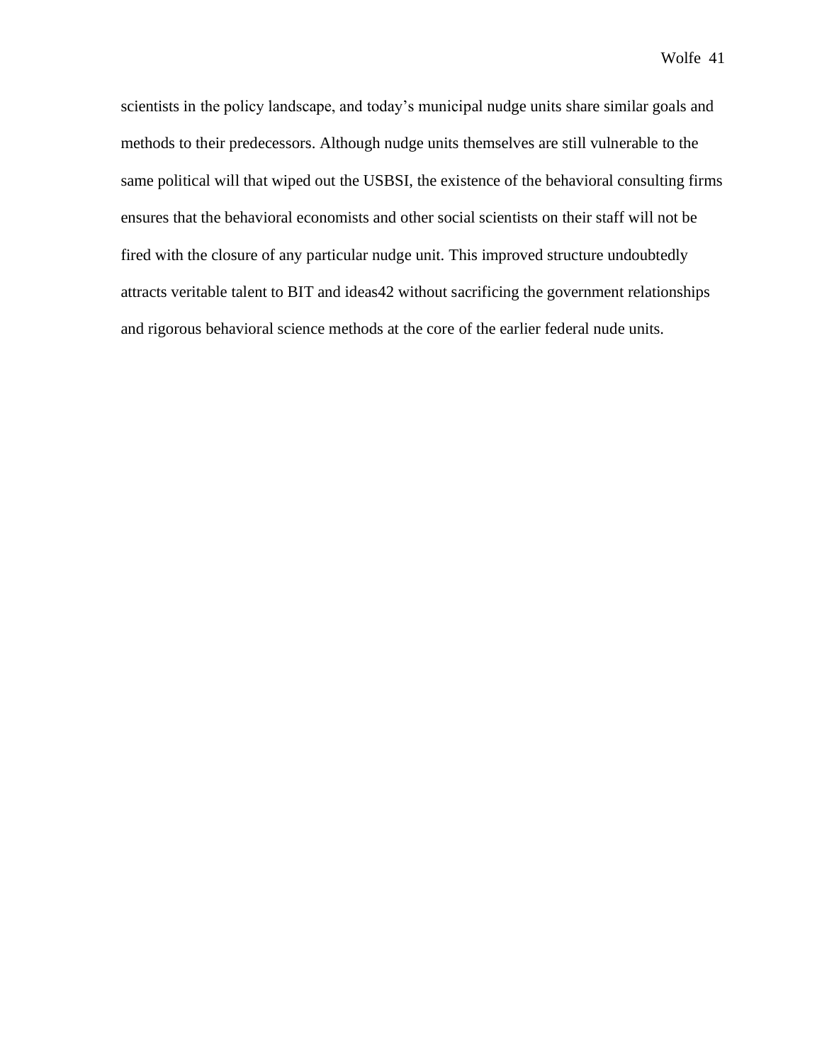scientists in the policy landscape, and today's municipal nudge units share similar goals and methods to their predecessors. Although nudge units themselves are still vulnerable to the same political will that wiped out the USBSI, the existence of the behavioral consulting firms ensures that the behavioral economists and other social scientists on their staff will not be fired with the closure of any particular nudge unit. This improved structure undoubtedly attracts veritable talent to BIT and ideas42 without sacrificing the government relationships and rigorous behavioral science methods at the core of the earlier federal nude units.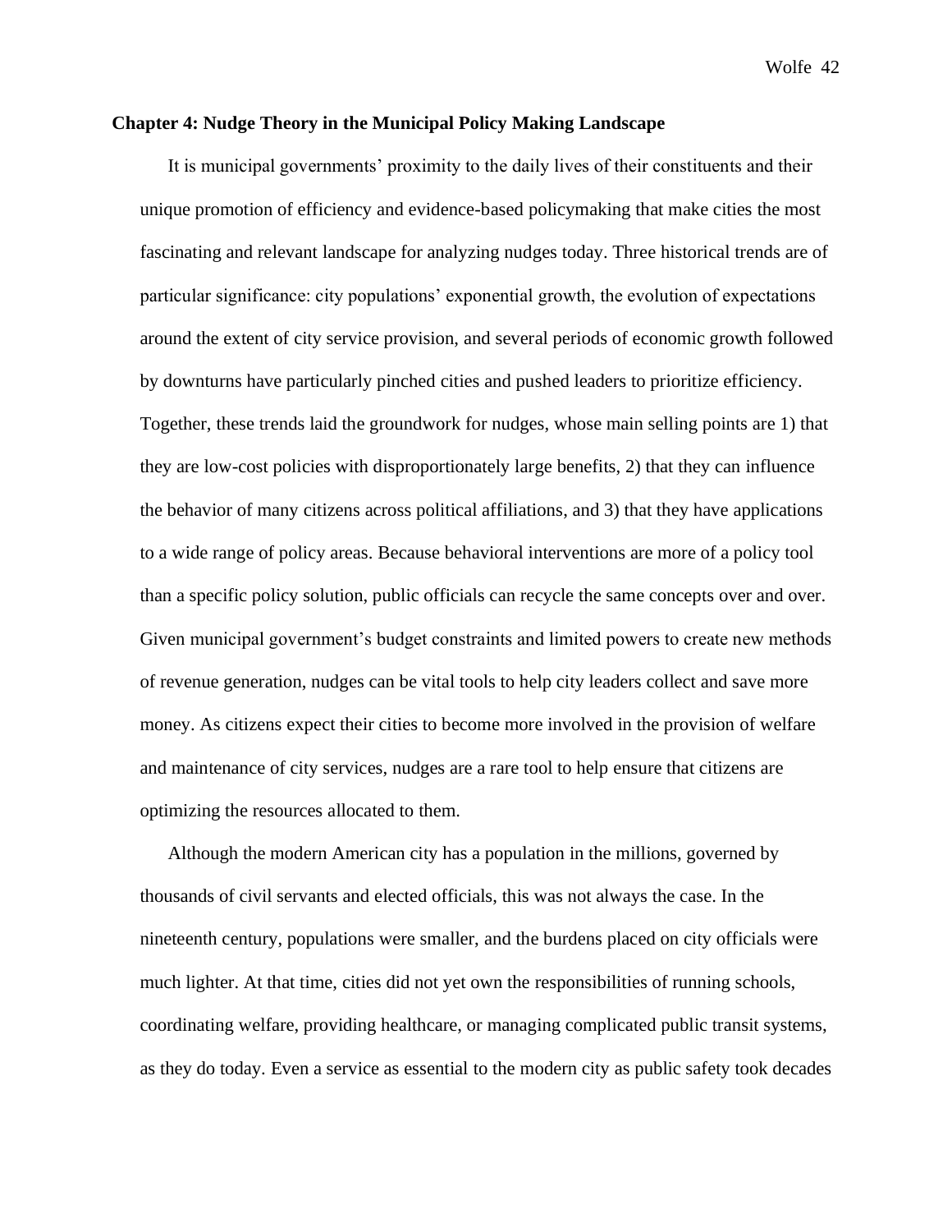## Chapter 4: Nudge Theory in the Municipal Policy Making Landscape

It is municipal governments' proximity to the daily lives of their constituents and their unique promotion of efficiency and evidence-based policymaking that make cities the most fascinating and relevant landscape for analyzing nudges today. Three historical trends are of particular significance: city populations' exponential growth, the evolution of expectations around the extent of city service provision, and several periods of economic growth followed by downturns have particularly pinched cities and pushed leaders to prioritize efficiency. Together, these trends laid the groundwork for nudges, whose main selling points are 1) that they are low-cost policies with disproportionately large benefits, 2) that they can influence the behavior of many citizens across political affiliations, and 3) that they have applications to a wide range of policy areas. Because behavioral interventions are more of a policy tool than a specific policy solution, public officials can recycle the same concepts over and over. Given municipal government's budget constraints and limited powers to create new methods of revenue generation, nudges can be vital tools to help city leaders collect and save more money. As citizens expect their cities to become more involved in the provision of welfare and maintenance of city services, nudges are a rare tool to help ensure that citizens are optimizing the resources allocated to them.

Although the modern American city has a population in the millions, governed by thousands of civil servants and elected officials, this was not always the case. In the nineteenth century, populations were smaller, and the burdens placed on city officials were much lighter. At that time, cities did not yet own the responsibilities of running schools, coordinating welfare, providing healthcare, or managing complicated public transit systems, as they do today. Even a service as essential to the modern city as public safety took decades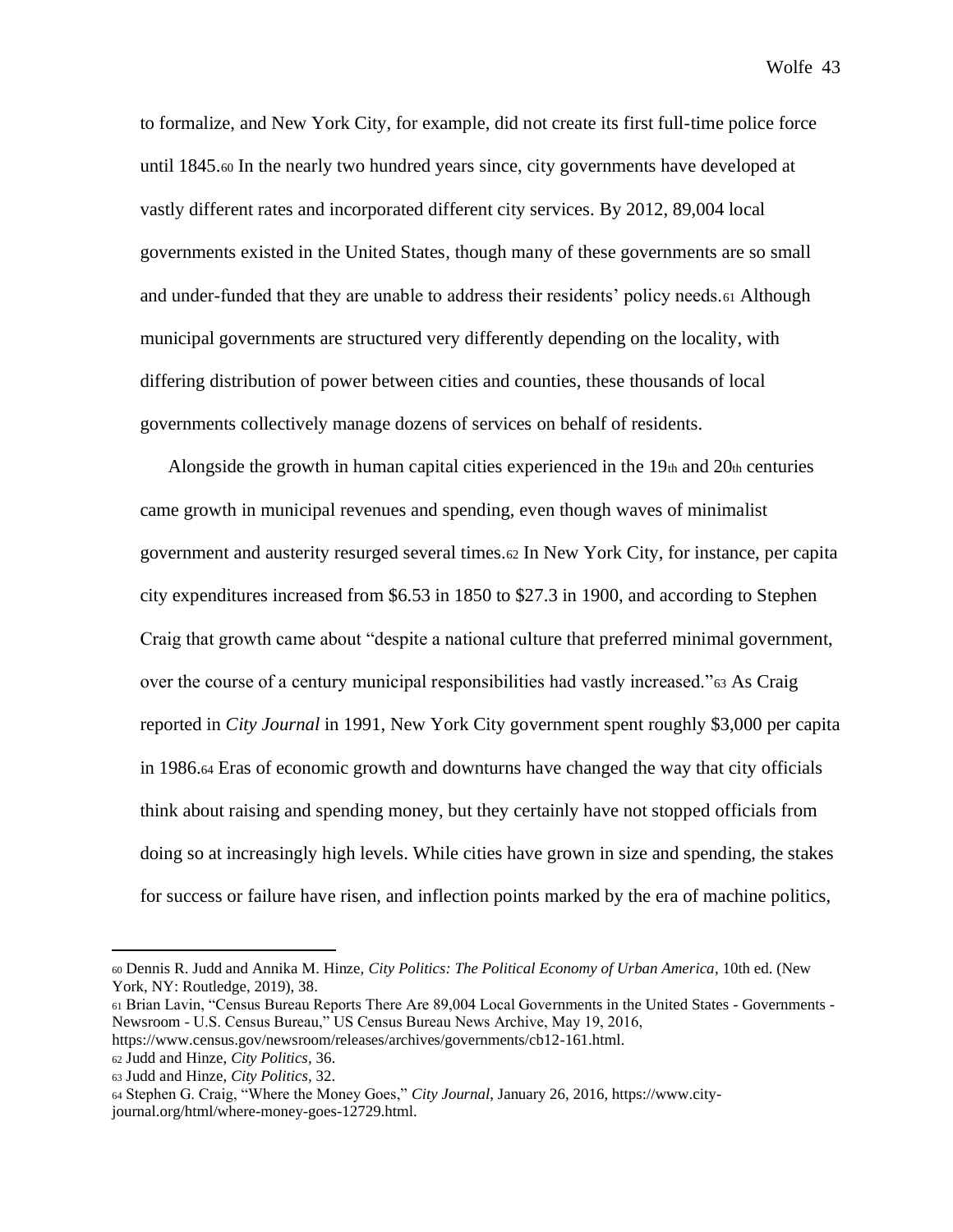to formalize, and New York City, for example, did not create its first full-time police force until 1845.[60] In the nearly two hundred years since, city governments have developed at vastly different rates and incorporated different city services. By 2012, 89,004 local governments existed in the United States, though many of these governments are so small and under-funded that they are unable to address their residents' policy needs.[61] Although municipal governments are structured very differently depending on the locality, with differing distribution of power between cities and counties, these thousands of local governments collectively manage dozens of services on behalf of residents.

Alongside the growth in human capital cities experienced in the 19th and 20th centuries came growth in municipal revenues and spending, even though waves of minimalist government and austerity resurged several times.[62] In New York City, for instance, per capita city expenditures increased from $6.53 in 1850 to $27.3 in 1900, and according to Stephen Craig that growth came about "despite a national culture that preferred minimal government, over the course of a century municipal responsibilities had vastly increased."[63] As Craig reported in *City Journal* in 1991, New York City government spent roughly $3,000 per capita in 1986.[64] Eras of economic growth and downturns have changed the way that city officials think about raising and spending money, but they certainly have not stopped officials from doing so at increasingly high levels. While cities have grown in size and spending, the stakes for success or failure have risen, and inflection points marked by the era of machine politics,

---

[60] Dennis R. Judd and Annika M. Hinze, *City Politics: The Political Economy of Urban America*, 10th ed. (New York, NY: Routledge, 2019), 38.

[61] Brian Lavin, "Census Bureau Reports There Are 89,004 Local Governments in the United States - Governments - Newsroom - U.S. Census Bureau," US Census Bureau News Archive, May 19, 2016, https://www.census.gov/newsroom/releases/archives/governments/cb12-161.html.

[62] Judd and Hinze, *City Politics*, 36.

[63] Judd and Hinze, *City Politics*, 32.

[64] Stephen G. Craig, "Where the Money Goes," *City Journal*, January 26, 2016, https://www.city-journal.org/html/where-money-goes-12729.html.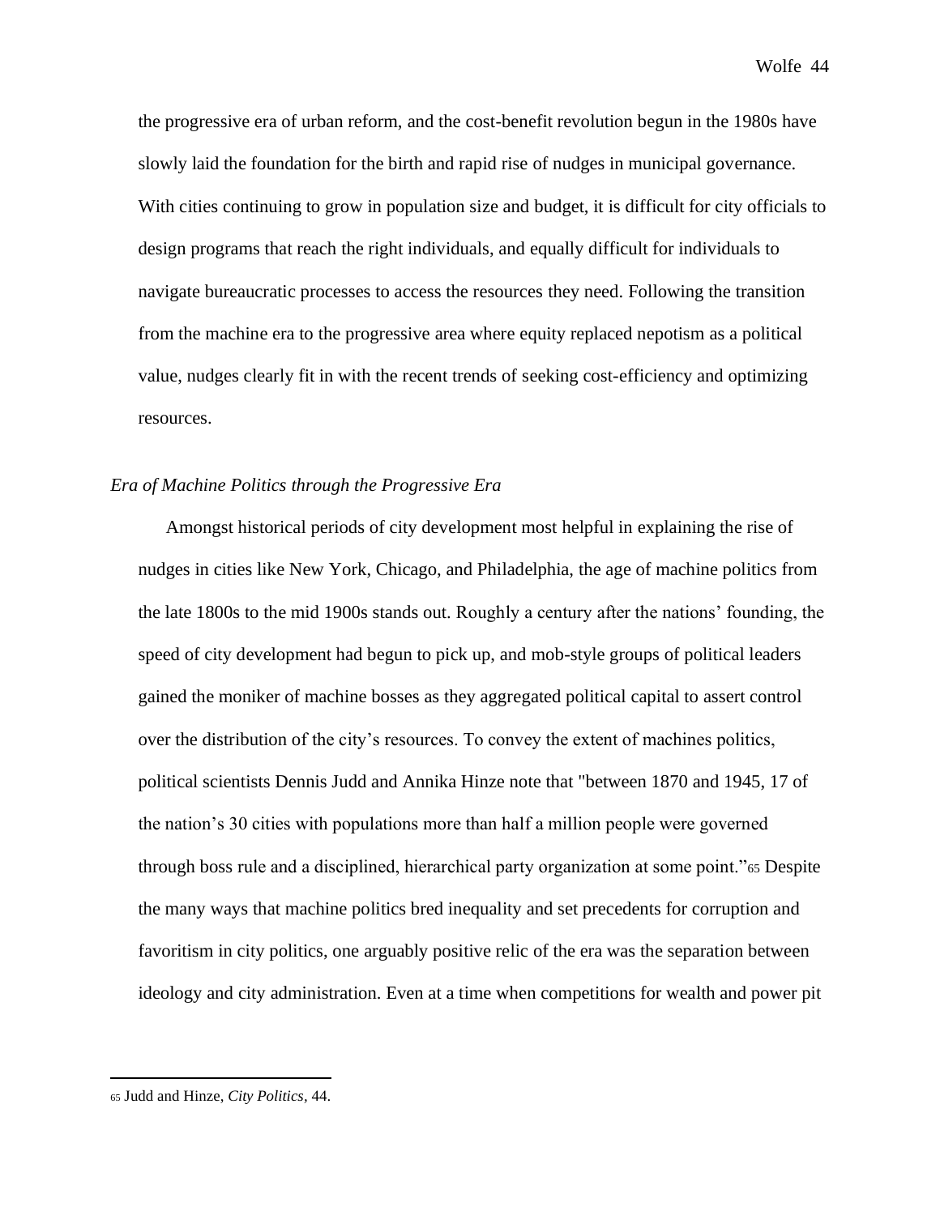the progressive era of urban reform, and the cost-benefit revolution begun in the 1980s have slowly laid the foundation for the birth and rapid rise of nudges in municipal governance. With cities continuing to grow in population size and budget, it is difficult for city officials to design programs that reach the right individuals, and equally difficult for individuals to navigate bureaucratic processes to access the resources they need. Following the transition from the machine era to the progressive area where equity replaced nepotism as a political value, nudges clearly fit in with the recent trends of seeking cost-efficiency and optimizing resources.

*Era of Machine Politics through the Progressive Era*

Amongst historical periods of city development most helpful in explaining the rise of nudges in cities like New York, Chicago, and Philadelphia, the age of machine politics from the late 1800s to the mid 1900s stands out. Roughly a century after the nations' founding, the speed of city development had begun to pick up, and mob-style groups of political leaders gained the moniker of machine bosses as they aggregated political capital to assert control over the distribution of the city's resources. To convey the extent of machines politics, political scientists Dennis Judd and Annika Hinze note that "between 1870 and 1945, 17 of the nation's 30 cities with populations more than half a million people were governed through boss rule and a disciplined, hierarchical party organization at some point."[65] Despite the many ways that machine politics bred inequality and set precedents for corruption and favoritism in city politics, one arguably positive relic of the era was the separation between ideology and city administration. Even at a time when competitions for wealth and power pit

[65] Judd and Hinze, *City Politics*, 44.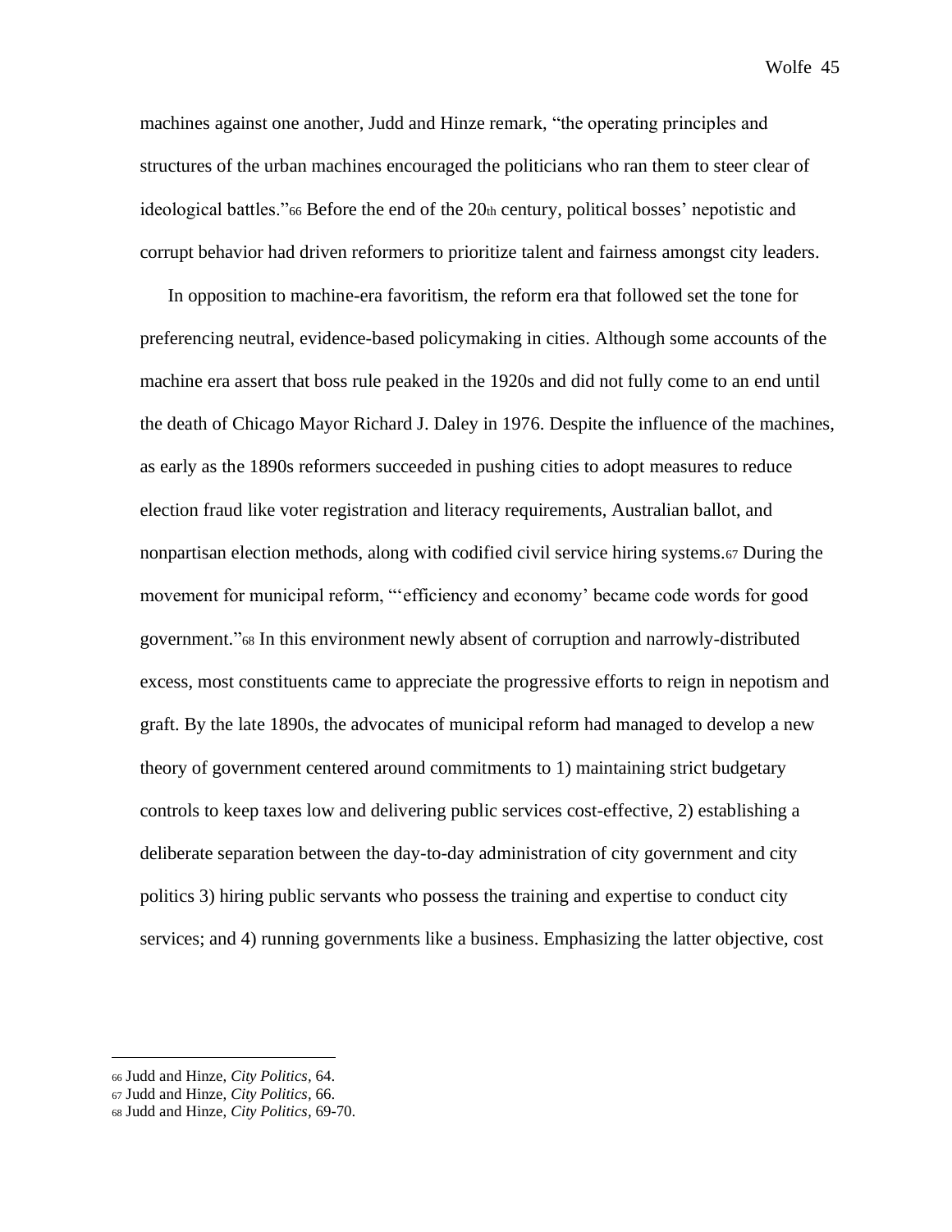machines against one another, Judd and Hinze remark, "the operating principles and structures of the urban machines encouraged the politicians who ran them to steer clear of ideological battles."[66] Before the end of the 20th century, political bosses' nepotistic and corrupt behavior had driven reformers to prioritize talent and fairness amongst city leaders.

In opposition to machine-era favoritism, the reform era that followed set the tone for preferencing neutral, evidence-based policymaking in cities. Although some accounts of the machine era assert that boss rule peaked in the 1920s and did not fully come to an end until the death of Chicago Mayor Richard J. Daley in 1976. Despite the influence of the machines, as early as the 1890s reformers succeeded in pushing cities to adopt measures to reduce election fraud like voter registration and literacy requirements, Australian ballot, and nonpartisan election methods, along with codified civil service hiring systems.[67] During the movement for municipal reform, "'efficiency and economy' became code words for good government."[68] In this environment newly absent of corruption and narrowly-distributed excess, most constituents came to appreciate the progressive efforts to reign in nepotism and graft. By the late 1890s, the advocates of municipal reform had managed to develop a new theory of government centered around commitments to 1) maintaining strict budgetary controls to keep taxes low and delivering public services cost-effective, 2) establishing a deliberate separation between the day-to-day administration of city government and city politics 3) hiring public servants who possess the training and expertise to conduct city services; and 4) running governments like a business. Emphasizing the latter objective, cost

---

[66] Judd and Hinze, *City Politics*, 64.

[67] Judd and Hinze, *City Politics*, 66.

[68] Judd and Hinze, *City Politics*, 69-70.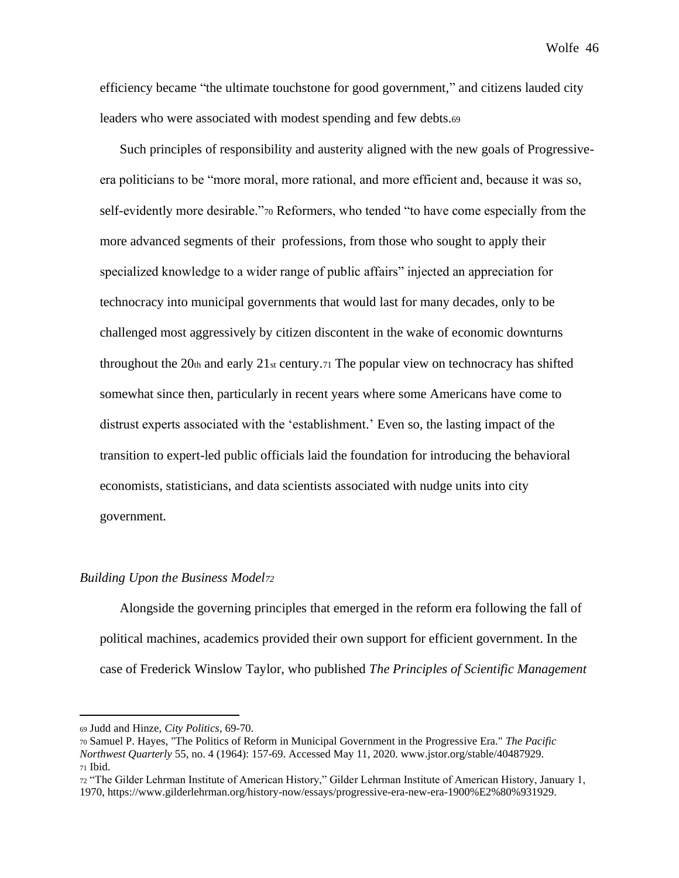efficiency became "the ultimate touchstone for good government," and citizens lauded city leaders who were associated with modest spending and few debts.[69]

Such principles of responsibility and austerity aligned with the new goals of Progressive-era politicians to be "more moral, more rational, and more efficient and, because it was so, self-evidently more desirable."[70] Reformers, who tended "to have come especially from the more advanced segments of their professions, from those who sought to apply their specialized knowledge to a wider range of public affairs" injected an appreciation for technocracy into municipal governments that would last for many decades, only to be challenged most aggressively by citizen discontent in the wake of economic downturns throughout the 20th and early 21st century.[71] The popular view on technocracy has shifted somewhat since then, particularly in recent years where some Americans have come to distrust experts associated with the 'establishment.' Even so, the lasting impact of the transition to expert-led public officials laid the foundation for introducing the behavioral economists, statisticians, and data scientists associated with nudge units into city government.

### *Building Upon the Business Model*[72]

Alongside the governing principles that emerged in the reform era following the fall of political machines, academics provided their own support for efficient government. In the case of Frederick Winslow Taylor, who published *The Principles of Scientific Management*

---

[69] Judd and Hinze, *City Politics*, 69-70.

[70] Samuel P. Hayes, "The Politics of Reform in Municipal Government in the Progressive Era." *The Pacific Northwest Quarterly* 55, no. 4 (1964): 157-69. Accessed May 11, 2020. www.jstor.org/stable/40487929.

[71] Ibid.

[72] "The Gilder Lehrman Institute of American History," Gilder Lehrman Institute of American History, January 1, 1970, https://www.gilderlehrman.org/history-now/essays/progressive-era-new-era-1900%E2%80%931929.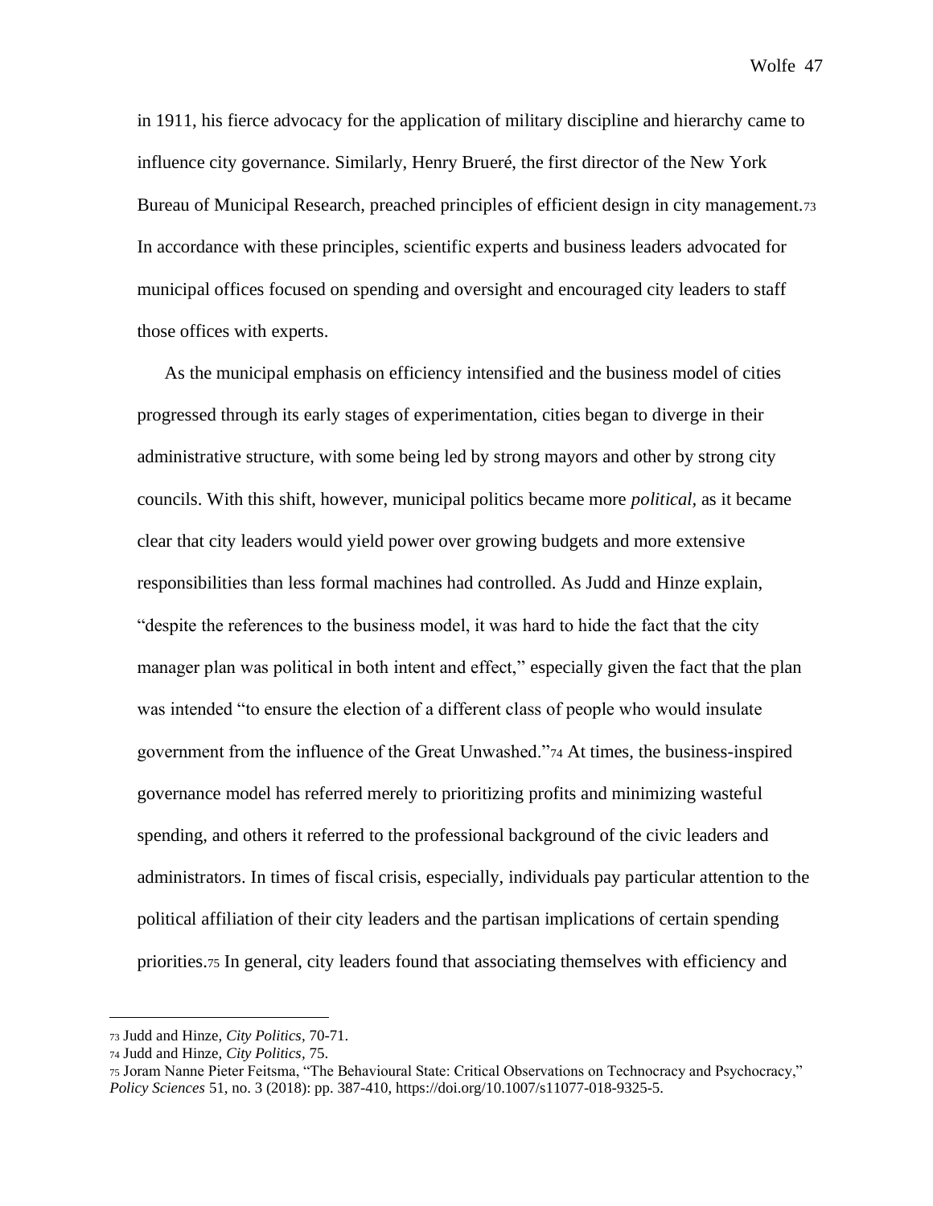in 1911, his fierce advocacy for the application of military discipline and hierarchy came to influence city governance. Similarly, Henry Brueré, the first director of the New York Bureau of Municipal Research, preached principles of efficient design in city management.[73] In accordance with these principles, scientific experts and business leaders advocated for municipal offices focused on spending and oversight and encouraged city leaders to staff those offices with experts.

As the municipal emphasis on efficiency intensified and the business model of cities progressed through its early stages of experimentation, cities began to diverge in their administrative structure, with some being led by strong mayors and other by strong city councils. With this shift, however, municipal politics became more *political,* as it became clear that city leaders would yield power over growing budgets and more extensive responsibilities than less formal machines had controlled. As Judd and Hinze explain, "despite the references to the business model, it was hard to hide the fact that the city manager plan was political in both intent and effect," especially given the fact that the plan was intended "to ensure the election of a different class of people who would insulate government from the influence of the Great Unwashed."[74] At times, the business-inspired governance model has referred merely to prioritizing profits and minimizing wasteful spending, and others it referred to the professional background of the civic leaders and administrators. In times of fiscal crisis, especially, individuals pay particular attention to the political affiliation of their city leaders and the partisan implications of certain spending priorities.[75] In general, city leaders found that associating themselves with efficiency and

---

[73] Judd and Hinze, *City Politics,* 70-71.

[74] Judd and Hinze, *City Politics,* 75.

[75] Joram Nanne Pieter Feitsma, "The Behavioural State: Critical Observations on Technocracy and Psychocracy," *Policy Sciences* 51, no. 3 (2018): pp. 387-410, https://doi.org/10.1007/s11077-018-9325-5.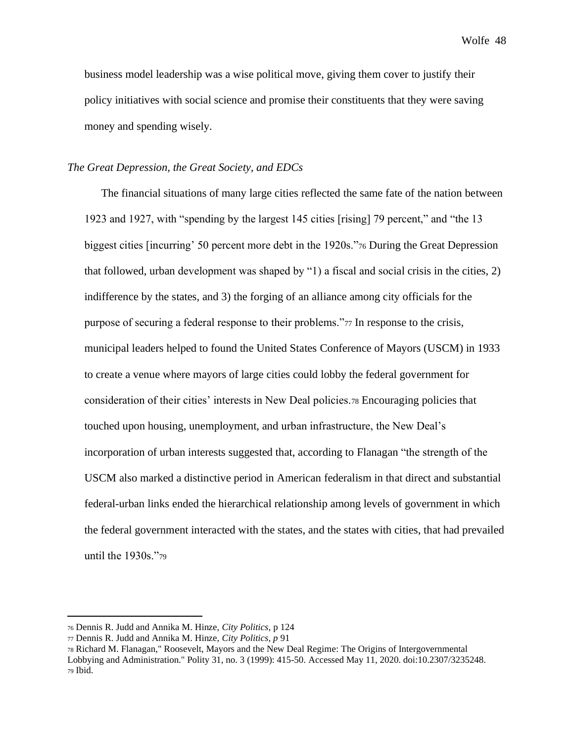business model leadership was a wise political move, giving them cover to justify their policy initiatives with social science and promise their constituents that they were saving money and spending wisely.

*The Great Depression, the Great Society, and EDCs*

The financial situations of many large cities reflected the same fate of the nation between 1923 and 1927, with "spending by the largest 145 cities [rising] 79 percent," and "the 13 biggest cities [incurring' 50 percent more debt in the 1920s."[76] During the Great Depression that followed, urban development was shaped by "1) a fiscal and social crisis in the cities, 2) indifference by the states, and 3) the forging of an alliance among city officials for the purpose of securing a federal response to their problems."[77] In response to the crisis, municipal leaders helped to found the United States Conference of Mayors (USCM) in 1933 to create a venue where mayors of large cities could lobby the federal government for consideration of their cities' interests in New Deal policies.[78] Encouraging policies that touched upon housing, unemployment, and urban infrastructure, the New Deal's incorporation of urban interests suggested that, according to Flanagan "the strength of the USCM also marked a distinctive period in American federalism in that direct and substantial federal-urban links ended the hierarchical relationship among levels of government in which the federal government interacted with the states, and the states with cities, that had prevailed until the 1930s."[79]

---

[76] Dennis R. Judd and Annika M. Hinze, *City Politics,* p 124

[77] Dennis R. Judd and Annika M. Hinze, *City Politics, p* 91

[78] Richard M. Flanagan," Roosevelt, Mayors and the New Deal Regime: The Origins of Intergovernmental Lobbying and Administration." Polity 31, no. 3 (1999): 415-50. Accessed May 11, 2020. doi:10.2307/3235248.

[79] Ibid.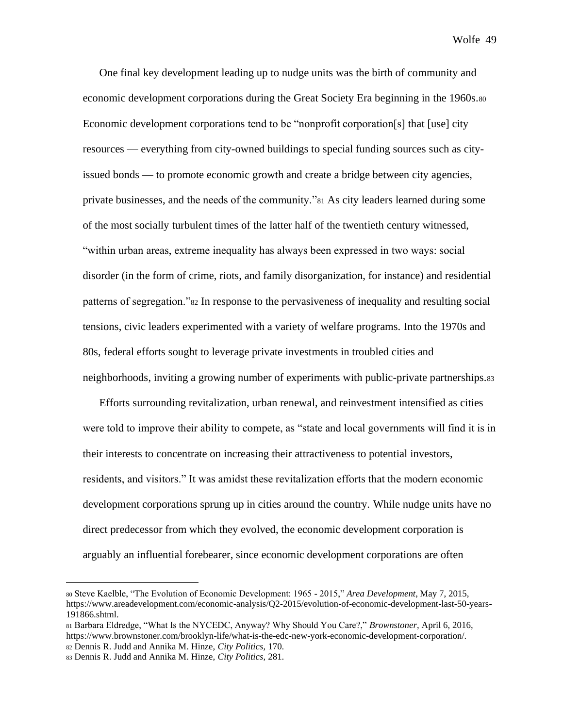One final key development leading up to nudge units was the birth of community and economic development corporations during the Great Society Era beginning in the 1960s.[80] Economic development corporations tend to be "nonprofit corporation[s] that [use] city resources — everything from city-owned buildings to special funding sources such as city-issued bonds — to promote economic growth and create a bridge between city agencies, private businesses, and the needs of the community."[81] As city leaders learned during some of the most socially turbulent times of the latter half of the twentieth century witnessed, "within urban areas, extreme inequality has always been expressed in two ways: social disorder (in the form of crime, riots, and family disorganization, for instance) and residential patterns of segregation."[82] In response to the pervasiveness of inequality and resulting social tensions, civic leaders experimented with a variety of welfare programs. Into the 1970s and 80s, federal efforts sought to leverage private investments in troubled cities and neighborhoods, inviting a growing number of experiments with public-private partnerships.[83]

Efforts surrounding revitalization, urban renewal, and reinvestment intensified as cities were told to improve their ability to compete, as "state and local governments will find it is in their interests to concentrate on increasing their attractiveness to potential investors, residents, and visitors." It was amidst these revitalization efforts that the modern economic development corporations sprung up in cities around the country. While nudge units have no direct predecessor from which they evolved, the economic development corporation is arguably an influential forebearer, since economic development corporations are often

---

[80] Steve Kaelble, "The Evolution of Economic Development: 1965 - 2015," *Area Development*, May 7, 2015, https://www.areadevelopment.com/economic-analysis/Q2-2015/evolution-of-economic-development-last-50-years-191866.shtml.

[81] Barbara Eldredge, "What Is the NYCEDC, Anyway? Why Should You Care?," *Brownstoner*, April 6, 2016, https://www.brownstoner.com/brooklyn-life/what-is-the-edc-new-york-economic-development-corporation/.

[82] Dennis R. Judd and Annika M. Hinze, *City Politics,* 170.

[83] Dennis R. Judd and Annika M. Hinze, *City Politics,* 281.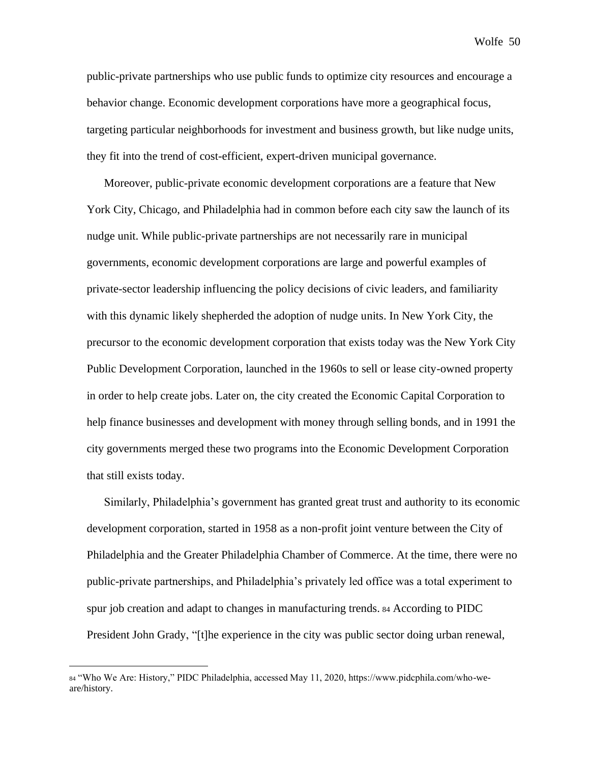public-private partnerships who use public funds to optimize city resources and encourage a behavior change. Economic development corporations have more a geographical focus, targeting particular neighborhoods for investment and business growth, but like nudge units, they fit into the trend of cost-efficient, expert-driven municipal governance.

Moreover, public-private economic development corporations are a feature that New York City, Chicago, and Philadelphia had in common before each city saw the launch of its nudge unit. While public-private partnerships are not necessarily rare in municipal governments, economic development corporations are large and powerful examples of private-sector leadership influencing the policy decisions of civic leaders, and familiarity with this dynamic likely shepherded the adoption of nudge units. In New York City, the precursor to the economic development corporation that exists today was the New York City Public Development Corporation, launched in the 1960s to sell or lease city-owned property in order to help create jobs. Later on, the city created the Economic Capital Corporation to help finance businesses and development with money through selling bonds, and in 1991 the city governments merged these two programs into the Economic Development Corporation that still exists today.

Similarly, Philadelphia's government has granted great trust and authority to its economic development corporation, started in 1958 as a non-profit joint venture between the City of Philadelphia and the Greater Philadelphia Chamber of Commerce. At the time, there were no public-private partnerships, and Philadelphia's privately led office was a total experiment to spur job creation and adapt to changes in manufacturing trends.[84] According to PIDC President John Grady, "[t]he experience in the city was public sector doing urban renewal,

---

[84] "Who We Are: History," PIDC Philadelphia, accessed May 11, 2020, https://www.pidcphila.com/who-we-are/history.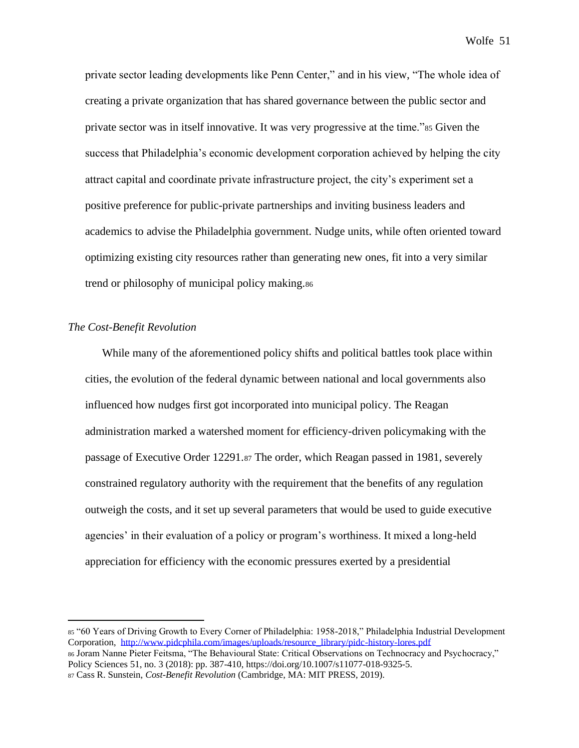private sector leading developments like Penn Center," and in his view, "The whole idea of creating a private organization that has shared governance between the public sector and private sector was in itself innovative. It was very progressive at the time."[85] Given the success that Philadelphia's economic development corporation achieved by helping the city attract capital and coordinate private infrastructure project, the city's experiment set a positive preference for public-private partnerships and inviting business leaders and academics to advise the Philadelphia government. Nudge units, while often oriented toward optimizing existing city resources rather than generating new ones, fit into a very similar trend or philosophy of municipal policy making.[86]

### *The Cost-Benefit Revolution*

While many of the aforementioned policy shifts and political battles took place within cities, the evolution of the federal dynamic between national and local governments also influenced how nudges first got incorporated into municipal policy. The Reagan administration marked a watershed moment for efficiency-driven policymaking with the passage of Executive Order 12291.[87] The order, which Reagan passed in 1981, severely constrained regulatory authority with the requirement that the benefits of any regulation outweigh the costs, and it set up several parameters that would be used to guide executive agencies' in their evaluation of a policy or program's worthiness. It mixed a long-held appreciation for efficiency with the economic pressures exerted by a presidential

---

[85] "60 Years of Driving Growth to Every Corner of Philadelphia: 1958-2018," Philadelphia Industrial Development Corporation, http://www.pidcphila.com/images/uploads/resource_library/pidc-history-lores.pdf

[86] Joram Nanne Pieter Feitsma, "The Behavioural State: Critical Observations on Technocracy and Psychocracy," Policy Sciences 51, no. 3 (2018): pp. 387-410, https://doi.org/10.1007/s11077-018-9325-5.

[87] Cass R. Sunstein, *Cost-Benefit Revolution* (Cambridge, MA: MIT PRESS, 2019).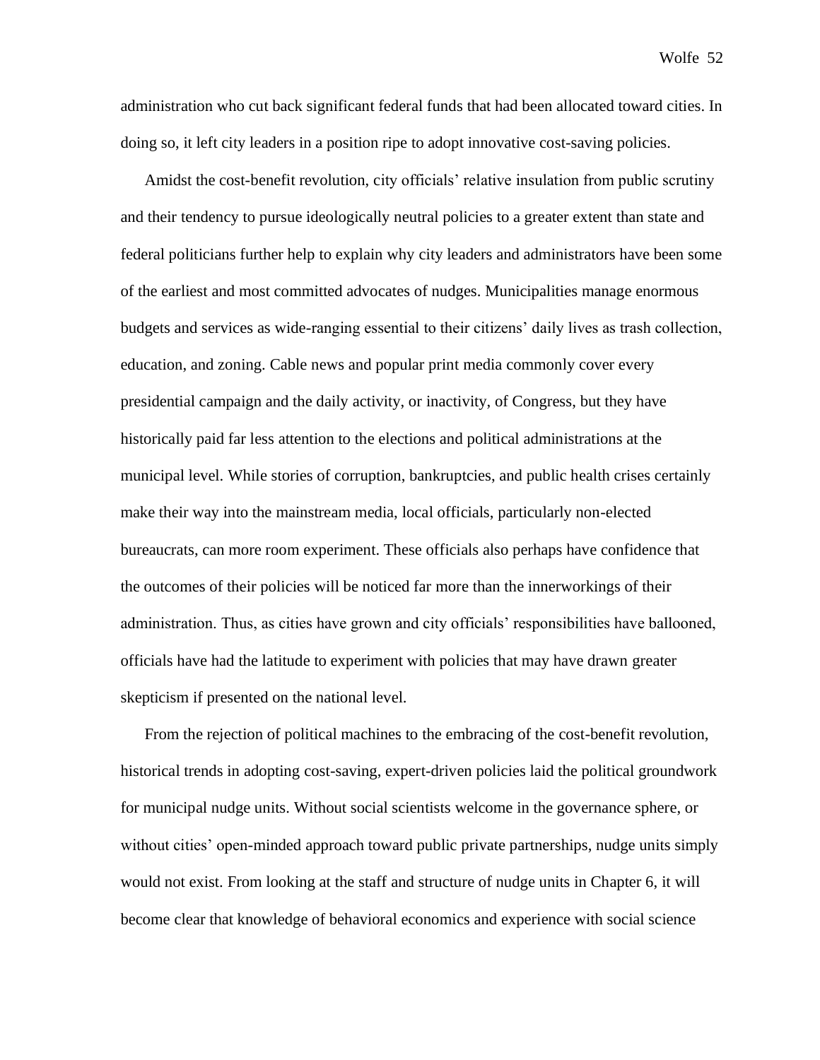administration who cut back significant federal funds that had been allocated toward cities. In doing so, it left city leaders in a position ripe to adopt innovative cost-saving policies.

Amidst the cost-benefit revolution, city officials' relative insulation from public scrutiny and their tendency to pursue ideologically neutral policies to a greater extent than state and federal politicians further help to explain why city leaders and administrators have been some of the earliest and most committed advocates of nudges. Municipalities manage enormous budgets and services as wide-ranging essential to their citizens' daily lives as trash collection, education, and zoning. Cable news and popular print media commonly cover every presidential campaign and the daily activity, or inactivity, of Congress, but they have historically paid far less attention to the elections and political administrations at the municipal level. While stories of corruption, bankruptcies, and public health crises certainly make their way into the mainstream media, local officials, particularly non-elected bureaucrats, can more room experiment. These officials also perhaps have confidence that the outcomes of their policies will be noticed far more than the innerworkings of their administration. Thus, as cities have grown and city officials' responsibilities have ballooned, officials have had the latitude to experiment with policies that may have drawn greater skepticism if presented on the national level.

From the rejection of political machines to the embracing of the cost-benefit revolution, historical trends in adopting cost-saving, expert-driven policies laid the political groundwork for municipal nudge units. Without social scientists welcome in the governance sphere, or without cities' open-minded approach toward public private partnerships, nudge units simply would not exist. From looking at the staff and structure of nudge units in Chapter 6, it will become clear that knowledge of behavioral economics and experience with social science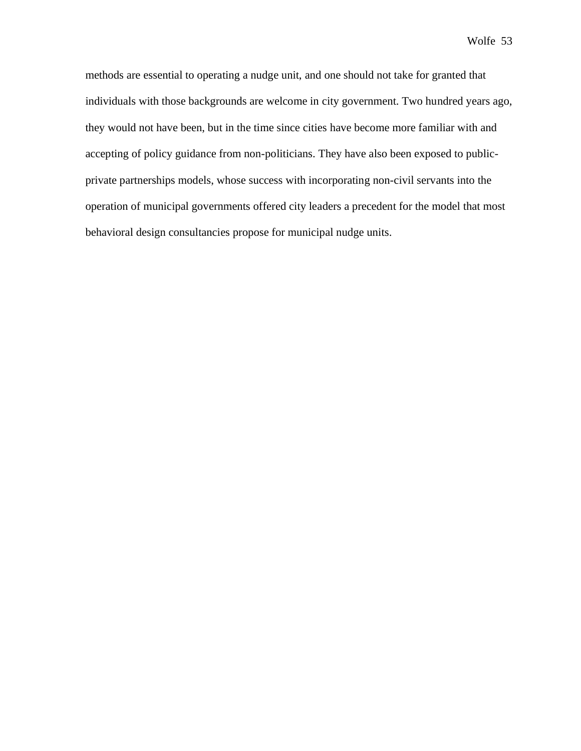methods are essential to operating a nudge unit, and one should not take for granted that individuals with those backgrounds are welcome in city government. Two hundred years ago, they would not have been, but in the time since cities have become more familiar with and accepting of policy guidance from non-politicians. They have also been exposed to public-private partnerships models, whose success with incorporating non-civil servants into the operation of municipal governments offered city leaders a precedent for the model that most behavioral design consultancies propose for municipal nudge units.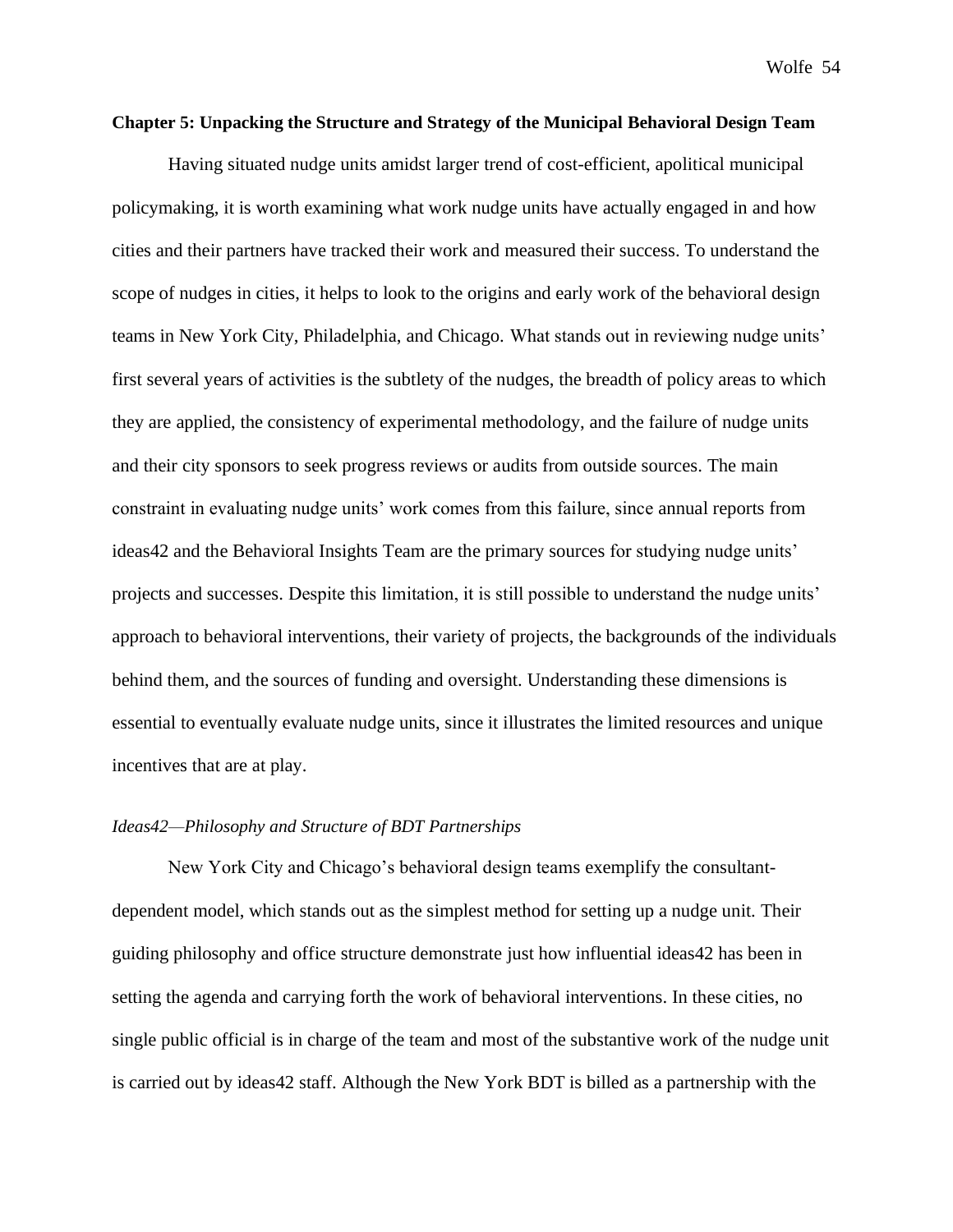**Chapter 5: Unpacking the Structure and Strategy of the Municipal Behavioral Design Team**

Having situated nudge units amidst larger trend of cost-efficient, apolitical municipal policymaking, it is worth examining what work nudge units have actually engaged in and how cities and their partners have tracked their work and measured their success. To understand the scope of nudges in cities, it helps to look to the origins and early work of the behavioral design teams in New York City, Philadelphia, and Chicago. What stands out in reviewing nudge units' first several years of activities is the subtlety of the nudges, the breadth of policy areas to which they are applied, the consistency of experimental methodology, and the failure of nudge units and their city sponsors to seek progress reviews or audits from outside sources. The main constraint in evaluating nudge units' work comes from this failure, since annual reports from ideas42 and the Behavioral Insights Team are the primary sources for studying nudge units' projects and successes. Despite this limitation, it is still possible to understand the nudge units' approach to behavioral interventions, their variety of projects, the backgrounds of the individuals behind them, and the sources of funding and oversight. Understanding these dimensions is essential to eventually evaluate nudge units, since it illustrates the limited resources and unique incentives that are at play.

*Ideas42—Philosophy and Structure of BDT Partnerships*

New York City and Chicago's behavioral design teams exemplify the consultant-dependent model, which stands out as the simplest method for setting up a nudge unit. Their guiding philosophy and office structure demonstrate just how influential ideas42 has been in setting the agenda and carrying forth the work of behavioral interventions. In these cities, no single public official is in charge of the team and most of the substantive work of the nudge unit is carried out by ideas42 staff. Although the New York BDT is billed as a partnership with the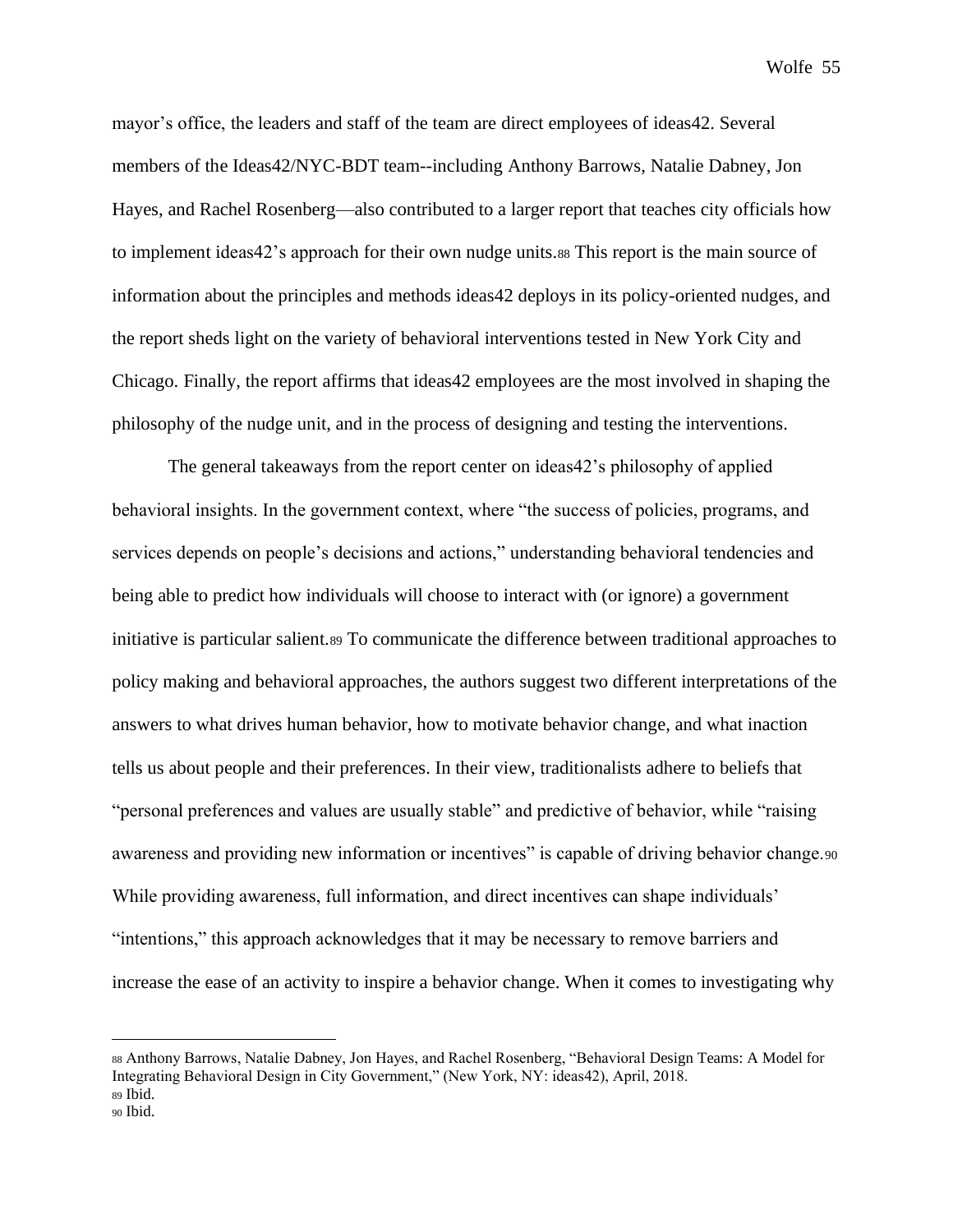mayor's office, the leaders and staff of the team are direct employees of ideas42. Several members of the Ideas42/NYC-BDT team--including Anthony Barrows, Natalie Dabney, Jon Hayes, and Rachel Rosenberg—also contributed to a larger report that teaches city officials how to implement ideas42's approach for their own nudge units.[88] This report is the main source of information about the principles and methods ideas42 deploys in its policy-oriented nudges, and the report sheds light on the variety of behavioral interventions tested in New York City and Chicago. Finally, the report affirms that ideas42 employees are the most involved in shaping the philosophy of the nudge unit, and in the process of designing and testing the interventions.

The general takeaways from the report center on ideas42's philosophy of applied behavioral insights. In the government context, where "the success of policies, programs, and services depends on people's decisions and actions," understanding behavioral tendencies and being able to predict how individuals will choose to interact with (or ignore) a government initiative is particular salient.[89] To communicate the difference between traditional approaches to policy making and behavioral approaches, the authors suggest two different interpretations of the answers to what drives human behavior, how to motivate behavior change, and what inaction tells us about people and their preferences. In their view, traditionalists adhere to beliefs that "personal preferences and values are usually stable" and predictive of behavior, while "raising awareness and providing new information or incentives" is capable of driving behavior change.[90] While providing awareness, full information, and direct incentives can shape individuals' "intentions," this approach acknowledges that it may be necessary to remove barriers and increase the ease of an activity to inspire a behavior change. When it comes to investigating why

---

[88] Anthony Barrows, Natalie Dabney, Jon Hayes, and Rachel Rosenberg, "Behavioral Design Teams: A Model for Integrating Behavioral Design in City Government," (New York, NY: ideas42), April, 2018.

[89] Ibid.

[90] Ibid.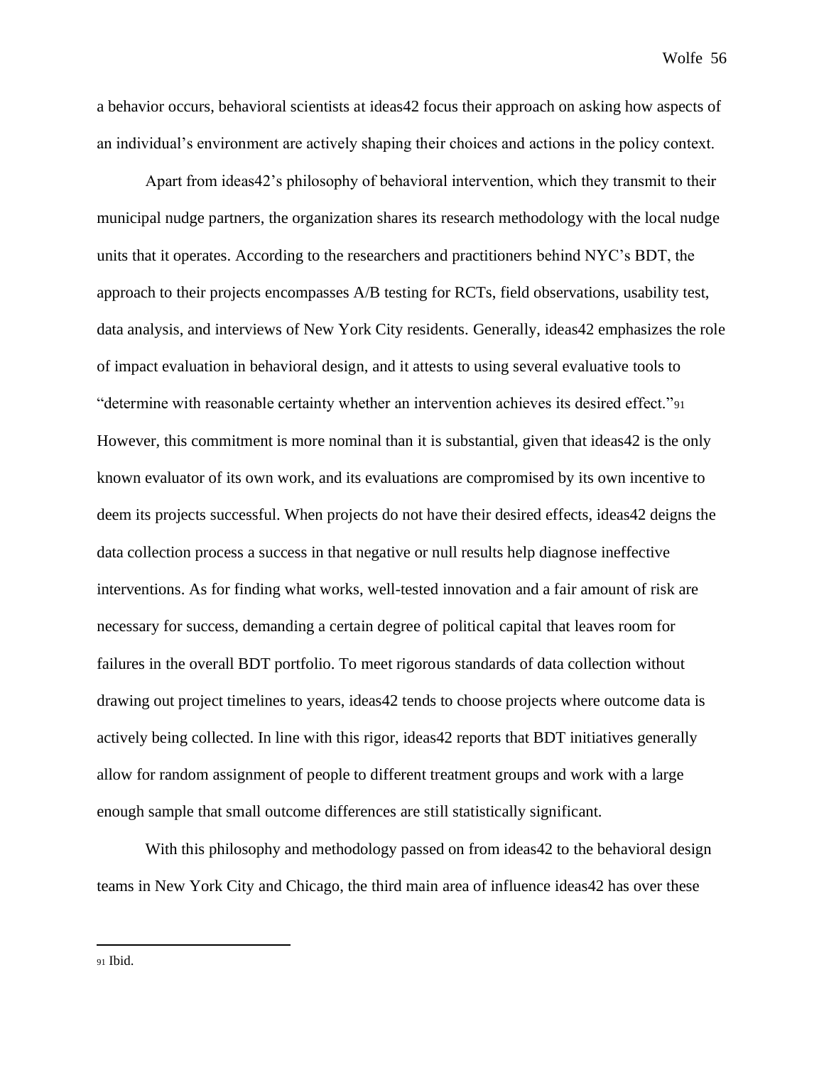a behavior occurs, behavioral scientists at ideas42 focus their approach on asking how aspects of an individual's environment are actively shaping their choices and actions in the policy context.

Apart from ideas42's philosophy of behavioral intervention, which they transmit to their municipal nudge partners, the organization shares its research methodology with the local nudge units that it operates. According to the researchers and practitioners behind NYC's BDT, the approach to their projects encompasses A/B testing for RCTs, field observations, usability test, data analysis, and interviews of New York City residents. Generally, ideas42 emphasizes the role of impact evaluation in behavioral design, and it attests to using several evaluative tools to "determine with reasonable certainty whether an intervention achieves its desired effect."[91] However, this commitment is more nominal than it is substantial, given that ideas42 is the only known evaluator of its own work, and its evaluations are compromised by its own incentive to deem its projects successful. When projects do not have their desired effects, ideas42 deigns the data collection process a success in that negative or null results help diagnose ineffective interventions. As for finding what works, well-tested innovation and a fair amount of risk are necessary for success, demanding a certain degree of political capital that leaves room for failures in the overall BDT portfolio. To meet rigorous standards of data collection without drawing out project timelines to years, ideas42 tends to choose projects where outcome data is actively being collected. In line with this rigor, ideas42 reports that BDT initiatives generally allow for random assignment of people to different treatment groups and work with a large enough sample that small outcome differences are still statistically significant.

With this philosophy and methodology passed on from ideas42 to the behavioral design teams in New York City and Chicago, the third main area of influence ideas42 has over these

[91] Ibid.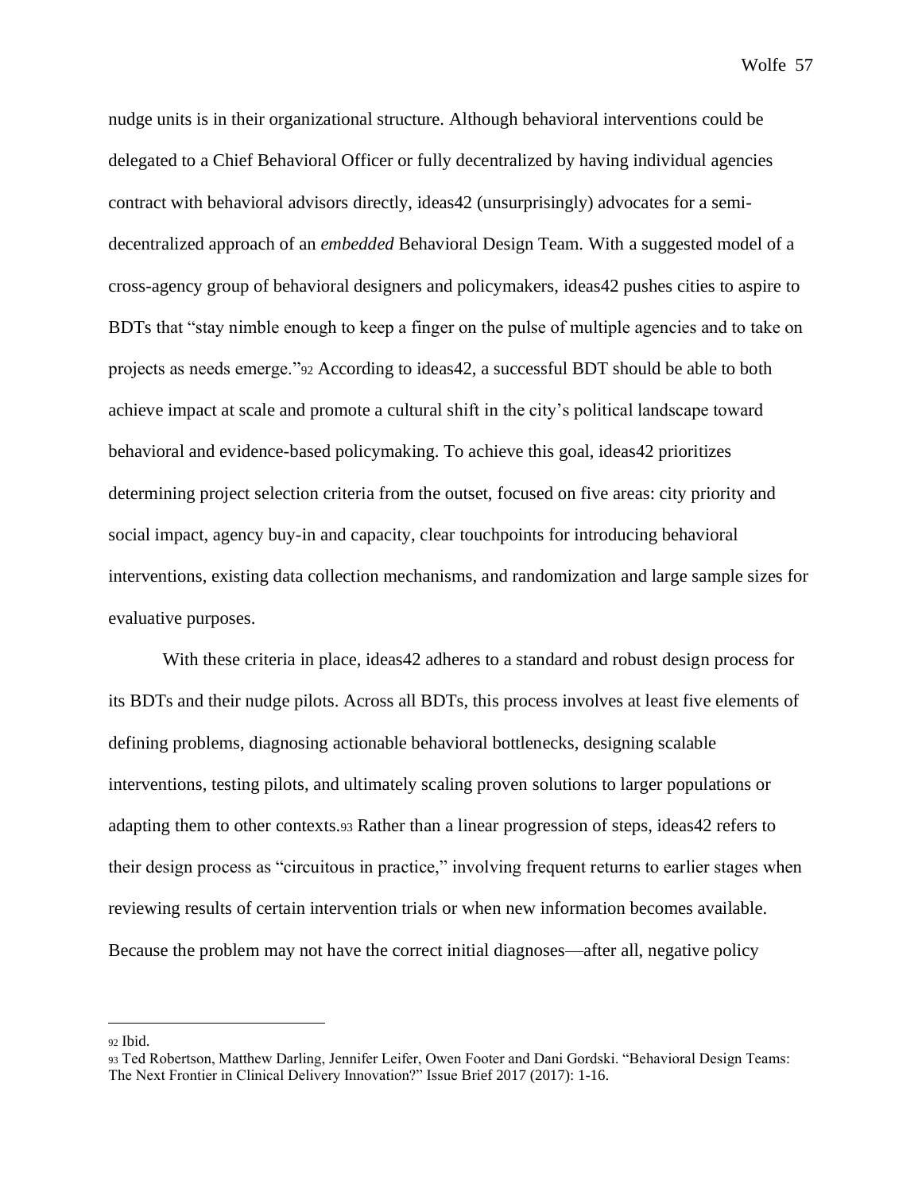nudge units is in their organizational structure. Although behavioral interventions could be delegated to a Chief Behavioral Officer or fully decentralized by having individual agencies contract with behavioral advisors directly, ideas42 (unsurprisingly) advocates for a semi-decentralized approach of an *embedded* Behavioral Design Team. With a suggested model of a cross-agency group of behavioral designers and policymakers, ideas42 pushes cities to aspire to BDTs that "stay nimble enough to keep a finger on the pulse of multiple agencies and to take on projects as needs emerge."[92] According to ideas42, a successful BDT should be able to both achieve impact at scale and promote a cultural shift in the city's political landscape toward behavioral and evidence-based policymaking. To achieve this goal, ideas42 prioritizes determining project selection criteria from the outset, focused on five areas: city priority and social impact, agency buy-in and capacity, clear touchpoints for introducing behavioral interventions, existing data collection mechanisms, and randomization and large sample sizes for evaluative purposes.

With these criteria in place, ideas42 adheres to a standard and robust design process for its BDTs and their nudge pilots. Across all BDTs, this process involves at least five elements of defining problems, diagnosing actionable behavioral bottlenecks, designing scalable interventions, testing pilots, and ultimately scaling proven solutions to larger populations or adapting them to other contexts.[93] Rather than a linear progression of steps, ideas42 refers to their design process as "circuitous in practice," involving frequent returns to earlier stages when reviewing results of certain intervention trials or when new information becomes available. Because the problem may not have the correct initial diagnoses—after all, negative policy

---

[92] Ibid.

[93] Ted Robertson, Matthew Darling, Jennifer Leifer, Owen Footer and Dani Gordski. "Behavioral Design Teams: The Next Frontier in Clinical Delivery Innovation?" Issue Brief 2017 (2017): 1-16.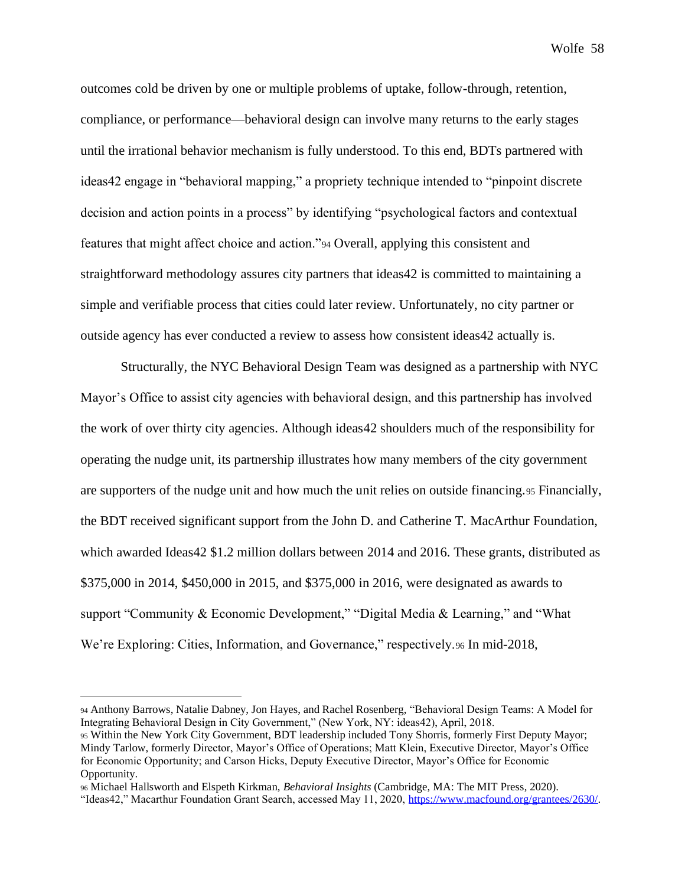outcomes cold be driven by one or multiple problems of uptake, follow-through, retention, compliance, or performance—behavioral design can involve many returns to the early stages until the irrational behavior mechanism is fully understood. To this end, BDTs partnered with ideas42 engage in "behavioral mapping," a propriety technique intended to "pinpoint discrete decision and action points in a process" by identifying "psychological factors and contextual features that might affect choice and action."[94] Overall, applying this consistent and straightforward methodology assures city partners that ideas42 is committed to maintaining a simple and verifiable process that cities could later review. Unfortunately, no city partner or outside agency has ever conducted a review to assess how consistent ideas42 actually is.

Structurally, the NYC Behavioral Design Team was designed as a partnership with NYC Mayor's Office to assist city agencies with behavioral design, and this partnership has involved the work of over thirty city agencies. Although ideas42 shoulders much of the responsibility for operating the nudge unit, its partnership illustrates how many members of the city government are supporters of the nudge unit and how much the unit relies on outside financing.[95] Financially, the BDT received significant support from the John D. and Catherine T. MacArthur Foundation, which awarded Ideas42 $1.2 million dollars between 2014 and 2016. These grants, distributed as $375,000 in 2014, $450,000 in 2015, and $375,000 in 2016, were designated as awards to support "Community & Economic Development," "Digital Media & Learning," and "What We're Exploring: Cities, Information, and Governance," respectively.[96] In mid-2018,

---

[94] Anthony Barrows, Natalie Dabney, Jon Hayes, and Rachel Rosenberg, "Behavioral Design Teams: A Model for Integrating Behavioral Design in City Government," (New York, NY: ideas42), April, 2018.

[95] Within the New York City Government, BDT leadership included Tony Shorris, formerly First Deputy Mayor; Mindy Tarlow, formerly Director, Mayor's Office of Operations; Matt Klein, Executive Director, Mayor's Office for Economic Opportunity; and Carson Hicks, Deputy Executive Director, Mayor's Office for Economic Opportunity.

[96] Michael Hallsworth and Elspeth Kirkman, *Behavioral Insights* (Cambridge, MA: The MIT Press, 2020). "Ideas42," Macarthur Foundation Grant Search, accessed May 11, 2020, https://www.macfound.org/grantees/2630/.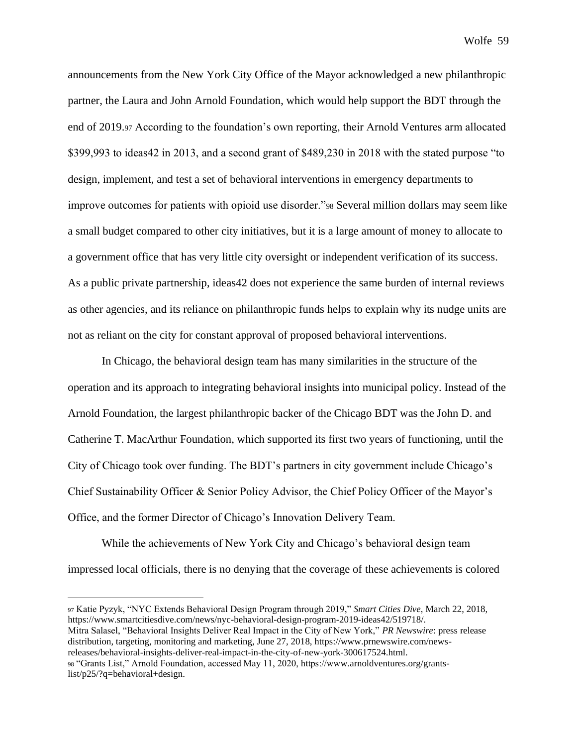announcements from the New York City Office of the Mayor acknowledged a new philanthropic partner, the Laura and John Arnold Foundation, which would help support the BDT through the end of 2019.[97] According to the foundation's own reporting, their Arnold Ventures arm allocated $399,993 to ideas42 in 2013, and a second grant of $489,230 in 2018 with the stated purpose "to design, implement, and test a set of behavioral interventions in emergency departments to improve outcomes for patients with opioid use disorder."[98] Several million dollars may seem like a small budget compared to other city initiatives, but it is a large amount of money to allocate to a government office that has very little city oversight or independent verification of its success. As a public private partnership, ideas42 does not experience the same burden of internal reviews as other agencies, and its reliance on philanthropic funds helps to explain why its nudge units are not as reliant on the city for constant approval of proposed behavioral interventions.

In Chicago, the behavioral design team has many similarities in the structure of the operation and its approach to integrating behavioral insights into municipal policy. Instead of the Arnold Foundation, the largest philanthropic backer of the Chicago BDT was the John D. and Catherine T. MacArthur Foundation, which supported its first two years of functioning, until the City of Chicago took over funding. The BDT's partners in city government include Chicago's Chief Sustainability Officer & Senior Policy Advisor, the Chief Policy Officer of the Mayor's Office, and the former Director of Chicago's Innovation Delivery Team.

While the achievements of New York City and Chicago's behavioral design team impressed local officials, there is no denying that the coverage of these achievements is colored

---

[97] Katie Pyzyk, "NYC Extends Behavioral Design Program through 2019," *Smart Cities Dive*, March 22, 2018, https://www.smartcitiesdive.com/news/nyc-behavioral-design-program-2019-ideas42/519718/.
Mitra Salasel, "Behavioral Insights Deliver Real Impact in the City of New York," *PR Newswire*: press release distribution, targeting, monitoring and marketing, June 27, 2018, https://www.prnewswire.com/news-releases/behavioral-insights-deliver-real-impact-in-the-city-of-new-york-300617524.html.

[98] "Grants List," Arnold Foundation, accessed May 11, 2020, https://www.arnoldventures.org/grants-list/p25/?q=behavioral+design.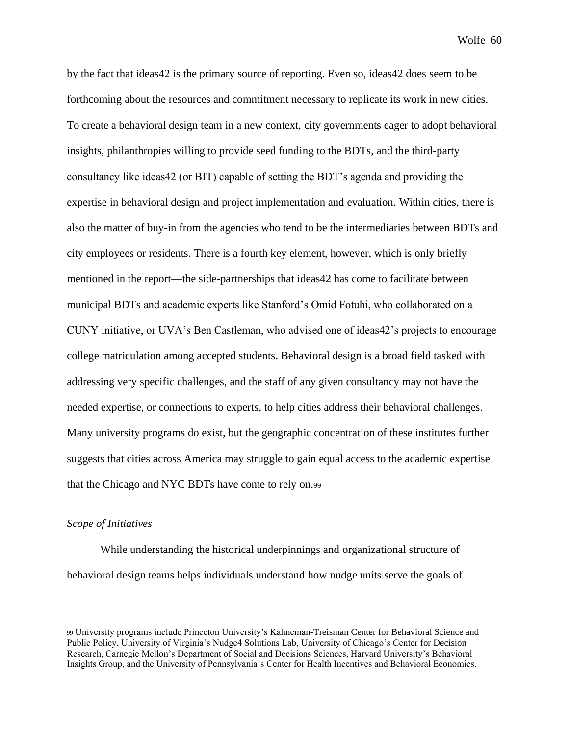by the fact that ideas42 is the primary source of reporting. Even so, ideas42 does seem to be forthcoming about the resources and commitment necessary to replicate its work in new cities. To create a behavioral design team in a new context, city governments eager to adopt behavioral insights, philanthropies willing to provide seed funding to the BDTs, and the third-party consultancy like ideas42 (or BIT) capable of setting the BDT's agenda and providing the expertise in behavioral design and project implementation and evaluation. Within cities, there is also the matter of buy-in from the agencies who tend to be the intermediaries between BDTs and city employees or residents. There is a fourth key element, however, which is only briefly mentioned in the report—the side-partnerships that ideas42 has come to facilitate between municipal BDTs and academic experts like Stanford's Omid Fotuhi, who collaborated on a CUNY initiative, or UVA's Ben Castleman, who advised one of ideas42's projects to encourage college matriculation among accepted students. Behavioral design is a broad field tasked with addressing very specific challenges, and the staff of any given consultancy may not have the needed expertise, or connections to experts, to help cities address their behavioral challenges. Many university programs do exist, but the geographic concentration of these institutes further suggests that cities across America may struggle to gain equal access to the academic expertise that the Chicago and NYC BDTs have come to rely on.[99]

*Scope of Initiatives*

While understanding the historical underpinnings and organizational structure of behavioral design teams helps individuals understand how nudge units serve the goals of

---

[99] University programs include Princeton University's Kahneman-Treisman Center for Behavioral Science and Public Policy, University of Virginia's Nudge4 Solutions Lab, University of Chicago's Center for Decision Research, Carnegie Mellon's Department of Social and Decisions Sciences, Harvard University's Behavioral Insights Group, and the University of Pennsylvania's Center for Health Incentives and Behavioral Economics,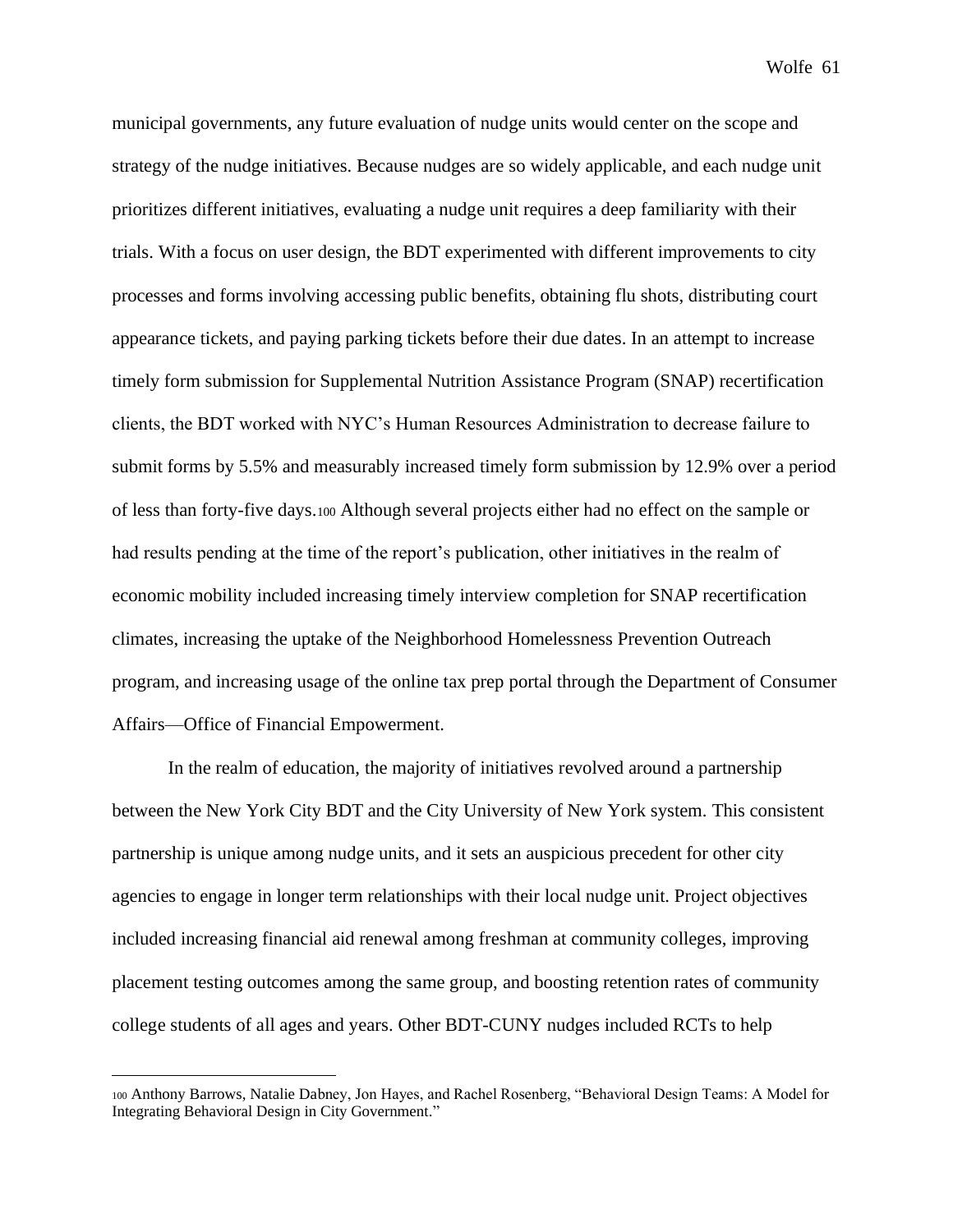municipal governments, any future evaluation of nudge units would center on the scope and strategy of the nudge initiatives. Because nudges are so widely applicable, and each nudge unit prioritizes different initiatives, evaluating a nudge unit requires a deep familiarity with their trials. With a focus on user design, the BDT experimented with different improvements to city processes and forms involving accessing public benefits, obtaining flu shots, distributing court appearance tickets, and paying parking tickets before their due dates. In an attempt to increase timely form submission for Supplemental Nutrition Assistance Program (SNAP) recertification clients, the BDT worked with NYC's Human Resources Administration to decrease failure to submit forms by 5.5% and measurably increased timely form submission by 12.9% over a period of less than forty-five days.[100] Although several projects either had no effect on the sample or had results pending at the time of the report's publication, other initiatives in the realm of economic mobility included increasing timely interview completion for SNAP recertification climates, increasing the uptake of the Neighborhood Homelessness Prevention Outreach program, and increasing usage of the online tax prep portal through the Department of Consumer Affairs—Office of Financial Empowerment.

In the realm of education, the majority of initiatives revolved around a partnership between the New York City BDT and the City University of New York system. This consistent partnership is unique among nudge units, and it sets an auspicious precedent for other city agencies to engage in longer term relationships with their local nudge unit. Project objectives included increasing financial aid renewal among freshman at community colleges, improving placement testing outcomes among the same group, and boosting retention rates of community college students of all ages and years. Other BDT-CUNY nudges included RCTs to help

[100] Anthony Barrows, Natalie Dabney, Jon Hayes, and Rachel Rosenberg, "Behavioral Design Teams: A Model for Integrating Behavioral Design in City Government."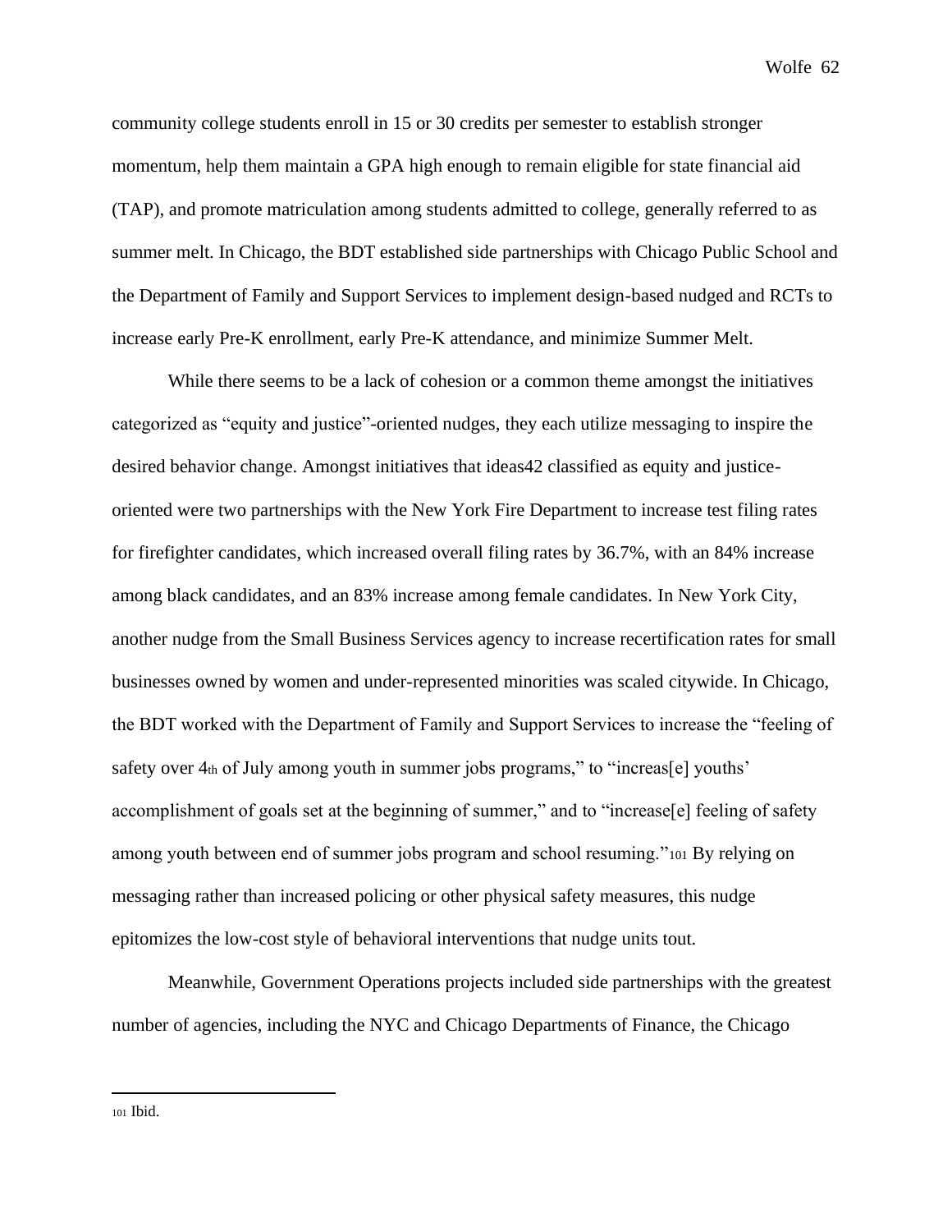community college students enroll in 15 or 30 credits per semester to establish stronger momentum, help them maintain a GPA high enough to remain eligible for state financial aid (TAP), and promote matriculation among students admitted to college, generally referred to as summer melt. In Chicago, the BDT established side partnerships with Chicago Public School and the Department of Family and Support Services to implement design-based nudged and RCTs to increase early Pre-K enrollment, early Pre-K attendance, and minimize Summer Melt.

While there seems to be a lack of cohesion or a common theme amongst the initiatives categorized as "equity and justice"-oriented nudges, they each utilize messaging to inspire the desired behavior change. Amongst initiatives that ideas42 classified as equity and justice-oriented were two partnerships with the New York Fire Department to increase test filing rates for firefighter candidates, which increased overall filing rates by 36.7%, with an 84% increase among black candidates, and an 83% increase among female candidates. In New York City, another nudge from the Small Business Services agency to increase recertification rates for small businesses owned by women and under-represented minorities was scaled citywide. In Chicago, the BDT worked with the Department of Family and Support Services to increase the "feeling of safety over 4th of July among youth in summer jobs programs," to "increas[e] youths' accomplishment of goals set at the beginning of summer," and to "increase[e] feeling of safety among youth between end of summer jobs program and school resuming."[101] By relying on messaging rather than increased policing or other physical safety measures, this nudge epitomizes the low-cost style of behavioral interventions that nudge units tout.

Meanwhile, Government Operations projects included side partnerships with the greatest number of agencies, including the NYC and Chicago Departments of Finance, the Chicago

[101] Ibid.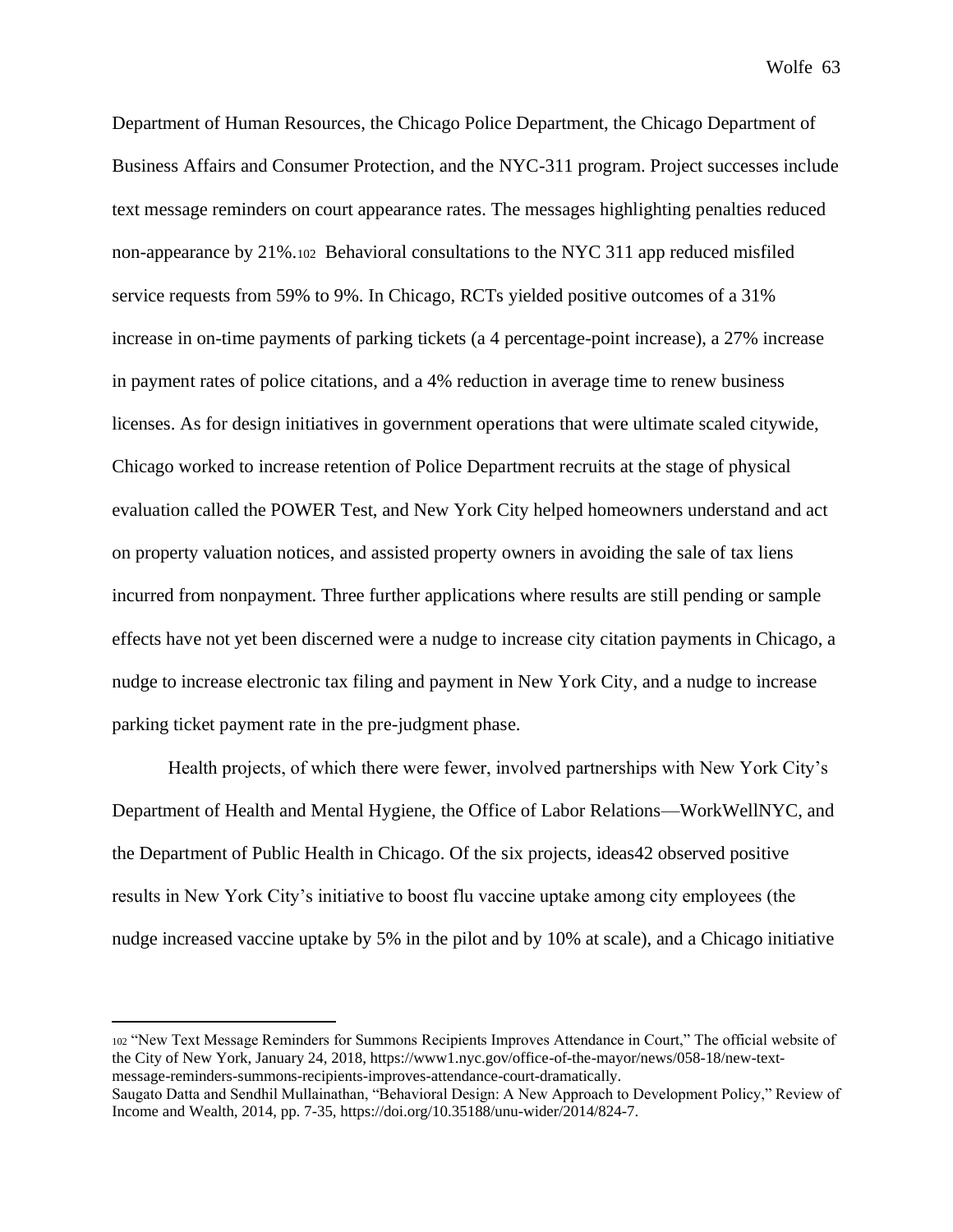Department of Human Resources, the Chicago Police Department, the Chicago Department of Business Affairs and Consumer Protection, and the NYC-311 program. Project successes include text message reminders on court appearance rates. The messages highlighting penalties reduced non-appearance by 21%.[102] Behavioral consultations to the NYC 311 app reduced misfiled service requests from 59% to 9%. In Chicago, RCTs yielded positive outcomes of a 31% increase in on-time payments of parking tickets (a 4 percentage-point increase), a 27% increase in payment rates of police citations, and a 4% reduction in average time to renew business licenses. As for design initiatives in government operations that were ultimate scaled citywide, Chicago worked to increase retention of Police Department recruits at the stage of physical evaluation called the POWER Test, and New York City helped homeowners understand and act on property valuation notices, and assisted property owners in avoiding the sale of tax liens incurred from nonpayment. Three further applications where results are still pending or sample effects have not yet been discerned were a nudge to increase city citation payments in Chicago, a nudge to increase electronic tax filing and payment in New York City, and a nudge to increase parking ticket payment rate in the pre-judgment phase.

Health projects, of which there were fewer, involved partnerships with New York City's Department of Health and Mental Hygiene, the Office of Labor Relations—WorkWellNYC, and the Department of Public Health in Chicago. Of the six projects, ideas42 observed positive results in New York City's initiative to boost flu vaccine uptake among city employees (the nudge increased vaccine uptake by 5% in the pilot and by 10% at scale), and a Chicago initiative

---

[102] "New Text Message Reminders for Summons Recipients Improves Attendance in Court," The official website of the City of New York, January 24, 2018, https://www1.nyc.gov/office-of-the-mayor/news/058-18/new-text-message-reminders-summons-recipients-improves-attendance-court-dramatically.
Saugato Datta and Sendhil Mullainathan, "Behavioral Design: A New Approach to Development Policy," Review of Income and Wealth, 2014, pp. 7-35, https://doi.org/10.35188/unu-wider/2014/824-7.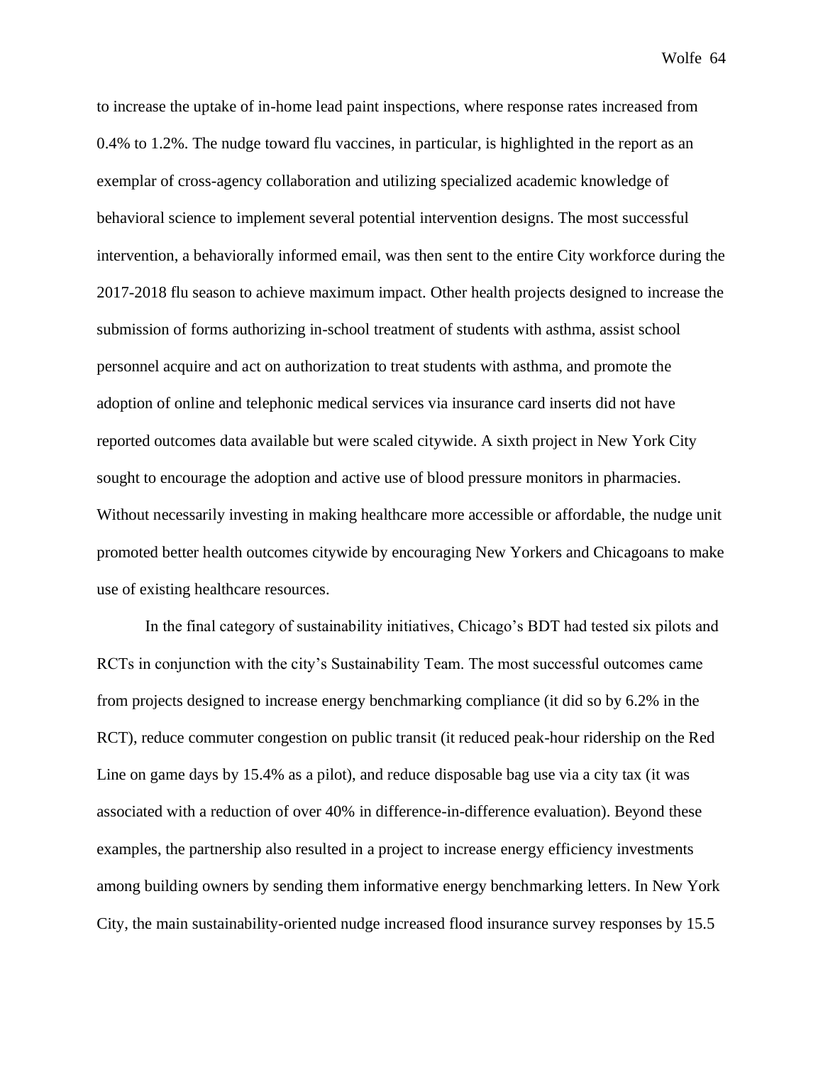to increase the uptake of in-home lead paint inspections, where response rates increased from 0.4% to 1.2%. The nudge toward flu vaccines, in particular, is highlighted in the report as an exemplar of cross-agency collaboration and utilizing specialized academic knowledge of behavioral science to implement several potential intervention designs. The most successful intervention, a behaviorally informed email, was then sent to the entire City workforce during the 2017-2018 flu season to achieve maximum impact. Other health projects designed to increase the submission of forms authorizing in-school treatment of students with asthma, assist school personnel acquire and act on authorization to treat students with asthma, and promote the adoption of online and telephonic medical services via insurance card inserts did not have reported outcomes data available but were scaled citywide. A sixth project in New York City sought to encourage the adoption and active use of blood pressure monitors in pharmacies. Without necessarily investing in making healthcare more accessible or affordable, the nudge unit promoted better health outcomes citywide by encouraging New Yorkers and Chicagoans to make use of existing healthcare resources.

In the final category of sustainability initiatives, Chicago's BDT had tested six pilots and RCTs in conjunction with the city's Sustainability Team. The most successful outcomes came from projects designed to increase energy benchmarking compliance (it did so by 6.2% in the RCT), reduce commuter congestion on public transit (it reduced peak-hour ridership on the Red Line on game days by 15.4% as a pilot), and reduce disposable bag use via a city tax (it was associated with a reduction of over 40% in difference-in-difference evaluation). Beyond these examples, the partnership also resulted in a project to increase energy efficiency investments among building owners by sending them informative energy benchmarking letters. In New York City, the main sustainability-oriented nudge increased flood insurance survey responses by 15.5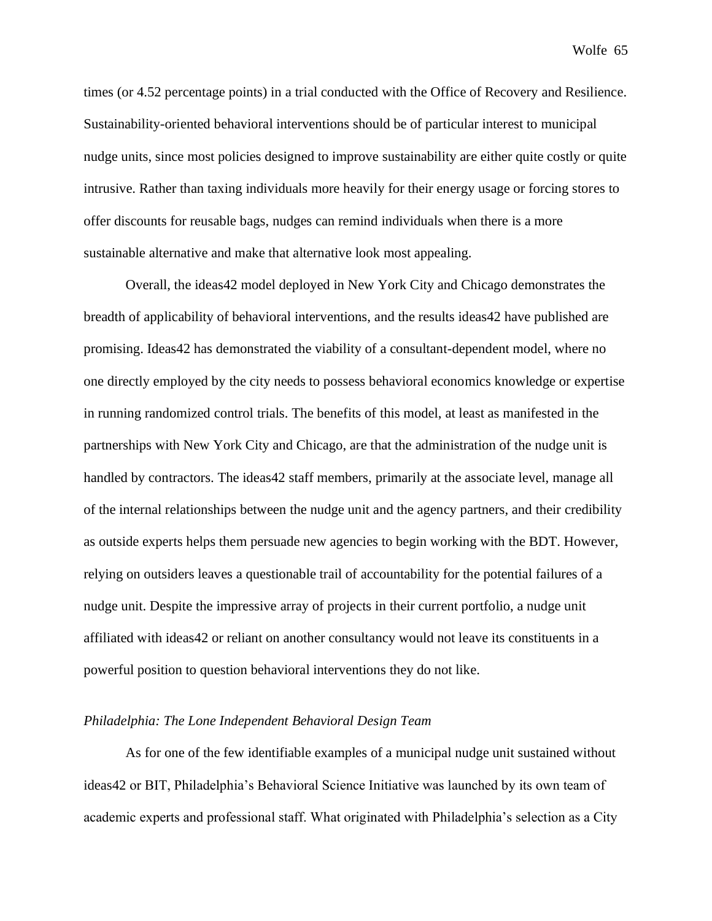times (or 4.52 percentage points) in a trial conducted with the Office of Recovery and Resilience. Sustainability-oriented behavioral interventions should be of particular interest to municipal nudge units, since most policies designed to improve sustainability are either quite costly or quite intrusive. Rather than taxing individuals more heavily for their energy usage or forcing stores to offer discounts for reusable bags, nudges can remind individuals when there is a more sustainable alternative and make that alternative look most appealing.

Overall, the ideas42 model deployed in New York City and Chicago demonstrates the breadth of applicability of behavioral interventions, and the results ideas42 have published are promising. Ideas42 has demonstrated the viability of a consultant-dependent model, where no one directly employed by the city needs to possess behavioral economics knowledge or expertise in running randomized control trials. The benefits of this model, at least as manifested in the partnerships with New York City and Chicago, are that the administration of the nudge unit is handled by contractors. The ideas42 staff members, primarily at the associate level, manage all of the internal relationships between the nudge unit and the agency partners, and their credibility as outside experts helps them persuade new agencies to begin working with the BDT. However, relying on outsiders leaves a questionable trail of accountability for the potential failures of a nudge unit. Despite the impressive array of projects in their current portfolio, a nudge unit affiliated with ideas42 or reliant on another consultancy would not leave its constituents in a powerful position to question behavioral interventions they do not like.

*Philadelphia: The Lone Independent Behavioral Design Team*

As for one of the few identifiable examples of a municipal nudge unit sustained without ideas42 or BIT, Philadelphia's Behavioral Science Initiative was launched by its own team of academic experts and professional staff. What originated with Philadelphia's selection as a City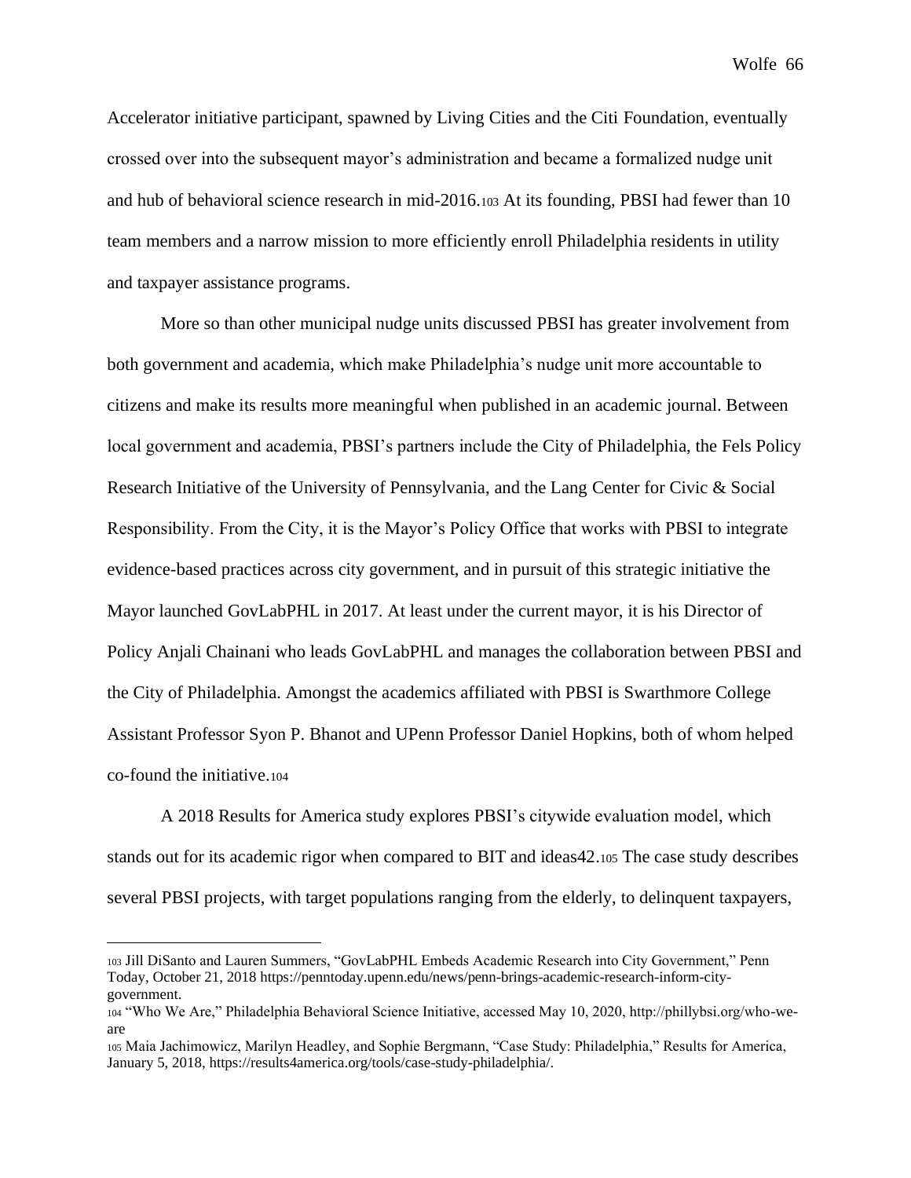Accelerator initiative participant, spawned by Living Cities and the Citi Foundation, eventually crossed over into the subsequent mayor's administration and became a formalized nudge unit and hub of behavioral science research in mid-2016.[103] At its founding, PBSI had fewer than 10 team members and a narrow mission to more efficiently enroll Philadelphia residents in utility and taxpayer assistance programs.

More so than other municipal nudge units discussed PBSI has greater involvement from both government and academia, which make Philadelphia's nudge unit more accountable to citizens and make its results more meaningful when published in an academic journal. Between local government and academia, PBSI's partners include the City of Philadelphia, the Fels Policy Research Initiative of the University of Pennsylvania, and the Lang Center for Civic & Social Responsibility. From the City, it is the Mayor's Policy Office that works with PBSI to integrate evidence-based practices across city government, and in pursuit of this strategic initiative the Mayor launched GovLabPHL in 2017. At least under the current mayor, it is his Director of Policy Anjali Chainani who leads GovLabPHL and manages the collaboration between PBSI and the City of Philadelphia. Amongst the academics affiliated with PBSI is Swarthmore College Assistant Professor Syon P. Bhanot and UPenn Professor Daniel Hopkins, both of whom helped co-found the initiative.[104]

A 2018 Results for America study explores PBSI's citywide evaluation model, which stands out for its academic rigor when compared to BIT and ideas42.[105] The case study describes several PBSI projects, with target populations ranging from the elderly, to delinquent taxpayers,

---

[103] Jill DiSanto and Lauren Summers, "GovLabPHL Embeds Academic Research into City Government," Penn Today, October 21, 2018 https://penntoday.upenn.edu/news/penn-brings-academic-research-inform-city-government.

[104] "Who We Are," Philadelphia Behavioral Science Initiative, accessed May 10, 2020, http://phillybsi.org/who-we-are

[105] Maia Jachimowicz, Marilyn Headley, and Sophie Bergmann, "Case Study: Philadelphia," Results for America, January 5, 2018, https://results4america.org/tools/case-study-philadelphia/.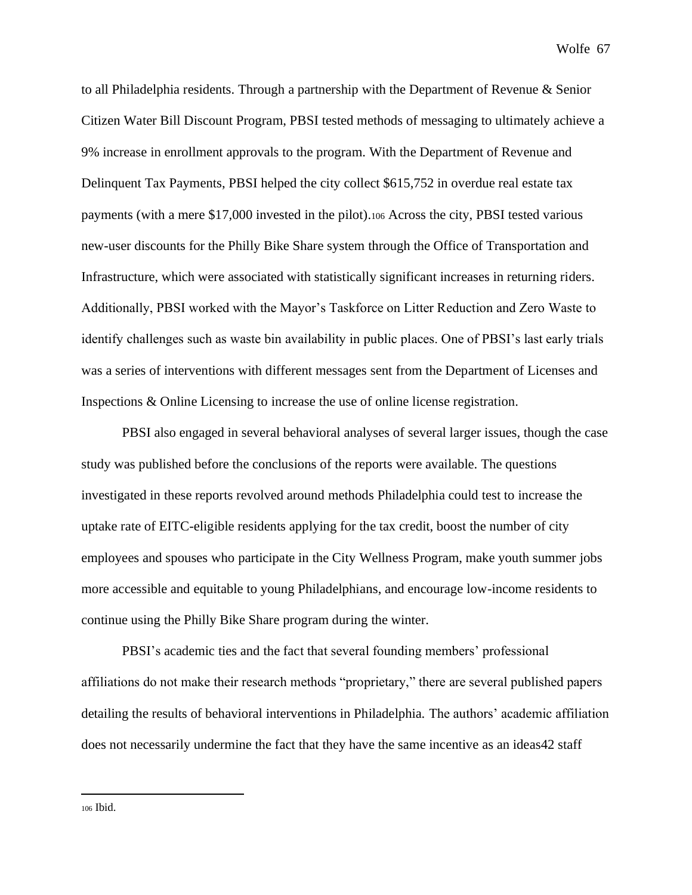to all Philadelphia residents. Through a partnership with the Department of Revenue & Senior Citizen Water Bill Discount Program, PBSI tested methods of messaging to ultimately achieve a 9% increase in enrollment approvals to the program. With the Department of Revenue and Delinquent Tax Payments, PBSI helped the city collect $615,752 in overdue real estate tax payments (with a mere $17,000 invested in the pilot).[106] Across the city, PBSI tested various new-user discounts for the Philly Bike Share system through the Office of Transportation and Infrastructure, which were associated with statistically significant increases in returning riders. Additionally, PBSI worked with the Mayor's Taskforce on Litter Reduction and Zero Waste to identify challenges such as waste bin availability in public places. One of PBSI's last early trials was a series of interventions with different messages sent from the Department of Licenses and Inspections & Online Licensing to increase the use of online license registration.

PBSI also engaged in several behavioral analyses of several larger issues, though the case study was published before the conclusions of the reports were available. The questions investigated in these reports revolved around methods Philadelphia could test to increase the uptake rate of EITC-eligible residents applying for the tax credit, boost the number of city employees and spouses who participate in the City Wellness Program, make youth summer jobs more accessible and equitable to young Philadelphians, and encourage low-income residents to continue using the Philly Bike Share program during the winter.

PBSI's academic ties and the fact that several founding members' professional affiliations do not make their research methods "proprietary," there are several published papers detailing the results of behavioral interventions in Philadelphia. The authors' academic affiliation does not necessarily undermine the fact that they have the same incentive as an ideas42 staff

---

[106] Ibid.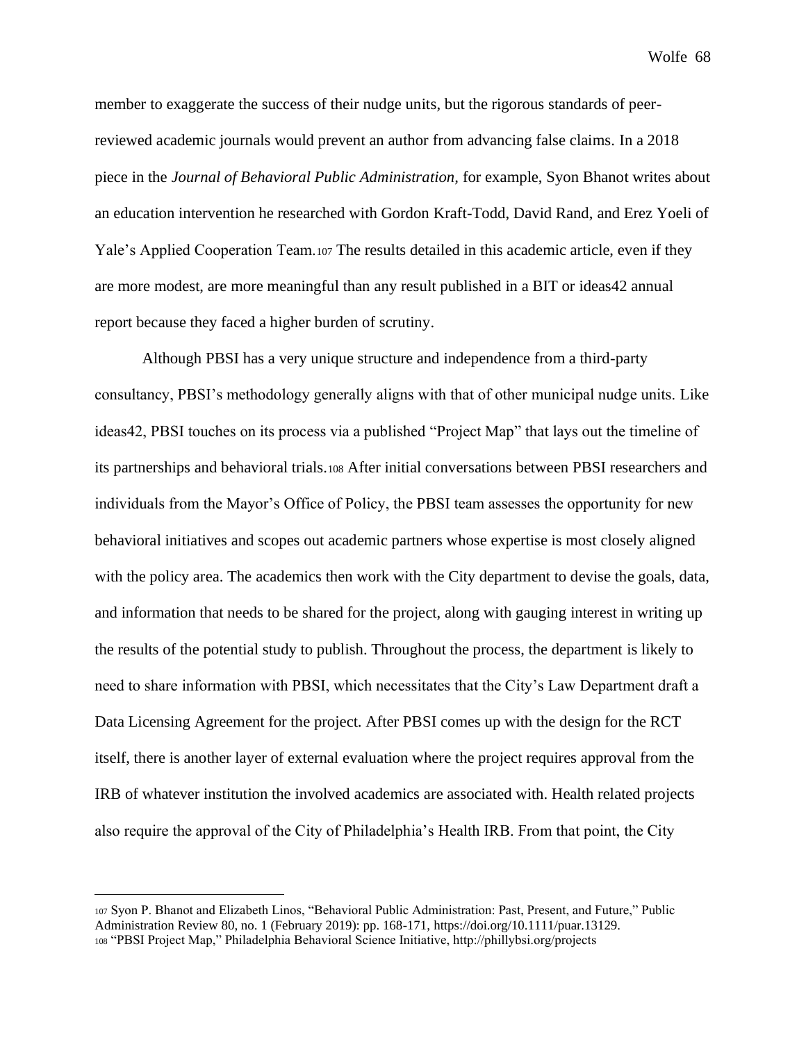member to exaggerate the success of their nudge units, but the rigorous standards of peer-reviewed academic journals would prevent an author from advancing false claims. In a 2018 piece in the *Journal of Behavioral Public Administration,* for example, Syon Bhanot writes about an education intervention he researched with Gordon Kraft-Todd, David Rand, and Erez Yoeli of Yale's Applied Cooperation Team.[107] The results detailed in this academic article, even if they are more modest, are more meaningful than any result published in a BIT or ideas42 annual report because they faced a higher burden of scrutiny.

Although PBSI has a very unique structure and independence from a third-party consultancy, PBSI's methodology generally aligns with that of other municipal nudge units. Like ideas42, PBSI touches on its process via a published "Project Map" that lays out the timeline of its partnerships and behavioral trials.[108] After initial conversations between PBSI researchers and individuals from the Mayor's Office of Policy, the PBSI team assesses the opportunity for new behavioral initiatives and scopes out academic partners whose expertise is most closely aligned with the policy area. The academics then work with the City department to devise the goals, data, and information that needs to be shared for the project, along with gauging interest in writing up the results of the potential study to publish. Throughout the process, the department is likely to need to share information with PBSI, which necessitates that the City's Law Department draft a Data Licensing Agreement for the project. After PBSI comes up with the design for the RCT itself, there is another layer of external evaluation where the project requires approval from the IRB of whatever institution the involved academics are associated with. Health related projects also require the approval of the City of Philadelphia's Health IRB. From that point, the City

---

[107] Syon P. Bhanot and Elizabeth Linos, "Behavioral Public Administration: Past, Present, and Future," Public Administration Review 80, no. 1 (February 2019): pp. 168-171, https://doi.org/10.1111/puar.13129.

[108] "PBSI Project Map," Philadelphia Behavioral Science Initiative, http://phillybsi.org/projects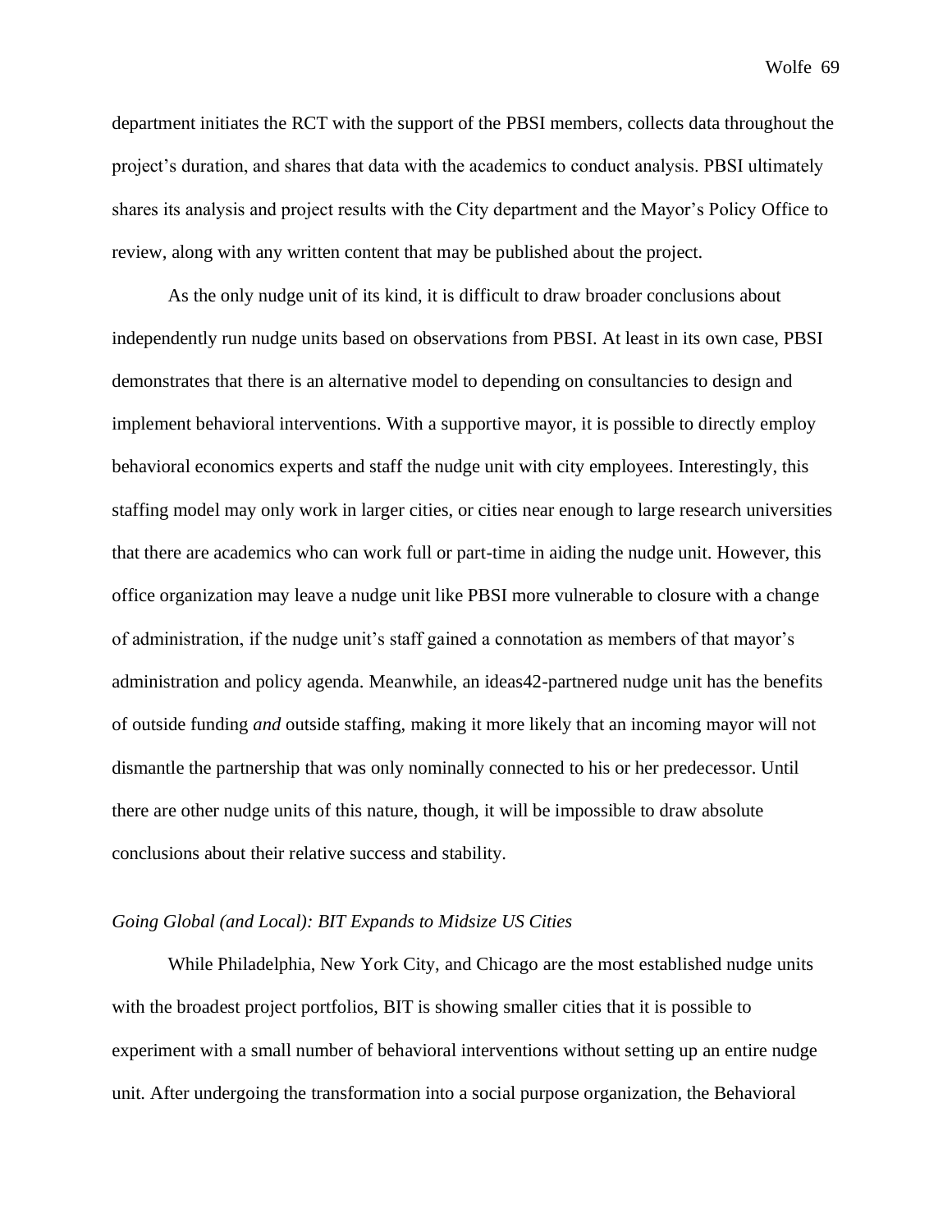department initiates the RCT with the support of the PBSI members, collects data throughout the project's duration, and shares that data with the academics to conduct analysis. PBSI ultimately shares its analysis and project results with the City department and the Mayor's Policy Office to review, along with any written content that may be published about the project.

As the only nudge unit of its kind, it is difficult to draw broader conclusions about independently run nudge units based on observations from PBSI. At least in its own case, PBSI demonstrates that there is an alternative model to depending on consultancies to design and implement behavioral interventions. With a supportive mayor, it is possible to directly employ behavioral economics experts and staff the nudge unit with city employees. Interestingly, this staffing model may only work in larger cities, or cities near enough to large research universities that there are academics who can work full or part-time in aiding the nudge unit. However, this office organization may leave a nudge unit like PBSI more vulnerable to closure with a change of administration, if the nudge unit's staff gained a connotation as members of that mayor's administration and policy agenda. Meanwhile, an ideas42-partnered nudge unit has the benefits of outside funding *and* outside staffing, making it more likely that an incoming mayor will not dismantle the partnership that was only nominally connected to his or her predecessor. Until there are other nudge units of this nature, though, it will be impossible to draw absolute conclusions about their relative success and stability.

*Going Global (and Local): BIT Expands to Midsize US Cities*

While Philadelphia, New York City, and Chicago are the most established nudge units with the broadest project portfolios, BIT is showing smaller cities that it is possible to experiment with a small number of behavioral interventions without setting up an entire nudge unit. After undergoing the transformation into a social purpose organization, the Behavioral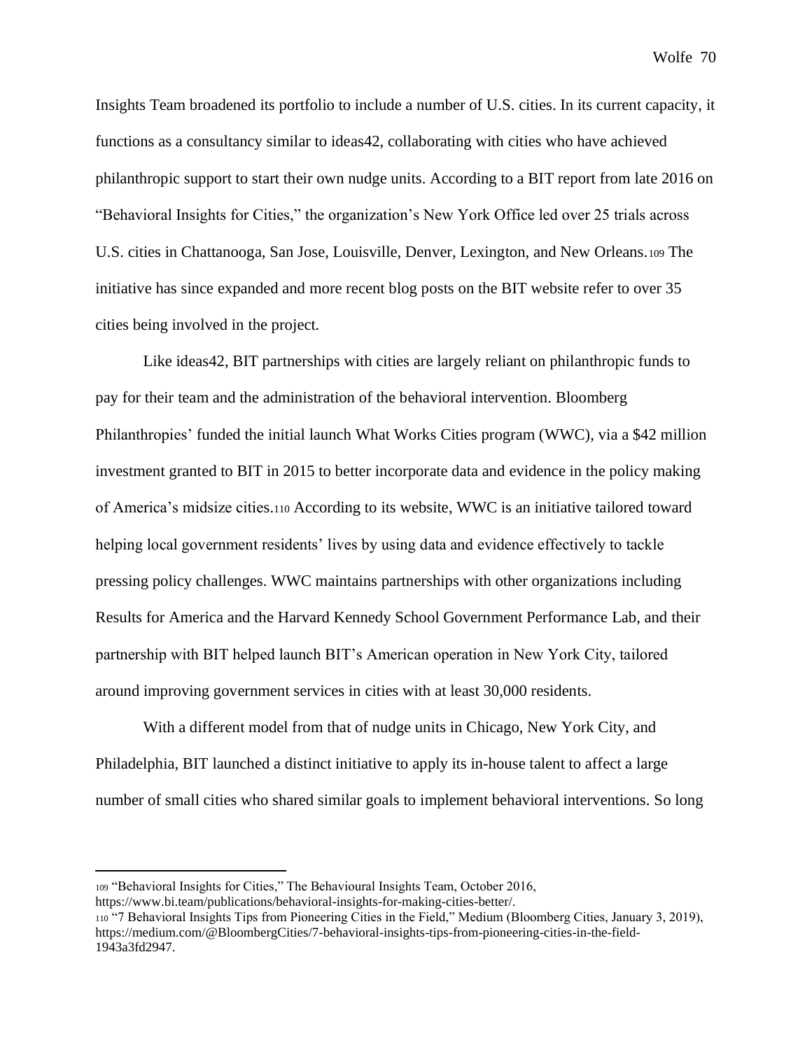Insights Team broadened its portfolio to include a number of U.S. cities. In its current capacity, it functions as a consultancy similar to ideas42, collaborating with cities who have achieved philanthropic support to start their own nudge units. According to a BIT report from late 2016 on "Behavioral Insights for Cities," the organization's New York Office led over 25 trials across U.S. cities in Chattanooga, San Jose, Louisville, Denver, Lexington, and New Orleans.[109] The initiative has since expanded and more recent blog posts on the BIT website refer to over 35 cities being involved in the project.

Like ideas42, BIT partnerships with cities are largely reliant on philanthropic funds to pay for their team and the administration of the behavioral intervention. Bloomberg Philanthropies' funded the initial launch What Works Cities program (WWC), via a $42 million investment granted to BIT in 2015 to better incorporate data and evidence in the policy making of America's midsize cities.[110] According to its website, WWC is an initiative tailored toward helping local government residents' lives by using data and evidence effectively to tackle pressing policy challenges. WWC maintains partnerships with other organizations including Results for America and the Harvard Kennedy School Government Performance Lab, and their partnership with BIT helped launch BIT's American operation in New York City, tailored around improving government services in cities with at least 30,000 residents.

With a different model from that of nudge units in Chicago, New York City, and Philadelphia, BIT launched a distinct initiative to apply its in-house talent to affect a large number of small cities who shared similar goals to implement behavioral interventions. So long

---

[109] "Behavioral Insights for Cities," The Behavioural Insights Team, October 2016, https://www.bi.team/publications/behavioral-insights-for-making-cities-better/.

[110] "7 Behavioral Insights Tips from Pioneering Cities in the Field," Medium (Bloomberg Cities, January 3, 2019), https://medium.com/@BloombergCities/7-behavioral-insights-tips-from-pioneering-cities-in-the-field-1943a3fd2947.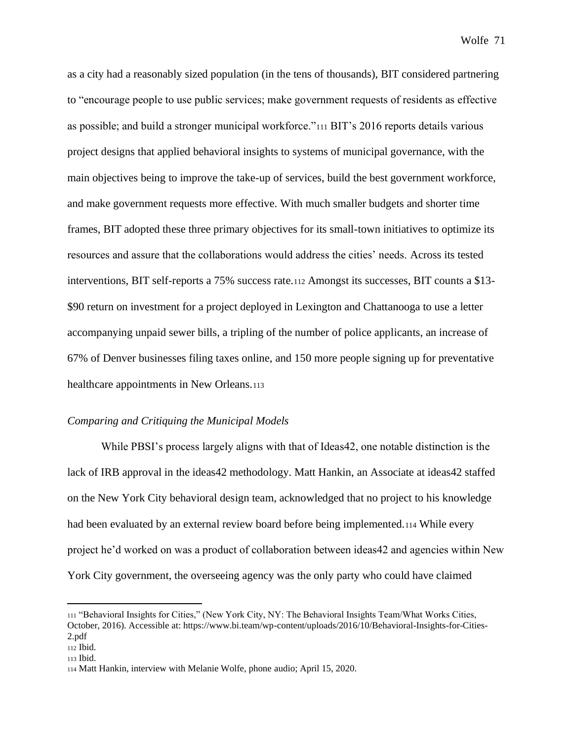as a city had a reasonably sized population (in the tens of thousands), BIT considered partnering to "encourage people to use public services; make government requests of residents as effective as possible; and build a stronger municipal workforce."[111] BIT's 2016 reports details various project designs that applied behavioral insights to systems of municipal governance, with the main objectives being to improve the take-up of services, build the best government workforce, and make government requests more effective. With much smaller budgets and shorter time frames, BIT adopted these three primary objectives for its small-town initiatives to optimize its resources and assure that the collaborations would address the cities' needs. Across its tested interventions, BIT self-reports a 75% success rate.[112] Amongst its successes, BIT counts a $13-$90 return on investment for a project deployed in Lexington and Chattanooga to use a letter accompanying unpaid sewer bills, a tripling of the number of police applicants, an increase of 67% of Denver businesses filing taxes online, and 150 more people signing up for preventative healthcare appointments in New Orleans.[113]

*Comparing and Critiquing the Municipal Models*

While PBSI's process largely aligns with that of Ideas42, one notable distinction is the lack of IRB approval in the ideas42 methodology. Matt Hankin, an Associate at ideas42 staffed on the New York City behavioral design team, acknowledged that no project to his knowledge had been evaluated by an external review board before being implemented.[114] While every project he'd worked on was a product of collaboration between ideas42 and agencies within New York City government, the overseeing agency was the only party who could have claimed

---

[111] "Behavioral Insights for Cities," (New York City, NY: The Behavioral Insights Team/What Works Cities, October, 2016). Accessible at: https://www.bi.team/wp-content/uploads/2016/10/Behavioral-Insights-for-Cities-2.pdf

[112] Ibid.

[113] Ibid.

[114] Matt Hankin, interview with Melanie Wolfe, phone audio; April 15, 2020.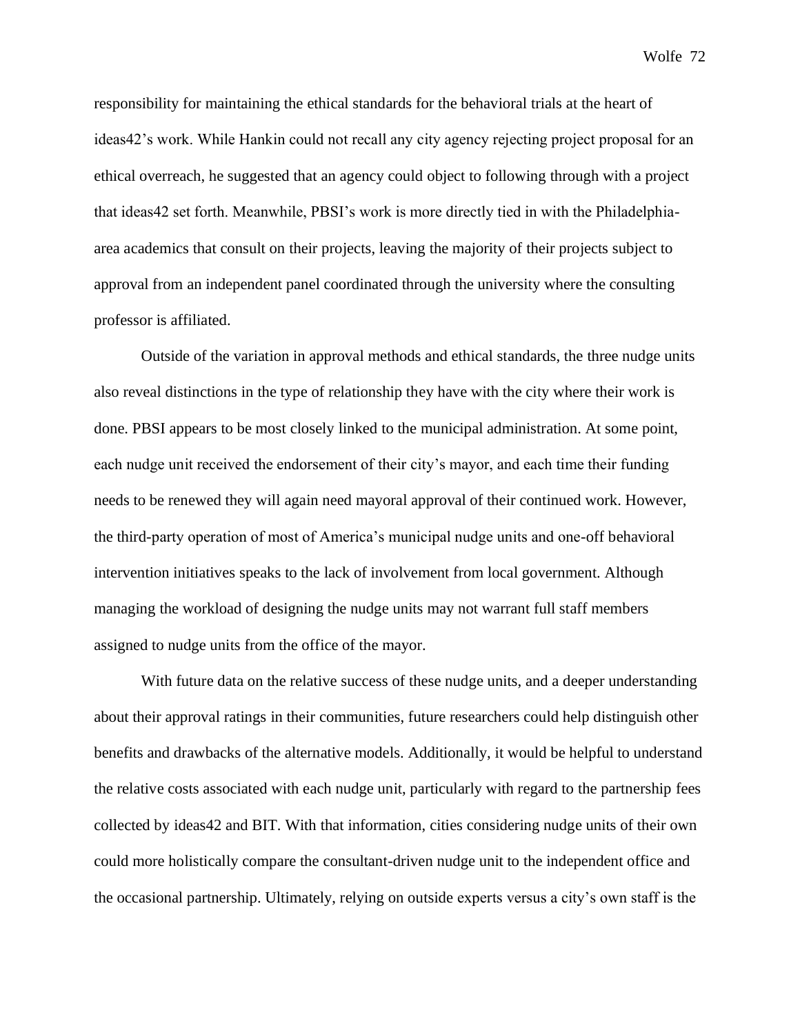responsibility for maintaining the ethical standards for the behavioral trials at the heart of ideas42's work. While Hankin could not recall any city agency rejecting project proposal for an ethical overreach, he suggested that an agency could object to following through with a project that ideas42 set forth. Meanwhile, PBSI's work is more directly tied in with the Philadelphia-area academics that consult on their projects, leaving the majority of their projects subject to approval from an independent panel coordinated through the university where the consulting professor is affiliated.

Outside of the variation in approval methods and ethical standards, the three nudge units also reveal distinctions in the type of relationship they have with the city where their work is done. PBSI appears to be most closely linked to the municipal administration. At some point, each nudge unit received the endorsement of their city's mayor, and each time their funding needs to be renewed they will again need mayoral approval of their continued work. However, the third-party operation of most of America's municipal nudge units and one-off behavioral intervention initiatives speaks to the lack of involvement from local government. Although managing the workload of designing the nudge units may not warrant full staff members assigned to nudge units from the office of the mayor.

With future data on the relative success of these nudge units, and a deeper understanding about their approval ratings in their communities, future researchers could help distinguish other benefits and drawbacks of the alternative models. Additionally, it would be helpful to understand the relative costs associated with each nudge unit, particularly with regard to the partnership fees collected by ideas42 and BIT. With that information, cities considering nudge units of their own could more holistically compare the consultant-driven nudge unit to the independent office and the occasional partnership. Ultimately, relying on outside experts versus a city's own staff is the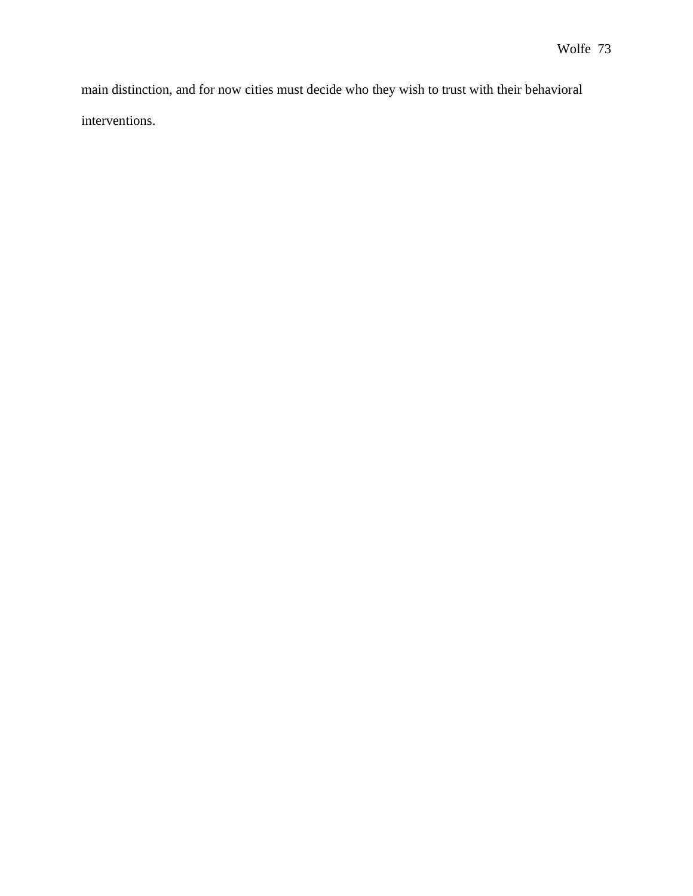main distinction, and for now cities must decide who they wish to trust with their behavioral interventions.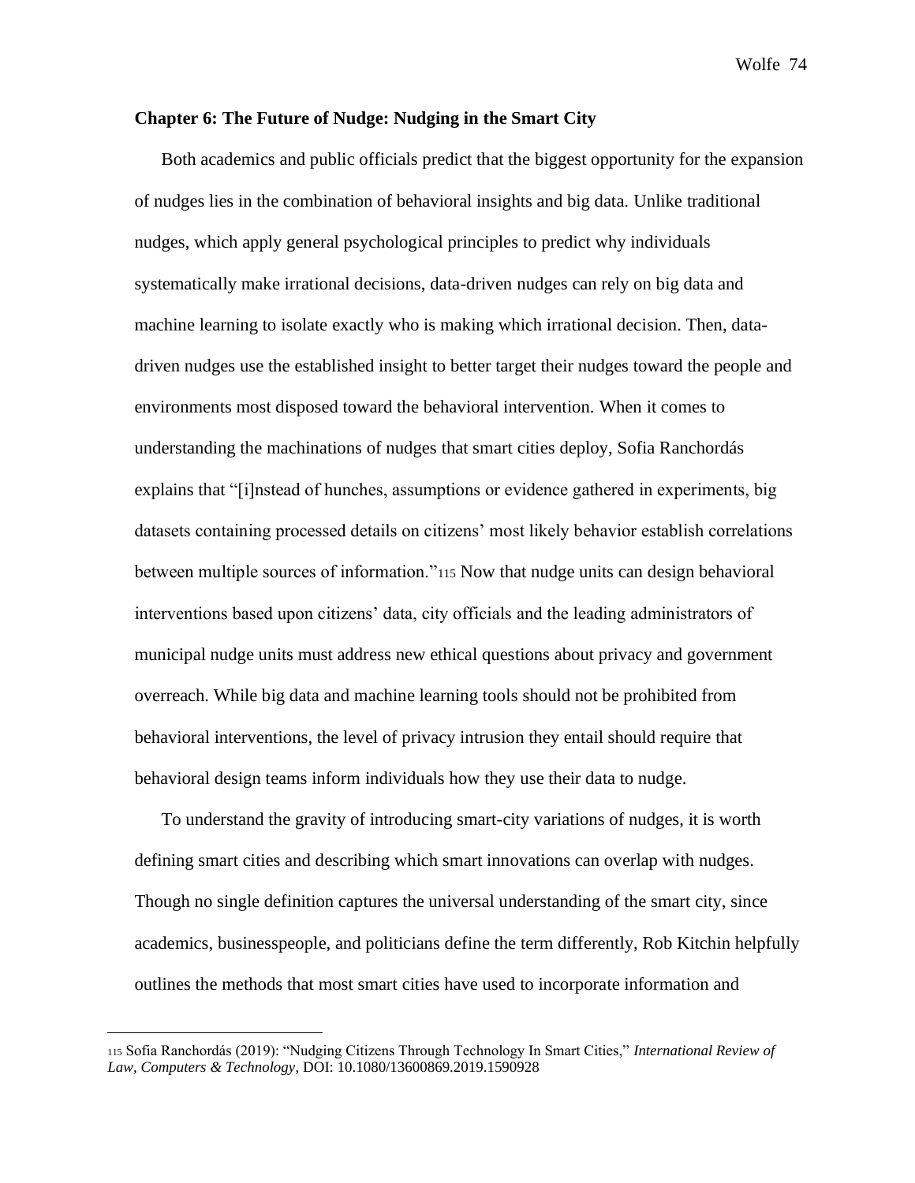**Chapter 6: The Future of Nudge: Nudging in the Smart City**

Both academics and public officials predict that the biggest opportunity for the expansion of nudges lies in the combination of behavioral insights and big data. Unlike traditional nudges, which apply general psychological principles to predict why individuals systematically make irrational decisions, data-driven nudges can rely on big data and machine learning to isolate exactly who is making which irrational decision. Then, data-driven nudges use the established insight to better target their nudges toward the people and environments most disposed toward the behavioral intervention. When it comes to understanding the machinations of nudges that smart cities deploy, Sofia Ranchordás explains that "[i]nstead of hunches, assumptions or evidence gathered in experiments, big datasets containing processed details on citizens' most likely behavior establish correlations between multiple sources of information."[115] Now that nudge units can design behavioral interventions based upon citizens' data, city officials and the leading administrators of municipal nudge units must address new ethical questions about privacy and government overreach. While big data and machine learning tools should not be prohibited from behavioral interventions, the level of privacy intrusion they entail should require that behavioral design teams inform individuals how they use their data to nudge.

To understand the gravity of introducing smart-city variations of nudges, it is worth defining smart cities and describing which smart innovations can overlap with nudges. Though no single definition captures the universal understanding of the smart city, since academics, businesspeople, and politicians define the term differently, Rob Kitchin helpfully outlines the methods that most smart cities have used to incorporate information and

---

[115] Sofia Ranchordás (2019): "Nudging Citizens Through Technology In Smart Cities," *International Review of Law, Computers & Technology*, DOI: 10.1080/13600869.2019.1590928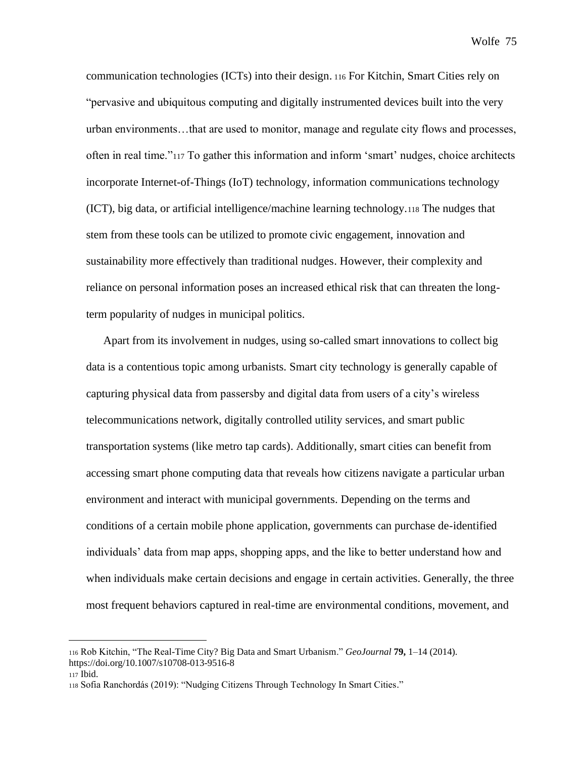communication technologies (ICTs) into their design.[116] For Kitchin, Smart Cities rely on "pervasive and ubiquitous computing and digitally instrumented devices built into the very urban environments…that are used to monitor, manage and regulate city flows and processes, often in real time."[117] To gather this information and inform 'smart' nudges, choice architects incorporate Internet-of-Things (IoT) technology, information communications technology (ICT), big data, or artificial intelligence/machine learning technology.[118] The nudges that stem from these tools can be utilized to promote civic engagement, innovation and sustainability more effectively than traditional nudges. However, their complexity and reliance on personal information poses an increased ethical risk that can threaten the long-term popularity of nudges in municipal politics.

Apart from its involvement in nudges, using so-called smart innovations to collect big data is a contentious topic among urbanists. Smart city technology is generally capable of capturing physical data from passersby and digital data from users of a city's wireless telecommunications network, digitally controlled utility services, and smart public transportation systems (like metro tap cards). Additionally, smart cities can benefit from accessing smart phone computing data that reveals how citizens navigate a particular urban environment and interact with municipal governments. Depending on the terms and conditions of a certain mobile phone application, governments can purchase de-identified individuals' data from map apps, shopping apps, and the like to better understand how and when individuals make certain decisions and engage in certain activities. Generally, the three most frequent behaviors captured in real-time are environmental conditions, movement, and

---

[116] Rob Kitchin, "The Real-Time City? Big Data and Smart Urbanism." *GeoJournal* **79,** 1–14 (2014). https://doi.org/10.1007/s10708-013-9516-8

[117] Ibid.

[118] Sofia Ranchordás (2019): "Nudging Citizens Through Technology In Smart Cities."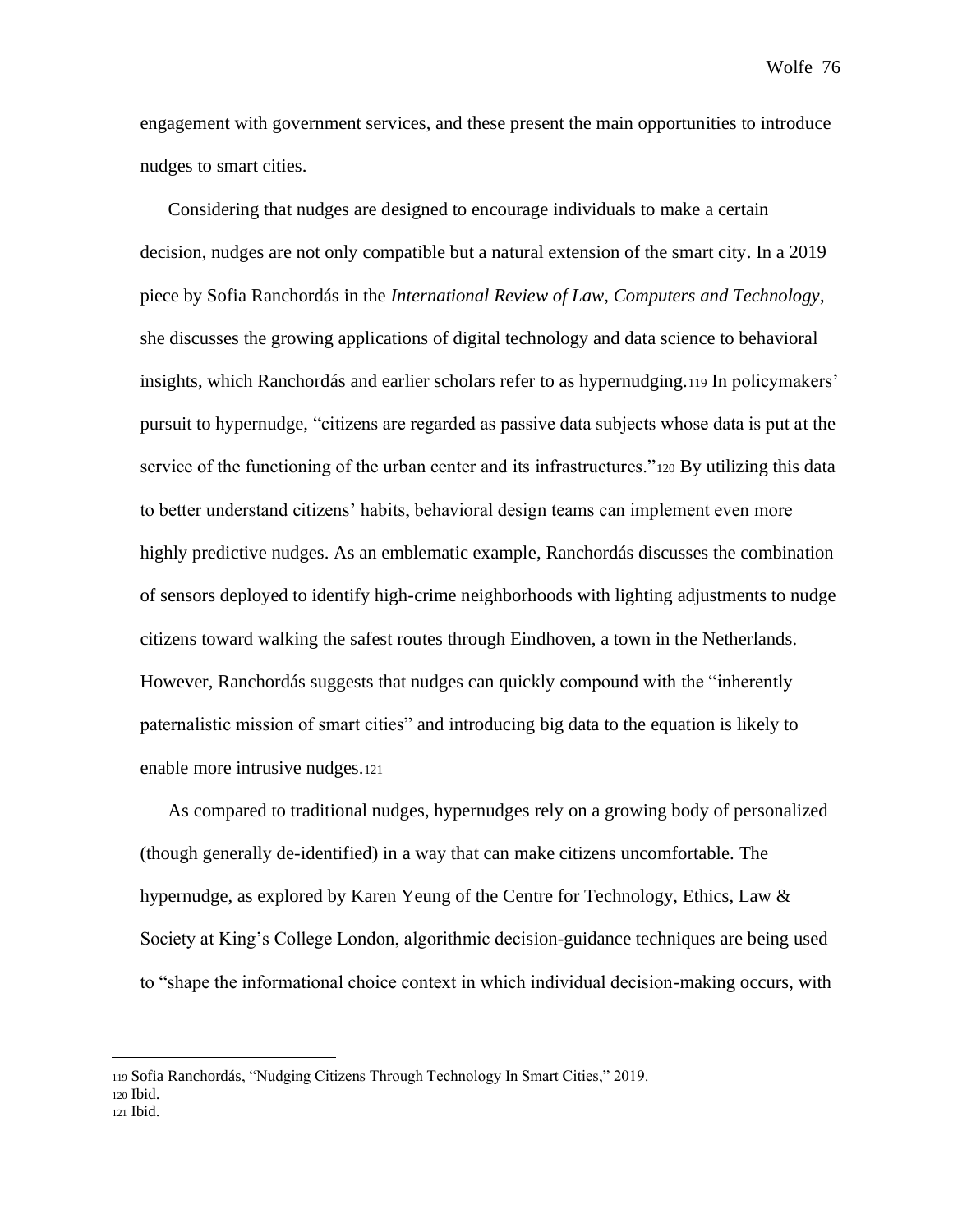engagement with government services, and these present the main opportunities to introduce nudges to smart cities.

Considering that nudges are designed to encourage individuals to make a certain decision, nudges are not only compatible but a natural extension of the smart city. In a 2019 piece by Sofia Ranchordás in the *International Review of Law, Computers and Technology*, she discusses the growing applications of digital technology and data science to behavioral insights, which Ranchordás and earlier scholars refer to as hypernudging.[119] In policymakers' pursuit to hypernudge, "citizens are regarded as passive data subjects whose data is put at the service of the functioning of the urban center and its infrastructures."[120] By utilizing this data to better understand citizens' habits, behavioral design teams can implement even more highly predictive nudges. As an emblematic example, Ranchordás discusses the combination of sensors deployed to identify high-crime neighborhoods with lighting adjustments to nudge citizens toward walking the safest routes through Eindhoven, a town in the Netherlands. However, Ranchordás suggests that nudges can quickly compound with the "inherently paternalistic mission of smart cities" and introducing big data to the equation is likely to enable more intrusive nudges.[121]

As compared to traditional nudges, hypernudges rely on a growing body of personalized (though generally de-identified) in a way that can make citizens uncomfortable. The hypernudge, as explored by Karen Yeung of the Centre for Technology, Ethics, Law & Society at King's College London, algorithmic decision-guidance techniques are being used to "shape the informational choice context in which individual decision-making occurs, with

---

[119] Sofia Ranchordás, "Nudging Citizens Through Technology In Smart Cities," 2019.
[120] Ibid.
[121] Ibid.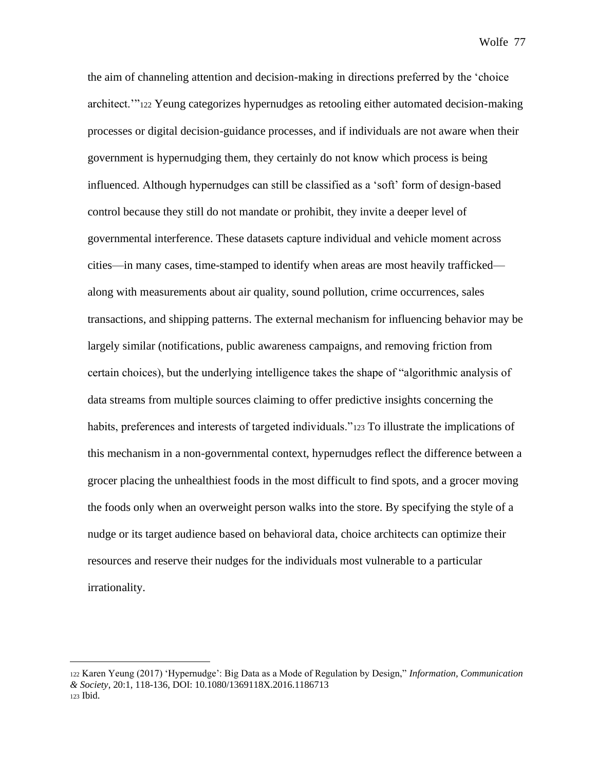the aim of channeling attention and decision-making in directions preferred by the 'choice architect.'"[122] Yeung categorizes hypernudges as retooling either automated decision-making processes or digital decision-guidance processes, and if individuals are not aware when their government is hypernudging them, they certainly do not know which process is being influenced. Although hypernudges can still be classified as a 'soft' form of design-based control because they still do not mandate or prohibit, they invite a deeper level of governmental interference. These datasets capture individual and vehicle moment across cities—in many cases, time-stamped to identify when areas are most heavily trafficked—along with measurements about air quality, sound pollution, crime occurrences, sales transactions, and shipping patterns. The external mechanism for influencing behavior may be largely similar (notifications, public awareness campaigns, and removing friction from certain choices), but the underlying intelligence takes the shape of "algorithmic analysis of data streams from multiple sources claiming to offer predictive insights concerning the habits, preferences and interests of targeted individuals."[123] To illustrate the implications of this mechanism in a non-governmental context, hypernudges reflect the difference between a grocer placing the unhealthiest foods in the most difficult to find spots, and a grocer moving the foods only when an overweight person walks into the store. By specifying the style of a nudge or its target audience based on behavioral data, choice architects can optimize their resources and reserve their nudges for the individuals most vulnerable to a particular irrationality.

---

[122] Karen Yeung (2017) 'Hypernudge': Big Data as a Mode of Regulation by Design," *Information, Communication & Society*, 20:1, 118-136, DOI: 10.1080/1369118X.2016.1186713

[123] Ibid.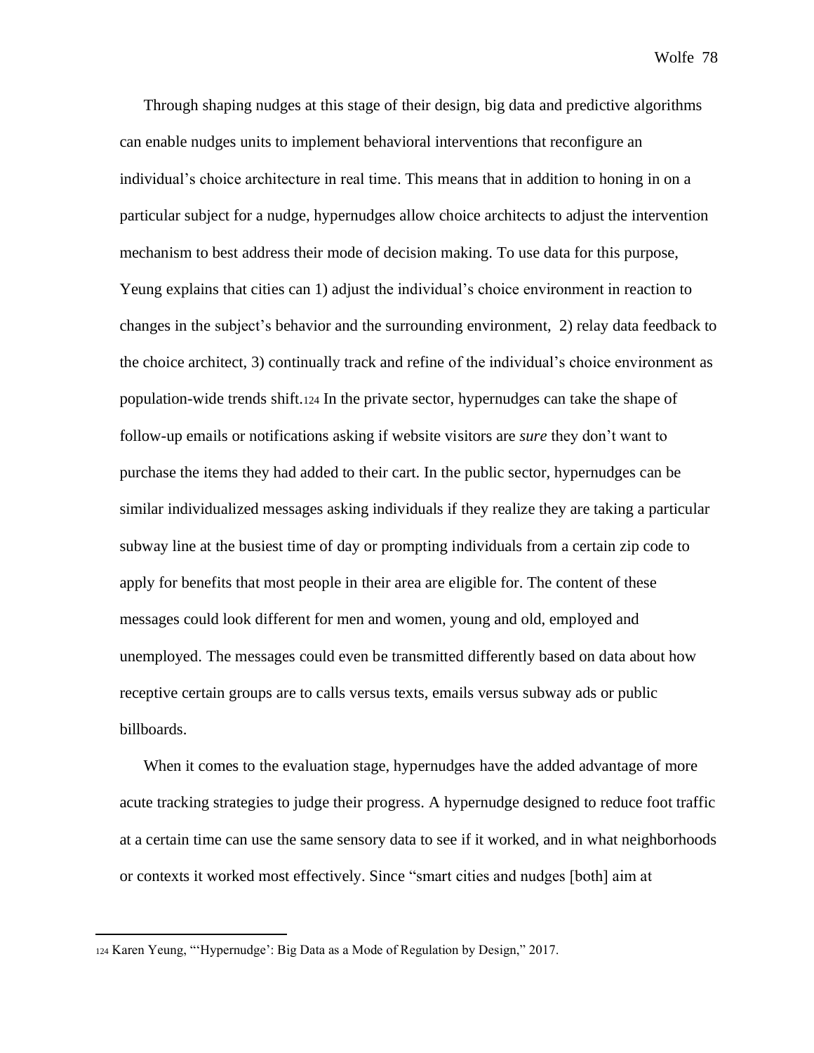Through shaping nudges at this stage of their design, big data and predictive algorithms can enable nudges units to implement behavioral interventions that reconfigure an individual's choice architecture in real time. This means that in addition to honing in on a particular subject for a nudge, hypernudges allow choice architects to adjust the intervention mechanism to best address their mode of decision making. To use data for this purpose, Yeung explains that cities can 1) adjust the individual's choice environment in reaction to changes in the subject's behavior and the surrounding environment, 2) relay data feedback to the choice architect, 3) continually track and refine of the individual's choice environment as population-wide trends shift.[124] In the private sector, hypernudges can take the shape of follow-up emails or notifications asking if website visitors are *sure* they don't want to purchase the items they had added to their cart. In the public sector, hypernudges can be similar individualized messages asking individuals if they realize they are taking a particular subway line at the busiest time of day or prompting individuals from a certain zip code to apply for benefits that most people in their area are eligible for. The content of these messages could look different for men and women, young and old, employed and unemployed. The messages could even be transmitted differently based on data about how receptive certain groups are to calls versus texts, emails versus subway ads or public billboards.

When it comes to the evaluation stage, hypernudges have the added advantage of more acute tracking strategies to judge their progress. A hypernudge designed to reduce foot traffic at a certain time can use the same sensory data to see if it worked, and in what neighborhoods or contexts it worked most effectively. Since "smart cities and nudges [both] aim at

---

[124] Karen Yeung, "'Hypernudge': Big Data as a Mode of Regulation by Design," 2017.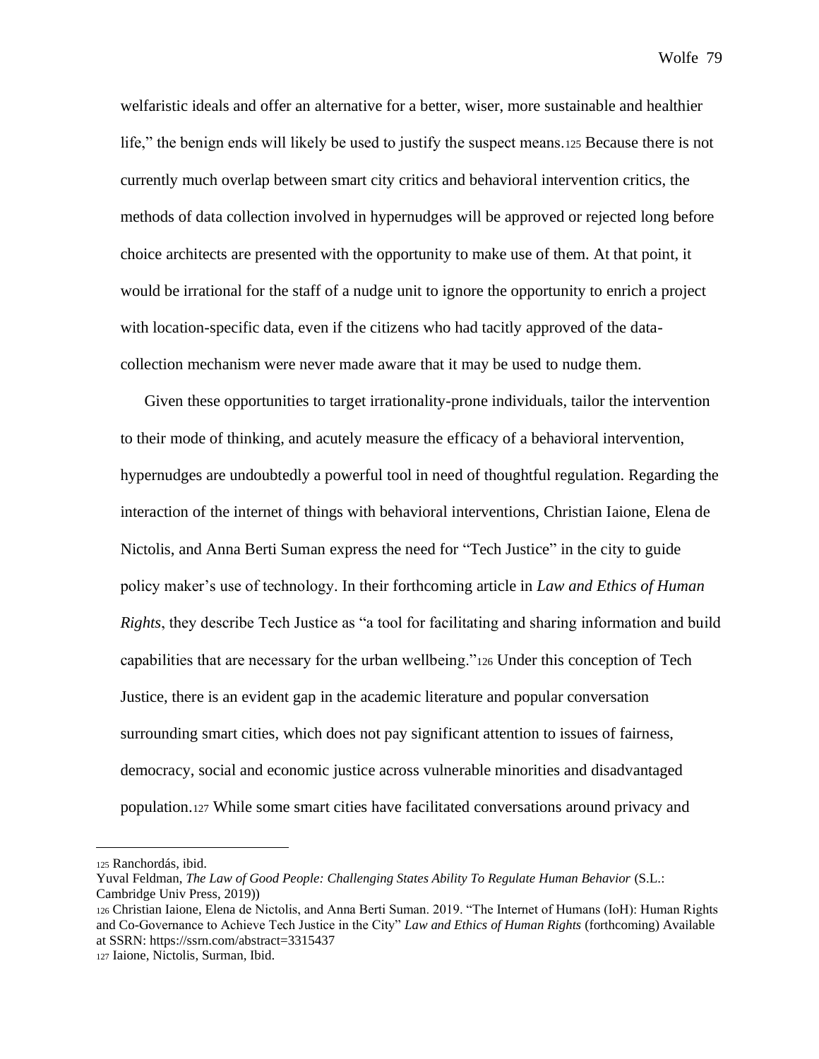welfaristic ideals and offer an alternative for a better, wiser, more sustainable and healthier life," the benign ends will likely be used to justify the suspect means.[125] Because there is not currently much overlap between smart city critics and behavioral intervention critics, the methods of data collection involved in hypernudges will be approved or rejected long before choice architects are presented with the opportunity to make use of them. At that point, it would be irrational for the staff of a nudge unit to ignore the opportunity to enrich a project with location-specific data, even if the citizens who had tacitly approved of the data-collection mechanism were never made aware that it may be used to nudge them.

Given these opportunities to target irrationality-prone individuals, tailor the intervention to their mode of thinking, and acutely measure the efficacy of a behavioral intervention, hypernudges are undoubtedly a powerful tool in need of thoughtful regulation. Regarding the interaction of the internet of things with behavioral interventions, Christian Iaione, Elena de Nictolis, and Anna Berti Suman express the need for "Tech Justice" in the city to guide policy maker's use of technology. In their forthcoming article in *Law and Ethics of Human Rights*, they describe Tech Justice as "a tool for facilitating and sharing information and build capabilities that are necessary for the urban wellbeing."[126] Under this conception of Tech Justice, there is an evident gap in the academic literature and popular conversation surrounding smart cities, which does not pay significant attention to issues of fairness, democracy, social and economic justice across vulnerable minorities and disadvantaged population.[127] While some smart cities have facilitated conversations around privacy and

---

[125] Ranchordás, ibid.
Yuval Feldman, *The Law of Good People: Challenging States Ability To Regulate Human Behavior* (S.L.: Cambridge Univ Press, 2019))

[126] Christian Iaione, Elena de Nictolis, and Anna Berti Suman. 2019. "The Internet of Humans (IoH): Human Rights and Co-Governance to Achieve Tech Justice in the City" *Law and Ethics of Human Rights* (forthcoming) Available at SSRN: https://ssrn.com/abstract=3315437

[127] Iaione, Nictolis, Surman, Ibid.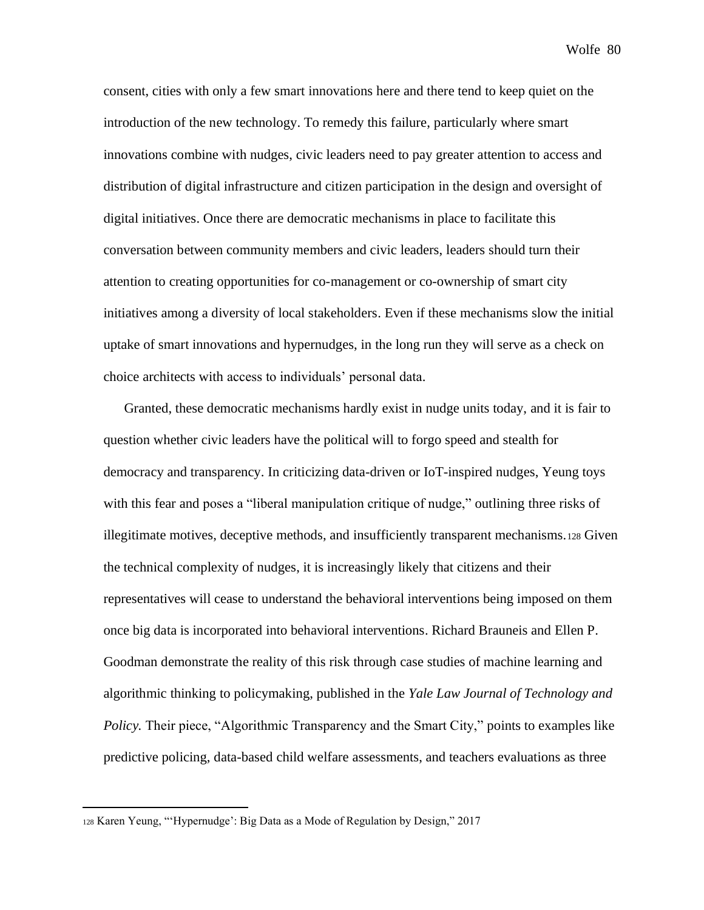consent, cities with only a few smart innovations here and there tend to keep quiet on the introduction of the new technology. To remedy this failure, particularly where smart innovations combine with nudges, civic leaders need to pay greater attention to access and distribution of digital infrastructure and citizen participation in the design and oversight of digital initiatives. Once there are democratic mechanisms in place to facilitate this conversation between community members and civic leaders, leaders should turn their attention to creating opportunities for co-management or co-ownership of smart city initiatives among a diversity of local stakeholders. Even if these mechanisms slow the initial uptake of smart innovations and hypernudges, in the long run they will serve as a check on choice architects with access to individuals' personal data.

Granted, these democratic mechanisms hardly exist in nudge units today, and it is fair to question whether civic leaders have the political will to forgo speed and stealth for democracy and transparency. In criticizing data-driven or IoT-inspired nudges, Yeung toys with this fear and poses a "liberal manipulation critique of nudge," outlining three risks of illegitimate motives, deceptive methods, and insufficiently transparent mechanisms.[128] Given the technical complexity of nudges, it is increasingly likely that citizens and their representatives will cease to understand the behavioral interventions being imposed on them once big data is incorporated into behavioral interventions. Richard Brauneis and Ellen P. Goodman demonstrate the reality of this risk through case studies of machine learning and algorithmic thinking to policymaking, published in the *Yale Law Journal of Technology and Policy.* Their piece, "Algorithmic Transparency and the Smart City," points to examples like predictive policing, data-based child welfare assessments, and teachers evaluations as three

[128] Karen Yeung, "'Hypernudge': Big Data as a Mode of Regulation by Design," 2017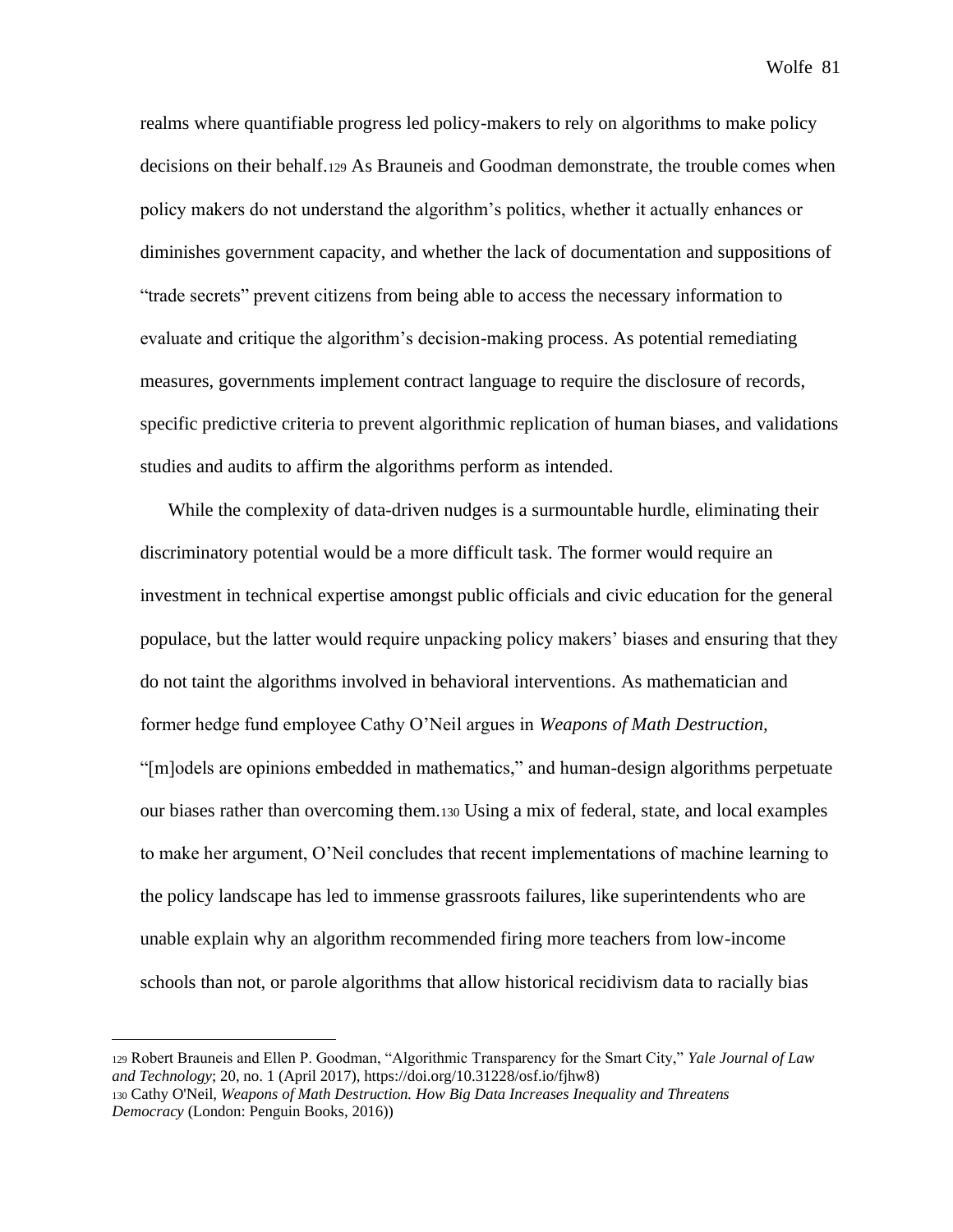realms where quantifiable progress led policy-makers to rely on algorithms to make policy decisions on their behalf.[129] As Brauneis and Goodman demonstrate, the trouble comes when policy makers do not understand the algorithm's politics, whether it actually enhances or diminishes government capacity, and whether the lack of documentation and suppositions of "trade secrets" prevent citizens from being able to access the necessary information to evaluate and critique the algorithm's decision-making process. As potential remediating measures, governments implement contract language to require the disclosure of records, specific predictive criteria to prevent algorithmic replication of human biases, and validations studies and audits to affirm the algorithms perform as intended.

While the complexity of data-driven nudges is a surmountable hurdle, eliminating their discriminatory potential would be a more difficult task. The former would require an investment in technical expertise amongst public officials and civic education for the general populace, but the latter would require unpacking policy makers' biases and ensuring that they do not taint the algorithms involved in behavioral interventions. As mathematician and former hedge fund employee Cathy O'Neil argues in *Weapons of Math Destruction,* "[m]odels are opinions embedded in mathematics," and human-design algorithms perpetuate our biases rather than overcoming them.[130] Using a mix of federal, state, and local examples to make her argument, O'Neil concludes that recent implementations of machine learning to the policy landscape has led to immense grassroots failures, like superintendents who are unable explain why an algorithm recommended firing more teachers from low-income schools than not, or parole algorithms that allow historical recidivism data to racially bias

---

[129] Robert Brauneis and Ellen P. Goodman, "Algorithmic Transparency for the Smart City," *Yale Journal of Law and Technology*; 20, no. 1 (April 2017), https://doi.org/10.31228/osf.io/fjhw8)

[130] Cathy O'Neil, *Weapons of Math Destruction. How Big Data Increases Inequality and Threatens Democracy* (London: Penguin Books, 2016))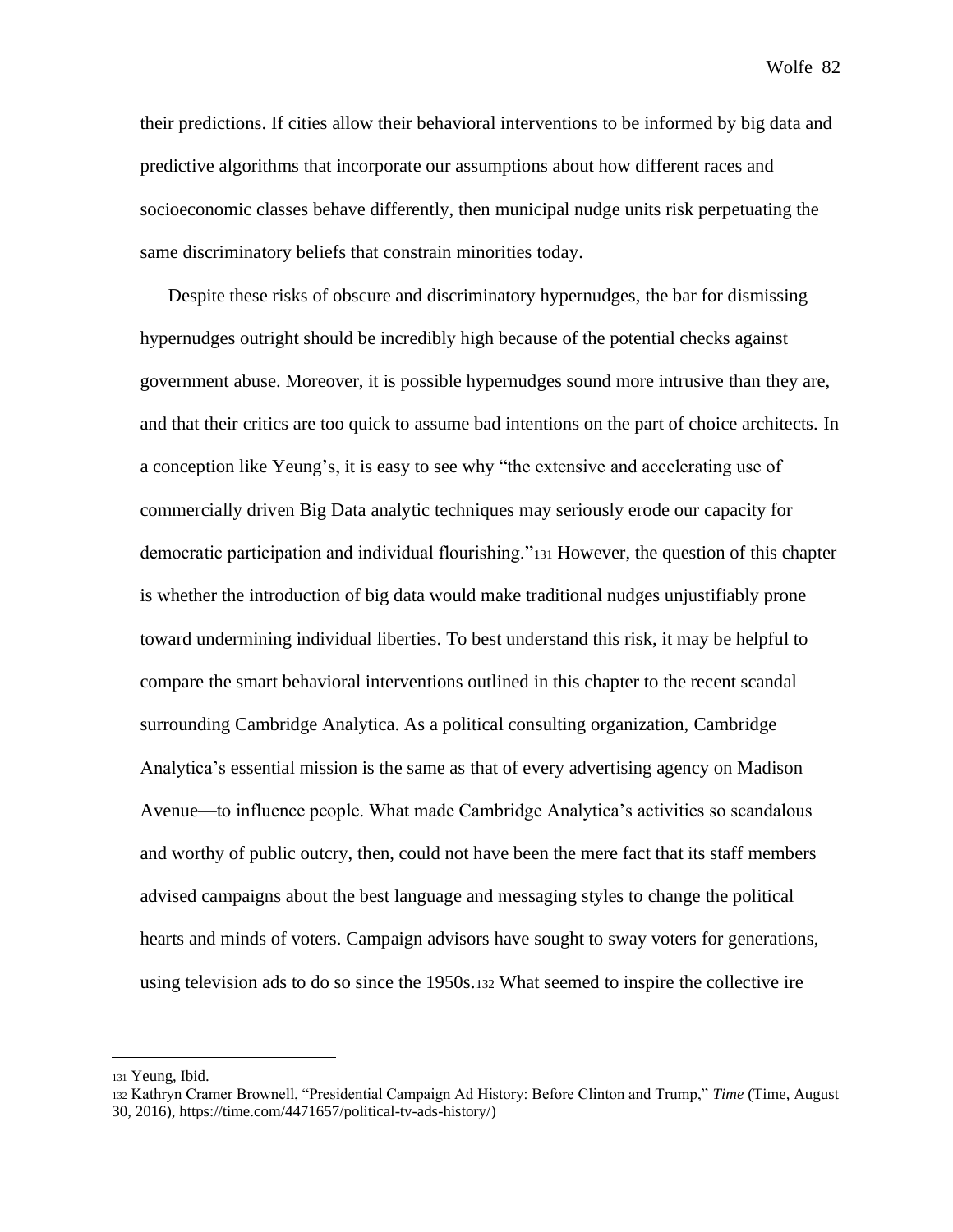their predictions. If cities allow their behavioral interventions to be informed by big data and predictive algorithms that incorporate our assumptions about how different races and socioeconomic classes behave differently, then municipal nudge units risk perpetuating the same discriminatory beliefs that constrain minorities today.

Despite these risks of obscure and discriminatory hypernudges, the bar for dismissing hypernudges outright should be incredibly high because of the potential checks against government abuse. Moreover, it is possible hypernudges sound more intrusive than they are, and that their critics are too quick to assume bad intentions on the part of choice architects. In a conception like Yeung's, it is easy to see why "the extensive and accelerating use of commercially driven Big Data analytic techniques may seriously erode our capacity for democratic participation and individual flourishing."[131] However, the question of this chapter is whether the introduction of big data would make traditional nudges unjustifiably prone toward undermining individual liberties. To best understand this risk, it may be helpful to compare the smart behavioral interventions outlined in this chapter to the recent scandal surrounding Cambridge Analytica. As a political consulting organization, Cambridge Analytica's essential mission is the same as that of every advertising agency on Madison Avenue—to influence people. What made Cambridge Analytica's activities so scandalous and worthy of public outcry, then, could not have been the mere fact that its staff members advised campaigns about the best language and messaging styles to change the political hearts and minds of voters. Campaign advisors have sought to sway voters for generations, using television ads to do so since the 1950s.[132] What seemed to inspire the collective ire

---

[131] Yeung, Ibid.

[132] Kathryn Cramer Brownell, "Presidential Campaign Ad History: Before Clinton and Trump," *Time* (Time, August 30, 2016), https://time.com/4471657/political-tv-ads-history/)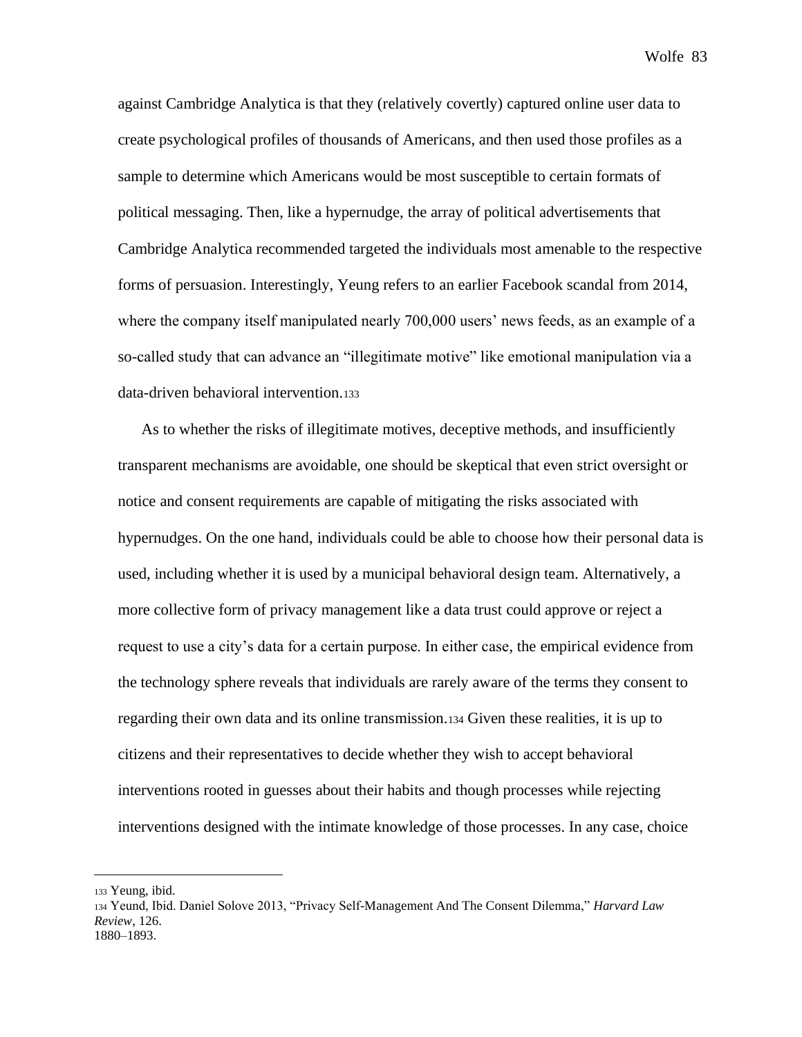against Cambridge Analytica is that they (relatively covertly) captured online user data to create psychological profiles of thousands of Americans, and then used those profiles as a sample to determine which Americans would be most susceptible to certain formats of political messaging. Then, like a hypernudge, the array of political advertisements that Cambridge Analytica recommended targeted the individuals most amenable to the respective forms of persuasion. Interestingly, Yeung refers to an earlier Facebook scandal from 2014, where the company itself manipulated nearly 700,000 users' news feeds, as an example of a so-called study that can advance an "illegitimate motive" like emotional manipulation via a data-driven behavioral intervention.[133]

As to whether the risks of illegitimate motives, deceptive methods, and insufficiently transparent mechanisms are avoidable, one should be skeptical that even strict oversight or notice and consent requirements are capable of mitigating the risks associated with hypernudges. On the one hand, individuals could be able to choose how their personal data is used, including whether it is used by a municipal behavioral design team. Alternatively, a more collective form of privacy management like a data trust could approve or reject a request to use a city's data for a certain purpose. In either case, the empirical evidence from the technology sphere reveals that individuals are rarely aware of the terms they consent to regarding their own data and its online transmission.[134] Given these realities, it is up to citizens and their representatives to decide whether they wish to accept behavioral interventions rooted in guesses about their habits and though processes while rejecting interventions designed with the intimate knowledge of those processes. In any case, choice

---

[133] Yeung, ibid.

[134] Yeund, Ibid. Daniel Solove 2013, "Privacy Self-Management And The Consent Dilemma," *Harvard Law Review*, 126.
1880–1893.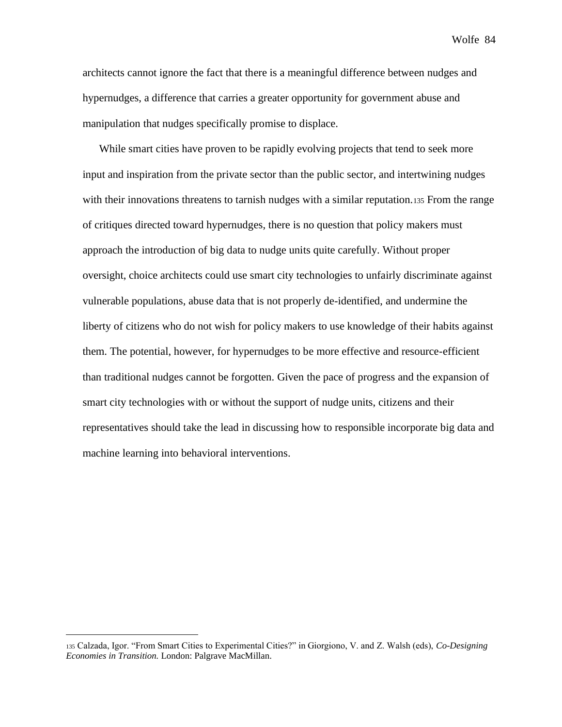architects cannot ignore the fact that there is a meaningful difference between nudges and hypernudges, a difference that carries a greater opportunity for government abuse and manipulation that nudges specifically promise to displace.

While smart cities have proven to be rapidly evolving projects that tend to seek more input and inspiration from the private sector than the public sector, and intertwining nudges with their innovations threatens to tarnish nudges with a similar reputation.[135] From the range of critiques directed toward hypernudges, there is no question that policy makers must approach the introduction of big data to nudge units quite carefully. Without proper oversight, choice architects could use smart city technologies to unfairly discriminate against vulnerable populations, abuse data that is not properly de-identified, and undermine the liberty of citizens who do not wish for policy makers to use knowledge of their habits against them. The potential, however, for hypernudges to be more effective and resource-efficient than traditional nudges cannot be forgotten. Given the pace of progress and the expansion of smart city technologies with or without the support of nudge units, citizens and their representatives should take the lead in discussing how to responsible incorporate big data and machine learning into behavioral interventions.

---

[135] Calzada, Igor. "From Smart Cities to Experimental Cities?" in Giorgiono, V. and Z. Walsh (eds), *Co-Designing Economies in Transition.* London: Palgrave MacMillan.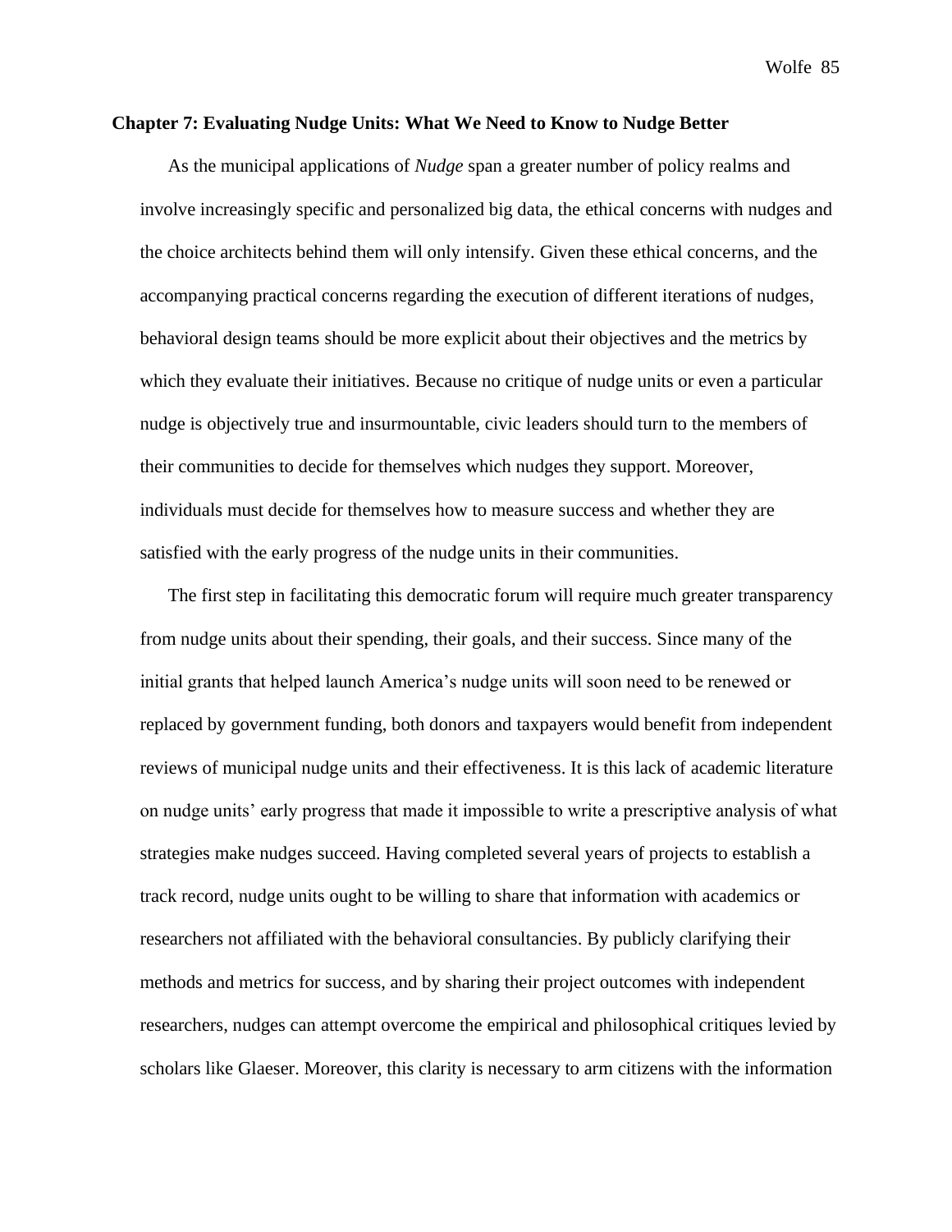## Chapter 7: Evaluating Nudge Units: What We Need to Know to Nudge Better

As the municipal applications of *Nudge* span a greater number of policy realms and involve increasingly specific and personalized big data, the ethical concerns with nudges and the choice architects behind them will only intensify. Given these ethical concerns, and the accompanying practical concerns regarding the execution of different iterations of nudges, behavioral design teams should be more explicit about their objectives and the metrics by which they evaluate their initiatives. Because no critique of nudge units or even a particular nudge is objectively true and insurmountable, civic leaders should turn to the members of their communities to decide for themselves which nudges they support. Moreover, individuals must decide for themselves how to measure success and whether they are satisfied with the early progress of the nudge units in their communities.

The first step in facilitating this democratic forum will require much greater transparency from nudge units about their spending, their goals, and their success. Since many of the initial grants that helped launch America's nudge units will soon need to be renewed or replaced by government funding, both donors and taxpayers would benefit from independent reviews of municipal nudge units and their effectiveness. It is this lack of academic literature on nudge units' early progress that made it impossible to write a prescriptive analysis of what strategies make nudges succeed. Having completed several years of projects to establish a track record, nudge units ought to be willing to share that information with academics or researchers not affiliated with the behavioral consultancies. By publicly clarifying their methods and metrics for success, and by sharing their project outcomes with independent researchers, nudges can attempt overcome the empirical and philosophical critiques levied by scholars like Glaeser. Moreover, this clarity is necessary to arm citizens with the information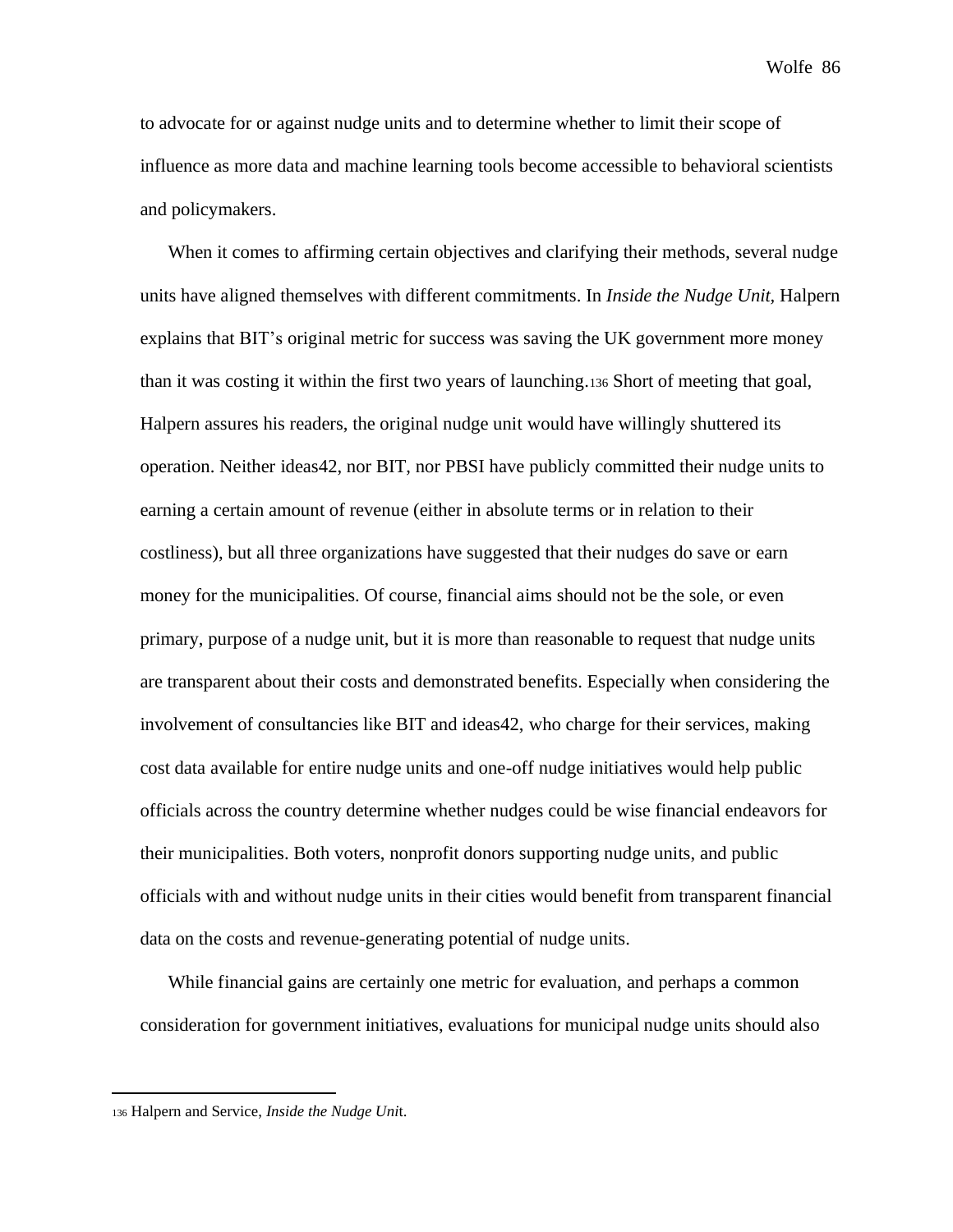to advocate for or against nudge units and to determine whether to limit their scope of influence as more data and machine learning tools become accessible to behavioral scientists and policymakers.

When it comes to affirming certain objectives and clarifying their methods, several nudge units have aligned themselves with different commitments. In *Inside the Nudge Unit*, Halpern explains that BIT's original metric for success was saving the UK government more money than it was costing it within the first two years of launching.[136] Short of meeting that goal, Halpern assures his readers, the original nudge unit would have willingly shuttered its operation. Neither ideas42, nor BIT, nor PBSI have publicly committed their nudge units to earning a certain amount of revenue (either in absolute terms or in relation to their costliness), but all three organizations have suggested that their nudges do save or earn money for the municipalities. Of course, financial aims should not be the sole, or even primary, purpose of a nudge unit, but it is more than reasonable to request that nudge units are transparent about their costs and demonstrated benefits. Especially when considering the involvement of consultancies like BIT and ideas42, who charge for their services, making cost data available for entire nudge units and one-off nudge initiatives would help public officials across the country determine whether nudges could be wise financial endeavors for their municipalities. Both voters, nonprofit donors supporting nudge units, and public officials with and without nudge units in their cities would benefit from transparent financial data on the costs and revenue-generating potential of nudge units.

While financial gains are certainly one metric for evaluation, and perhaps a common consideration for government initiatives, evaluations for municipal nudge units should also

[136] Halpern and Service, *Inside the Nudge Unit*.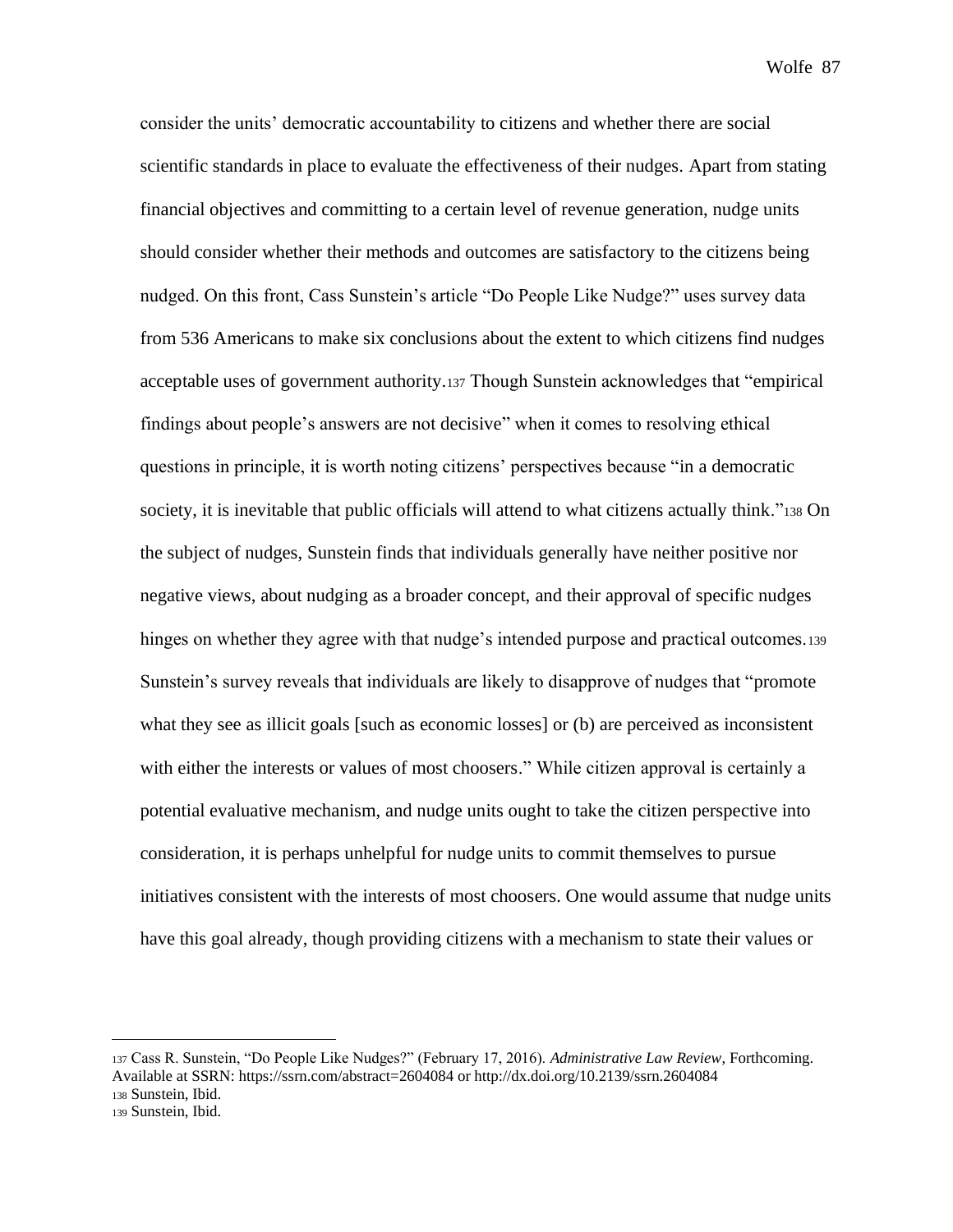consider the units' democratic accountability to citizens and whether there are social scientific standards in place to evaluate the effectiveness of their nudges. Apart from stating financial objectives and committing to a certain level of revenue generation, nudge units should consider whether their methods and outcomes are satisfactory to the citizens being nudged. On this front, Cass Sunstein's article "Do People Like Nudge?" uses survey data from 536 Americans to make six conclusions about the extent to which citizens find nudges acceptable uses of government authority.[137] Though Sunstein acknowledges that "empirical findings about people's answers are not decisive" when it comes to resolving ethical questions in principle, it is worth noting citizens' perspectives because "in a democratic society, it is inevitable that public officials will attend to what citizens actually think."[138] On the subject of nudges, Sunstein finds that individuals generally have neither positive nor negative views, about nudging as a broader concept, and their approval of specific nudges hinges on whether they agree with that nudge's intended purpose and practical outcomes.[139] Sunstein's survey reveals that individuals are likely to disapprove of nudges that "promote what they see as illicit goals [such as economic losses] or (b) are perceived as inconsistent with either the interests or values of most choosers." While citizen approval is certainly a potential evaluative mechanism, and nudge units ought to take the citizen perspective into consideration, it is perhaps unhelpful for nudge units to commit themselves to pursue initiatives consistent with the interests of most choosers. One would assume that nudge units have this goal already, though providing citizens with a mechanism to state their values or

---

[137] Cass R. Sunstein, "Do People Like Nudges?" (February 17, 2016). *Administrative Law Review*, Forthcoming. Available at SSRN: https://ssrn.com/abstract=2604084 or http://dx.doi.org/10.2139/ssrn.2604084

[138] Sunstein, Ibid.

[139] Sunstein, Ibid.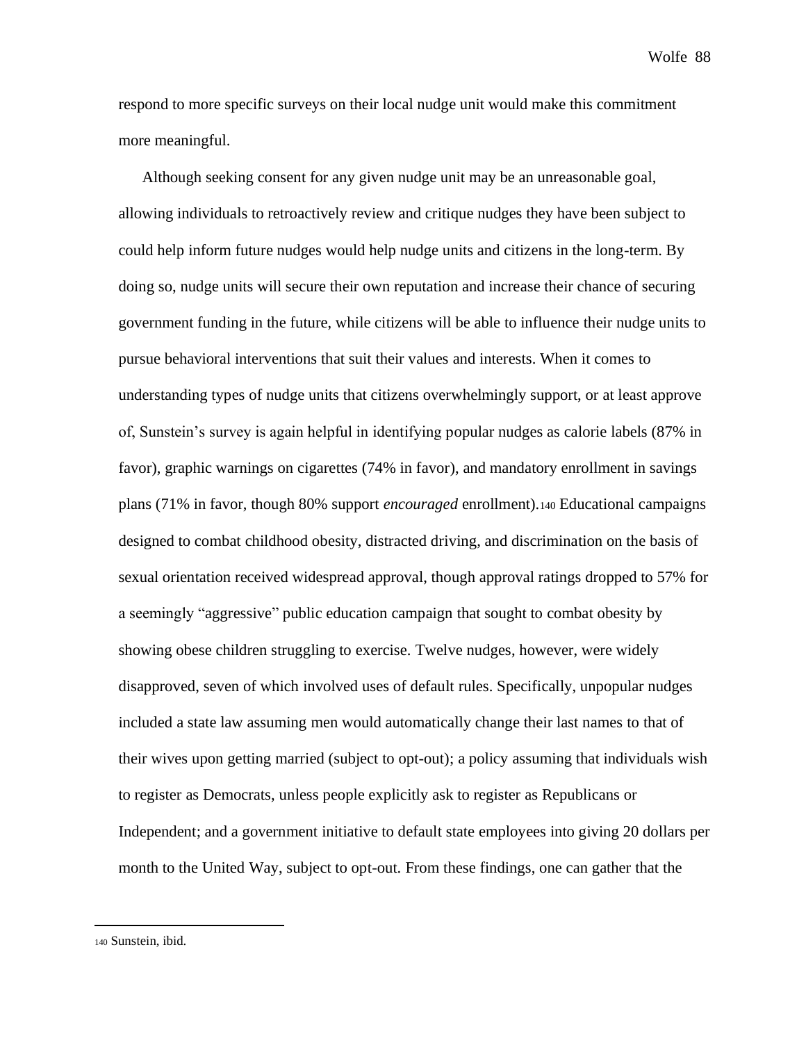respond to more specific surveys on their local nudge unit would make this commitment more meaningful.

Although seeking consent for any given nudge unit may be an unreasonable goal, allowing individuals to retroactively review and critique nudges they have been subject to could help inform future nudges would help nudge units and citizens in the long-term. By doing so, nudge units will secure their own reputation and increase their chance of securing government funding in the future, while citizens will be able to influence their nudge units to pursue behavioral interventions that suit their values and interests. When it comes to understanding types of nudge units that citizens overwhelmingly support, or at least approve of, Sunstein's survey is again helpful in identifying popular nudges as calorie labels (87% in favor), graphic warnings on cigarettes (74% in favor), and mandatory enrollment in savings plans (71% in favor, though 80% support *encouraged* enrollment).[140] Educational campaigns designed to combat childhood obesity, distracted driving, and discrimination on the basis of sexual orientation received widespread approval, though approval ratings dropped to 57% for a seemingly "aggressive" public education campaign that sought to combat obesity by showing obese children struggling to exercise. Twelve nudges, however, were widely disapproved, seven of which involved uses of default rules. Specifically, unpopular nudges included a state law assuming men would automatically change their last names to that of their wives upon getting married (subject to opt-out); a policy assuming that individuals wish to register as Democrats, unless people explicitly ask to register as Republicans or Independent; and a government initiative to default state employees into giving 20 dollars per month to the United Way, subject to opt-out. From these findings, one can gather that the

---

[140] Sunstein, ibid.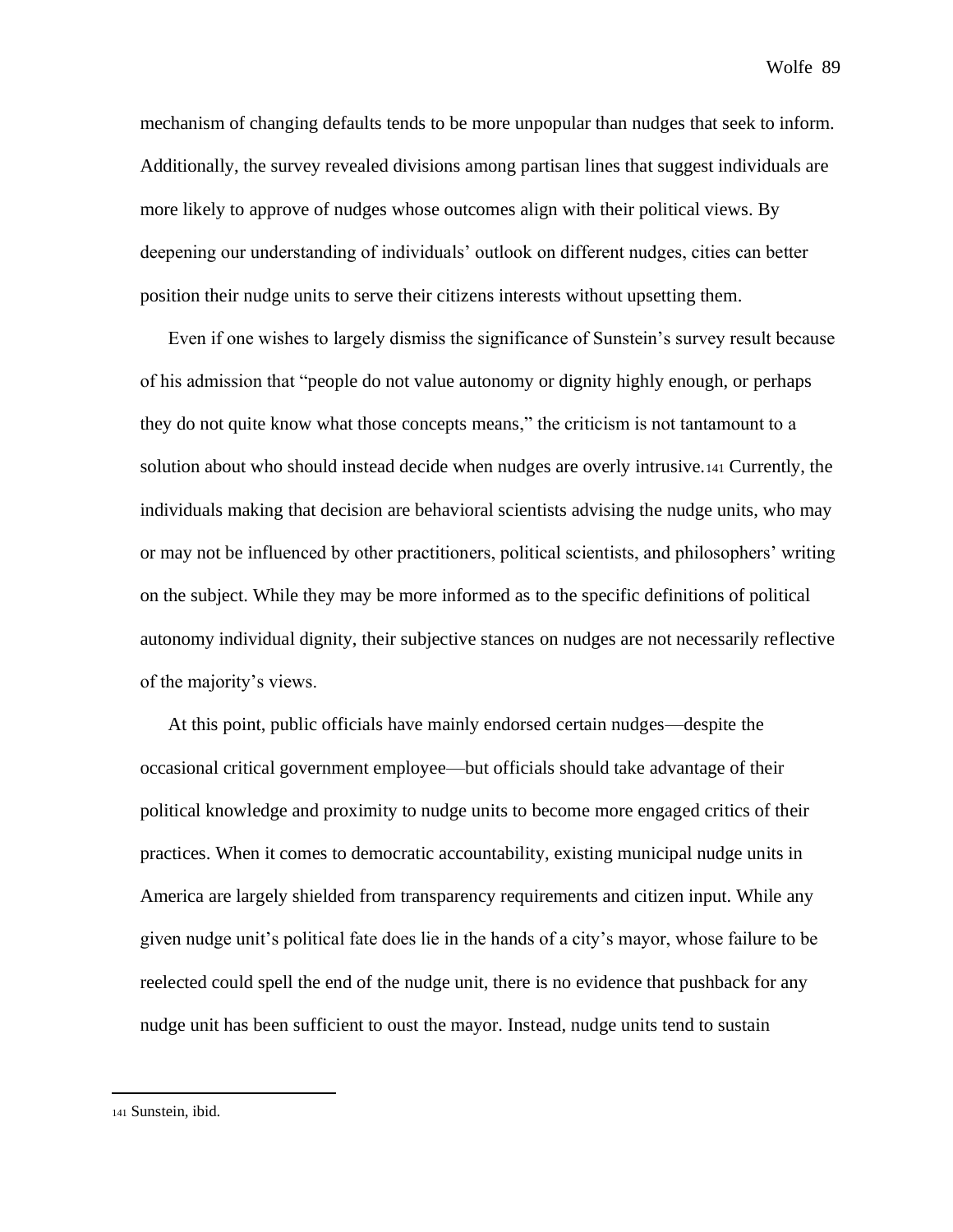mechanism of changing defaults tends to be more unpopular than nudges that seek to inform. Additionally, the survey revealed divisions among partisan lines that suggest individuals are more likely to approve of nudges whose outcomes align with their political views. By deepening our understanding of individuals' outlook on different nudges, cities can better position their nudge units to serve their citizens interests without upsetting them.

Even if one wishes to largely dismiss the significance of Sunstein's survey result because of his admission that "people do not value autonomy or dignity highly enough, or perhaps they do not quite know what those concepts means," the criticism is not tantamount to a solution about who should instead decide when nudges are overly intrusive.[141] Currently, the individuals making that decision are behavioral scientists advising the nudge units, who may or may not be influenced by other practitioners, political scientists, and philosophers' writing on the subject. While they may be more informed as to the specific definitions of political autonomy individual dignity, their subjective stances on nudges are not necessarily reflective of the majority's views.

At this point, public officials have mainly endorsed certain nudges—despite the occasional critical government employee—but officials should take advantage of their political knowledge and proximity to nudge units to become more engaged critics of their practices. When it comes to democratic accountability, existing municipal nudge units in America are largely shielded from transparency requirements and citizen input. While any given nudge unit's political fate does lie in the hands of a city's mayor, whose failure to be reelected could spell the end of the nudge unit, there is no evidence that pushback for any nudge unit has been sufficient to oust the mayor. Instead, nudge units tend to sustain

---

[141] Sunstein, ibid.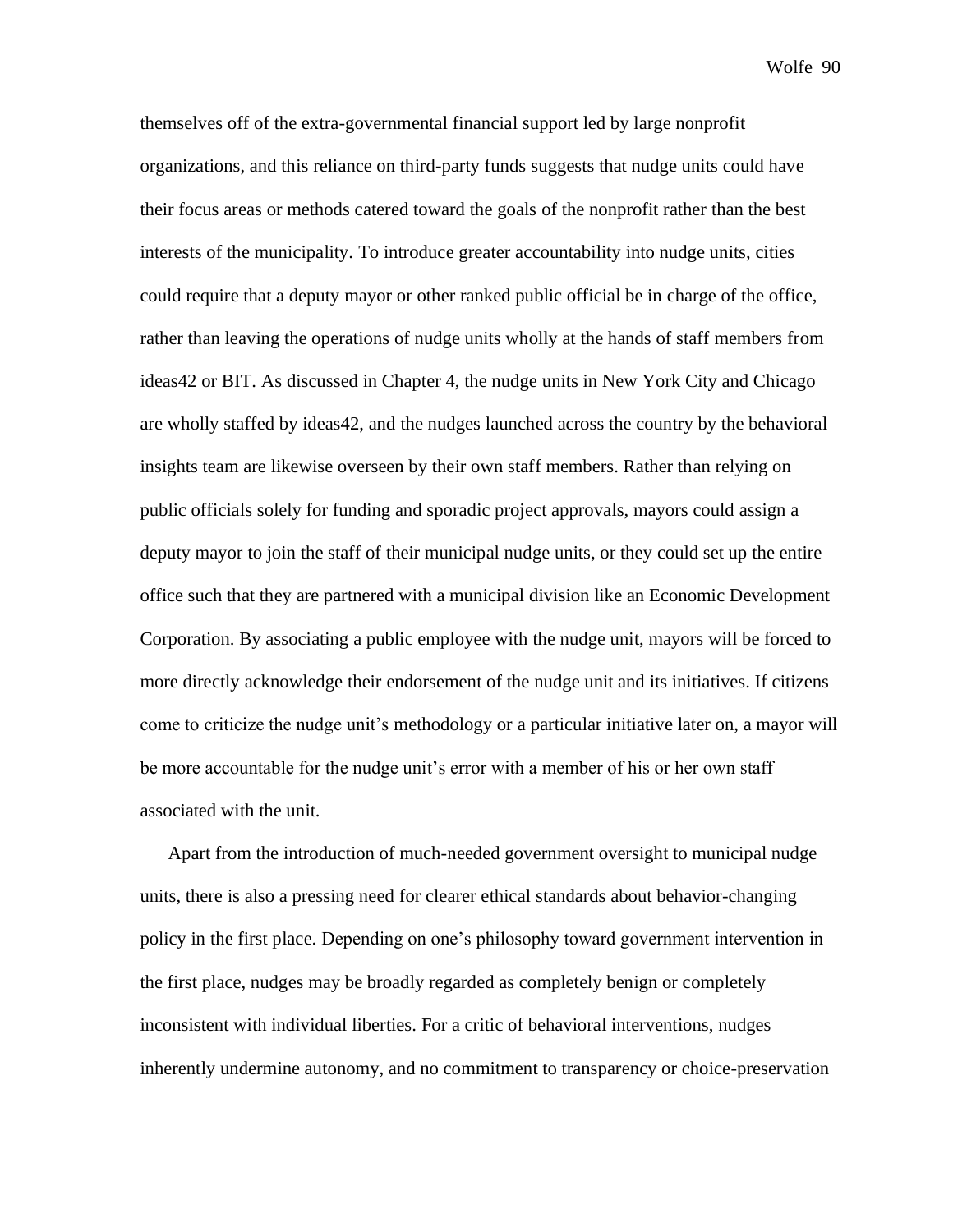themselves off of the extra-governmental financial support led by large nonprofit organizations, and this reliance on third-party funds suggests that nudge units could have their focus areas or methods catered toward the goals of the nonprofit rather than the best interests of the municipality. To introduce greater accountability into nudge units, cities could require that a deputy mayor or other ranked public official be in charge of the office, rather than leaving the operations of nudge units wholly at the hands of staff members from ideas42 or BIT. As discussed in Chapter 4, the nudge units in New York City and Chicago are wholly staffed by ideas42, and the nudges launched across the country by the behavioral insights team are likewise overseen by their own staff members. Rather than relying on public officials solely for funding and sporadic project approvals, mayors could assign a deputy mayor to join the staff of their municipal nudge units, or they could set up the entire office such that they are partnered with a municipal division like an Economic Development Corporation. By associating a public employee with the nudge unit, mayors will be forced to more directly acknowledge their endorsement of the nudge unit and its initiatives. If citizens come to criticize the nudge unit's methodology or a particular initiative later on, a mayor will be more accountable for the nudge unit's error with a member of his or her own staff associated with the unit.

Apart from the introduction of much-needed government oversight to municipal nudge units, there is also a pressing need for clearer ethical standards about behavior-changing policy in the first place. Depending on one's philosophy toward government intervention in the first place, nudges may be broadly regarded as completely benign or completely inconsistent with individual liberties. For a critic of behavioral interventions, nudges inherently undermine autonomy, and no commitment to transparency or choice-preservation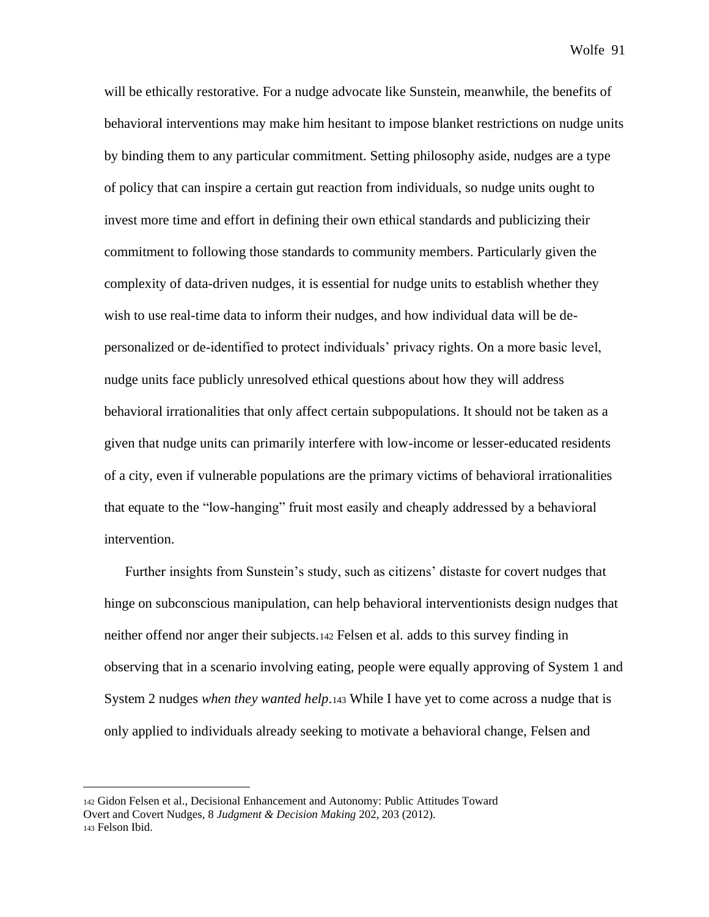will be ethically restorative. For a nudge advocate like Sunstein, meanwhile, the benefits of behavioral interventions may make him hesitant to impose blanket restrictions on nudge units by binding them to any particular commitment. Setting philosophy aside, nudges are a type of policy that can inspire a certain gut reaction from individuals, so nudge units ought to invest more time and effort in defining their own ethical standards and publicizing their commitment to following those standards to community members. Particularly given the complexity of data-driven nudges, it is essential for nudge units to establish whether they wish to use real-time data to inform their nudges, and how individual data will be de-personalized or de-identified to protect individuals' privacy rights. On a more basic level, nudge units face publicly unresolved ethical questions about how they will address behavioral irrationalities that only affect certain subpopulations. It should not be taken as a given that nudge units can primarily interfere with low-income or lesser-educated residents of a city, even if vulnerable populations are the primary victims of behavioral irrationalities that equate to the "low-hanging" fruit most easily and cheaply addressed by a behavioral intervention.

Further insights from Sunstein's study, such as citizens' distaste for covert nudges that hinge on subconscious manipulation, can help behavioral interventionists design nudges that neither offend nor anger their subjects.[142] Felsen et al. adds to this survey finding in observing that in a scenario involving eating, people were equally approving of System 1 and System 2 nudges *when they wanted help*.[143] While I have yet to come across a nudge that is only applied to individuals already seeking to motivate a behavioral change, Felsen and

---

[142] Gidon Felsen et al., Decisional Enhancement and Autonomy: Public Attitudes Toward Overt and Covert Nudges, 8 *Judgment & Decision Making* 202, 203 (2012).

[143] Felson Ibid.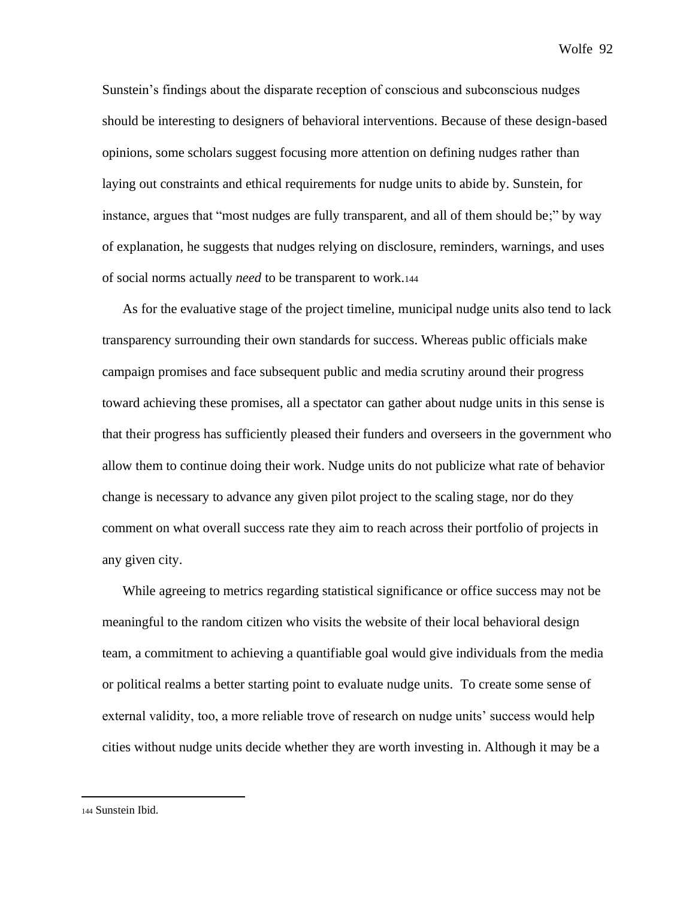Sunstein's findings about the disparate reception of conscious and subconscious nudges should be interesting to designers of behavioral interventions. Because of these design-based opinions, some scholars suggest focusing more attention on defining nudges rather than laying out constraints and ethical requirements for nudge units to abide by. Sunstein, for instance, argues that "most nudges are fully transparent, and all of them should be;" by way of explanation, he suggests that nudges relying on disclosure, reminders, warnings, and uses of social norms actually *need* to be transparent to work.[144]

As for the evaluative stage of the project timeline, municipal nudge units also tend to lack transparency surrounding their own standards for success. Whereas public officials make campaign promises and face subsequent public and media scrutiny around their progress toward achieving these promises, all a spectator can gather about nudge units in this sense is that their progress has sufficiently pleased their funders and overseers in the government who allow them to continue doing their work. Nudge units do not publicize what rate of behavior change is necessary to advance any given pilot project to the scaling stage, nor do they comment on what overall success rate they aim to reach across their portfolio of projects in any given city.

While agreeing to metrics regarding statistical significance or office success may not be meaningful to the random citizen who visits the website of their local behavioral design team, a commitment to achieving a quantifiable goal would give individuals from the media or political realms a better starting point to evaluate nudge units. To create some sense of external validity, too, a more reliable trove of research on nudge units' success would help cities without nudge units decide whether they are worth investing in. Although it may be a

[144] Sunstein Ibid.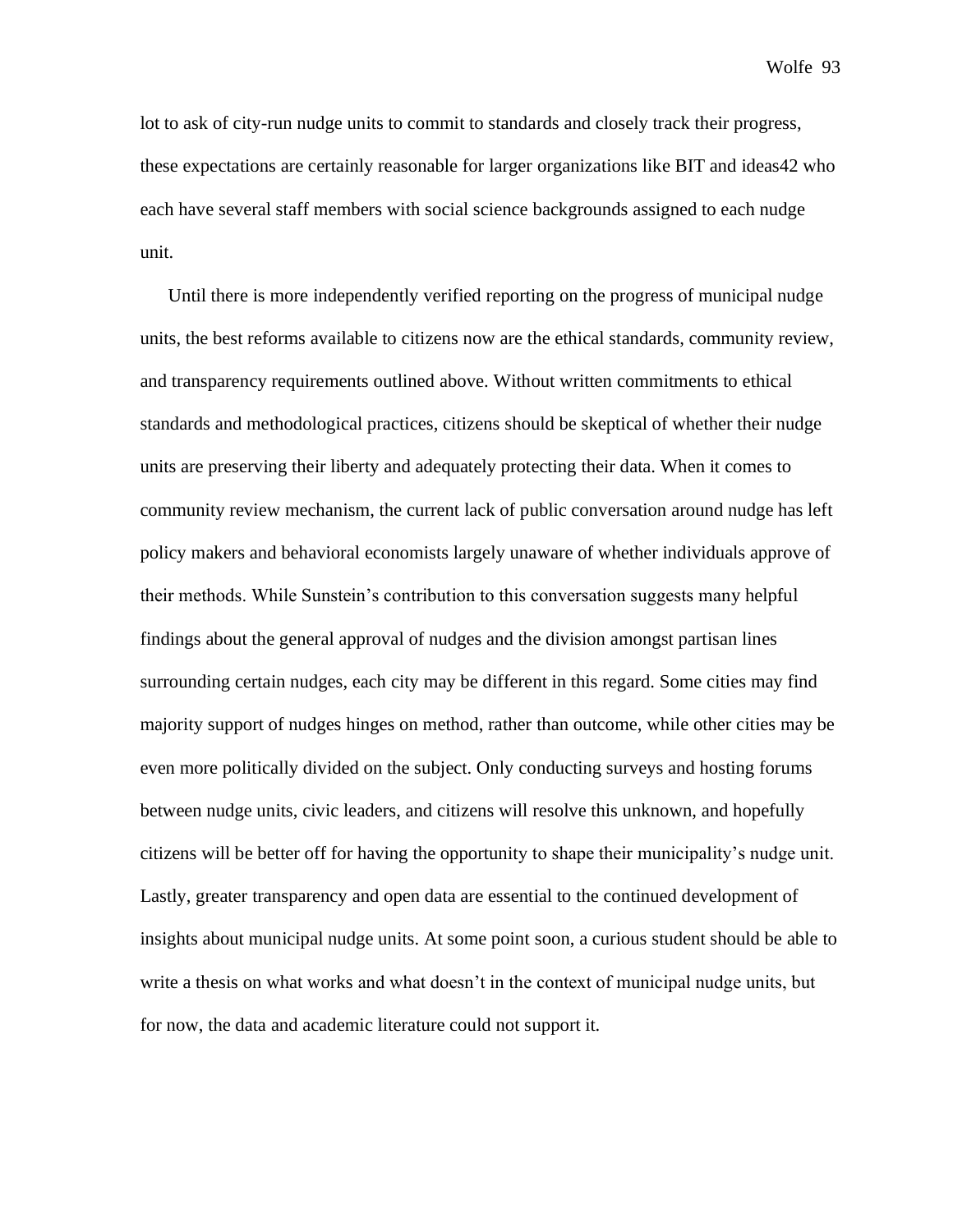lot to ask of city-run nudge units to commit to standards and closely track their progress, these expectations are certainly reasonable for larger organizations like BIT and ideas42 who each have several staff members with social science backgrounds assigned to each nudge unit.

Until there is more independently verified reporting on the progress of municipal nudge units, the best reforms available to citizens now are the ethical standards, community review, and transparency requirements outlined above. Without written commitments to ethical standards and methodological practices, citizens should be skeptical of whether their nudge units are preserving their liberty and adequately protecting their data. When it comes to community review mechanism, the current lack of public conversation around nudge has left policy makers and behavioral economists largely unaware of whether individuals approve of their methods. While Sunstein's contribution to this conversation suggests many helpful findings about the general approval of nudges and the division amongst partisan lines surrounding certain nudges, each city may be different in this regard. Some cities may find majority support of nudges hinges on method, rather than outcome, while other cities may be even more politically divided on the subject. Only conducting surveys and hosting forums between nudge units, civic leaders, and citizens will resolve this unknown, and hopefully citizens will be better off for having the opportunity to shape their municipality's nudge unit. Lastly, greater transparency and open data are essential to the continued development of insights about municipal nudge units. At some point soon, a curious student should be able to write a thesis on what works and what doesn't in the context of municipal nudge units, but for now, the data and academic literature could not support it.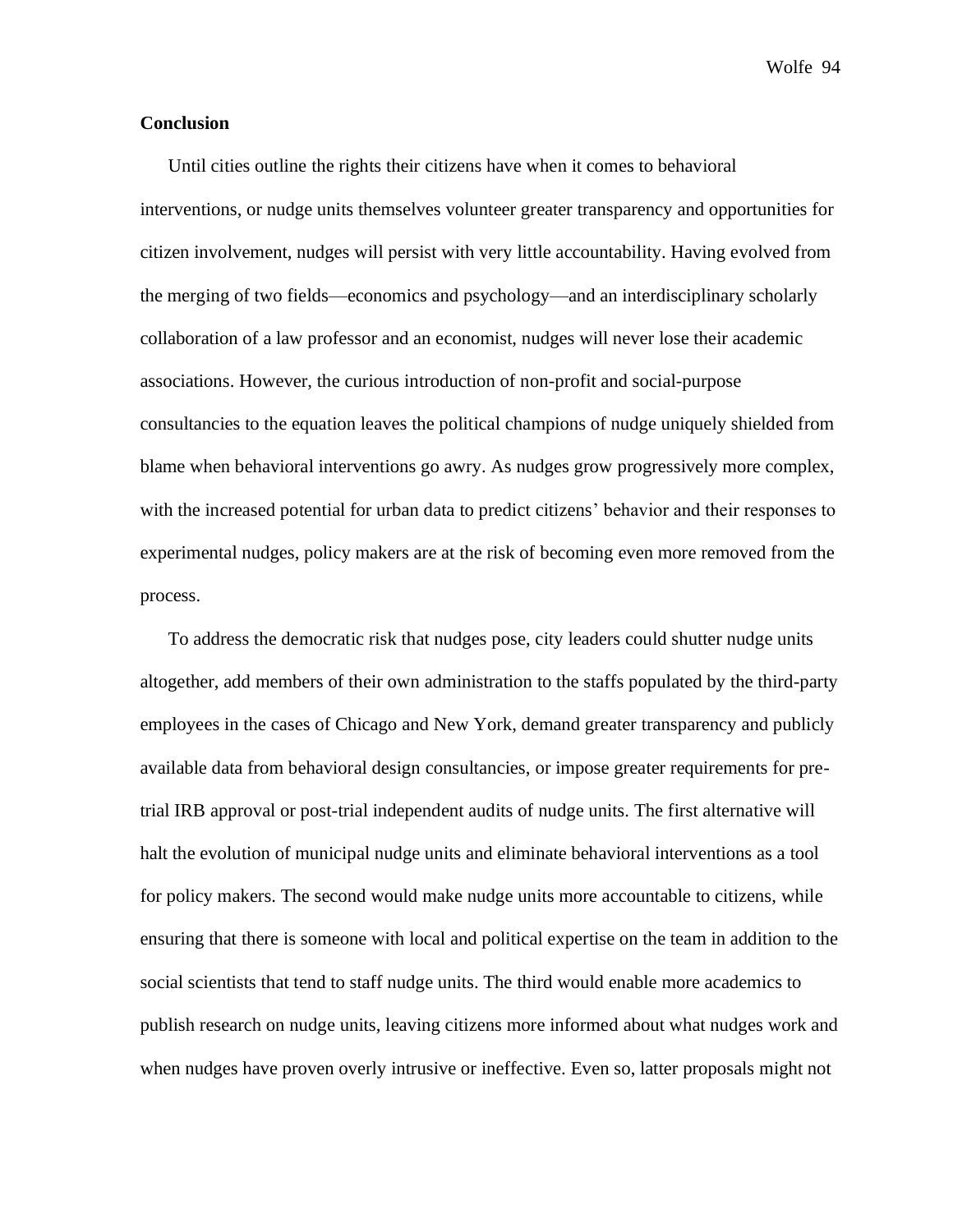## Conclusion

Until cities outline the rights their citizens have when it comes to behavioral interventions, or nudge units themselves volunteer greater transparency and opportunities for citizen involvement, nudges will persist with very little accountability. Having evolved from the merging of two fields—economics and psychology—and an interdisciplinary scholarly collaboration of a law professor and an economist, nudges will never lose their academic associations. However, the curious introduction of non-profit and social-purpose consultancies to the equation leaves the political champions of nudge uniquely shielded from blame when behavioral interventions go awry. As nudges grow progressively more complex, with the increased potential for urban data to predict citizens' behavior and their responses to experimental nudges, policy makers are at the risk of becoming even more removed from the process.

To address the democratic risk that nudges pose, city leaders could shutter nudge units altogether, add members of their own administration to the staffs populated by the third-party employees in the cases of Chicago and New York, demand greater transparency and publicly available data from behavioral design consultancies, or impose greater requirements for pre-trial IRB approval or post-trial independent audits of nudge units. The first alternative will halt the evolution of municipal nudge units and eliminate behavioral interventions as a tool for policy makers. The second would make nudge units more accountable to citizens, while ensuring that there is someone with local and political expertise on the team in addition to the social scientists that tend to staff nudge units. The third would enable more academics to publish research on nudge units, leaving citizens more informed about what nudges work and when nudges have proven overly intrusive or ineffective. Even so, latter proposals might not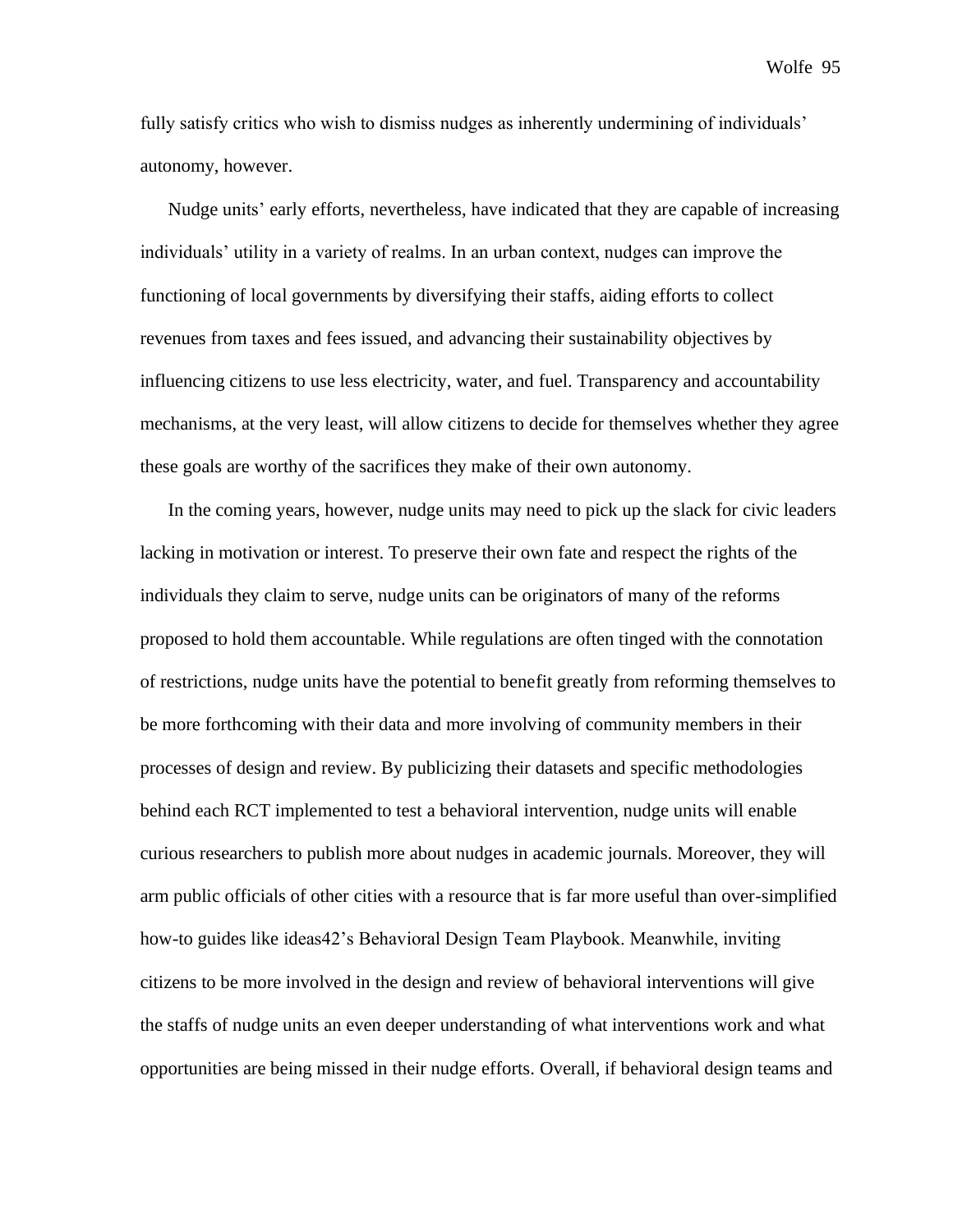fully satisfy critics who wish to dismiss nudges as inherently undermining of individuals' autonomy, however.

Nudge units' early efforts, nevertheless, have indicated that they are capable of increasing individuals' utility in a variety of realms. In an urban context, nudges can improve the functioning of local governments by diversifying their staffs, aiding efforts to collect revenues from taxes and fees issued, and advancing their sustainability objectives by influencing citizens to use less electricity, water, and fuel. Transparency and accountability mechanisms, at the very least, will allow citizens to decide for themselves whether they agree these goals are worthy of the sacrifices they make of their own autonomy.

In the coming years, however, nudge units may need to pick up the slack for civic leaders lacking in motivation or interest. To preserve their own fate and respect the rights of the individuals they claim to serve, nudge units can be originators of many of the reforms proposed to hold them accountable. While regulations are often tinged with the connotation of restrictions, nudge units have the potential to benefit greatly from reforming themselves to be more forthcoming with their data and more involving of community members in their processes of design and review. By publicizing their datasets and specific methodologies behind each RCT implemented to test a behavioral intervention, nudge units will enable curious researchers to publish more about nudges in academic journals. Moreover, they will arm public officials of other cities with a resource that is far more useful than over-simplified how-to guides like ideas42's Behavioral Design Team Playbook. Meanwhile, inviting citizens to be more involved in the design and review of behavioral interventions will give the staffs of nudge units an even deeper understanding of what interventions work and what opportunities are being missed in their nudge efforts. Overall, if behavioral design teams and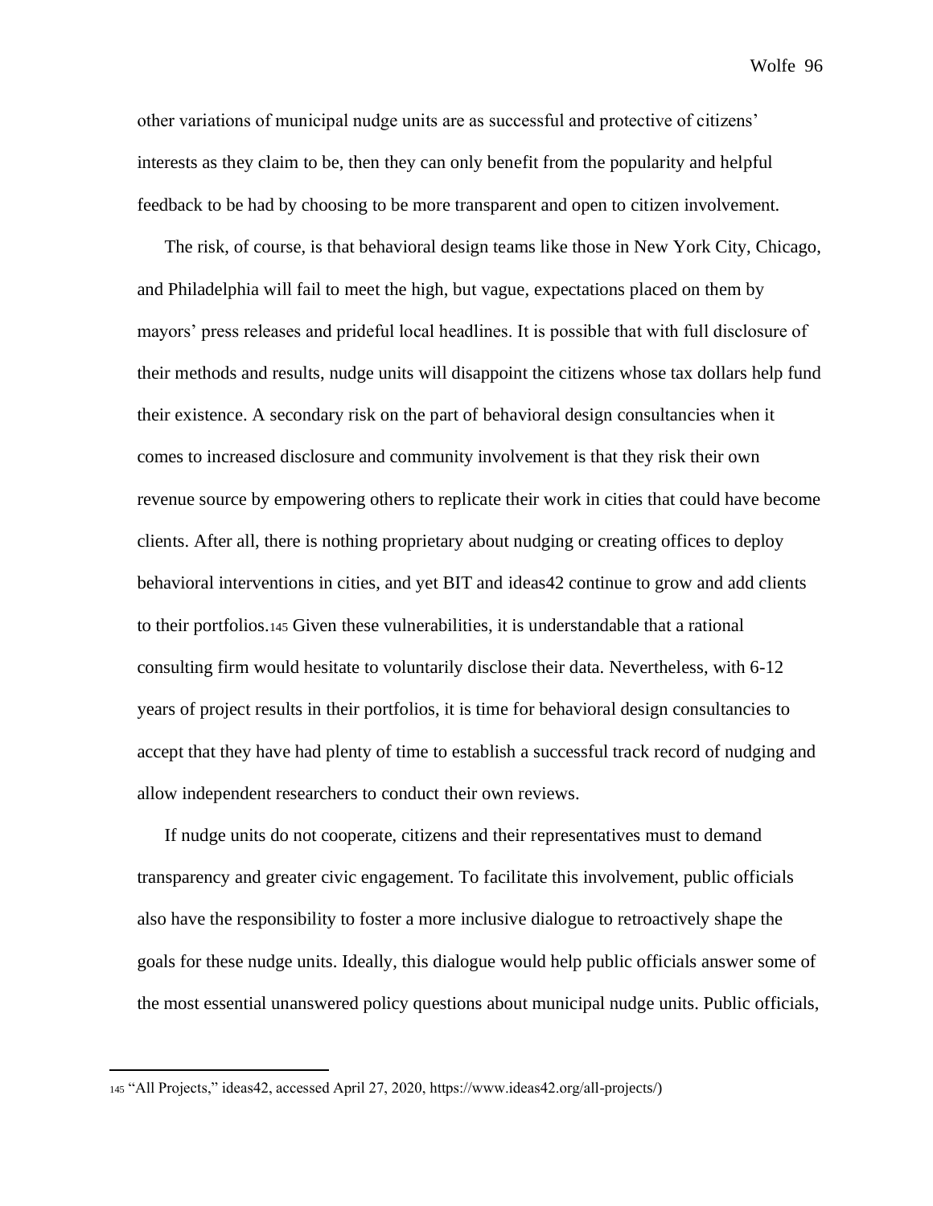other variations of municipal nudge units are as successful and protective of citizens' interests as they claim to be, then they can only benefit from the popularity and helpful feedback to be had by choosing to be more transparent and open to citizen involvement.

The risk, of course, is that behavioral design teams like those in New York City, Chicago, and Philadelphia will fail to meet the high, but vague, expectations placed on them by mayors' press releases and prideful local headlines. It is possible that with full disclosure of their methods and results, nudge units will disappoint the citizens whose tax dollars help fund their existence. A secondary risk on the part of behavioral design consultancies when it comes to increased disclosure and community involvement is that they risk their own revenue source by empowering others to replicate their work in cities that could have become clients. After all, there is nothing proprietary about nudging or creating offices to deploy behavioral interventions in cities, and yet BIT and ideas42 continue to grow and add clients to their portfolios.[145] Given these vulnerabilities, it is understandable that a rational consulting firm would hesitate to voluntarily disclose their data. Nevertheless, with 6-12 years of project results in their portfolios, it is time for behavioral design consultancies to accept that they have had plenty of time to establish a successful track record of nudging and allow independent researchers to conduct their own reviews.

If nudge units do not cooperate, citizens and their representatives must to demand transparency and greater civic engagement. To facilitate this involvement, public officials also have the responsibility to foster a more inclusive dialogue to retroactively shape the goals for these nudge units. Ideally, this dialogue would help public officials answer some of the most essential unanswered policy questions about municipal nudge units. Public officials,

---

[145] "All Projects," ideas42, accessed April 27, 2020, https://www.ideas42.org/all-projects/)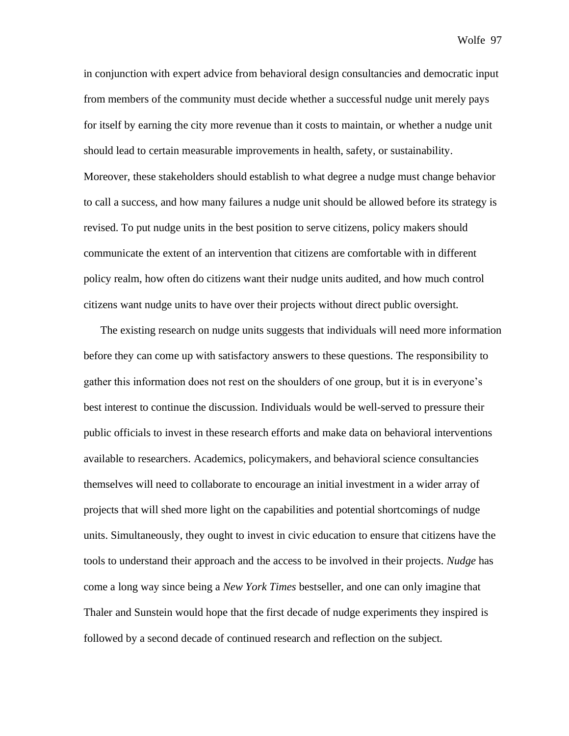in conjunction with expert advice from behavioral design consultancies and democratic input from members of the community must decide whether a successful nudge unit merely pays for itself by earning the city more revenue than it costs to maintain, or whether a nudge unit should lead to certain measurable improvements in health, safety, or sustainability. Moreover, these stakeholders should establish to what degree a nudge must change behavior to call a success, and how many failures a nudge unit should be allowed before its strategy is revised. To put nudge units in the best position to serve citizens, policy makers should communicate the extent of an intervention that citizens are comfortable with in different policy realm, how often do citizens want their nudge units audited, and how much control citizens want nudge units to have over their projects without direct public oversight.

The existing research on nudge units suggests that individuals will need more information before they can come up with satisfactory answers to these questions. The responsibility to gather this information does not rest on the shoulders of one group, but it is in everyone's best interest to continue the discussion. Individuals would be well-served to pressure their public officials to invest in these research efforts and make data on behavioral interventions available to researchers. Academics, policymakers, and behavioral science consultancies themselves will need to collaborate to encourage an initial investment in a wider array of projects that will shed more light on the capabilities and potential shortcomings of nudge units. Simultaneously, they ought to invest in civic education to ensure that citizens have the tools to understand their approach and the access to be involved in their projects. *Nudge* has come a long way since being a *New York Times* bestseller, and one can only imagine that Thaler and Sunstein would hope that the first decade of nudge experiments they inspired is followed by a second decade of continued research and reflection on the subject.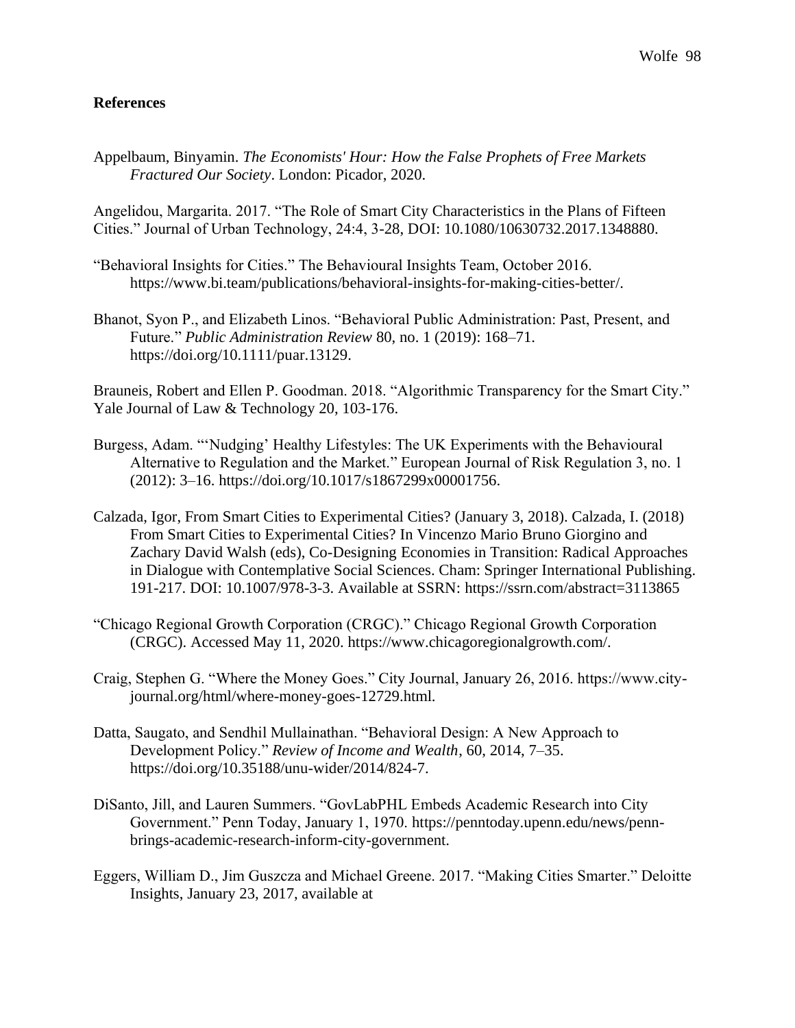## References

Appelbaum, Binyamin. *The Economists' Hour: How the False Prophets of Free Markets Fractured Our Society*. London: Picador, 2020.

Angelidou, Margarita. 2017. "The Role of Smart City Characteristics in the Plans of Fifteen Cities." Journal of Urban Technology, 24:4, 3-28, DOI: 10.1080/10630732.2017.1348880.

"Behavioral Insights for Cities." The Behavioural Insights Team, October 2016. https://www.bi.team/publications/behavioral-insights-for-making-cities-better/.

Bhanot, Syon P., and Elizabeth Linos. "Behavioral Public Administration: Past, Present, and Future." *Public Administration Review* 80, no. 1 (2019): 168–71. https://doi.org/10.1111/puar.13129.

Brauneis, Robert and Ellen P. Goodman. 2018. "Algorithmic Transparency for the Smart City." Yale Journal of Law & Technology 20, 103-176.

Burgess, Adam. "'Nudging' Healthy Lifestyles: The UK Experiments with the Behavioural Alternative to Regulation and the Market." European Journal of Risk Regulation 3, no. 1 (2012): 3–16. https://doi.org/10.1017/s1867299x00001756.

Calzada, Igor, From Smart Cities to Experimental Cities? (January 3, 2018). Calzada, I. (2018) From Smart Cities to Experimental Cities? In Vincenzo Mario Bruno Giorgino and Zachary David Walsh (eds), Co-Designing Economies in Transition: Radical Approaches in Dialogue with Contemplative Social Sciences. Cham: Springer International Publishing. 191-217. DOI: 10.1007/978-3-3. Available at SSRN: https://ssrn.com/abstract=3113865

"Chicago Regional Growth Corporation (CRGC)." Chicago Regional Growth Corporation (CRGC). Accessed May 11, 2020. https://www.chicagoregionalgrowth.com/.

Craig, Stephen G. "Where the Money Goes." City Journal, January 26, 2016. https://www.city-journal.org/html/where-money-goes-12729.html.

Datta, Saugato, and Sendhil Mullainathan. "Behavioral Design: A New Approach to Development Policy." *Review of Income and Wealth*, 60, 2014, 7–35. https://doi.org/10.35188/unu-wider/2014/824-7.

DiSanto, Jill, and Lauren Summers. "GovLabPHL Embeds Academic Research into City Government." Penn Today, January 1, 1970. https://penntoday.upenn.edu/news/penn-brings-academic-research-inform-city-government.

Eggers, William D., Jim Guszcza and Michael Greene. 2017. "Making Cities Smarter." Deloitte Insights, January 23, 2017, available at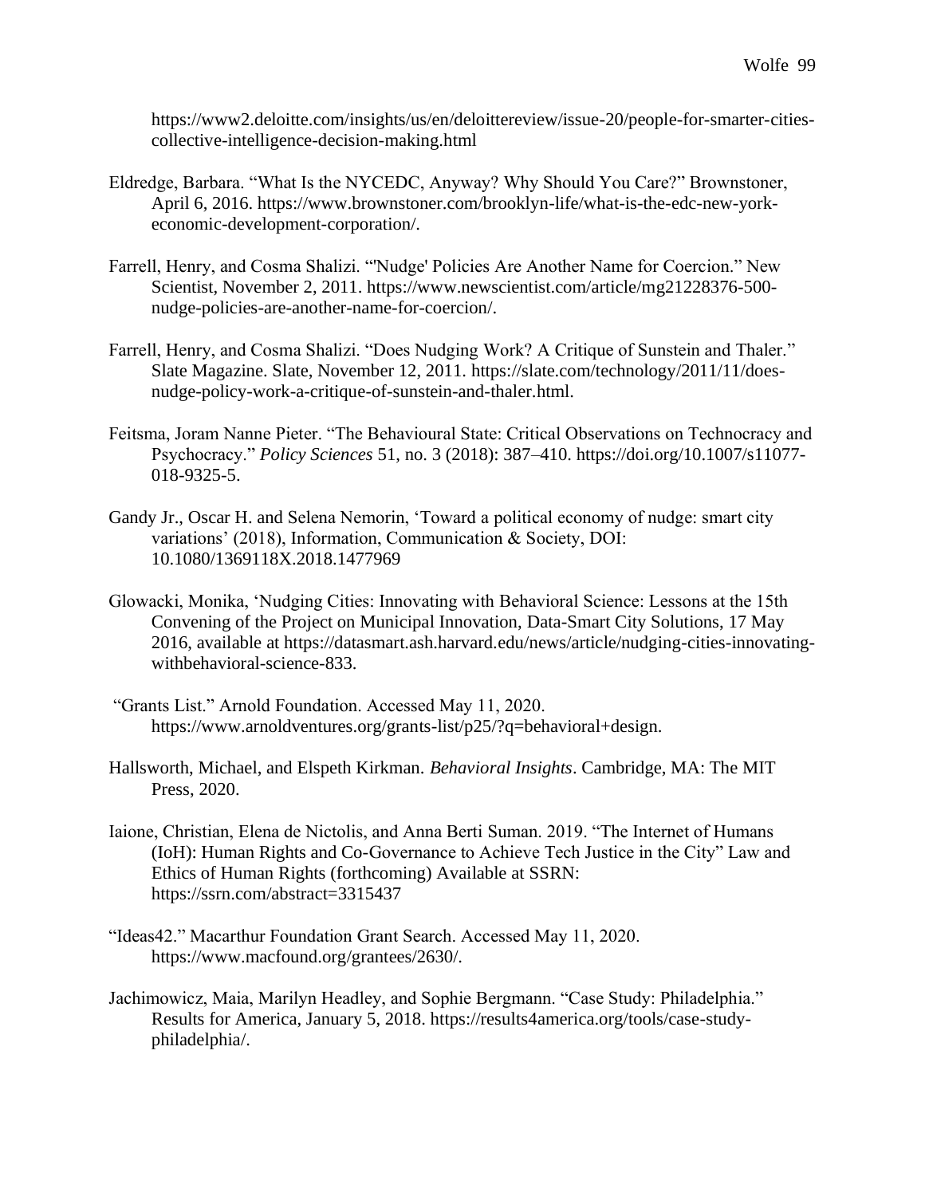https://www2.deloitte.com/insights/us/en/deloittereview/issue-20/people-for-smarter-cities-collective-intelligence-decision-making.html

Eldredge, Barbara. "What Is the NYCEDC, Anyway? Why Should You Care?" Brownstoner, April 6, 2016. https://www.brownstoner.com/brooklyn-life/what-is-the-edc-new-york-economic-development-corporation/.

Farrell, Henry, and Cosma Shalizi. "'Nudge' Policies Are Another Name for Coercion." New Scientist, November 2, 2011. https://www.newscientist.com/article/mg21228376-500-nudge-policies-are-another-name-for-coercion/.

Farrell, Henry, and Cosma Shalizi. "Does Nudging Work? A Critique of Sunstein and Thaler." Slate Magazine. Slate, November 12, 2011. https://slate.com/technology/2011/11/does-nudge-policy-work-a-critique-of-sunstein-and-thaler.html.

Feitsma, Joram Nanne Pieter. "The Behavioural State: Critical Observations on Technocracy and Psychocracy." *Policy Sciences* 51, no. 3 (2018): 387–410. https://doi.org/10.1007/s11077-018-9325-5.

Gandy Jr., Oscar H. and Selena Nemorin, 'Toward a political economy of nudge: smart city variations' (2018), Information, Communication & Society, DOI: 10.1080/1369118X.2018.1477969

Glowacki, Monika, 'Nudging Cities: Innovating with Behavioral Science: Lessons at the 15th Convening of the Project on Municipal Innovation, Data-Smart City Solutions, 17 May 2016, available at https://datasmart.ash.harvard.edu/news/article/nudging-cities-innovating-withbehavioral-science-833.

"Grants List." Arnold Foundation. Accessed May 11, 2020. https://www.arnoldventures.org/grants-list/p25/?q=behavioral+design.

Hallsworth, Michael, and Elspeth Kirkman. *Behavioral Insights*. Cambridge, MA: The MIT Press, 2020.

Iaione, Christian, Elena de Nictolis, and Anna Berti Suman. 2019. "The Internet of Humans (IoH): Human Rights and Co-Governance to Achieve Tech Justice in the City" Law and Ethics of Human Rights (forthcoming) Available at SSRN: https://ssrn.com/abstract=3315437

"Ideas42." Macarthur Foundation Grant Search. Accessed May 11, 2020. https://www.macfound.org/grantees/2630/.

Jachimowicz, Maia, Marilyn Headley, and Sophie Bergmann. "Case Study: Philadelphia." Results for America, January 5, 2018. https://results4america.org/tools/case-study-philadelphia/.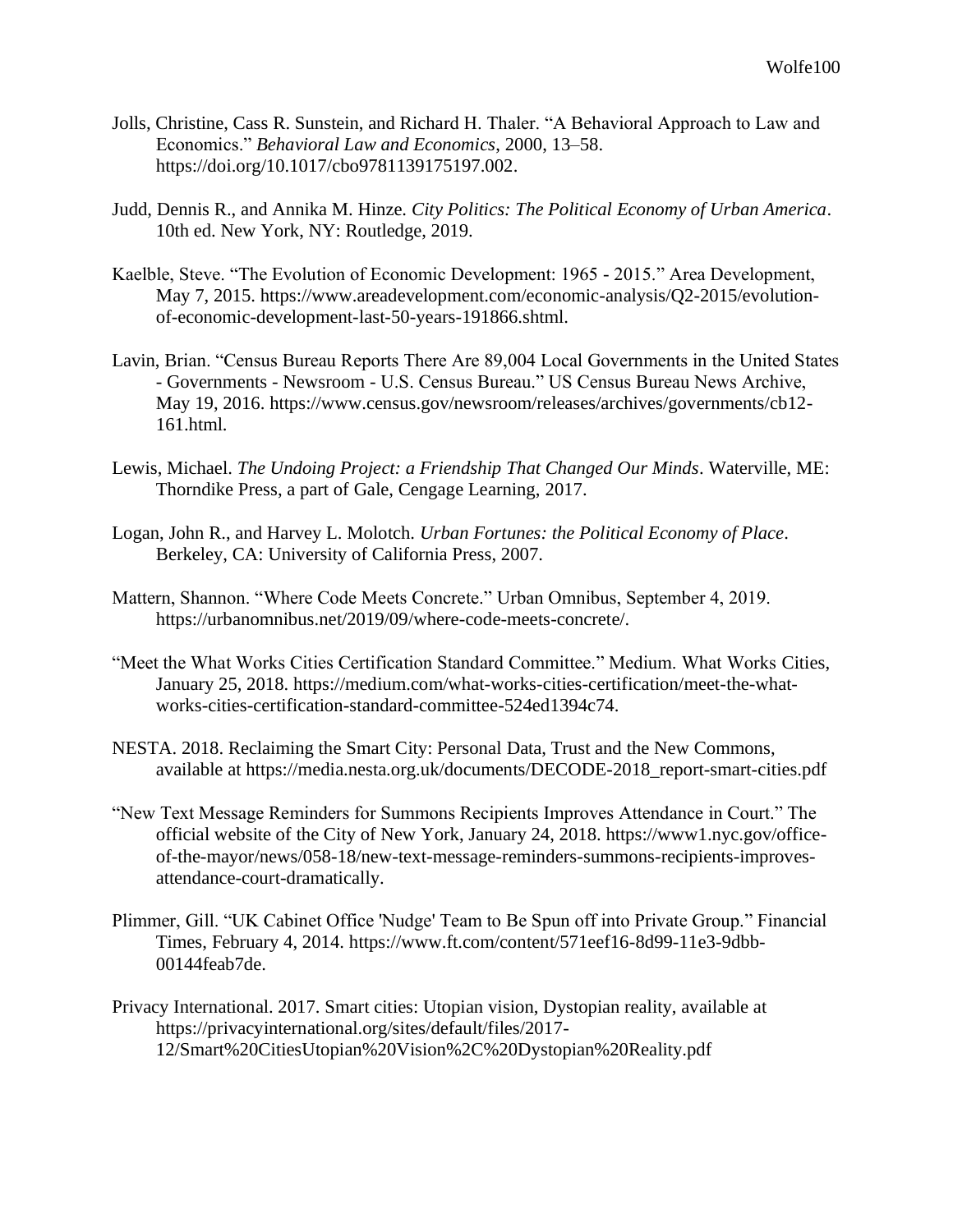Jolls, Christine, Cass R. Sunstein, and Richard H. Thaler. "A Behavioral Approach to Law and Economics." *Behavioral Law and Economics*, 2000, 13–58. https://doi.org/10.1017/cbo9781139175197.002.

Judd, Dennis R., and Annika M. Hinze. *City Politics: The Political Economy of Urban America*. 10th ed. New York, NY: Routledge, 2019.

Kaelble, Steve. "The Evolution of Economic Development: 1965 - 2015." Area Development, May 7, 2015. https://www.areadevelopment.com/economic-analysis/Q2-2015/evolution-of-economic-development-last-50-years-191866.shtml.

Lavin, Brian. "Census Bureau Reports There Are 89,004 Local Governments in the United States - Governments - Newsroom - U.S. Census Bureau." US Census Bureau News Archive, May 19, 2016. https://www.census.gov/newsroom/releases/archives/governments/cb12-161.html.

Lewis, Michael. *The Undoing Project: a Friendship That Changed Our Minds*. Waterville, ME: Thorndike Press, a part of Gale, Cengage Learning, 2017.

Logan, John R., and Harvey L. Molotch. *Urban Fortunes: the Political Economy of Place*. Berkeley, CA: University of California Press, 2007.

Mattern, Shannon. "Where Code Meets Concrete." Urban Omnibus, September 4, 2019. https://urbanomnibus.net/2019/09/where-code-meets-concrete/.

"Meet the What Works Cities Certification Standard Committee." Medium. What Works Cities, January 25, 2018. https://medium.com/what-works-cities-certification/meet-the-what-works-cities-certification-standard-committee-524ed1394c74.

NESTA. 2018. Reclaiming the Smart City: Personal Data, Trust and the New Commons, available at https://media.nesta.org.uk/documents/DECODE-2018_report-smart-cities.pdf

"New Text Message Reminders for Summons Recipients Improves Attendance in Court." The official website of the City of New York, January 24, 2018. https://www1.nyc.gov/office-of-the-mayor/news/058-18/new-text-message-reminders-summons-recipients-improves-attendance-court-dramatically.

Plimmer, Gill. "UK Cabinet Office 'Nudge' Team to Be Spun off into Private Group." Financial Times, February 4, 2014. https://www.ft.com/content/571eef16-8d99-11e3-9dbb-00144feab7de.

Privacy International. 2017. Smart cities: Utopian vision, Dystopian reality, available at https://privacyinternational.org/sites/default/files/2017-12/Smart%20CitiesUtopian%20Vision%2C%20Dystopian%20Reality.pdf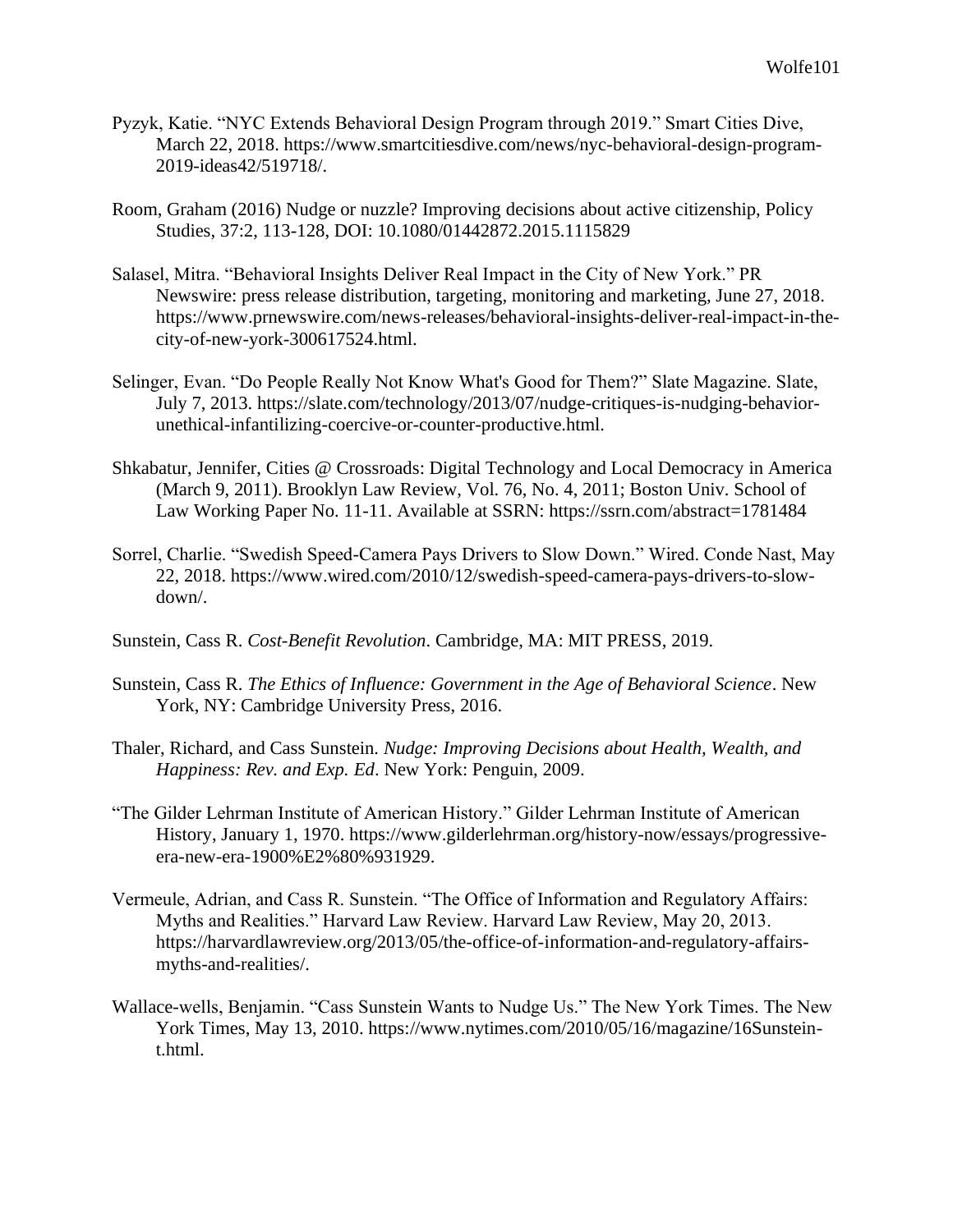Pyzyk, Katie. "NYC Extends Behavioral Design Program through 2019." Smart Cities Dive, March 22, 2018. https://www.smartcitiesdive.com/news/nyc-behavioral-design-program-2019-ideas42/519718/.

Room, Graham (2016) Nudge or nuzzle? Improving decisions about active citizenship, Policy Studies, 37:2, 113-128, DOI: 10.1080/01442872.2015.1115829

Salasel, Mitra. "Behavioral Insights Deliver Real Impact in the City of New York." PR Newswire: press release distribution, targeting, monitoring and marketing, June 27, 2018. https://www.prnewswire.com/news-releases/behavioral-insights-deliver-real-impact-in-the-city-of-new-york-300617524.html.

Selinger, Evan. "Do People Really Not Know What's Good for Them?" Slate Magazine. Slate, July 7, 2013. https://slate.com/technology/2013/07/nudge-critiques-is-nudging-behavior-unethical-infantilizing-coercive-or-counter-productive.html.

Shkabatur, Jennifer, Cities @ Crossroads: Digital Technology and Local Democracy in America (March 9, 2011). Brooklyn Law Review, Vol. 76, No. 4, 2011; Boston Univ. School of Law Working Paper No. 11-11. Available at SSRN: https://ssrn.com/abstract=1781484

Sorrel, Charlie. "Swedish Speed-Camera Pays Drivers to Slow Down." Wired. Conde Nast, May 22, 2018. https://www.wired.com/2010/12/swedish-speed-camera-pays-drivers-to-slow-down/.

Sunstein, Cass R. *Cost-Benefit Revolution*. Cambridge, MA: MIT PRESS, 2019.

Sunstein, Cass R. *The Ethics of Influence: Government in the Age of Behavioral Science*. New York, NY: Cambridge University Press, 2016.

Thaler, Richard, and Cass Sunstein. *Nudge: Improving Decisions about Health, Wealth, and Happiness: Rev. and Exp. Ed*. New York: Penguin, 2009.

"The Gilder Lehrman Institute of American History." Gilder Lehrman Institute of American History, January 1, 1970. https://www.gilderlehrman.org/history-now/essays/progressive-era-new-era-1900%E2%80%931929.

Vermeule, Adrian, and Cass R. Sunstein. "The Office of Information and Regulatory Affairs: Myths and Realities." Harvard Law Review. Harvard Law Review, May 20, 2013. https://harvardlawreview.org/2013/05/the-office-of-information-and-regulatory-affairs-myths-and-realities/.

Wallace-wells, Benjamin. "Cass Sunstein Wants to Nudge Us." The New York Times. The New York Times, May 13, 2010. https://www.nytimes.com/2010/05/16/magazine/16Sunstein-t.html.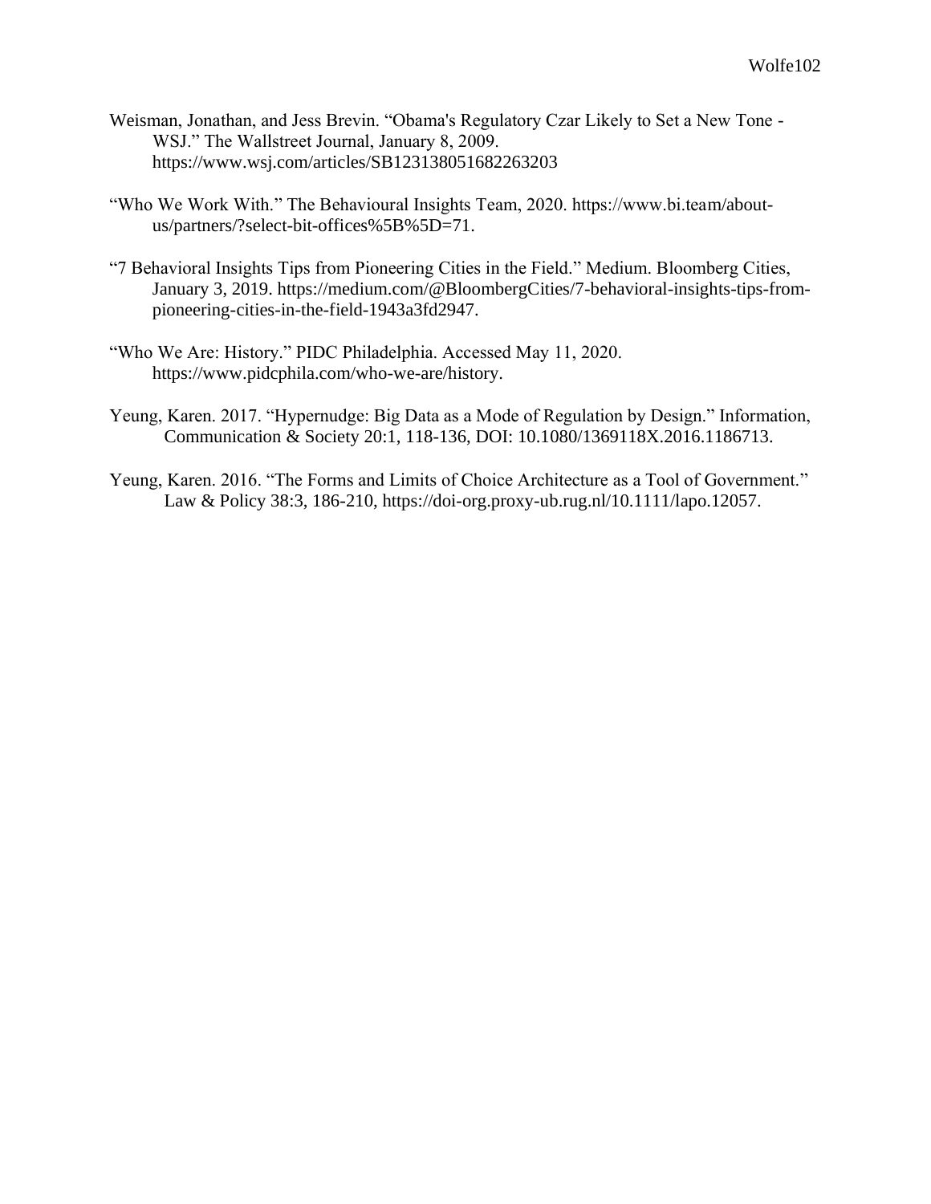Weisman, Jonathan, and Jess Brevin. "Obama's Regulatory Czar Likely to Set a New Tone - WSJ." The Wallstreet Journal, January 8, 2009. https://www.wsj.com/articles/SB123138051682263203

"Who We Work With." The Behavioural Insights Team, 2020. https://www.bi.team/about-us/partners/?select-bit-offices%5B%5D=71.

"7 Behavioral Insights Tips from Pioneering Cities in the Field." Medium. Bloomberg Cities, January 3, 2019. https://medium.com/@BloombergCities/7-behavioral-insights-tips-from-pioneering-cities-in-the-field-1943a3fd2947.

"Who We Are: History." PIDC Philadelphia. Accessed May 11, 2020. https://www.pidcphila.com/who-we-are/history.

Yeung, Karen. 2017. "Hypernudge: Big Data as a Mode of Regulation by Design." Information, Communication & Society 20:1, 118-136, DOI: 10.1080/1369118X.2016.1186713.

Yeung, Karen. 2016. "The Forms and Limits of Choice Architecture as a Tool of Government." Law & Policy 38:3, 186-210, https://doi-org.proxy-ub.rug.nl/10.1111/lapo.12057.